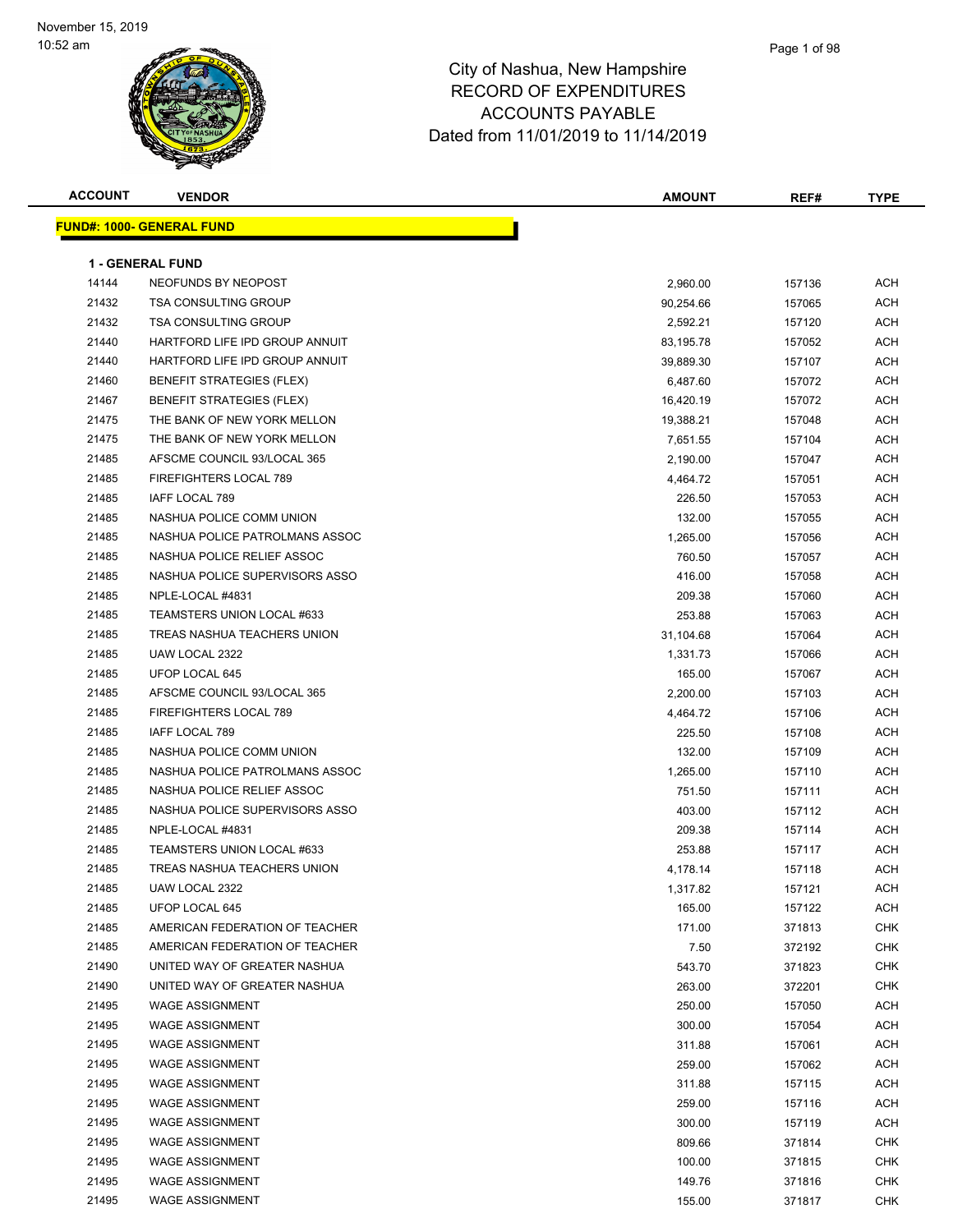November 15, 2019
10:52 am

# City of Nashua, New Hampshire
## RECORD OF EXPENDITURES
## ACCOUNTS PAYABLE
## Dated from 11/01/2019 to 11/14/2019

| ACCOUNT | VENDOR | AMOUNT | REF# | TYPE |
|---|---|---|---|---|
| **FUND#: 1000- GENERAL FUND** | | | | |
| **1 - GENERAL FUND** | | | | |
| 14144 | NEOFUNDS BY NEOPOST | 2,960.00 | 157136 | ACH |
| 21432 | TSA CONSULTING GROUP | 90,254.66 | 157065 | ACH |
| 21432 | TSA CONSULTING GROUP | 2,592.21 | 157120 | ACH |
| 21440 | HARTFORD LIFE IPD GROUP ANNUIT | 83,195.78 | 157052 | ACH |
| 21440 | HARTFORD LIFE IPD GROUP ANNUIT | 39,889.30 | 157107 | ACH |
| 21460 | BENEFIT STRATEGIES (FLEX) | 6,487.60 | 157072 | ACH |
| 21467 | BENEFIT STRATEGIES (FLEX) | 16,420.19 | 157072 | ACH |
| 21475 | THE BANK OF NEW YORK MELLON | 19,388.21 | 157048 | ACH |
| 21475 | THE BANK OF NEW YORK MELLON | 7,651.55 | 157104 | ACH |
| 21485 | AFSCME COUNCIL 93/LOCAL 365 | 2,190.00 | 157047 | ACH |
| 21485 | FIREFIGHTERS LOCAL 789 | 4,464.72 | 157051 | ACH |
| 21485 | IAFF LOCAL 789 | 226.50 | 157053 | ACH |
| 21485 | NASHUA POLICE COMM UNION | 132.00 | 157055 | ACH |
| 21485 | NASHUA POLICE PATROLMANS ASSOC | 1,265.00 | 157056 | ACH |
| 21485 | NASHUA POLICE RELIEF ASSOC | 760.50 | 157057 | ACH |
| 21485 | NASHUA POLICE SUPERVISORS ASSO | 416.00 | 157058 | ACH |
| 21485 | NPLE-LOCAL #4831 | 209.38 | 157060 | ACH |
| 21485 | TEAMSTERS UNION LOCAL #633 | 253.88 | 157063 | ACH |
| 21485 | TREAS NASHUA TEACHERS UNION | 31,104.68 | 157064 | ACH |
| 21485 | UAW LOCAL 2322 | 1,331.73 | 157066 | ACH |
| 21485 | UFOP LOCAL 645 | 165.00 | 157067 | ACH |
| 21485 | AFSCME COUNCIL 93/LOCAL 365 | 2,200.00 | 157103 | ACH |
| 21485 | FIREFIGHTERS LOCAL 789 | 4,464.72 | 157106 | ACH |
| 21485 | IAFF LOCAL 789 | 225.50 | 157108 | ACH |
| 21485 | NASHUA POLICE COMM UNION | 132.00 | 157109 | ACH |
| 21485 | NASHUA POLICE PATROLMANS ASSOC | 1,265.00 | 157110 | ACH |
| 21485 | NASHUA POLICE RELIEF ASSOC | 751.50 | 157111 | ACH |
| 21485 | NASHUA POLICE SUPERVISORS ASSO | 403.00 | 157112 | ACH |
| 21485 | NPLE-LOCAL #4831 | 209.38 | 157114 | ACH |
| 21485 | TEAMSTERS UNION LOCAL #633 | 253.88 | 157117 | ACH |
| 21485 | TREAS NASHUA TEACHERS UNION | 4,178.14 | 157118 | ACH |
| 21485 | UAW LOCAL 2322 | 1,317.82 | 157121 | ACH |
| 21485 | UFOP LOCAL 645 | 165.00 | 157122 | ACH |
| 21485 | AMERICAN FEDERATION OF TEACHER | 171.00 | 371813 | CHK |
| 21485 | AMERICAN FEDERATION OF TEACHER | 7.50 | 372192 | CHK |
| 21490 | UNITED WAY OF GREATER NASHUA | 543.70 | 371823 | CHK |
| 21490 | UNITED WAY OF GREATER NASHUA | 263.00 | 372201 | CHK |
| 21495 | WAGE ASSIGNMENT | 250.00 | 157050 | ACH |
| 21495 | WAGE ASSIGNMENT | 300.00 | 157054 | ACH |
| 21495 | WAGE ASSIGNMENT | 311.88 | 157061 | ACH |
| 21495 | WAGE ASSIGNMENT | 259.00 | 157062 | ACH |
| 21495 | WAGE ASSIGNMENT | 311.88 | 157115 | ACH |
| 21495 | WAGE ASSIGNMENT | 259.00 | 157116 | ACH |
| 21495 | WAGE ASSIGNMENT | 300.00 | 157119 | ACH |
| 21495 | WAGE ASSIGNMENT | 809.66 | 371814 | CHK |
| 21495 | WAGE ASSIGNMENT | 100.00 | 371815 | CHK |
| 21495 | WAGE ASSIGNMENT | 149.76 | 371816 | CHK |
| 21495 | WAGE ASSIGNMENT | 155.00 | 371817 | CHK |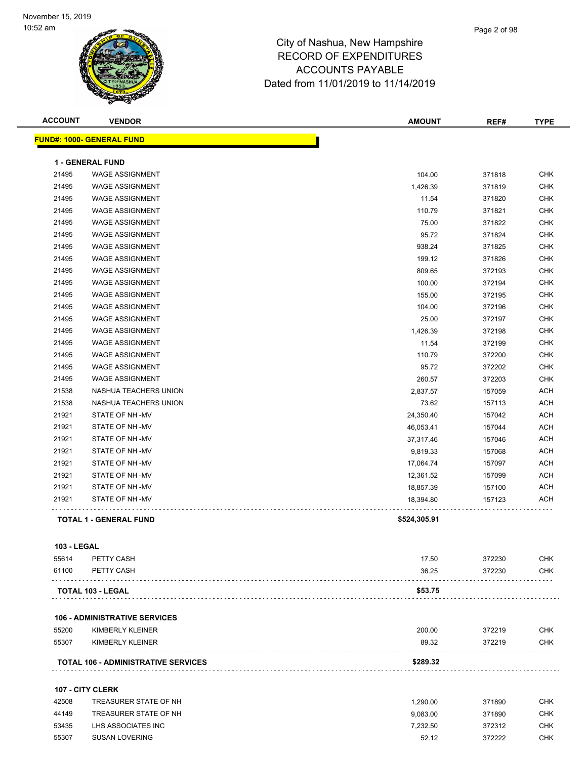# City of Nashua, New Hampshire
## RECORD OF EXPENDITURES
## ACCOUNTS PAYABLE
## Dated from 11/01/2019 to 11/14/2019

November 15, 2019
10:52 am

| ACCOUNT | VENDOR | AMOUNT | REF# | TYPE |
|---|---|---|---|---|
| **FUND#: 1000- GENERAL FUND** | | | | |
| **1 - GENERAL FUND** | | | | |
| 21495 | WAGE ASSIGNMENT | 104.00 | 371818 | CHK |
| 21495 | WAGE ASSIGNMENT | 1,426.39 | 371819 | CHK |
| 21495 | WAGE ASSIGNMENT | 11.54 | 371820 | CHK |
| 21495 | WAGE ASSIGNMENT | 110.79 | 371821 | CHK |
| 21495 | WAGE ASSIGNMENT | 75.00 | 371822 | CHK |
| 21495 | WAGE ASSIGNMENT | 95.72 | 371824 | CHK |
| 21495 | WAGE ASSIGNMENT | 938.24 | 371825 | CHK |
| 21495 | WAGE ASSIGNMENT | 199.12 | 371826 | CHK |
| 21495 | WAGE ASSIGNMENT | 809.65 | 372193 | CHK |
| 21495 | WAGE ASSIGNMENT | 100.00 | 372194 | CHK |
| 21495 | WAGE ASSIGNMENT | 155.00 | 372195 | CHK |
| 21495 | WAGE ASSIGNMENT | 104.00 | 372196 | CHK |
| 21495 | WAGE ASSIGNMENT | 25.00 | 372197 | CHK |
| 21495 | WAGE ASSIGNMENT | 1,426.39 | 372198 | CHK |
| 21495 | WAGE ASSIGNMENT | 11.54 | 372199 | CHK |
| 21495 | WAGE ASSIGNMENT | 110.79 | 372200 | CHK |
| 21495 | WAGE ASSIGNMENT | 95.72 | 372202 | CHK |
| 21495 | WAGE ASSIGNMENT | 260.57 | 372203 | CHK |
| 21538 | NASHUA TEACHERS UNION | 2,837.57 | 157059 | ACH |
| 21538 | NASHUA TEACHERS UNION | 73.62 | 157113 | ACH |
| 21921 | STATE OF NH -MV | 24,350.40 | 157042 | ACH |
| 21921 | STATE OF NH -MV | 46,053.41 | 157044 | ACH |
| 21921 | STATE OF NH -MV | 37,317.46 | 157046 | ACH |
| 21921 | STATE OF NH -MV | 9,819.33 | 157068 | ACH |
| 21921 | STATE OF NH -MV | 17,064.74 | 157097 | ACH |
| 21921 | STATE OF NH -MV | 12,361.52 | 157099 | ACH |
| 21921 | STATE OF NH -MV | 18,857.39 | 157100 | ACH |
| 21921 | STATE OF NH -MV | 18,394.80 | 157123 | ACH |
| **TOTAL 1 - GENERAL FUND** | | **$524,305.91** | | |
| **103 - LEGAL** | | | | |
| 55614 | PETTY CASH | 17.50 | 372230 | CHK |
| 61100 | PETTY CASH | 36.25 | 372230 | CHK |
| **TOTAL 103 - LEGAL** | | **$53.75** | | |
| **106 - ADMINISTRATIVE SERVICES** | | | | |
| 55200 | KIMBERLY KLEINER | 200.00 | 372219 | CHK |
| 55307 | KIMBERLY KLEINER | 89.32 | 372219 | CHK |
| **TOTAL 106 - ADMINISTRATIVE SERVICES** | | **$289.32** | | |
| **107 - CITY CLERK** | | | | |
| 42508 | TREASURER STATE OF NH | 1,290.00 | 371890 | CHK |
| 44149 | TREASURER STATE OF NH | 9,083.00 | 371890 | CHK |
| 53435 | LHS ASSOCIATES INC | 7,232.50 | 372312 | CHK |
| 55307 | SUSAN LOVERING | 52.12 | 372222 | CHK |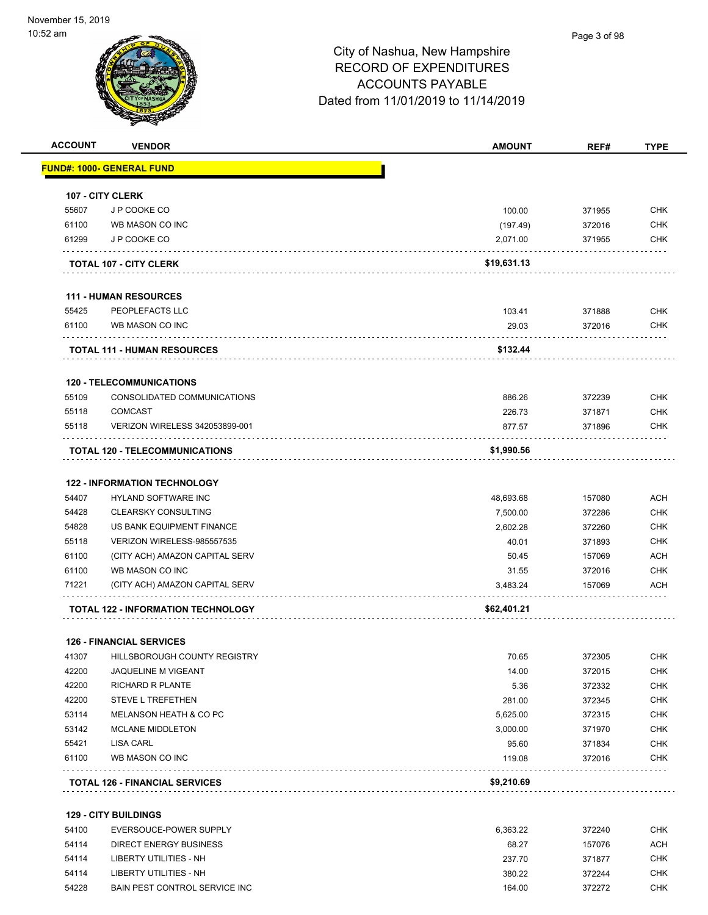City of Nashua, New Hampshire
RECORD OF EXPENDITURES
ACCOUNTS PAYABLE
Dated from 11/01/2019 to 11/14/2019

| ACCOUNT | VENDOR | AMOUNT | REF# | TYPE |
|---|---|---|---|---|
| **FUND#: 1000- GENERAL FUND** | | | | |
| **107 - CITY CLERK** | | | | |
| 55607 | J P COOKE CO | 100.00 | 371955 | CHK |
| 61100 | WB MASON CO INC | (197.49) | 372016 | CHK |
| 61299 | J P COOKE CO | 2,071.00 | 371955 | CHK |
| **TOTAL 107 - CITY CLERK** | | **$19,631.13** | | |
| **111 - HUMAN RESOURCES** | | | | |
| 55425 | PEOPLEFACTS LLC | 103.41 | 371888 | CHK |
| 61100 | WB MASON CO INC | 29.03 | 372016 | CHK |
| **TOTAL 111 - HUMAN RESOURCES** | | **$132.44** | | |
| **120 - TELECOMMUNICATIONS** | | | | |
| 55109 | CONSOLIDATED COMMUNICATIONS | 886.26 | 372239 | CHK |
| 55118 | COMCAST | 226.73 | 371871 | CHK |
| 55118 | VERIZON WIRELESS 342053899-001 | 877.57 | 371896 | CHK |
| **TOTAL 120 - TELECOMMUNICATIONS** | | **$1,990.56** | | |
| **122 - INFORMATION TECHNOLOGY** | | | | |
| 54407 | HYLAND SOFTWARE INC | 48,693.68 | 157080 | ACH |
| 54428 | CLEARSKY CONSULTING | 7,500.00 | 372286 | CHK |
| 54828 | US BANK EQUIPMENT FINANCE | 2,602.28 | 372260 | CHK |
| 55118 | VERIZON WIRELESS-985557535 | 40.01 | 371893 | CHK |
| 61100 | (CITY ACH) AMAZON CAPITAL SERV | 50.45 | 157069 | ACH |
| 61100 | WB MASON CO INC | 31.55 | 372016 | CHK |
| 71221 | (CITY ACH) AMAZON CAPITAL SERV | 3,483.24 | 157069 | ACH |
| **TOTAL 122 - INFORMATION TECHNOLOGY** | | **$62,401.21** | | |
| **126 - FINANCIAL SERVICES** | | | | |
| 41307 | HILLSBOROUGH COUNTY REGISTRY | 70.65 | 372305 | CHK |
| 42200 | JAQUELINE M VIGEANT | 14.00 | 372015 | CHK |
| 42200 | RICHARD R PLANTE | 5.36 | 372332 | CHK |
| 42200 | STEVE L TREFETHEN | 281.00 | 372345 | CHK |
| 53114 | MELANSON HEATH & CO PC | 5,625.00 | 372315 | CHK |
| 53142 | MCLANE MIDDLETON | 3,000.00 | 371970 | CHK |
| 55421 | LISA CARL | 95.60 | 371834 | CHK |
| 61100 | WB MASON CO INC | 119.08 | 372016 | CHK |
| **TOTAL 126 - FINANCIAL SERVICES** | | **$9,210.69** | | |
| **129 - CITY BUILDINGS** | | | | |
| 54100 | EVERSOUCE-POWER SUPPLY | 6,363.22 | 372240 | CHK |
| 54114 | DIRECT ENERGY BUSINESS | 68.27 | 157076 | ACH |
| 54114 | LIBERTY UTILITIES - NH | 237.70 | 371877 | CHK |
| 54114 | LIBERTY UTILITIES - NH | 380.22 | 372244 | CHK |
| 54228 | BAIN PEST CONTROL SERVICE INC | 164.00 | 372272 | CHK |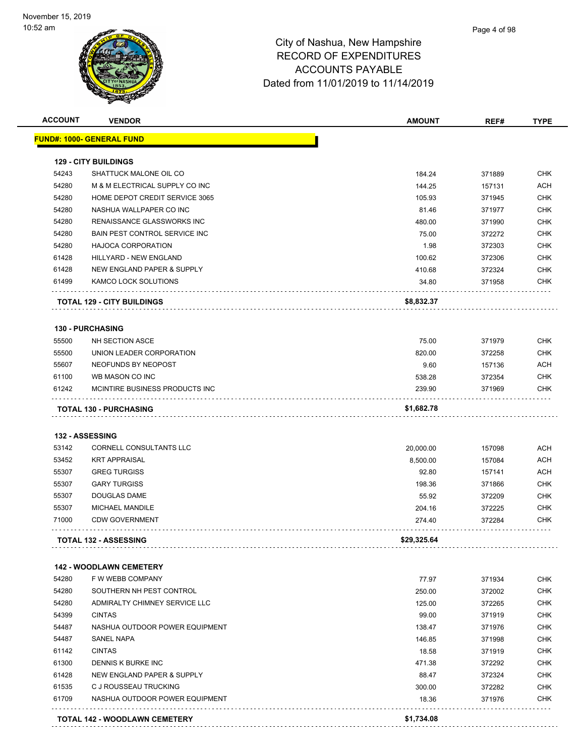# City of Nashua, New Hampshire
## RECORD OF EXPENDITURES
## ACCOUNTS PAYABLE
## Dated from 11/01/2019 to 11/14/2019

November 15, 2019
10:52 am

| ACCOUNT | VENDOR | AMOUNT | REF# | TYPE |
|---|---|---|---|---|
| **FUND#: 1000- GENERAL FUND** | | | | |
| **129 - CITY BUILDINGS** | | | | |
| 54243 | SHATTUCK MALONE OIL CO | 184.24 | 371889 | CHK |
| 54280 | M & M ELECTRICAL SUPPLY CO INC | 144.25 | 157131 | ACH |
| 54280 | HOME DEPOT CREDIT SERVICE 3065 | 105.93 | 371945 | CHK |
| 54280 | NASHUA WALLPAPER CO INC | 81.46 | 371977 | CHK |
| 54280 | RENAISSANCE GLASSWORKS INC | 480.00 | 371990 | CHK |
| 54280 | BAIN PEST CONTROL SERVICE INC | 75.00 | 372272 | CHK |
| 54280 | HAJOCA CORPORATION | 1.98 | 372303 | CHK |
| 61428 | HILLYARD - NEW ENGLAND | 100.62 | 372306 | CHK |
| 61428 | NEW ENGLAND PAPER & SUPPLY | 410.68 | 372324 | CHK |
| 61499 | KAMCO LOCK SOLUTIONS | 34.80 | 371958 | CHK |
| **TOTAL 129 - CITY BUILDINGS** | | **$8,832.37** | | |
| **130 - PURCHASING** | | | | |
| 55500 | NH SECTION ASCE | 75.00 | 371979 | CHK |
| 55500 | UNION LEADER CORPORATION | 820.00 | 372258 | CHK |
| 55607 | NEOFUNDS BY NEOPOST | 9.60 | 157136 | ACH |
| 61100 | WB MASON CO INC | 538.28 | 372354 | CHK |
| 61242 | MCINTIRE BUSINESS PRODUCTS INC | 239.90 | 371969 | CHK |
| **TOTAL 130 - PURCHASING** | | **$1,682.78** | | |
| **132 - ASSESSING** | | | | |
| 53142 | CORNELL CONSULTANTS LLC | 20,000.00 | 157098 | ACH |
| 53452 | KRT APPRAISAL | 8,500.00 | 157084 | ACH |
| 55307 | GREG TURGISS | 92.80 | 157141 | ACH |
| 55307 | GARY TURGISS | 198.36 | 371866 | CHK |
| 55307 | DOUGLAS DAME | 55.92 | 372209 | CHK |
| 55307 | MICHAEL MANDILE | 204.16 | 372225 | CHK |
| 71000 | CDW GOVERNMENT | 274.40 | 372284 | CHK |
| **TOTAL 132 - ASSESSING** | | **$29,325.64** | | |
| **142 - WOODLAWN CEMETERY** | | | | |
| 54280 | F W WEBB COMPANY | 77.97 | 371934 | CHK |
| 54280 | SOUTHERN NH PEST CONTROL | 250.00 | 372002 | CHK |
| 54280 | ADMIRALTY CHIMNEY SERVICE LLC | 125.00 | 372265 | CHK |
| 54399 | CINTAS | 99.00 | 371919 | CHK |
| 54487 | NASHUA OUTDOOR POWER EQUIPMENT | 138.47 | 371976 | CHK |
| 54487 | SANEL NAPA | 146.85 | 371998 | CHK |
| 61142 | CINTAS | 18.58 | 371919 | CHK |
| 61300 | DENNIS K BURKE INC | 471.38 | 372292 | CHK |
| 61428 | NEW ENGLAND PAPER & SUPPLY | 88.47 | 372324 | CHK |
| 61535 | C J ROUSSEAU TRUCKING | 300.00 | 372282 | CHK |
| 61709 | NASHUA OUTDOOR POWER EQUIPMENT | 18.36 | 371976 | CHK |
| **TOTAL 142 - WOODLAWN CEMETERY** | | **$1,734.08** | | |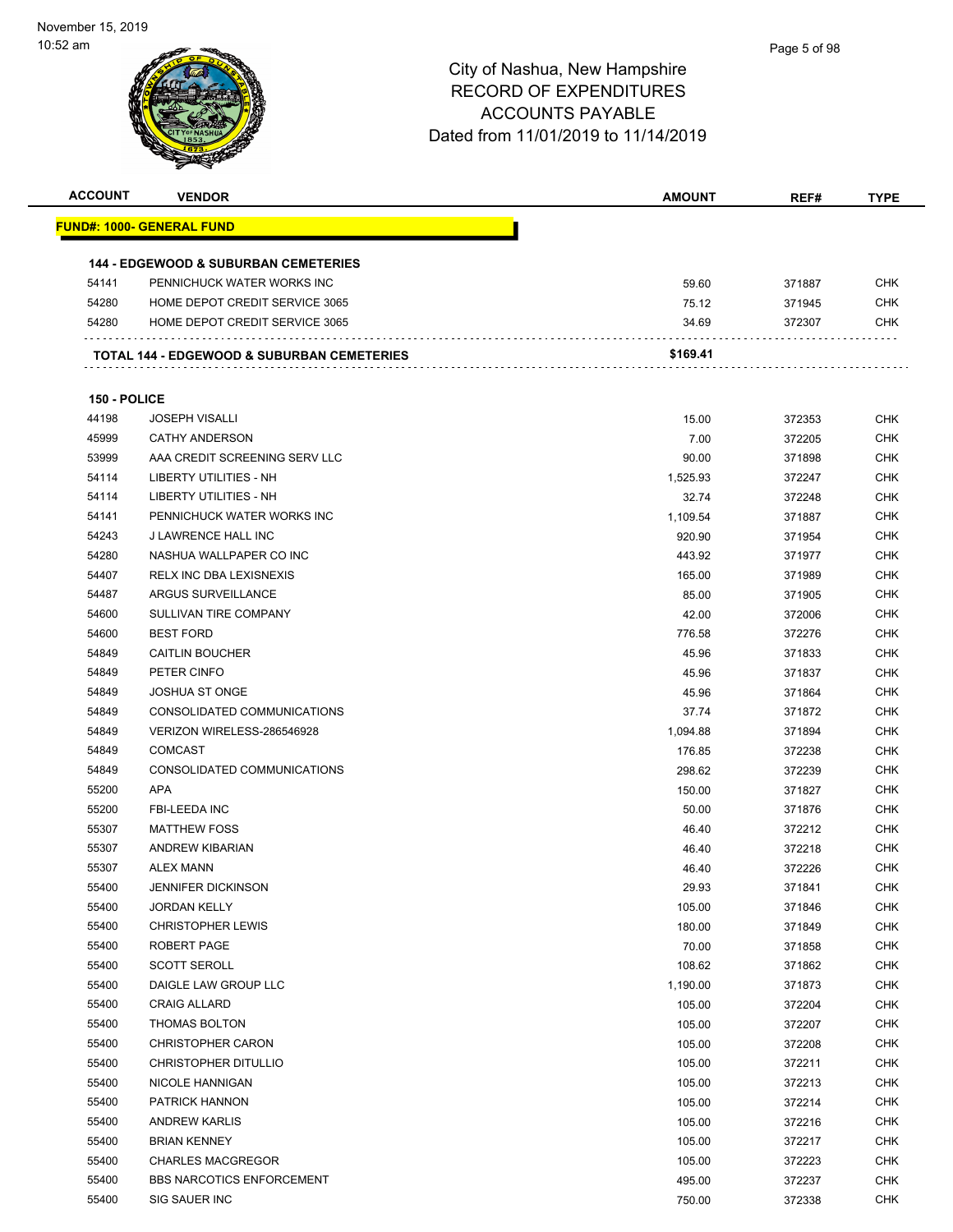City of Nashua, New Hampshire
RECORD OF EXPENDITURES
ACCOUNTS PAYABLE
Dated from 11/01/2019 to 11/14/2019

| ACCOUNT | VENDOR | AMOUNT | REF# | TYPE |
|---|---|---|---|---|
| **FUND#: 1000- GENERAL FUND** | | | | |
| **144 - EDGEWOOD & SUBURBAN CEMETERIES** | | | | |
| 54141 | PENNICHUCK WATER WORKS INC | 59.60 | 371887 | CHK |
| 54280 | HOME DEPOT CREDIT SERVICE 3065 | 75.12 | 371945 | CHK |
| 54280 | HOME DEPOT CREDIT SERVICE 3065 | 34.69 | 372307 | CHK |
| | **TOTAL 144 - EDGEWOOD & SUBURBAN CEMETERIES** | **$169.41** | | |
| **150 - POLICE** | | | | |
| 44198 | JOSEPH VISALLI | 15.00 | 372353 | CHK |
| 45999 | CATHY ANDERSON | 7.00 | 372205 | CHK |
| 53999 | AAA CREDIT SCREENING SERV LLC | 90.00 | 371898 | CHK |
| 54114 | LIBERTY UTILITIES - NH | 1,525.93 | 372247 | CHK |
| 54114 | LIBERTY UTILITIES - NH | 32.74 | 372248 | CHK |
| 54141 | PENNICHUCK WATER WORKS INC | 1,109.54 | 371887 | CHK |
| 54243 | J LAWRENCE HALL INC | 920.90 | 371954 | CHK |
| 54280 | NASHUA WALLPAPER CO INC | 443.92 | 371977 | CHK |
| 54407 | RELX INC DBA LEXISNEXIS | 165.00 | 371989 | CHK |
| 54487 | ARGUS SURVEILLANCE | 85.00 | 371905 | CHK |
| 54600 | SULLIVAN TIRE COMPANY | 42.00 | 372006 | CHK |
| 54600 | BEST FORD | 776.58 | 372276 | CHK |
| 54849 | CAITLIN BOUCHER | 45.96 | 371833 | CHK |
| 54849 | PETER CINFO | 45.96 | 371837 | CHK |
| 54849 | JOSHUA ST ONGE | 45.96 | 371864 | CHK |
| 54849 | CONSOLIDATED COMMUNICATIONS | 37.74 | 371872 | CHK |
| 54849 | VERIZON WIRELESS-286546928 | 1,094.88 | 371894 | CHK |
| 54849 | COMCAST | 176.85 | 372238 | CHK |
| 54849 | CONSOLIDATED COMMUNICATIONS | 298.62 | 372239 | CHK |
| 55200 | APA | 150.00 | 371827 | CHK |
| 55200 | FBI-LEEDA INC | 50.00 | 371876 | CHK |
| 55307 | MATTHEW FOSS | 46.40 | 372212 | CHK |
| 55307 | ANDREW KIBARIAN | 46.40 | 372218 | CHK |
| 55307 | ALEX MANN | 46.40 | 372226 | CHK |
| 55400 | JENNIFER DICKINSON | 29.93 | 371841 | CHK |
| 55400 | JORDAN KELLY | 105.00 | 371846 | CHK |
| 55400 | CHRISTOPHER LEWIS | 180.00 | 371849 | CHK |
| 55400 | ROBERT PAGE | 70.00 | 371858 | CHK |
| 55400 | SCOTT SEROLL | 108.62 | 371862 | CHK |
| 55400 | DAIGLE LAW GROUP LLC | 1,190.00 | 371873 | CHK |
| 55400 | CRAIG ALLARD | 105.00 | 372204 | CHK |
| 55400 | THOMAS BOLTON | 105.00 | 372207 | CHK |
| 55400 | CHRISTOPHER CARON | 105.00 | 372208 | CHK |
| 55400 | CHRISTOPHER DITULLIO | 105.00 | 372211 | CHK |
| 55400 | NICOLE HANNIGAN | 105.00 | 372213 | CHK |
| 55400 | PATRICK HANNON | 105.00 | 372214 | CHK |
| 55400 | ANDREW KARLIS | 105.00 | 372216 | CHK |
| 55400 | BRIAN KENNEY | 105.00 | 372217 | CHK |
| 55400 | CHARLES MACGREGOR | 105.00 | 372223 | CHK |
| 55400 | BBS NARCOTICS ENFORCEMENT | 495.00 | 372237 | CHK |
| 55400 | SIG SAUER INC | 750.00 | 372338 | CHK |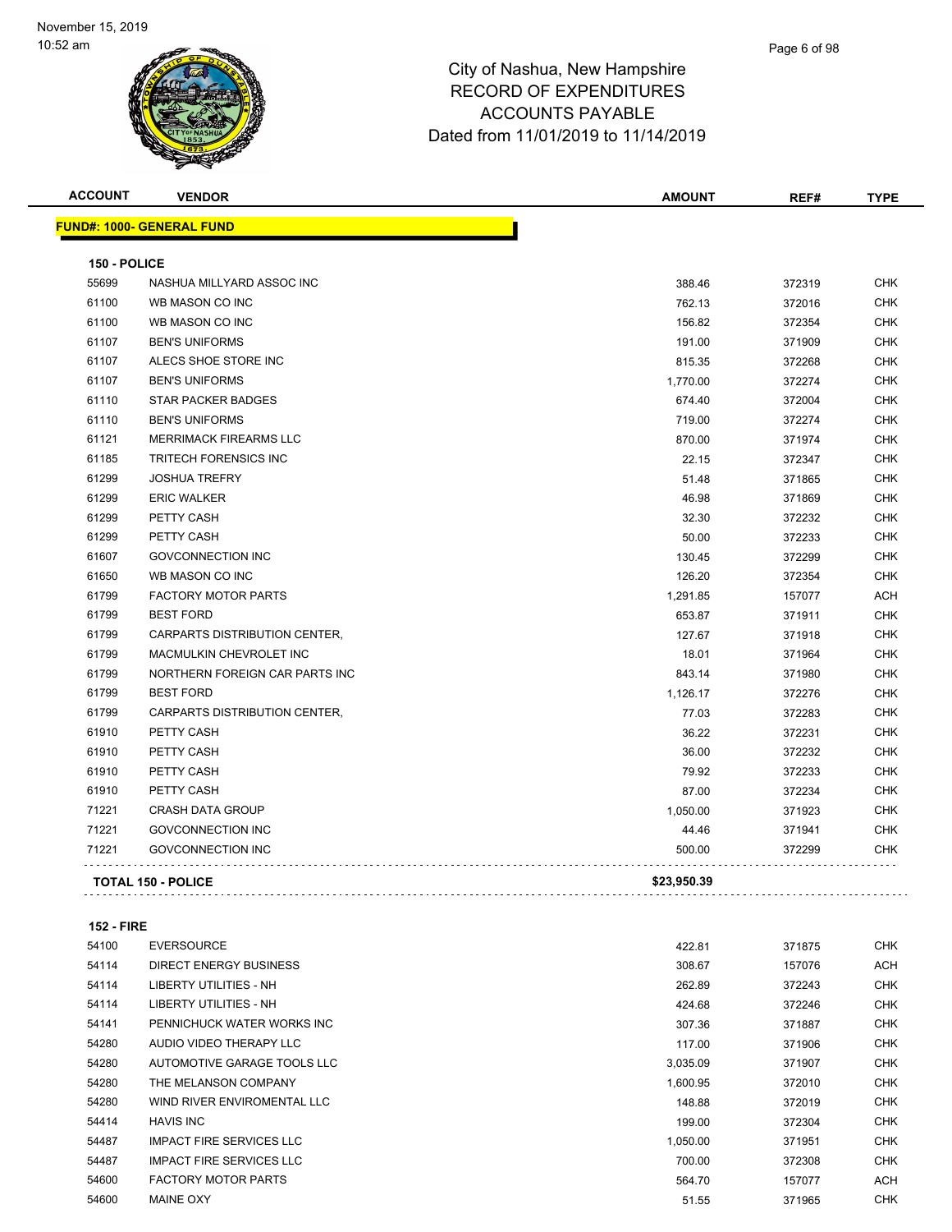# City of Nashua, New Hampshire
## RECORD OF EXPENDITURES
## ACCOUNTS PAYABLE
## Dated from 11/01/2019 to 11/14/2019

November 15, 2019
10:52 am

**FUND#: 1000- GENERAL FUND**

### 150 - POLICE

| ACCOUNT | VENDOR | AMOUNT | REF# | TYPE |
|---|---|---|---|---|
| 55699 | NASHUA MILLYARD ASSOC INC | 388.46 | 372319 | CHK |
| 61100 | WB MASON CO INC | 762.13 | 372016 | CHK |
| 61100 | WB MASON CO INC | 156.82 | 372354 | CHK |
| 61107 | BEN'S UNIFORMS | 191.00 | 371909 | CHK |
| 61107 | ALECS SHOE STORE INC | 815.35 | 372268 | CHK |
| 61107 | BEN'S UNIFORMS | 1,770.00 | 372274 | CHK |
| 61110 | STAR PACKER BADGES | 674.40 | 372004 | CHK |
| 61110 | BEN'S UNIFORMS | 719.00 | 372274 | CHK |
| 61121 | MERRIMACK FIREARMS LLC | 870.00 | 371974 | CHK |
| 61185 | TRITECH FORENSICS INC | 22.15 | 372347 | CHK |
| 61299 | JOSHUA TREFRY | 51.48 | 371865 | CHK |
| 61299 | ERIC WALKER | 46.98 | 371869 | CHK |
| 61299 | PETTY CASH | 32.30 | 372232 | CHK |
| 61299 | PETTY CASH | 50.00 | 372233 | CHK |
| 61607 | GOVCONNECTION INC | 130.45 | 372299 | CHK |
| 61650 | WB MASON CO INC | 126.20 | 372354 | CHK |
| 61799 | FACTORY MOTOR PARTS | 1,291.85 | 157077 | ACH |
| 61799 | BEST FORD | 653.87 | 371911 | CHK |
| 61799 | CARPARTS DISTRIBUTION CENTER, | 127.67 | 371918 | CHK |
| 61799 | MACMULKIN CHEVROLET INC | 18.01 | 371964 | CHK |
| 61799 | NORTHERN FOREIGN CAR PARTS INC | 843.14 | 371980 | CHK |
| 61799 | BEST FORD | 1,126.17 | 372276 | CHK |
| 61799 | CARPARTS DISTRIBUTION CENTER, | 77.03 | 372283 | CHK |
| 61910 | PETTY CASH | 36.22 | 372231 | CHK |
| 61910 | PETTY CASH | 36.00 | 372232 | CHK |
| 61910 | PETTY CASH | 79.92 | 372233 | CHK |
| 61910 | PETTY CASH | 87.00 | 372234 | CHK |
| 71221 | CRASH DATA GROUP | 1,050.00 | 371923 | CHK |
| 71221 | GOVCONNECTION INC | 44.46 | 371941 | CHK |
| 71221 | GOVCONNECTION INC | 500.00 | 372299 | CHK |

**TOTAL 150 - POLICE** **$23,950.39**

### 152 - FIRE

| ACCOUNT | VENDOR | AMOUNT | REF# | TYPE |
|---|---|---|---|---|
| 54100 | EVERSOURCE | 422.81 | 371875 | CHK |
| 54114 | DIRECT ENERGY BUSINESS | 308.67 | 157076 | ACH |
| 54114 | LIBERTY UTILITIES - NH | 262.89 | 372243 | CHK |
| 54114 | LIBERTY UTILITIES - NH | 424.68 | 372246 | CHK |
| 54141 | PENNICHUCK WATER WORKS INC | 307.36 | 371887 | CHK |
| 54280 | AUDIO VIDEO THERAPY LLC | 117.00 | 371906 | CHK |
| 54280 | AUTOMOTIVE GARAGE TOOLS LLC | 3,035.09 | 371907 | CHK |
| 54280 | THE MELANSON COMPANY | 1,600.95 | 372010 | CHK |
| 54280 | WIND RIVER ENVIROMENTAL LLC | 148.88 | 372019 | CHK |
| 54414 | HAVIS INC | 199.00 | 372304 | CHK |
| 54487 | IMPACT FIRE SERVICES LLC | 1,050.00 | 371951 | CHK |
| 54487 | IMPACT FIRE SERVICES LLC | 700.00 | 372308 | CHK |
| 54600 | FACTORY MOTOR PARTS | 564.70 | 157077 | ACH |
| 54600 | MAINE OXY | 51.55 | 371965 | CHK |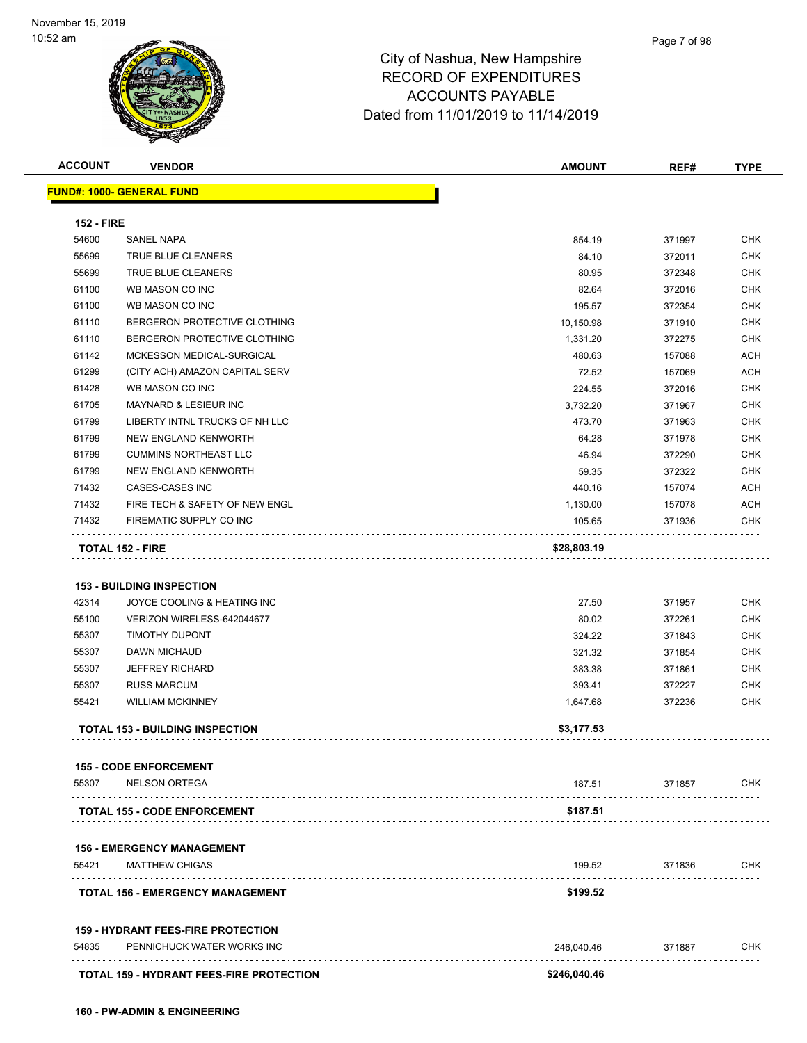# City of Nashua, New Hampshire
## RECORD OF EXPENDITURES
## ACCOUNTS PAYABLE
## Dated from 11/01/2019 to 11/14/2019

November 15, 2019
10:52 am

| ACCOUNT | VENDOR | AMOUNT | REF# | TYPE |
|---|---|---|---|---|
| **FUND#: 1000- GENERAL FUND** | | | | |
| **152 - FIRE** | | | | |
| 54600 | SANEL NAPA | 854.19 | 371997 | CHK |
| 55699 | TRUE BLUE CLEANERS | 84.10 | 372011 | CHK |
| 55699 | TRUE BLUE CLEANERS | 80.95 | 372348 | CHK |
| 61100 | WB MASON CO INC | 82.64 | 372016 | CHK |
| 61100 | WB MASON CO INC | 195.57 | 372354 | CHK |
| 61110 | BERGERON PROTECTIVE CLOTHING | 10,150.98 | 371910 | CHK |
| 61110 | BERGERON PROTECTIVE CLOTHING | 1,331.20 | 372275 | CHK |
| 61142 | MCKESSON MEDICAL-SURGICAL | 480.63 | 157088 | ACH |
| 61299 | (CITY ACH) AMAZON CAPITAL SERV | 72.52 | 157069 | ACH |
| 61428 | WB MASON CO INC | 224.55 | 372016 | CHK |
| 61705 | MAYNARD & LESIEUR INC | 3,732.20 | 371967 | CHK |
| 61799 | LIBERTY INTNL TRUCKS OF NH LLC | 473.70 | 371963 | CHK |
| 61799 | NEW ENGLAND KENWORTH | 64.28 | 371978 | CHK |
| 61799 | CUMMINS NORTHEAST LLC | 46.94 | 372290 | CHK |
| 61799 | NEW ENGLAND KENWORTH | 59.35 | 372322 | CHK |
| 71432 | CASES-CASES INC | 440.16 | 157074 | ACH |
| 71432 | FIRE TECH & SAFETY OF NEW ENGL | 1,130.00 | 157078 | ACH |
| 71432 | FIREMATIC SUPPLY CO INC | 105.65 | 371936 | CHK |
| **TOTAL 152 - FIRE** | | **$28,803.19** | | |
| **153 - BUILDING INSPECTION** | | | | |
| 42314 | JOYCE COOLING & HEATING INC | 27.50 | 371957 | CHK |
| 55100 | VERIZON WIRELESS-642044677 | 80.02 | 372261 | CHK |
| 55307 | TIMOTHY DUPONT | 324.22 | 371843 | CHK |
| 55307 | DAWN MICHAUD | 321.32 | 371854 | CHK |
| 55307 | JEFFREY RICHARD | 383.38 | 371861 | CHK |
| 55307 | RUSS MARCUM | 393.41 | 372227 | CHK |
| 55421 | WILLIAM MCKINNEY | 1,647.68 | 372236 | CHK |
| **TOTAL 153 - BUILDING INSPECTION** | | **$3,177.53** | | |
| **155 - CODE ENFORCEMENT** | | | | |
| 55307 | NELSON ORTEGA | 187.51 | 371857 | CHK |
| **TOTAL 155 - CODE ENFORCEMENT** | | **$187.51** | | |
| **156 - EMERGENCY MANAGEMENT** | | | | |
| 55421 | MATTHEW CHIGAS | 199.52 | 371836 | CHK |
| **TOTAL 156 - EMERGENCY MANAGEMENT** | | **$199.52** | | |
| **159 - HYDRANT FEES-FIRE PROTECTION** | | | | |
| 54835 | PENNICHUCK WATER WORKS INC | 246,040.46 | 371887 | CHK |
| **TOTAL 159 - HYDRANT FEES-FIRE PROTECTION** | | **$246,040.46** | | |

**160 - PW-ADMIN & ENGINEERING**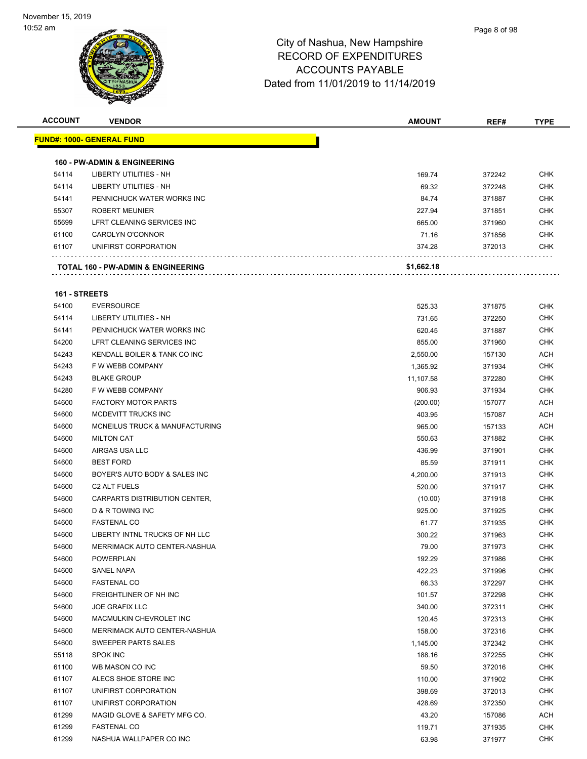# City of Nashua, New Hampshire
## RECORD OF EXPENDITURES
## ACCOUNTS PAYABLE
## Dated from 11/01/2019 to 11/14/2019

November 15, 2019
10:52 am

| ACCOUNT | VENDOR | AMOUNT | REF# | TYPE |
|---|---|---|---|---|
| **FUND#: 1000- GENERAL FUND** | | | | |
| **160 - PW-ADMIN & ENGINEERING** | | | | |
| 54114 | LIBERTY UTILITIES - NH | 169.74 | 372242 | CHK |
| 54114 | LIBERTY UTILITIES - NH | 69.32 | 372248 | CHK |
| 54141 | PENNICHUCK WATER WORKS INC | 84.74 | 371887 | CHK |
| 55307 | ROBERT MEUNIER | 227.94 | 371851 | CHK |
| 55699 | LFRT CLEANING SERVICES INC | 665.00 | 371960 | CHK |
| 61100 | CAROLYN O'CONNOR | 71.16 | 371856 | CHK |
| 61107 | UNIFIRST CORPORATION | 374.28 | 372013 | CHK |
| **TOTAL 160 - PW-ADMIN & ENGINEERING** | | **$1,662.18** | | |
| **161 - STREETS** | | | | |
| 54100 | EVERSOURCE | 525.33 | 371875 | CHK |
| 54114 | LIBERTY UTILITIES - NH | 731.65 | 372250 | CHK |
| 54141 | PENNICHUCK WATER WORKS INC | 620.45 | 371887 | CHK |
| 54200 | LFRT CLEANING SERVICES INC | 855.00 | 371960 | CHK |
| 54243 | KENDALL BOILER & TANK CO INC | 2,550.00 | 157130 | ACH |
| 54243 | F W WEBB COMPANY | 1,365.92 | 371934 | CHK |
| 54243 | BLAKE GROUP | 11,107.58 | 372280 | CHK |
| 54280 | F W WEBB COMPANY | 906.93 | 371934 | CHK |
| 54600 | FACTORY MOTOR PARTS | (200.00) | 157077 | ACH |
| 54600 | MCDEVITT TRUCKS INC | 403.95 | 157087 | ACH |
| 54600 | MCNEILUS TRUCK & MANUFACTURING | 965.00 | 157133 | ACH |
| 54600 | MILTON CAT | 550.63 | 371882 | CHK |
| 54600 | AIRGAS USA LLC | 436.99 | 371901 | CHK |
| 54600 | BEST FORD | 85.59 | 371911 | CHK |
| 54600 | BOYER'S AUTO BODY & SALES INC | 4,200.00 | 371913 | CHK |
| 54600 | C2 ALT FUELS | 520.00 | 371917 | CHK |
| 54600 | CARPARTS DISTRIBUTION CENTER, | (10.00) | 371918 | CHK |
| 54600 | D & R TOWING INC | 925.00 | 371925 | CHK |
| 54600 | FASTENAL CO | 61.77 | 371935 | CHK |
| 54600 | LIBERTY INTNL TRUCKS OF NH LLC | 300.22 | 371963 | CHK |
| 54600 | MERRIMACK AUTO CENTER-NASHUA | 79.00 | 371973 | CHK |
| 54600 | POWERPLAN | 192.29 | 371986 | CHK |
| 54600 | SANEL NAPA | 422.23 | 371996 | CHK |
| 54600 | FASTENAL CO | 66.33 | 372297 | CHK |
| 54600 | FREIGHTLINER OF NH INC | 101.57 | 372298 | CHK |
| 54600 | JOE GRAFIX LLC | 340.00 | 372311 | CHK |
| 54600 | MACMULKIN CHEVROLET INC | 120.45 | 372313 | CHK |
| 54600 | MERRIMACK AUTO CENTER-NASHUA | 158.00 | 372316 | CHK |
| 54600 | SWEEPER PARTS SALES | 1,145.00 | 372342 | CHK |
| 55118 | SPOK INC | 188.16 | 372255 | CHK |
| 61100 | WB MASON CO INC | 59.50 | 372016 | CHK |
| 61107 | ALECS SHOE STORE INC | 110.00 | 371902 | CHK |
| 61107 | UNIFIRST CORPORATION | 398.69 | 372013 | CHK |
| 61107 | UNIFIRST CORPORATION | 428.69 | 372350 | CHK |
| 61299 | MAGID GLOVE & SAFETY MFG CO. | 43.20 | 157086 | ACH |
| 61299 | FASTENAL CO | 119.71 | 371935 | CHK |
| 61299 | NASHUA WALLPAPER CO INC | 63.98 | 371977 | CHK |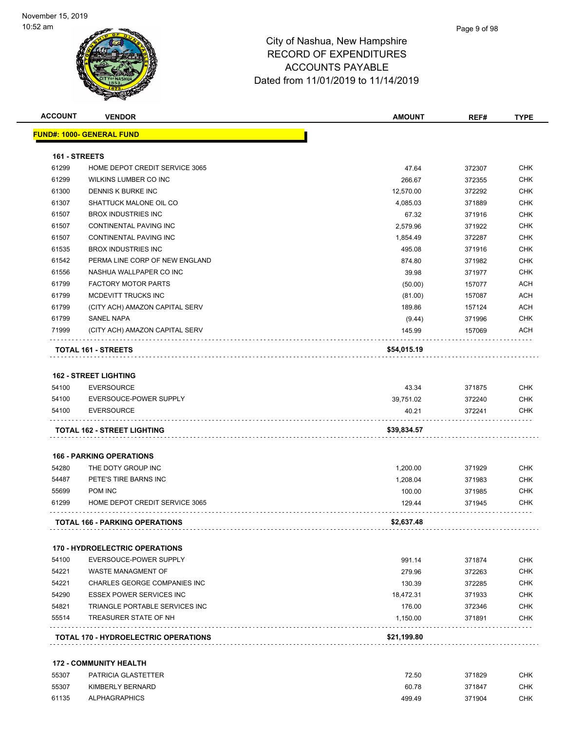November 15, 2019
10:52 am

# City of Nashua, New Hampshire
## RECORD OF EXPENDITURES
## ACCOUNTS PAYABLE
## Dated from 11/01/2019 to 11/14/2019

| ACCOUNT | VENDOR | AMOUNT | REF# | TYPE |
|---|---|---|---|---|
| **FUND#: 1000- GENERAL FUND** | | | | |
| **161 - STREETS** | | | | |
| 61299 | HOME DEPOT CREDIT SERVICE 3065 | 47.64 | 372307 | CHK |
| 61299 | WILKINS LUMBER CO INC | 266.67 | 372355 | CHK |
| 61300 | DENNIS K BURKE INC | 12,570.00 | 372292 | CHK |
| 61307 | SHATTUCK MALONE OIL CO | 4,085.03 | 371889 | CHK |
| 61507 | BROX INDUSTRIES INC | 67.32 | 371916 | CHK |
| 61507 | CONTINENTAL PAVING INC | 2,579.96 | 371922 | CHK |
| 61507 | CONTINENTAL PAVING INC | 1,854.49 | 372287 | CHK |
| 61535 | BROX INDUSTRIES INC | 495.08 | 371916 | CHK |
| 61542 | PERMA LINE CORP OF NEW ENGLAND | 874.80 | 371982 | CHK |
| 61556 | NASHUA WALLPAPER CO INC | 39.98 | 371977 | CHK |
| 61799 | FACTORY MOTOR PARTS | (50.00) | 157077 | ACH |
| 61799 | MCDEVITT TRUCKS INC | (81.00) | 157087 | ACH |
| 61799 | (CITY ACH) AMAZON CAPITAL SERV | 189.86 | 157124 | ACH |
| 61799 | SANEL NAPA | (9.44) | 371996 | CHK |
| 71999 | (CITY ACH) AMAZON CAPITAL SERV | 145.99 | 157069 | ACH |
| **TOTAL 161 - STREETS** | | **$54,015.19** | | |
| **162 - STREET LIGHTING** | | | | |
| 54100 | EVERSOURCE | 43.34 | 371875 | CHK |
| 54100 | EVERSOUCE-POWER SUPPLY | 39,751.02 | 372240 | CHK |
| 54100 | EVERSOURCE | 40.21 | 372241 | CHK |
| **TOTAL 162 - STREET LIGHTING** | | **$39,834.57** | | |
| **166 - PARKING OPERATIONS** | | | | |
| 54280 | THE DOTY GROUP INC | 1,200.00 | 371929 | CHK |
| 54487 | PETE'S TIRE BARNS INC | 1,208.04 | 371983 | CHK |
| 55699 | POM INC | 100.00 | 371985 | CHK |
| 61299 | HOME DEPOT CREDIT SERVICE 3065 | 129.44 | 371945 | CHK |
| **TOTAL 166 - PARKING OPERATIONS** | | **$2,637.48** | | |
| **170 - HYDROELECTRIC OPERATIONS** | | | | |
| 54100 | EVERSOUCE-POWER SUPPLY | 991.14 | 371874 | CHK |
| 54221 | WASTE MANAGMENT OF | 279.96 | 372263 | CHK |
| 54221 | CHARLES GEORGE COMPANIES INC | 130.39 | 372285 | CHK |
| 54290 | ESSEX POWER SERVICES INC | 18,472.31 | 371933 | CHK |
| 54821 | TRIANGLE PORTABLE SERVICES INC | 176.00 | 372346 | CHK |
| 55514 | TREASURER STATE OF NH | 1,150.00 | 371891 | CHK |
| **TOTAL 170 - HYDROELECTRIC OPERATIONS** | | **$21,199.80** | | |
| **172 - COMMUNITY HEALTH** | | | | |
| 55307 | PATRICIA GLASTETTER | 72.50 | 371829 | CHK |
| 55307 | KIMBERLY BERNARD | 60.78 | 371847 | CHK |
| 61135 | ALPHAGRAPHICS | 499.49 | 371904 | CHK |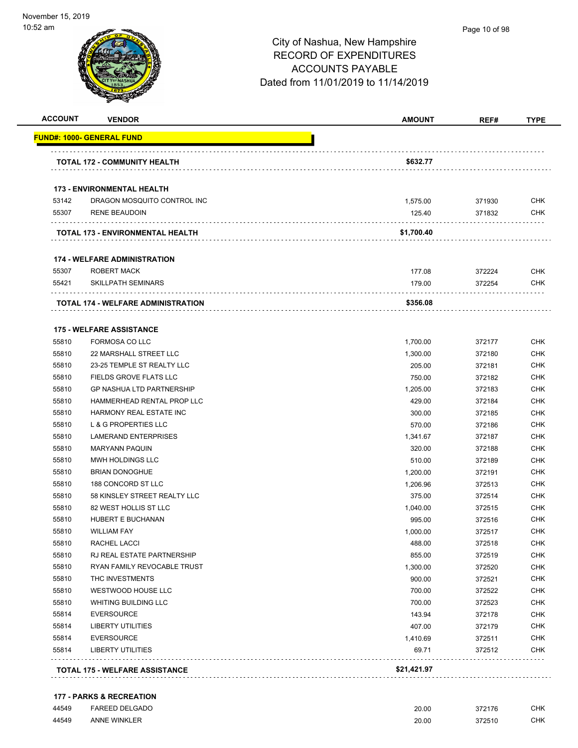City of Nashua, New Hampshire
RECORD OF EXPENDITURES
ACCOUNTS PAYABLE
Dated from 11/01/2019 to 11/14/2019

| ACCOUNT | VENDOR | AMOUNT | REF# | TYPE |
|---|---|---|---|---|
| **FUND#: 1000- GENERAL FUND** | | | | |
| | **TOTAL 172 - COMMUNITY HEALTH** | **$632.77** | | |
| | **173 - ENVIRONMENTAL HEALTH** | | | |
| 53142 | DRAGON MOSQUITO CONTROL INC | 1,575.00 | 371930 | CHK |
| 55307 | RENE BEAUDOIN | 125.40 | 371832 | CHK |
| | **TOTAL 173 - ENVIRONMENTAL HEALTH** | **$1,700.40** | | |
| | **174 - WELFARE ADMINISTRATION** | | | |
| 55307 | ROBERT MACK | 177.08 | 372224 | CHK |
| 55421 | SKILLPATH SEMINARS | 179.00 | 372254 | CHK |
| | **TOTAL 174 - WELFARE ADMINISTRATION** | **$356.08** | | |
| | **175 - WELFARE ASSISTANCE** | | | |
| 55810 | FORMOSA CO LLC | 1,700.00 | 372177 | CHK |
| 55810 | 22 MARSHALL STREET LLC | 1,300.00 | 372180 | CHK |
| 55810 | 23-25 TEMPLE ST REALTY LLC | 205.00 | 372181 | CHK |
| 55810 | FIELDS GROVE FLATS LLC | 750.00 | 372182 | CHK |
| 55810 | GP NASHUA LTD PARTNERSHIP | 1,205.00 | 372183 | CHK |
| 55810 | HAMMERHEAD RENTAL PROP LLC | 429.00 | 372184 | CHK |
| 55810 | HARMONY REAL ESTATE INC | 300.00 | 372185 | CHK |
| 55810 | L & G PROPERTIES LLC | 570.00 | 372186 | CHK |
| 55810 | LAMERAND ENTERPRISES | 1,341.67 | 372187 | CHK |
| 55810 | MARYANN PAQUIN | 320.00 | 372188 | CHK |
| 55810 | MWH HOLDINGS LLC | 510.00 | 372189 | CHK |
| 55810 | BRIAN DONOGHUE | 1,200.00 | 372191 | CHK |
| 55810 | 188 CONCORD ST LLC | 1,206.96 | 372513 | CHK |
| 55810 | 58 KINSLEY STREET REALTY LLC | 375.00 | 372514 | CHK |
| 55810 | 82 WEST HOLLIS ST LLC | 1,040.00 | 372515 | CHK |
| 55810 | HUBERT E BUCHANAN | 995.00 | 372516 | CHK |
| 55810 | WILLIAM FAY | 1,000.00 | 372517 | CHK |
| 55810 | RACHEL LACCI | 488.00 | 372518 | CHK |
| 55810 | RJ REAL ESTATE PARTNERSHIP | 855.00 | 372519 | CHK |
| 55810 | RYAN FAMILY REVOCABLE TRUST | 1,300.00 | 372520 | CHK |
| 55810 | THC INVESTMENTS | 900.00 | 372521 | CHK |
| 55810 | WESTWOOD HOUSE LLC | 700.00 | 372522 | CHK |
| 55810 | WHITING BUILDING LLC | 700.00 | 372523 | CHK |
| 55814 | EVERSOURCE | 143.94 | 372178 | CHK |
| 55814 | LIBERTY UTILITIES | 407.00 | 372179 | CHK |
| 55814 | EVERSOURCE | 1,410.69 | 372511 | CHK |
| 55814 | LIBERTY UTILITIES | 69.71 | 372512 | CHK |
| | **TOTAL 175 - WELFARE ASSISTANCE** | **$21,421.97** | | |
| | **177 - PARKS & RECREATION** | | | |
| 44549 | FAREED DELGADO | 20.00 | 372176 | CHK |
| 44549 | ANNE WINKLER | 20.00 | 372510 | CHK |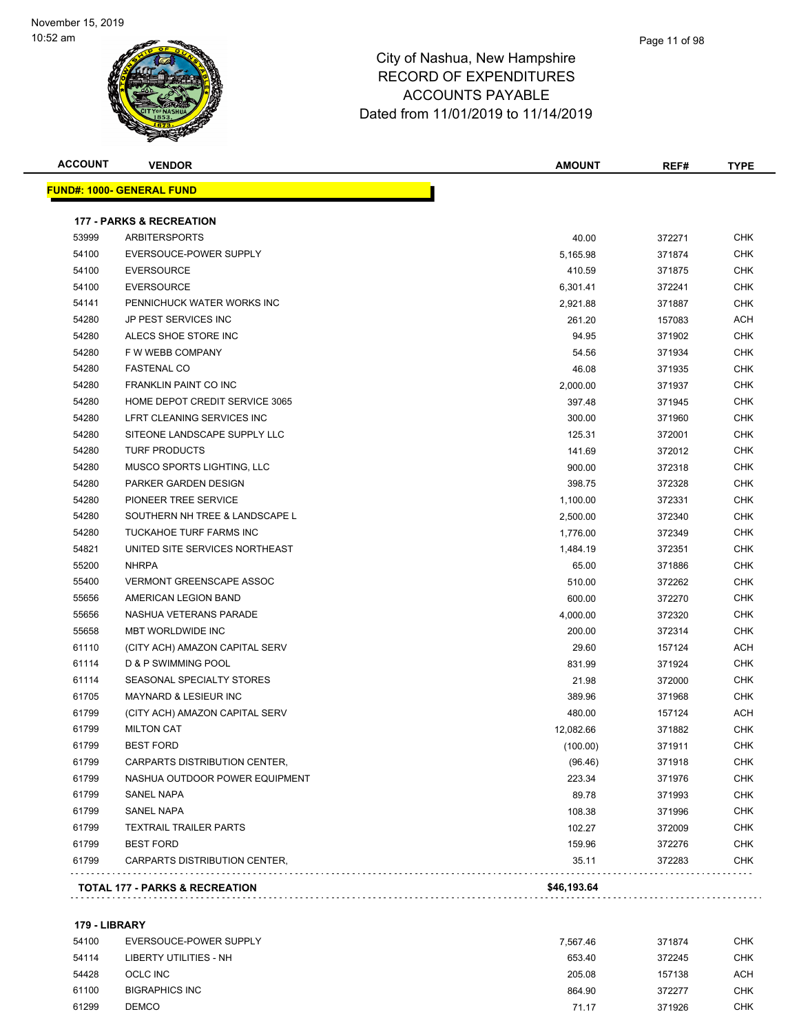# City of Nashua, New Hampshire
## RECORD OF EXPENDITURES
## ACCOUNTS PAYABLE
## Dated from 11/01/2019 to 11/14/2019

November 15, 2019
10:52 am

**FUND#: 1000- GENERAL FUND**

### 177 - PARKS & RECREATION

| ACCOUNT | VENDOR | AMOUNT | REF# | TYPE |
|---|---|---|---|---|
| 53999 | ARBITERSPORTS | 40.00 | 372271 | CHK |
| 54100 | EVERSOUCE-POWER SUPPLY | 5,165.98 | 371874 | CHK |
| 54100 | EVERSOURCE | 410.59 | 371875 | CHK |
| 54100 | EVERSOURCE | 6,301.41 | 372241 | CHK |
| 54141 | PENNICHUCK WATER WORKS INC | 2,921.88 | 371887 | CHK |
| 54280 | JP PEST SERVICES INC | 261.20 | 157083 | ACH |
| 54280 | ALECS SHOE STORE INC | 94.95 | 371902 | CHK |
| 54280 | F W WEBB COMPANY | 54.56 | 371934 | CHK |
| 54280 | FASTENAL CO | 46.08 | 371935 | CHK |
| 54280 | FRANKLIN PAINT CO INC | 2,000.00 | 371937 | CHK |
| 54280 | HOME DEPOT CREDIT SERVICE 3065 | 397.48 | 371945 | CHK |
| 54280 | LFRT CLEANING SERVICES INC | 300.00 | 371960 | CHK |
| 54280 | SITEONE LANDSCAPE SUPPLY LLC | 125.31 | 372001 | CHK |
| 54280 | TURF PRODUCTS | 141.69 | 372012 | CHK |
| 54280 | MUSCO SPORTS LIGHTING, LLC | 900.00 | 372318 | CHK |
| 54280 | PARKER GARDEN DESIGN | 398.75 | 372328 | CHK |
| 54280 | PIONEER TREE SERVICE | 1,100.00 | 372331 | CHK |
| 54280 | SOUTHERN NH TREE & LANDSCAPE L | 2,500.00 | 372340 | CHK |
| 54280 | TUCKAHOE TURF FARMS INC | 1,776.00 | 372349 | CHK |
| 54821 | UNITED SITE SERVICES NORTHEAST | 1,484.19 | 372351 | CHK |
| 55200 | NHRPA | 65.00 | 371886 | CHK |
| 55400 | VERMONT GREENSCAPE ASSOC | 510.00 | 372262 | CHK |
| 55656 | AMERICAN LEGION BAND | 600.00 | 372270 | CHK |
| 55656 | NASHUA VETERANS PARADE | 4,000.00 | 372320 | CHK |
| 55658 | MBT WORLDWIDE INC | 200.00 | 372314 | CHK |
| 61110 | (CITY ACH) AMAZON CAPITAL SERV | 29.60 | 157124 | ACH |
| 61114 | D & P SWIMMING POOL | 831.99 | 371924 | CHK |
| 61114 | SEASONAL SPECIALTY STORES | 21.98 | 372000 | CHK |
| 61705 | MAYNARD & LESIEUR INC | 389.96 | 371968 | CHK |
| 61799 | (CITY ACH) AMAZON CAPITAL SERV | 480.00 | 157124 | ACH |
| 61799 | MILTON CAT | 12,082.66 | 371882 | CHK |
| 61799 | BEST FORD | (100.00) | 371911 | CHK |
| 61799 | CARPARTS DISTRIBUTION CENTER, | (96.46) | 371918 | CHK |
| 61799 | NASHUA OUTDOOR POWER EQUIPMENT | 223.34 | 371976 | CHK |
| 61799 | SANEL NAPA | 89.78 | 371993 | CHK |
| 61799 | SANEL NAPA | 108.38 | 371996 | CHK |
| 61799 | TEXTRAIL TRAILER PARTS | 102.27 | 372009 | CHK |
| 61799 | BEST FORD | 159.96 | 372276 | CHK |
| 61799 | CARPARTS DISTRIBUTION CENTER, | 35.11 | 372283 | CHK |
| | **TOTAL 177 - PARKS & RECREATION** | **$46,193.64** | | |

### 179 - LIBRARY

| ACCOUNT | VENDOR | AMOUNT | REF# | TYPE |
|---|---|---|---|---|
| 54100 | EVERSOUCE-POWER SUPPLY | 7,567.46 | 371874 | CHK |
| 54114 | LIBERTY UTILITIES - NH | 653.40 | 372245 | CHK |
| 54428 | OCLC INC | 205.08 | 157138 | ACH |
| 61100 | BIGRAPHICS INC | 864.90 | 372277 | CHK |
| 61299 | DEMCO | 71.17 | 371926 | CHK |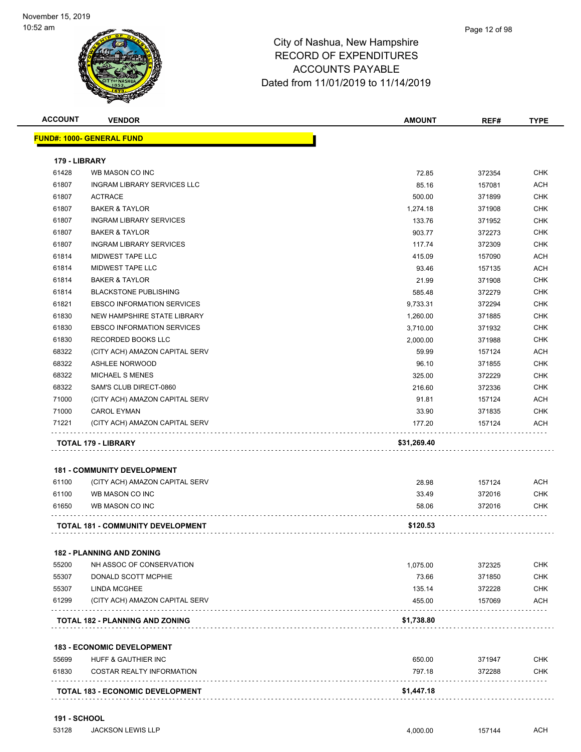City of Nashua, New Hampshire
RECORD OF EXPENDITURES
ACCOUNTS PAYABLE
Dated from 11/01/2019 to 11/14/2019

November 15, 2019
10:52 am

| ACCOUNT | VENDOR | AMOUNT | REF# | TYPE |
|---|---|---|---|---|
| **FUND#: 1000- GENERAL FUND** | | | | |
| **179 - LIBRARY** | | | | |
| 61428 | WB MASON CO INC | 72.85 | 372354 | CHK |
| 61807 | INGRAM LIBRARY SERVICES LLC | 85.16 | 157081 | ACH |
| 61807 | ACTRACE | 500.00 | 371899 | CHK |
| 61807 | BAKER & TAYLOR | 1,274.18 | 371908 | CHK |
| 61807 | INGRAM LIBRARY SERVICES | 133.76 | 371952 | CHK |
| 61807 | BAKER & TAYLOR | 903.77 | 372273 | CHK |
| 61807 | INGRAM LIBRARY SERVICES | 117.74 | 372309 | CHK |
| 61814 | MIDWEST TAPE LLC | 415.09 | 157090 | ACH |
| 61814 | MIDWEST TAPE LLC | 93.46 | 157135 | ACH |
| 61814 | BAKER & TAYLOR | 21.99 | 371908 | CHK |
| 61814 | BLACKSTONE PUBLISHING | 585.48 | 372279 | CHK |
| 61821 | EBSCO INFORMATION SERVICES | 9,733.31 | 372294 | CHK |
| 61830 | NEW HAMPSHIRE STATE LIBRARY | 1,260.00 | 371885 | CHK |
| 61830 | EBSCO INFORMATION SERVICES | 3,710.00 | 371932 | CHK |
| 61830 | RECORDED BOOKS LLC | 2,000.00 | 371988 | CHK |
| 68322 | (CITY ACH) AMAZON CAPITAL SERV | 59.99 | 157124 | ACH |
| 68322 | ASHLEE NORWOOD | 96.10 | 371855 | CHK |
| 68322 | MICHAEL S MENES | 325.00 | 372229 | CHK |
| 68322 | SAM'S CLUB DIRECT-0860 | 216.60 | 372336 | CHK |
| 71000 | (CITY ACH) AMAZON CAPITAL SERV | 91.81 | 157124 | ACH |
| 71000 | CAROL EYMAN | 33.90 | 371835 | CHK |
| 71221 | (CITY ACH) AMAZON CAPITAL SERV | 177.20 | 157124 | ACH |
| **TOTAL 179 - LIBRARY** | | **$31,269.40** | | |
| **181 - COMMUNITY DEVELOPMENT** | | | | |
| 61100 | (CITY ACH) AMAZON CAPITAL SERV | 28.98 | 157124 | ACH |
| 61100 | WB MASON CO INC | 33.49 | 372016 | CHK |
| 61650 | WB MASON CO INC | 58.06 | 372016 | CHK |
| **TOTAL 181 - COMMUNITY DEVELOPMENT** | | **$120.53** | | |
| **182 - PLANNING AND ZONING** | | | | |
| 55200 | NH ASSOC OF CONSERVATION | 1,075.00 | 372325 | CHK |
| 55307 | DONALD SCOTT MCPHIE | 73.66 | 371850 | CHK |
| 55307 | LINDA MCGHEE | 135.14 | 372228 | CHK |
| 61299 | (CITY ACH) AMAZON CAPITAL SERV | 455.00 | 157069 | ACH |
| **TOTAL 182 - PLANNING AND ZONING** | | **$1,738.80** | | |
| **183 - ECONOMIC DEVELOPMENT** | | | | |
| 55699 | HUFF & GAUTHIER INC | 650.00 | 371947 | CHK |
| 61830 | COSTAR REALTY INFORMATION | 797.18 | 372288 | CHK |
| **TOTAL 183 - ECONOMIC DEVELOPMENT** | | **$1,447.18** | | |
| **191 - SCHOOL** | | | | |
| 53128 | JACKSON LEWIS LLP | 4,000.00 | 157144 | ACH |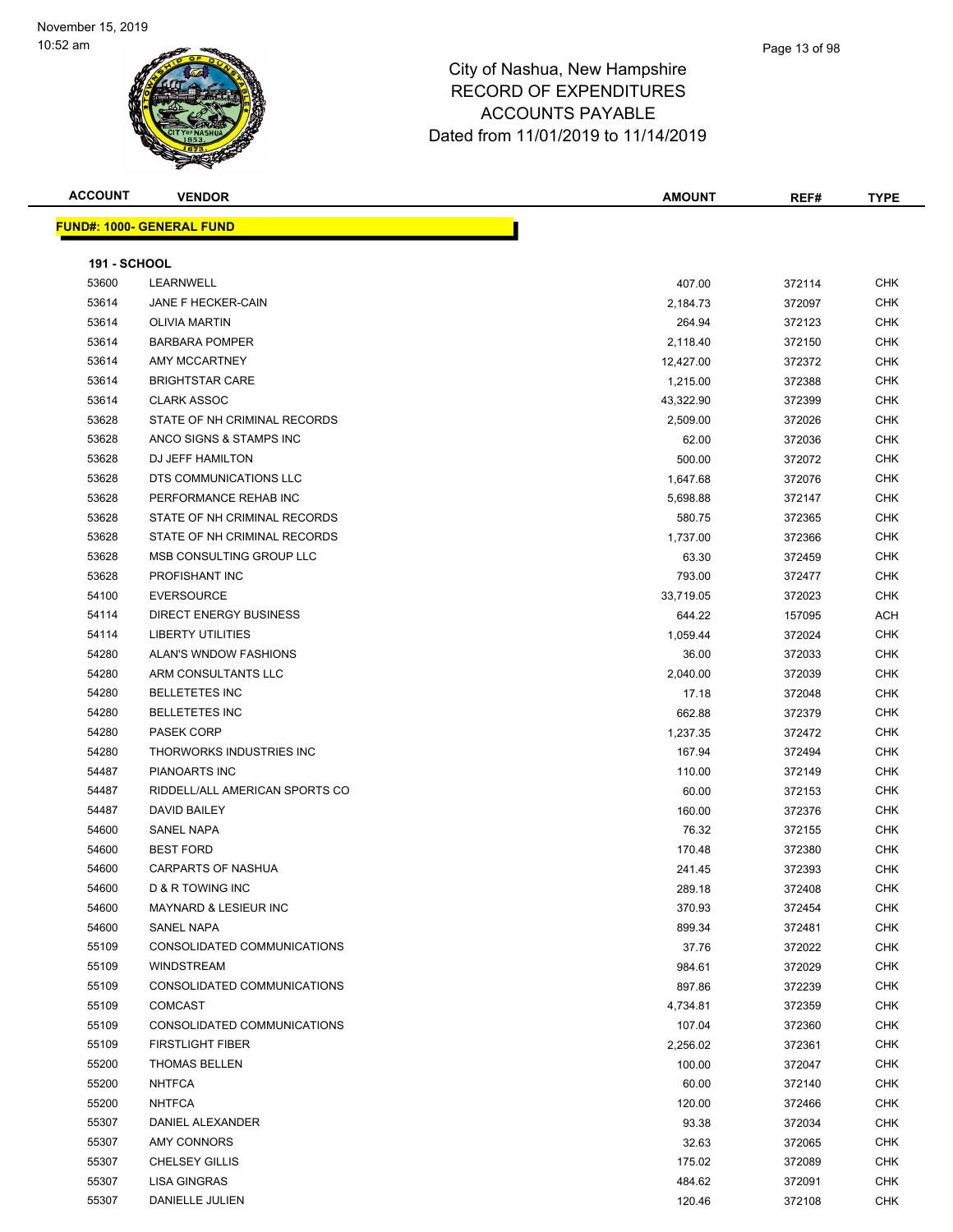# City of Nashua, New Hampshire
## RECORD OF EXPENDITURES
## ACCOUNTS PAYABLE
## Dated from 11/01/2019 to 11/14/2019

**FUND#: 1000- GENERAL FUND**

**191 - SCHOOL**

| ACCOUNT | VENDOR | AMOUNT | REF# | TYPE |
|---|---|---|---|---|
| 53600 | LEARNWELL | 407.00 | 372114 | CHK |
| 53614 | JANE F HECKER-CAIN | 2,184.73 | 372097 | CHK |
| 53614 | OLIVIA MARTIN | 264.94 | 372123 | CHK |
| 53614 | BARBARA POMPER | 2,118.40 | 372150 | CHK |
| 53614 | AMY MCCARTNEY | 12,427.00 | 372372 | CHK |
| 53614 | BRIGHTSTAR CARE | 1,215.00 | 372388 | CHK |
| 53614 | CLARK ASSOC | 43,322.90 | 372399 | CHK |
| 53628 | STATE OF NH CRIMINAL RECORDS | 2,509.00 | 372026 | CHK |
| 53628 | ANCO SIGNS & STAMPS INC | 62.00 | 372036 | CHK |
| 53628 | DJ JEFF HAMILTON | 500.00 | 372072 | CHK |
| 53628 | DTS COMMUNICATIONS LLC | 1,647.68 | 372076 | CHK |
| 53628 | PERFORMANCE REHAB INC | 5,698.88 | 372147 | CHK |
| 53628 | STATE OF NH CRIMINAL RECORDS | 580.75 | 372365 | CHK |
| 53628 | STATE OF NH CRIMINAL RECORDS | 1,737.00 | 372366 | CHK |
| 53628 | MSB CONSULTING GROUP LLC | 63.30 | 372459 | CHK |
| 53628 | PROFISHANT INC | 793.00 | 372477 | CHK |
| 54100 | EVERSOURCE | 33,719.05 | 372023 | CHK |
| 54114 | DIRECT ENERGY BUSINESS | 644.22 | 157095 | ACH |
| 54114 | LIBERTY UTILITIES | 1,059.44 | 372024 | CHK |
| 54280 | ALAN'S WNDOW FASHIONS | 36.00 | 372033 | CHK |
| 54280 | ARM CONSULTANTS LLC | 2,040.00 | 372039 | CHK |
| 54280 | BELLETETES INC | 17.18 | 372048 | CHK |
| 54280 | BELLETETES INC | 662.88 | 372379 | CHK |
| 54280 | PASEK CORP | 1,237.35 | 372472 | CHK |
| 54280 | THORWORKS INDUSTRIES INC | 167.94 | 372494 | CHK |
| 54487 | PIANOARTS INC | 110.00 | 372149 | CHK |
| 54487 | RIDDELL/ALL AMERICAN SPORTS CO | 60.00 | 372153 | CHK |
| 54487 | DAVID BAILEY | 160.00 | 372376 | CHK |
| 54600 | SANEL NAPA | 76.32 | 372155 | CHK |
| 54600 | BEST FORD | 170.48 | 372380 | CHK |
| 54600 | CARPARTS OF NASHUA | 241.45 | 372393 | CHK |
| 54600 | D & R TOWING INC | 289.18 | 372408 | CHK |
| 54600 | MAYNARD & LESIEUR INC | 370.93 | 372454 | CHK |
| 54600 | SANEL NAPA | 899.34 | 372481 | CHK |
| 55109 | CONSOLIDATED COMMUNICATIONS | 37.76 | 372022 | CHK |
| 55109 | WINDSTREAM | 984.61 | 372029 | CHK |
| 55109 | CONSOLIDATED COMMUNICATIONS | 897.86 | 372239 | CHK |
| 55109 | COMCAST | 4,734.81 | 372359 | CHK |
| 55109 | CONSOLIDATED COMMUNICATIONS | 107.04 | 372360 | CHK |
| 55109 | FIRSTLIGHT FIBER | 2,256.02 | 372361 | CHK |
| 55200 | THOMAS BELLEN | 100.00 | 372047 | CHK |
| 55200 | NHTFCA | 60.00 | 372140 | CHK |
| 55200 | NHTFCA | 120.00 | 372466 | CHK |
| 55307 | DANIEL ALEXANDER | 93.38 | 372034 | CHK |
| 55307 | AMY CONNORS | 32.63 | 372065 | CHK |
| 55307 | CHELSEY GILLIS | 175.02 | 372089 | CHK |
| 55307 | LISA GINGRAS | 484.62 | 372091 | CHK |
| 55307 | DANIELLE JULIEN | 120.46 | 372108 | CHK |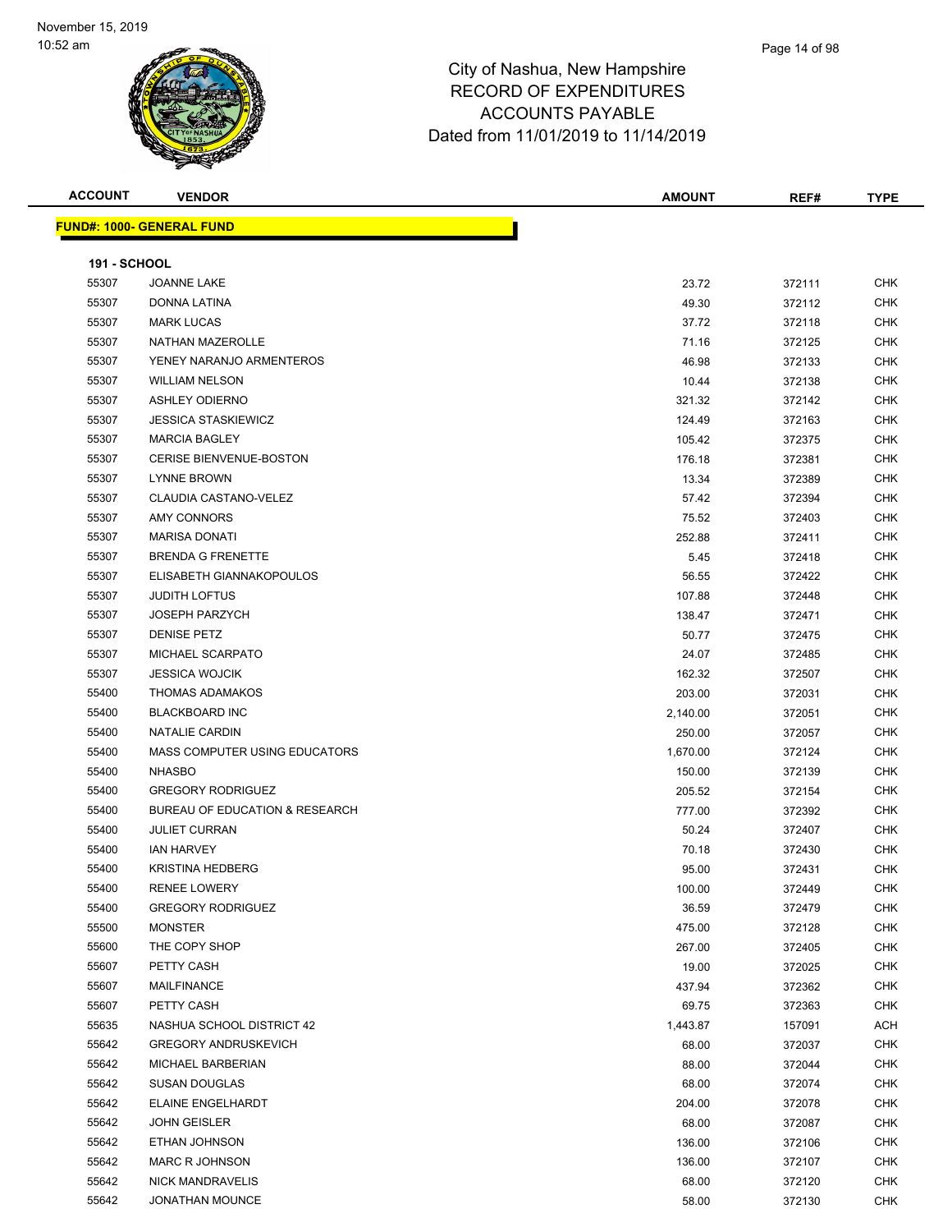# City of Nashua, New Hampshire
## RECORD OF EXPENDITURES
## ACCOUNTS PAYABLE
### Dated from 11/01/2019 to 11/14/2019

November 15, 2019
10:52 am

**FUND#: 1000- GENERAL FUND**

**191 - SCHOOL**

| ACCOUNT | VENDOR | AMOUNT | REF# | TYPE |
|---|---|---|---|---|
| 55307 | JOANNE LAKE | 23.72 | 372111 | CHK |
| 55307 | DONNA LATINA | 49.30 | 372112 | CHK |
| 55307 | MARK LUCAS | 37.72 | 372118 | CHK |
| 55307 | NATHAN MAZEROLLE | 71.16 | 372125 | CHK |
| 55307 | YENEY NARANJO ARMENTEROS | 46.98 | 372133 | CHK |
| 55307 | WILLIAM NELSON | 10.44 | 372138 | CHK |
| 55307 | ASHLEY ODIERNO | 321.32 | 372142 | CHK |
| 55307 | JESSICA STASKIEWICZ | 124.49 | 372163 | CHK |
| 55307 | MARCIA BAGLEY | 105.42 | 372375 | CHK |
| 55307 | CERISE BIENVENUE-BOSTON | 176.18 | 372381 | CHK |
| 55307 | LYNNE BROWN | 13.34 | 372389 | CHK |
| 55307 | CLAUDIA CASTANO-VELEZ | 57.42 | 372394 | CHK |
| 55307 | AMY CONNORS | 75.52 | 372403 | CHK |
| 55307 | MARISA DONATI | 252.88 | 372411 | CHK |
| 55307 | BRENDA G FRENETTE | 5.45 | 372418 | CHK |
| 55307 | ELISABETH GIANNAKOPOULOS | 56.55 | 372422 | CHK |
| 55307 | JUDITH LOFTUS | 107.88 | 372448 | CHK |
| 55307 | JOSEPH PARZYCH | 138.47 | 372471 | CHK |
| 55307 | DENISE PETZ | 50.77 | 372475 | CHK |
| 55307 | MICHAEL SCARPATO | 24.07 | 372485 | CHK |
| 55307 | JESSICA WOJCIK | 162.32 | 372507 | CHK |
| 55400 | THOMAS ADAMAKOS | 203.00 | 372031 | CHK |
| 55400 | BLACKBOARD INC | 2,140.00 | 372051 | CHK |
| 55400 | NATALIE CARDIN | 250.00 | 372057 | CHK |
| 55400 | MASS COMPUTER USING EDUCATORS | 1,670.00 | 372124 | CHK |
| 55400 | NHASBO | 150.00 | 372139 | CHK |
| 55400 | GREGORY RODRIGUEZ | 205.52 | 372154 | CHK |
| 55400 | BUREAU OF EDUCATION & RESEARCH | 777.00 | 372392 | CHK |
| 55400 | JULIET CURRAN | 50.24 | 372407 | CHK |
| 55400 | IAN HARVEY | 70.18 | 372430 | CHK |
| 55400 | KRISTINA HEDBERG | 95.00 | 372431 | CHK |
| 55400 | RENEE LOWERY | 100.00 | 372449 | CHK |
| 55400 | GREGORY RODRIGUEZ | 36.59 | 372479 | CHK |
| 55500 | MONSTER | 475.00 | 372128 | CHK |
| 55600 | THE COPY SHOP | 267.00 | 372405 | CHK |
| 55607 | PETTY CASH | 19.00 | 372025 | CHK |
| 55607 | MAILFINANCE | 437.94 | 372362 | CHK |
| 55607 | PETTY CASH | 69.75 | 372363 | CHK |
| 55635 | NASHUA SCHOOL DISTRICT 42 | 1,443.87 | 157091 | ACH |
| 55642 | GREGORY ANDRUSKEVICH | 68.00 | 372037 | CHK |
| 55642 | MICHAEL BARBERIAN | 88.00 | 372044 | CHK |
| 55642 | SUSAN DOUGLAS | 68.00 | 372074 | CHK |
| 55642 | ELAINE ENGELHARDT | 204.00 | 372078 | CHK |
| 55642 | JOHN GEISLER | 68.00 | 372087 | CHK |
| 55642 | ETHAN JOHNSON | 136.00 | 372106 | CHK |
| 55642 | MARC R JOHNSON | 136.00 | 372107 | CHK |
| 55642 | NICK MANDRAVELIS | 68.00 | 372120 | CHK |
| 55642 | JONATHAN MOUNCE | 58.00 | 372130 | CHK |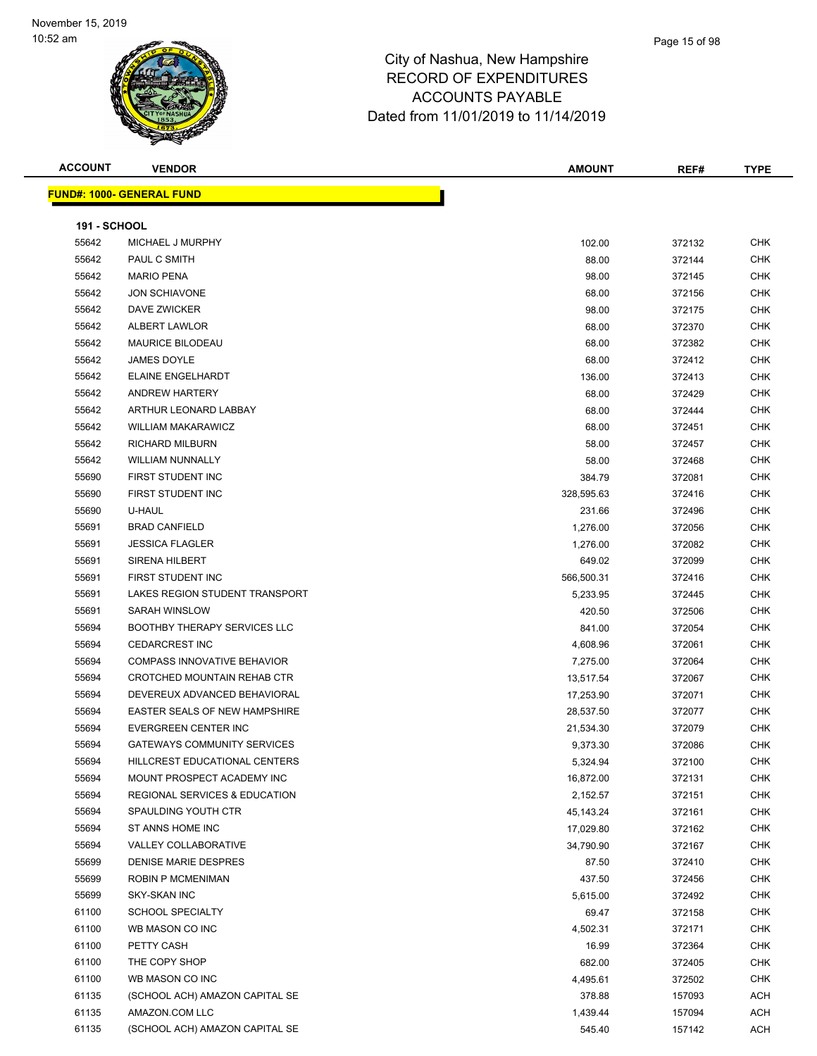# City of Nashua, New Hampshire
## RECORD OF EXPENDITURES
## ACCOUNTS PAYABLE
## Dated from 11/01/2019 to 11/14/2019

**FUND#: 1000- GENERAL FUND**

**191 - SCHOOL**

| ACCOUNT | VENDOR | AMOUNT | REF# | TYPE |
|---|---|---|---|---|
| 55642 | MICHAEL J MURPHY | 102.00 | 372132 | CHK |
| 55642 | PAUL C SMITH | 88.00 | 372144 | CHK |
| 55642 | MARIO PENA | 98.00 | 372145 | CHK |
| 55642 | JON SCHIAVONE | 68.00 | 372156 | CHK |
| 55642 | DAVE ZWICKER | 98.00 | 372175 | CHK |
| 55642 | ALBERT LAWLOR | 68.00 | 372370 | CHK |
| 55642 | MAURICE BILODEAU | 68.00 | 372382 | CHK |
| 55642 | JAMES DOYLE | 68.00 | 372412 | CHK |
| 55642 | ELAINE ENGELHARDT | 136.00 | 372413 | CHK |
| 55642 | ANDREW HARTERY | 68.00 | 372429 | CHK |
| 55642 | ARTHUR LEONARD LABBAY | 68.00 | 372444 | CHK |
| 55642 | WILLIAM MAKARAWICZ | 68.00 | 372451 | CHK |
| 55642 | RICHARD MILBURN | 58.00 | 372457 | CHK |
| 55642 | WILLIAM NUNNALLY | 58.00 | 372468 | CHK |
| 55690 | FIRST STUDENT INC | 384.79 | 372081 | CHK |
| 55690 | FIRST STUDENT INC | 328,595.63 | 372416 | CHK |
| 55690 | U-HAUL | 231.66 | 372496 | CHK |
| 55691 | BRAD CANFIELD | 1,276.00 | 372056 | CHK |
| 55691 | JESSICA FLAGLER | 1,276.00 | 372082 | CHK |
| 55691 | SIRENA HILBERT | 649.02 | 372099 | CHK |
| 55691 | FIRST STUDENT INC | 566,500.31 | 372416 | CHK |
| 55691 | LAKES REGION STUDENT TRANSPORT | 5,233.95 | 372445 | CHK |
| 55691 | SARAH WINSLOW | 420.50 | 372506 | CHK |
| 55694 | BOOTHBY THERAPY SERVICES LLC | 841.00 | 372054 | CHK |
| 55694 | CEDARCREST INC | 4,608.96 | 372061 | CHK |
| 55694 | COMPASS INNOVATIVE BEHAVIOR | 7,275.00 | 372064 | CHK |
| 55694 | CROTCHED MOUNTAIN REHAB CTR | 13,517.54 | 372067 | CHK |
| 55694 | DEVEREUX ADVANCED BEHAVIORAL | 17,253.90 | 372071 | CHK |
| 55694 | EASTER SEALS OF NEW HAMPSHIRE | 28,537.50 | 372077 | CHK |
| 55694 | EVERGREEN CENTER INC | 21,534.30 | 372079 | CHK |
| 55694 | GATEWAYS COMMUNITY SERVICES | 9,373.30 | 372086 | CHK |
| 55694 | HILLCREST EDUCATIONAL CENTERS | 5,324.94 | 372100 | CHK |
| 55694 | MOUNT PROSPECT ACADEMY INC | 16,872.00 | 372131 | CHK |
| 55694 | REGIONAL SERVICES & EDUCATION | 2,152.57 | 372151 | CHK |
| 55694 | SPAULDING YOUTH CTR | 45,143.24 | 372161 | CHK |
| 55694 | ST ANNS HOME INC | 17,029.80 | 372162 | CHK |
| 55694 | VALLEY COLLABORATIVE | 34,790.90 | 372167 | CHK |
| 55699 | DENISE MARIE DESPRES | 87.50 | 372410 | CHK |
| 55699 | ROBIN P MCMENIMAN | 437.50 | 372456 | CHK |
| 55699 | SKY-SKAN INC | 5,615.00 | 372492 | CHK |
| 61100 | SCHOOL SPECIALTY | 69.47 | 372158 | CHK |
| 61100 | WB MASON CO INC | 4,502.31 | 372171 | CHK |
| 61100 | PETTY CASH | 16.99 | 372364 | CHK |
| 61100 | THE COPY SHOP | 682.00 | 372405 | CHK |
| 61100 | WB MASON CO INC | 4,495.61 | 372502 | CHK |
| 61135 | (SCHOOL ACH) AMAZON CAPITAL SE | 378.88 | 157093 | ACH |
| 61135 | AMAZON.COM LLC | 1,439.44 | 157094 | ACH |
| 61135 | (SCHOOL ACH) AMAZON CAPITAL SE | 545.40 | 157142 | ACH |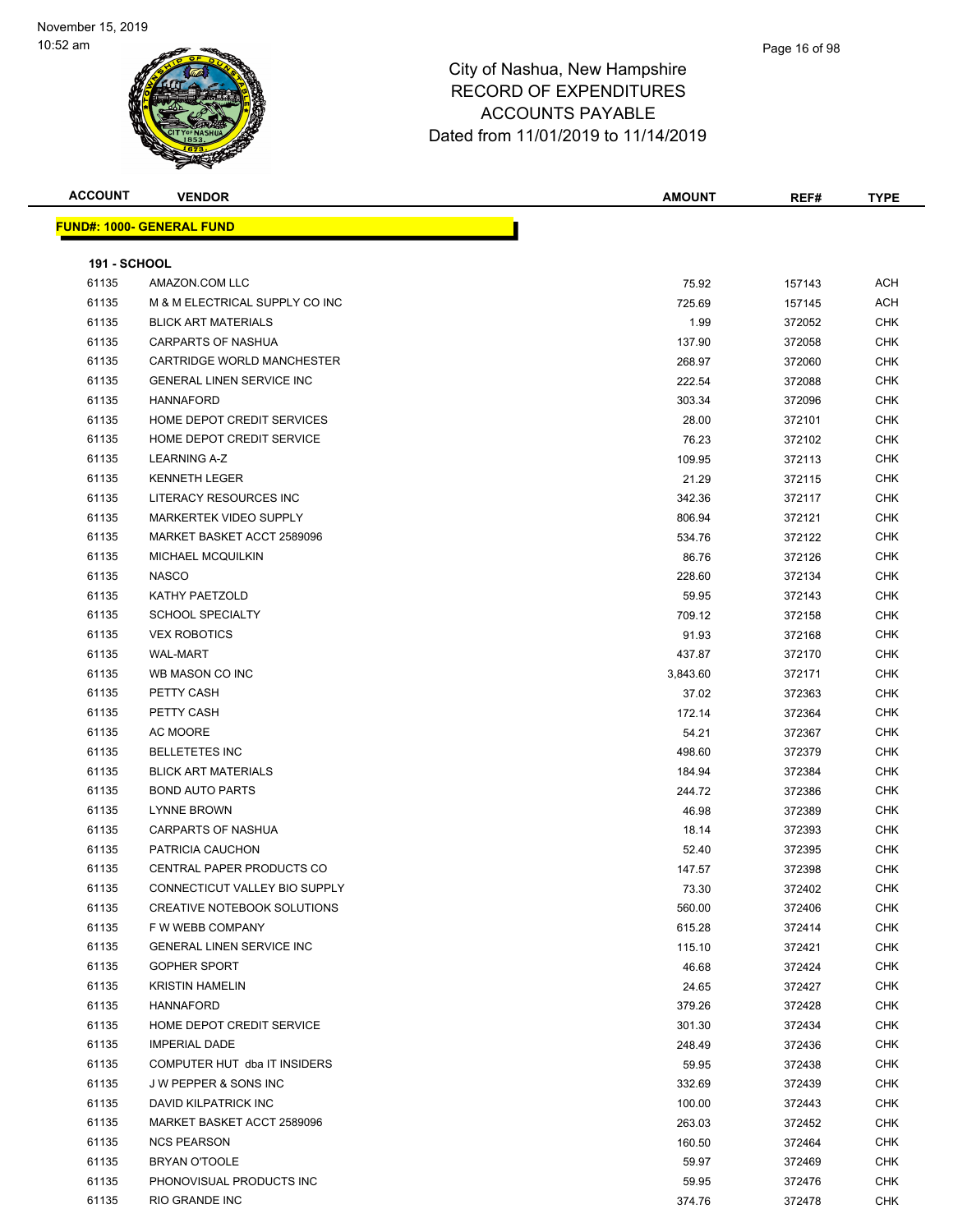# City of Nashua, New Hampshire
# RECORD OF EXPENDITURES
# ACCOUNTS PAYABLE
# Dated from 11/01/2019 to 11/14/2019

November 15, 2019
10:52 am

## FUND#: 1000- GENERAL FUND

### 191 - SCHOOL

| ACCOUNT | VENDOR | AMOUNT | REF# | TYPE |
|---|---|---|---|---|
| 61135 | AMAZON.COM LLC | 75.92 | 157143 | ACH |
| 61135 | M & M ELECTRICAL SUPPLY CO INC | 725.69 | 157145 | ACH |
| 61135 | BLICK ART MATERIALS | 1.99 | 372052 | CHK |
| 61135 | CARPARTS OF NASHUA | 137.90 | 372058 | CHK |
| 61135 | CARTRIDGE WORLD MANCHESTER | 268.97 | 372060 | CHK |
| 61135 | GENERAL LINEN SERVICE INC | 222.54 | 372088 | CHK |
| 61135 | HANNAFORD | 303.34 | 372096 | CHK |
| 61135 | HOME DEPOT CREDIT SERVICES | 28.00 | 372101 | CHK |
| 61135 | HOME DEPOT CREDIT SERVICE | 76.23 | 372102 | CHK |
| 61135 | LEARNING A-Z | 109.95 | 372113 | CHK |
| 61135 | KENNETH LEGER | 21.29 | 372115 | CHK |
| 61135 | LITERACY RESOURCES INC | 342.36 | 372117 | CHK |
| 61135 | MARKERTEK VIDEO SUPPLY | 806.94 | 372121 | CHK |
| 61135 | MARKET BASKET ACCT 2589096 | 534.76 | 372122 | CHK |
| 61135 | MICHAEL MCQUILKIN | 86.76 | 372126 | CHK |
| 61135 | NASCO | 228.60 | 372134 | CHK |
| 61135 | KATHY PAETZOLD | 59.95 | 372143 | CHK |
| 61135 | SCHOOL SPECIALTY | 709.12 | 372158 | CHK |
| 61135 | VEX ROBOTICS | 91.93 | 372168 | CHK |
| 61135 | WAL-MART | 437.87 | 372170 | CHK |
| 61135 | WB MASON CO INC | 3,843.60 | 372171 | CHK |
| 61135 | PETTY CASH | 37.02 | 372363 | CHK |
| 61135 | PETTY CASH | 172.14 | 372364 | CHK |
| 61135 | AC MOORE | 54.21 | 372367 | CHK |
| 61135 | BELLETETES INC | 498.60 | 372379 | CHK |
| 61135 | BLICK ART MATERIALS | 184.94 | 372384 | CHK |
| 61135 | BOND AUTO PARTS | 244.72 | 372386 | CHK |
| 61135 | LYNNE BROWN | 46.98 | 372389 | CHK |
| 61135 | CARPARTS OF NASHUA | 18.14 | 372393 | CHK |
| 61135 | PATRICIA CAUCHON | 52.40 | 372395 | CHK |
| 61135 | CENTRAL PAPER PRODUCTS CO | 147.57 | 372398 | CHK |
| 61135 | CONNECTICUT VALLEY BIO SUPPLY | 73.30 | 372402 | CHK |
| 61135 | CREATIVE NOTEBOOK SOLUTIONS | 560.00 | 372406 | CHK |
| 61135 | F W WEBB COMPANY | 615.28 | 372414 | CHK |
| 61135 | GENERAL LINEN SERVICE INC | 115.10 | 372421 | CHK |
| 61135 | GOPHER SPORT | 46.68 | 372424 | CHK |
| 61135 | KRISTIN HAMELIN | 24.65 | 372427 | CHK |
| 61135 | HANNAFORD | 379.26 | 372428 | CHK |
| 61135 | HOME DEPOT CREDIT SERVICE | 301.30 | 372434 | CHK |
| 61135 | IMPERIAL DADE | 248.49 | 372436 | CHK |
| 61135 | COMPUTER HUT dba IT INSIDERS | 59.95 | 372438 | CHK |
| 61135 | J W PEPPER & SONS INC | 332.69 | 372439 | CHK |
| 61135 | DAVID KILPATRICK INC | 100.00 | 372443 | CHK |
| 61135 | MARKET BASKET ACCT 2589096 | 263.03 | 372452 | CHK |
| 61135 | NCS PEARSON | 160.50 | 372464 | CHK |
| 61135 | BRYAN O'TOOLE | 59.97 | 372469 | CHK |
| 61135 | PHONOVISUAL PRODUCTS INC | 59.95 | 372476 | CHK |
| 61135 | RIO GRANDE INC | 374.76 | 372478 | CHK |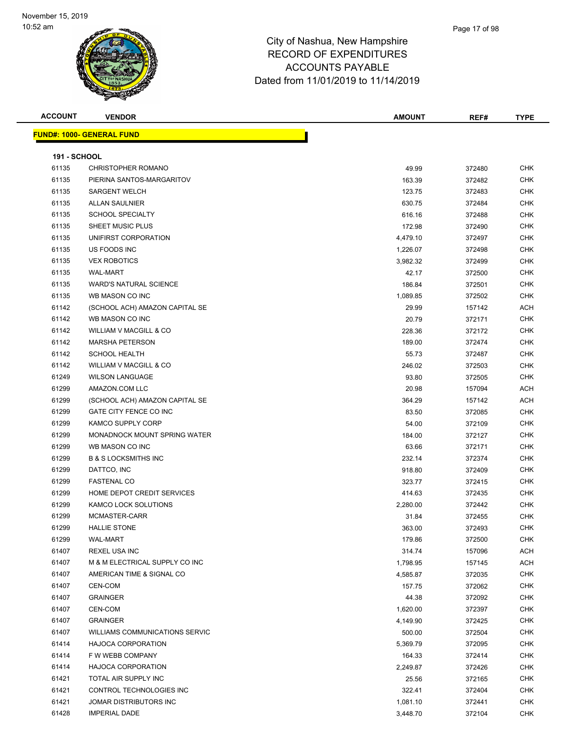# City of Nashua, New Hampshire
# RECORD OF EXPENDITURES
# ACCOUNTS PAYABLE
# Dated from 11/01/2019 to 11/14/2019

November 15, 2019
10:52 am

| ACCOUNT | VENDOR | AMOUNT | REF# | TYPE |
|---|---|---|---|---|

**FUND#: 1000- GENERAL FUND**

**191 - SCHOOL**

| ACCOUNT | VENDOR | AMOUNT | REF# | TYPE |
|---|---|---|---|---|
| 61135 | CHRISTOPHER ROMANO | 49.99 | 372480 | CHK |
| 61135 | PIERINA SANTOS-MARGARITOV | 163.39 | 372482 | CHK |
| 61135 | SARGENT WELCH | 123.75 | 372483 | CHK |
| 61135 | ALLAN SAULNIER | 630.75 | 372484 | CHK |
| 61135 | SCHOOL SPECIALTY | 616.16 | 372488 | CHK |
| 61135 | SHEET MUSIC PLUS | 172.98 | 372490 | CHK |
| 61135 | UNIFIRST CORPORATION | 4,479.10 | 372497 | CHK |
| 61135 | US FOODS INC | 1,226.07 | 372498 | CHK |
| 61135 | VEX ROBOTICS | 3,982.32 | 372499 | CHK |
| 61135 | WAL-MART | 42.17 | 372500 | CHK |
| 61135 | WARD'S NATURAL SCIENCE | 186.84 | 372501 | CHK |
| 61135 | WB MASON CO INC | 1,089.85 | 372502 | CHK |
| 61142 | (SCHOOL ACH) AMAZON CAPITAL SE | 29.99 | 157142 | ACH |
| 61142 | WB MASON CO INC | 20.79 | 372171 | CHK |
| 61142 | WILLIAM V MACGILL & CO | 228.36 | 372172 | CHK |
| 61142 | MARSHA PETERSON | 189.00 | 372474 | CHK |
| 61142 | SCHOOL HEALTH | 55.73 | 372487 | CHK |
| 61142 | WILLIAM V MACGILL & CO | 246.02 | 372503 | CHK |
| 61249 | WILSON LANGUAGE | 93.80 | 372505 | CHK |
| 61299 | AMAZON.COM LLC | 20.98 | 157094 | ACH |
| 61299 | (SCHOOL ACH) AMAZON CAPITAL SE | 364.29 | 157142 | ACH |
| 61299 | GATE CITY FENCE CO INC | 83.50 | 372085 | CHK |
| 61299 | KAMCO SUPPLY CORP | 54.00 | 372109 | CHK |
| 61299 | MONADNOCK MOUNT SPRING WATER | 184.00 | 372127 | CHK |
| 61299 | WB MASON CO INC | 63.66 | 372171 | CHK |
| 61299 | B & S LOCKSMITHS INC | 232.14 | 372374 | CHK |
| 61299 | DATTCO, INC | 918.80 | 372409 | CHK |
| 61299 | FASTENAL CO | 323.77 | 372415 | CHK |
| 61299 | HOME DEPOT CREDIT SERVICES | 414.63 | 372435 | CHK |
| 61299 | KAMCO LOCK SOLUTIONS | 2,280.00 | 372442 | CHK |
| 61299 | MCMASTER-CARR | 31.84 | 372455 | CHK |
| 61299 | HALLIE STONE | 363.00 | 372493 | CHK |
| 61299 | WAL-MART | 179.86 | 372500 | CHK |
| 61407 | REXEL USA INC | 314.74 | 157096 | ACH |
| 61407 | M & M ELECTRICAL SUPPLY CO INC | 1,798.95 | 157145 | ACH |
| 61407 | AMERICAN TIME & SIGNAL CO | 4,585.87 | 372035 | CHK |
| 61407 | CEN-COM | 157.75 | 372062 | CHK |
| 61407 | GRAINGER | 44.38 | 372092 | CHK |
| 61407 | CEN-COM | 1,620.00 | 372397 | CHK |
| 61407 | GRAINGER | 4,149.90 | 372425 | CHK |
| 61407 | WILLIAMS COMMUNICATIONS SERVIC | 500.00 | 372504 | CHK |
| 61414 | HAJOCA CORPORATION | 5,369.79 | 372095 | CHK |
| 61414 | F W WEBB COMPANY | 164.33 | 372414 | CHK |
| 61414 | HAJOCA CORPORATION | 2,249.87 | 372426 | CHK |
| 61421 | TOTAL AIR SUPPLY INC | 25.56 | 372165 | CHK |
| 61421 | CONTROL TECHNOLOGIES INC | 322.41 | 372404 | CHK |
| 61421 | JOMAR DISTRIBUTORS INC | 1,081.10 | 372441 | CHK |
| 61428 | IMPERIAL DADE | 3,448.70 | 372104 | CHK |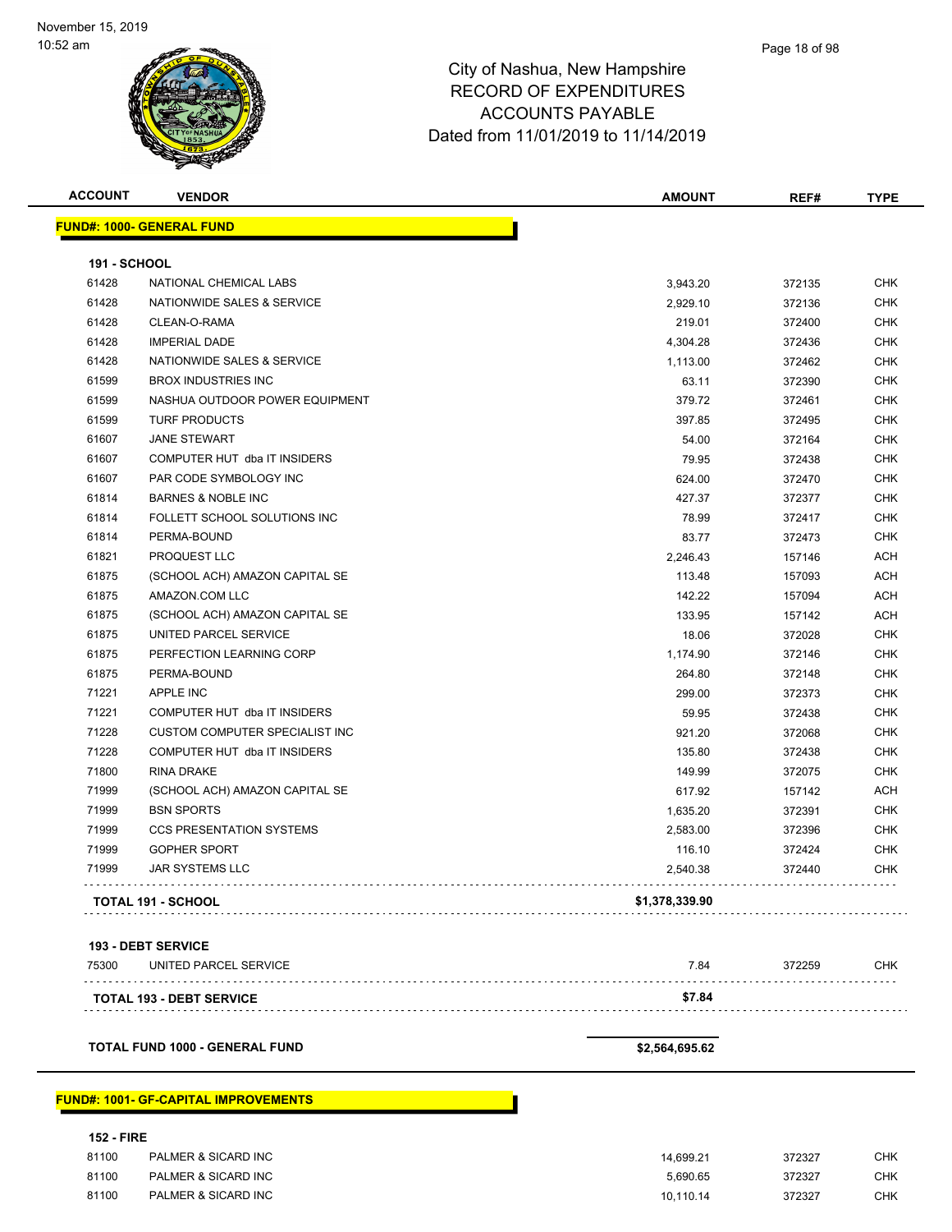City of Nashua, New Hampshire
RECORD OF EXPENDITURES
ACCOUNTS PAYABLE
Dated from 11/01/2019 to 11/14/2019

| ACCOUNT | VENDOR | AMOUNT | REF# | TYPE |
|---|---|---|---|---|
| **FUND#: 1000- GENERAL FUND** | | | | |
| **191 - SCHOOL** | | | | |
| 61428 | NATIONAL CHEMICAL LABS | 3,943.20 | 372135 | CHK |
| 61428 | NATIONWIDE SALES & SERVICE | 2,929.10 | 372136 | CHK |
| 61428 | CLEAN-O-RAMA | 219.01 | 372400 | CHK |
| 61428 | IMPERIAL DADE | 4,304.28 | 372436 | CHK |
| 61428 | NATIONWIDE SALES & SERVICE | 1,113.00 | 372462 | CHK |
| 61599 | BROX INDUSTRIES INC | 63.11 | 372390 | CHK |
| 61599 | NASHUA OUTDOOR POWER EQUIPMENT | 379.72 | 372461 | CHK |
| 61599 | TURF PRODUCTS | 397.85 | 372495 | CHK |
| 61607 | JANE STEWART | 54.00 | 372164 | CHK |
| 61607 | COMPUTER HUT dba IT INSIDERS | 79.95 | 372438 | CHK |
| 61607 | PAR CODE SYMBOLOGY INC | 624.00 | 372470 | CHK |
| 61814 | BARNES & NOBLE INC | 427.37 | 372377 | CHK |
| 61814 | FOLLETT SCHOOL SOLUTIONS INC | 78.99 | 372417 | CHK |
| 61814 | PERMA-BOUND | 83.77 | 372473 | CHK |
| 61821 | PROQUEST LLC | 2,246.43 | 157146 | ACH |
| 61875 | (SCHOOL ACH) AMAZON CAPITAL SE | 113.48 | 157093 | ACH |
| 61875 | AMAZON.COM LLC | 142.22 | 157094 | ACH |
| 61875 | (SCHOOL ACH) AMAZON CAPITAL SE | 133.95 | 157142 | ACH |
| 61875 | UNITED PARCEL SERVICE | 18.06 | 372028 | CHK |
| 61875 | PERFECTION LEARNING CORP | 1,174.90 | 372146 | CHK |
| 61875 | PERMA-BOUND | 264.80 | 372148 | CHK |
| 71221 | APPLE INC | 299.00 | 372373 | CHK |
| 71221 | COMPUTER HUT dba IT INSIDERS | 59.95 | 372438 | CHK |
| 71228 | CUSTOM COMPUTER SPECIALIST INC | 921.20 | 372068 | CHK |
| 71228 | COMPUTER HUT dba IT INSIDERS | 135.80 | 372438 | CHK |
| 71800 | RINA DRAKE | 149.99 | 372075 | CHK |
| 71999 | (SCHOOL ACH) AMAZON CAPITAL SE | 617.92 | 157142 | ACH |
| 71999 | BSN SPORTS | 1,635.20 | 372391 | CHK |
| 71999 | CCS PRESENTATION SYSTEMS | 2,583.00 | 372396 | CHK |
| 71999 | GOPHER SPORT | 116.10 | 372424 | CHK |
| 71999 | JAR SYSTEMS LLC | 2,540.38 | 372440 | CHK |
| **TOTAL 191 - SCHOOL** | | **$1,378,339.90** | | |
| **193 - DEBT SERVICE** | | | | |
| 75300 | UNITED PARCEL SERVICE | 7.84 | 372259 | CHK |
| **TOTAL 193 - DEBT SERVICE** | | **$7.84** | | |
| **TOTAL FUND 1000 - GENERAL FUND** | | **$2,564,695.62** | | |
| **FUND#: 1001- GF-CAPITAL IMPROVEMENTS** | | | | |
| **152 - FIRE** | | | | |
| 81100 | PALMER & SICARD INC | 14,699.21 | 372327 | CHK |
| 81100 | PALMER & SICARD INC | 5,690.65 | 372327 | CHK |
| 81100 | PALMER & SICARD INC | 10,110.14 | 372327 | CHK |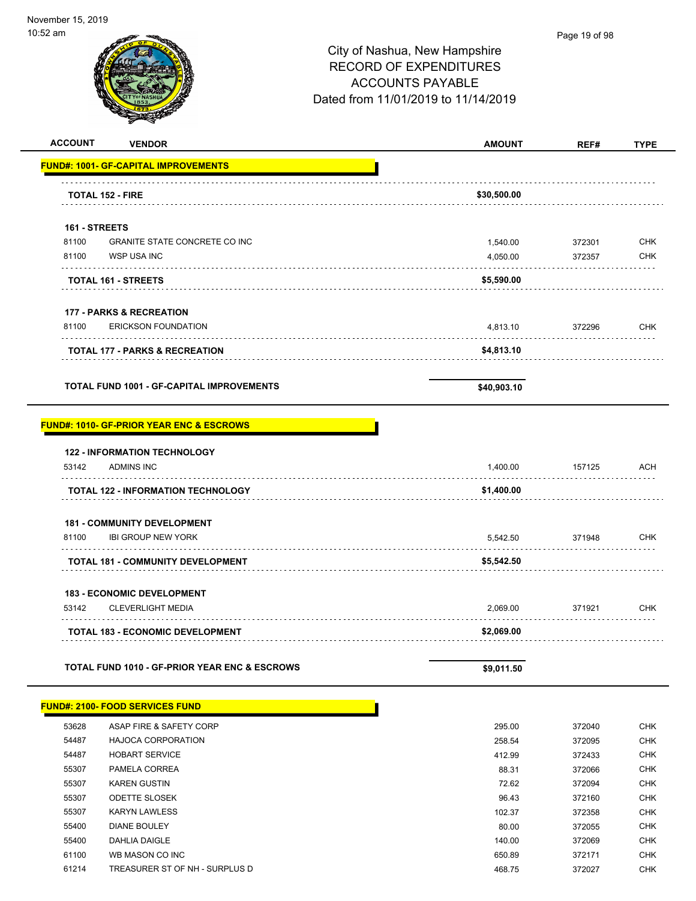City of Nashua, New Hampshire
RECORD OF EXPENDITURES
ACCOUNTS PAYABLE
Dated from 11/01/2019 to 11/14/2019

| ACCOUNT | VENDOR | AMOUNT | REF# | TYPE |
|---|---|---|---|---|
| **FUND#: 1001- GF-CAPITAL IMPROVEMENTS** | | | | |
| | **TOTAL 152 - FIRE** | **$30,500.00** | | |
| **161 - STREETS** | | | | |
| 81100 | GRANITE STATE CONCRETE CO INC | 1,540.00 | 372301 | CHK |
| 81100 | WSP USA INC | 4,050.00 | 372357 | CHK |
| | **TOTAL 161 - STREETS** | **$5,590.00** | | |
| **177 - PARKS & RECREATION** | | | | |
| 81100 | ERICKSON FOUNDATION | 4,813.10 | 372296 | CHK |
| | **TOTAL 177 - PARKS & RECREATION** | **$4,813.10** | | |
| | **TOTAL FUND 1001 - GF-CAPITAL IMPROVEMENTS** | **$40,903.10** | | |
| **FUND#: 1010- GF-PRIOR YEAR ENC & ESCROWS** | | | | |
| **122 - INFORMATION TECHNOLOGY** | | | | |
| 53142 | ADMINS INC | 1,400.00 | 157125 | ACH |
| | **TOTAL 122 - INFORMATION TECHNOLOGY** | **$1,400.00** | | |
| **181 - COMMUNITY DEVELOPMENT** | | | | |
| 81100 | IBI GROUP NEW YORK | 5,542.50 | 371948 | CHK |
| | **TOTAL 181 - COMMUNITY DEVELOPMENT** | **$5,542.50** | | |
| **183 - ECONOMIC DEVELOPMENT** | | | | |
| 53142 | CLEVERLIGHT MEDIA | 2,069.00 | 371921 | CHK |
| | **TOTAL 183 - ECONOMIC DEVELOPMENT** | **$2,069.00** | | |
| | **TOTAL FUND 1010 - GF-PRIOR YEAR ENC & ESCROWS** | **$9,011.50** | | |
| **FUND#: 2100- FOOD SERVICES FUND** | | | | |
| 53628 | ASAP FIRE & SAFETY CORP | 295.00 | 372040 | CHK |
| 54487 | HAJOCA CORPORATION | 258.54 | 372095 | CHK |
| 54487 | HOBART SERVICE | 412.99 | 372433 | CHK |
| 55307 | PAMELA CORREA | 88.31 | 372066 | CHK |
| 55307 | KAREN GUSTIN | 72.62 | 372094 | CHK |
| 55307 | ODETTE SLOSEK | 96.43 | 372160 | CHK |
| 55307 | KARYN LAWLESS | 102.37 | 372358 | CHK |
| 55400 | DIANE BOULEY | 80.00 | 372055 | CHK |
| 55400 | DAHLIA DAIGLE | 140.00 | 372069 | CHK |
| 61100 | WB MASON CO INC | 650.89 | 372171 | CHK |
| 61214 | TREASURER ST OF NH - SURPLUS D | 468.75 | 372027 | CHK |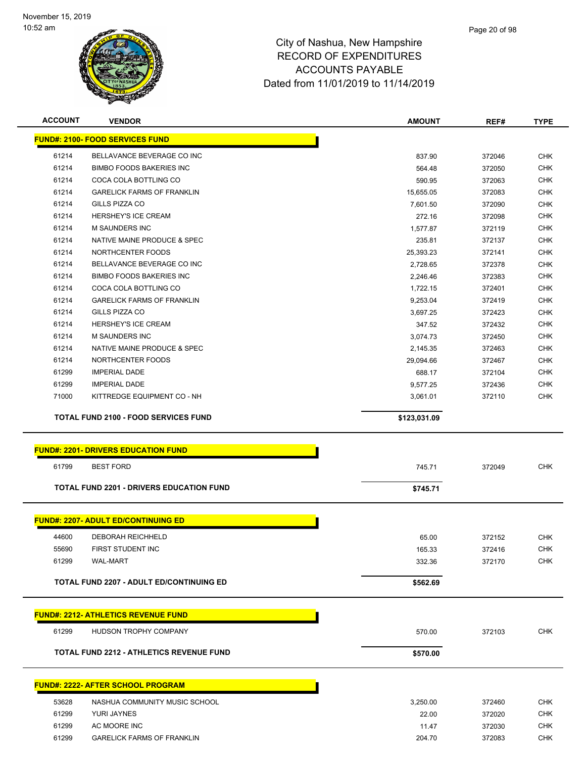# City of Nashua, New Hampshire
## RECORD OF EXPENDITURES
## ACCOUNTS PAYABLE
## Dated from 11/01/2019 to 11/14/2019

| ACCOUNT | VENDOR | AMOUNT | REF# | TYPE |
|---|---|---|---|---|
| **FUND#: 2100- FOOD SERVICES FUND** | | | | |
| 61214 | BELLAVANCE BEVERAGE CO INC | 837.90 | 372046 | CHK |
| 61214 | BIMBO FOODS BAKERIES INC | 564.48 | 372050 | CHK |
| 61214 | COCA COLA BOTTLING CO | 590.95 | 372063 | CHK |
| 61214 | GARELICK FARMS OF FRANKLIN | 15,655.05 | 372083 | CHK |
| 61214 | GILLS PIZZA CO | 7,601.50 | 372090 | CHK |
| 61214 | HERSHEY'S ICE CREAM | 272.16 | 372098 | CHK |
| 61214 | M SAUNDERS INC | 1,577.87 | 372119 | CHK |
| 61214 | NATIVE MAINE PRODUCE & SPEC | 235.81 | 372137 | CHK |
| 61214 | NORTHCENTER FOODS | 25,393.23 | 372141 | CHK |
| 61214 | BELLAVANCE BEVERAGE CO INC | 2,728.65 | 372378 | CHK |
| 61214 | BIMBO FOODS BAKERIES INC | 2,246.46 | 372383 | CHK |
| 61214 | COCA COLA BOTTLING CO | 1,722.15 | 372401 | CHK |
| 61214 | GARELICK FARMS OF FRANKLIN | 9,253.04 | 372419 | CHK |
| 61214 | GILLS PIZZA CO | 3,697.25 | 372423 | CHK |
| 61214 | HERSHEY'S ICE CREAM | 347.52 | 372432 | CHK |
| 61214 | M SAUNDERS INC | 3,074.73 | 372450 | CHK |
| 61214 | NATIVE MAINE PRODUCE & SPEC | 2,145.35 | 372463 | CHK |
| 61214 | NORTHCENTER FOODS | 29,094.66 | 372467 | CHK |
| 61299 | IMPERIAL DADE | 688.17 | 372104 | CHK |
| 61299 | IMPERIAL DADE | 9,577.25 | 372436 | CHK |
| 71000 | KITTREDGE EQUIPMENT CO - NH | 3,061.01 | 372110 | CHK |
| | **TOTAL FUND 2100 - FOOD SERVICES FUND** | **$123,031.09** | | |
| **FUND#: 2201- DRIVERS EDUCATION FUND** | | | | |
| 61799 | BEST FORD | 745.71 | 372049 | CHK |
| | **TOTAL FUND 2201 - DRIVERS EDUCATION FUND** | **$745.71** | | |
| **FUND#: 2207- ADULT ED/CONTINUING ED** | | | | |
| 44600 | DEBORAH REICHHELD | 65.00 | 372152 | CHK |
| 55690 | FIRST STUDENT INC | 165.33 | 372416 | CHK |
| 61299 | WAL-MART | 332.36 | 372170 | CHK |
| | **TOTAL FUND 2207 - ADULT ED/CONTINUING ED** | **$562.69** | | |
| **FUND#: 2212- ATHLETICS REVENUE FUND** | | | | |
| 61299 | HUDSON TROPHY COMPANY | 570.00 | 372103 | CHK |
| | **TOTAL FUND 2212 - ATHLETICS REVENUE FUND** | **$570.00** | | |
| **FUND#: 2222- AFTER SCHOOL PROGRAM** | | | | |
| 53628 | NASHUA COMMUNITY MUSIC SCHOOL | 3,250.00 | 372460 | CHK |
| 61299 | YURI JAYNES | 22.00 | 372020 | CHK |
| 61299 | AC MOORE INC | 11.47 | 372030 | CHK |
| 61299 | GARELICK FARMS OF FRANKLIN | 204.70 | 372083 | CHK |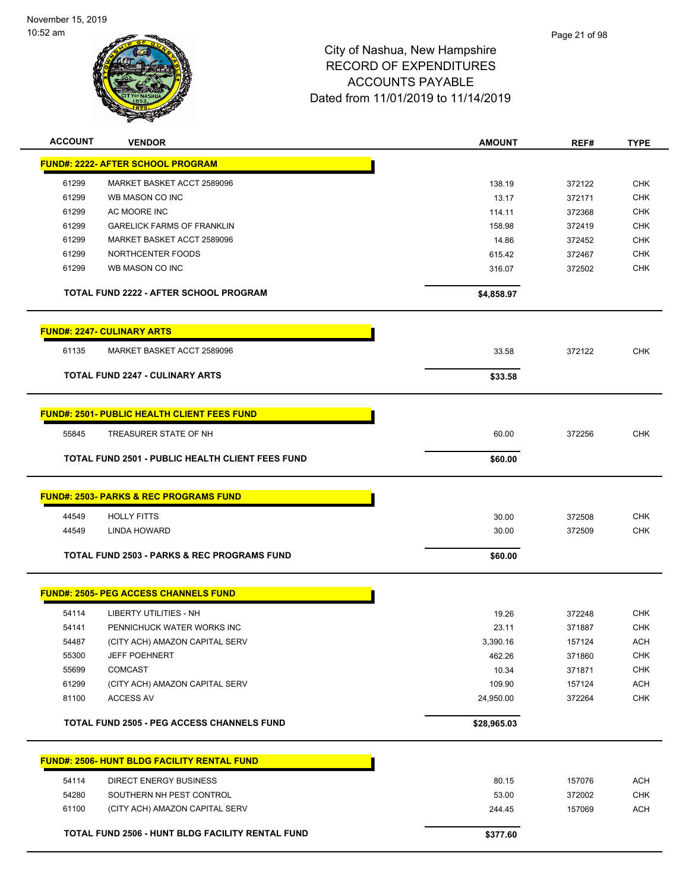# City of Nashua, New Hampshire
## RECORD OF EXPENDITURES
## ACCOUNTS PAYABLE
## Dated from 11/01/2019 to 11/14/2019

| ACCOUNT | VENDOR | AMOUNT | REF# | TYPE |
|---|---|---|---|---|
| **FUND#: 2222- AFTER SCHOOL PROGRAM** | | | | |
| 61299 | MARKET BASKET ACCT 2589096 | 138.19 | 372122 | CHK |
| 61299 | WB MASON CO INC | 13.17 | 372171 | CHK |
| 61299 | AC MOORE INC | 114.11 | 372368 | CHK |
| 61299 | GARELICK FARMS OF FRANKLIN | 158.98 | 372419 | CHK |
| 61299 | MARKET BASKET ACCT 2589096 | 14.86 | 372452 | CHK |
| 61299 | NORTHCENTER FOODS | 615.42 | 372467 | CHK |
| 61299 | WB MASON CO INC | 316.07 | 372502 | CHK |
| | **TOTAL FUND 2222 - AFTER SCHOOL PROGRAM** | **$4,858.97** | | |
| **FUND#: 2247- CULINARY ARTS** | | | | |
| 61135 | MARKET BASKET ACCT 2589096 | 33.58 | 372122 | CHK |
| | **TOTAL FUND 2247 - CULINARY ARTS** | **$33.58** | | |
| **FUND#: 2501- PUBLIC HEALTH CLIENT FEES FUND** | | | | |
| 55845 | TREASURER STATE OF NH | 60.00 | 372256 | CHK |
| | **TOTAL FUND 2501 - PUBLIC HEALTH CLIENT FEES FUND** | **$60.00** | | |
| **FUND#: 2503- PARKS & REC PROGRAMS FUND** | | | | |
| 44549 | HOLLY FITTS | 30.00 | 372508 | CHK |
| 44549 | LINDA HOWARD | 30.00 | 372509 | CHK |
| | **TOTAL FUND 2503 - PARKS & REC PROGRAMS FUND** | **$60.00** | | |
| **FUND#: 2505- PEG ACCESS CHANNELS FUND** | | | | |
| 54114 | LIBERTY UTILITIES - NH | 19.26 | 372248 | CHK |
| 54141 | PENNICHUCK WATER WORKS INC | 23.11 | 371887 | CHK |
| 54487 | (CITY ACH) AMAZON CAPITAL SERV | 3,390.16 | 157124 | ACH |
| 55300 | JEFF POEHNERT | 462.26 | 371860 | CHK |
| 55699 | COMCAST | 10.34 | 371871 | CHK |
| 61299 | (CITY ACH) AMAZON CAPITAL SERV | 109.90 | 157124 | ACH |
| 81100 | ACCESS AV | 24,950.00 | 372264 | CHK |
| | **TOTAL FUND 2505 - PEG ACCESS CHANNELS FUND** | **$28,965.03** | | |
| **FUND#: 2506- HUNT BLDG FACILITY RENTAL FUND** | | | | |
| 54114 | DIRECT ENERGY BUSINESS | 80.15 | 157076 | ACH |
| 54280 | SOUTHERN NH PEST CONTROL | 53.00 | 372002 | CHK |
| 61100 | (CITY ACH) AMAZON CAPITAL SERV | 244.45 | 157069 | ACH |
| | **TOTAL FUND 2506 - HUNT BLDG FACILITY RENTAL FUND** | **$377.60** | | |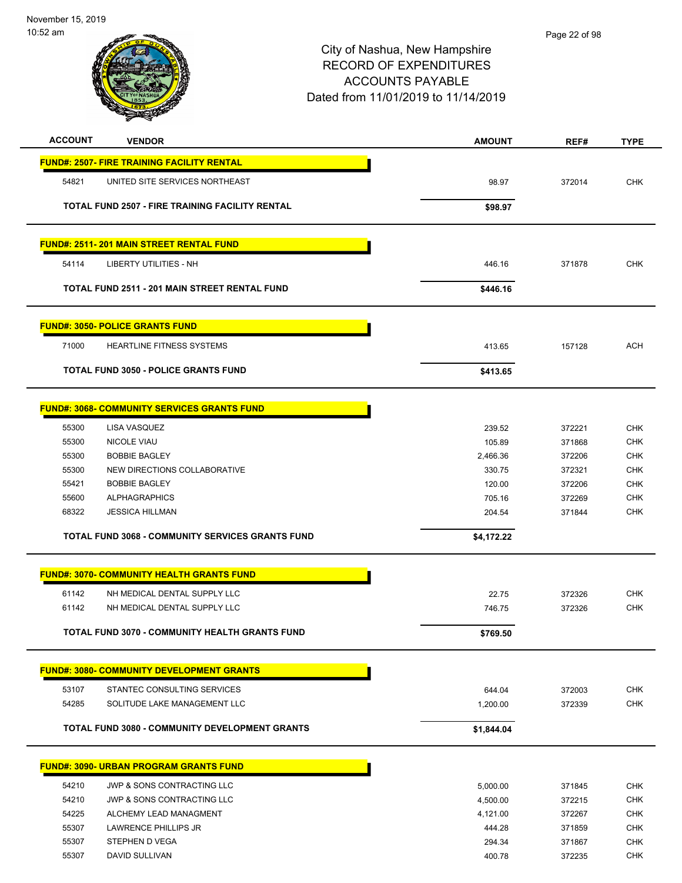City of Nashua, New Hampshire
RECORD OF EXPENDITURES
ACCOUNTS PAYABLE
Dated from 11/01/2019 to 11/14/2019

| ACCOUNT | VENDOR | AMOUNT | REF# | TYPE |
|---|---|---|---|---|
| **FUND#: 2507- FIRE TRAINING FACILITY RENTAL** | | | | |
| 54821 | UNITED SITE SERVICES NORTHEAST | 98.97 | 372014 | CHK |
| | **TOTAL FUND 2507 - FIRE TRAINING FACILITY RENTAL** | **$98.97** | | |
| **FUND#: 2511- 201 MAIN STREET RENTAL FUND** | | | | |
| 54114 | LIBERTY UTILITIES - NH | 446.16 | 371878 | CHK |
| | **TOTAL FUND 2511 - 201 MAIN STREET RENTAL FUND** | **$446.16** | | |
| **FUND#: 3050- POLICE GRANTS FUND** | | | | |
| 71000 | HEARTLINE FITNESS SYSTEMS | 413.65 | 157128 | ACH |
| | **TOTAL FUND 3050 - POLICE GRANTS FUND** | **$413.65** | | |
| **FUND#: 3068- COMMUNITY SERVICES GRANTS FUND** | | | | |
| 55300 | LISA VASQUEZ | 239.52 | 372221 | CHK |
| 55300 | NICOLE VIAU | 105.89 | 371868 | CHK |
| 55300 | BOBBIE BAGLEY | 2,466.36 | 372206 | CHK |
| 55300 | NEW DIRECTIONS COLLABORATIVE | 330.75 | 372321 | CHK |
| 55421 | BOBBIE BAGLEY | 120.00 | 372206 | CHK |
| 55600 | ALPHAGRAPHICS | 705.16 | 372269 | CHK |
| 68322 | JESSICA HILLMAN | 204.54 | 371844 | CHK |
| | **TOTAL FUND 3068 - COMMUNITY SERVICES GRANTS FUND** | **$4,172.22** | | |
| **FUND#: 3070- COMMUNITY HEALTH GRANTS FUND** | | | | |
| 61142 | NH MEDICAL DENTAL SUPPLY LLC | 22.75 | 372326 | CHK |
| 61142 | NH MEDICAL DENTAL SUPPLY LLC | 746.75 | 372326 | CHK |
| | **TOTAL FUND 3070 - COMMUNITY HEALTH GRANTS FUND** | **$769.50** | | |
| **FUND#: 3080- COMMUNITY DEVELOPMENT GRANTS** | | | | |
| 53107 | STANTEC CONSULTING SERVICES | 644.04 | 372003 | CHK |
| 54285 | SOLITUDE LAKE MANAGEMENT LLC | 1,200.00 | 372339 | CHK |
| | **TOTAL FUND 3080 - COMMUNITY DEVELOPMENT GRANTS** | **$1,844.04** | | |
| **FUND#: 3090- URBAN PROGRAM GRANTS FUND** | | | | |
| 54210 | JWP & SONS CONTRACTING LLC | 5,000.00 | 371845 | CHK |
| 54210 | JWP & SONS CONTRACTING LLC | 4,500.00 | 372215 | CHK |
| 54225 | ALCHEMY LEAD MANAGMENT | 4,121.00 | 372267 | CHK |
| 55307 | LAWRENCE PHILLIPS JR | 444.28 | 371859 | CHK |
| 55307 | STEPHEN D VEGA | 294.34 | 371867 | CHK |
| 55307 | DAVID SULLIVAN | 400.78 | 372235 | CHK |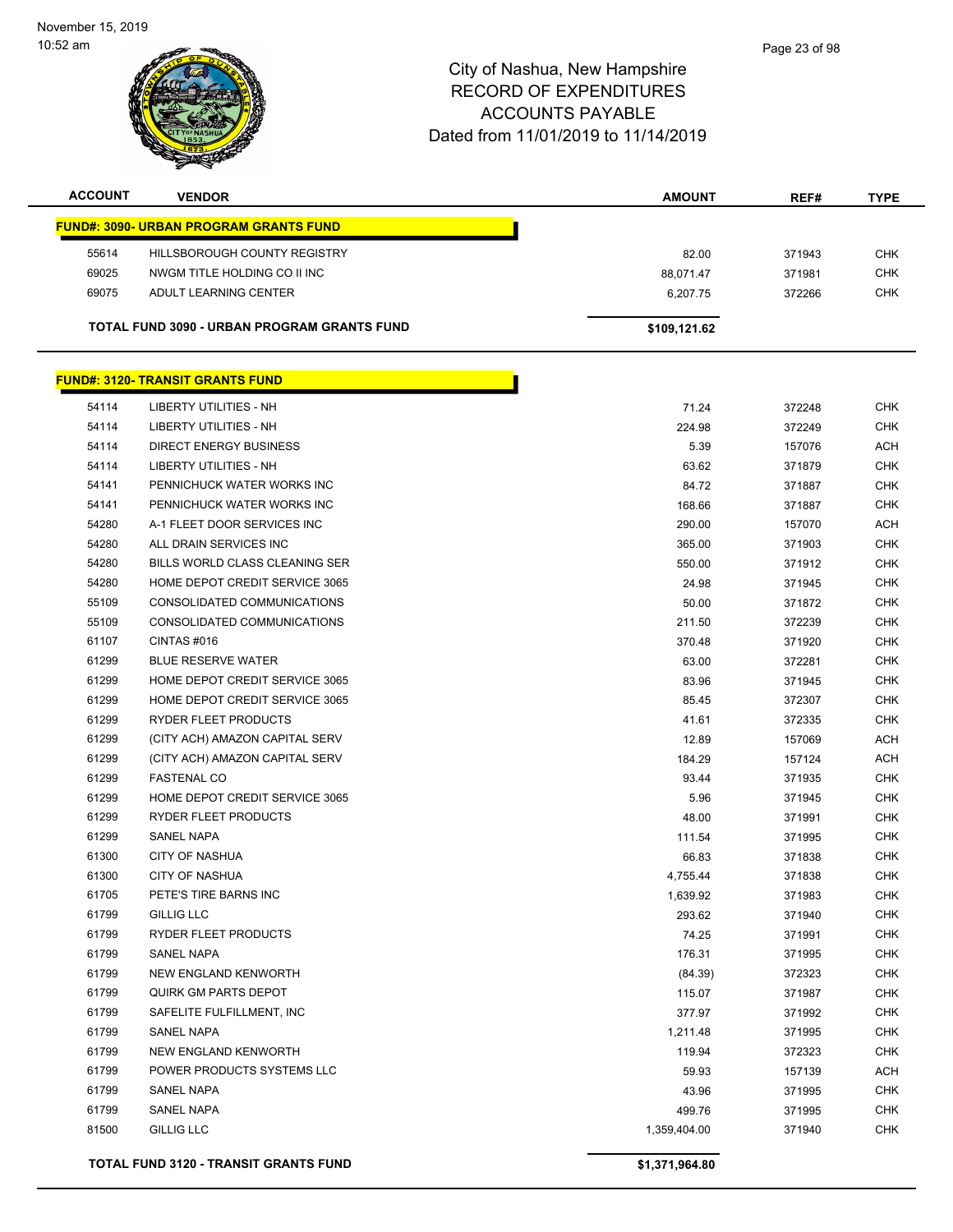November 15, 2019
10:52 am

# City of Nashua, New Hampshire
## RECORD OF EXPENDITURES
## ACCOUNTS PAYABLE
## Dated from 11/01/2019 to 11/14/2019

| ACCOUNT | VENDOR | AMOUNT | REF# | TYPE |
|---|---|---|---|---|
| **FUND#: 3090- URBAN PROGRAM GRANTS FUND** | | | | |
| 55614 | HILLSBOROUGH COUNTY REGISTRY | 82.00 | 371943 | CHK |
| 69025 | NWGM TITLE HOLDING CO II INC | 88,071.47 | 371981 | CHK |
| 69075 | ADULT LEARNING CENTER | 6,207.75 | 372266 | CHK |
| **TOTAL FUND 3090 - URBAN PROGRAM GRANTS FUND** | | **$109,121.62** | | |

| ACCOUNT | VENDOR | AMOUNT | REF# | TYPE |
|---|---|---|---|---|
| **FUND#: 3120- TRANSIT GRANTS FUND** | | | | |
| 54114 | LIBERTY UTILITIES - NH | 71.24 | 372248 | CHK |
| 54114 | LIBERTY UTILITIES - NH | 224.98 | 372249 | CHK |
| 54114 | DIRECT ENERGY BUSINESS | 5.39 | 157076 | ACH |
| 54114 | LIBERTY UTILITIES - NH | 63.62 | 371879 | CHK |
| 54141 | PENNICHUCK WATER WORKS INC | 84.72 | 371887 | CHK |
| 54141 | PENNICHUCK WATER WORKS INC | 168.66 | 371887 | CHK |
| 54280 | A-1 FLEET DOOR SERVICES INC | 290.00 | 157070 | ACH |
| 54280 | ALL DRAIN SERVICES INC | 365.00 | 371903 | CHK |
| 54280 | BILLS WORLD CLASS CLEANING SER | 550.00 | 371912 | CHK |
| 54280 | HOME DEPOT CREDIT SERVICE 3065 | 24.98 | 371945 | CHK |
| 55109 | CONSOLIDATED COMMUNICATIONS | 50.00 | 371872 | CHK |
| 55109 | CONSOLIDATED COMMUNICATIONS | 211.50 | 372239 | CHK |
| 61107 | CINTAS #016 | 370.48 | 371920 | CHK |
| 61299 | BLUE RESERVE WATER | 63.00 | 372281 | CHK |
| 61299 | HOME DEPOT CREDIT SERVICE 3065 | 83.96 | 371945 | CHK |
| 61299 | HOME DEPOT CREDIT SERVICE 3065 | 85.45 | 372307 | CHK |
| 61299 | RYDER FLEET PRODUCTS | 41.61 | 372335 | CHK |
| 61299 | (CITY ACH) AMAZON CAPITAL SERV | 12.89 | 157069 | ACH |
| 61299 | (CITY ACH) AMAZON CAPITAL SERV | 184.29 | 157124 | ACH |
| 61299 | FASTENAL CO | 93.44 | 371935 | CHK |
| 61299 | HOME DEPOT CREDIT SERVICE 3065 | 5.96 | 371945 | CHK |
| 61299 | RYDER FLEET PRODUCTS | 48.00 | 371991 | CHK |
| 61299 | SANEL NAPA | 111.54 | 371995 | CHK |
| 61300 | CITY OF NASHUA | 66.83 | 371838 | CHK |
| 61300 | CITY OF NASHUA | 4,755.44 | 371838 | CHK |
| 61705 | PETE'S TIRE BARNS INC | 1,639.92 | 371983 | CHK |
| 61799 | GILLIG LLC | 293.62 | 371940 | CHK |
| 61799 | RYDER FLEET PRODUCTS | 74.25 | 371991 | CHK |
| 61799 | SANEL NAPA | 176.31 | 371995 | CHK |
| 61799 | NEW ENGLAND KENWORTH | (84.39) | 372323 | CHK |
| 61799 | QUIRK GM PARTS DEPOT | 115.07 | 371987 | CHK |
| 61799 | SAFELITE FULFILLMENT, INC | 377.97 | 371992 | CHK |
| 61799 | SANEL NAPA | 1,211.48 | 371995 | CHK |
| 61799 | NEW ENGLAND KENWORTH | 119.94 | 372323 | CHK |
| 61799 | POWER PRODUCTS SYSTEMS LLC | 59.93 | 157139 | ACH |
| 61799 | SANEL NAPA | 43.96 | 371995 | CHK |
| 61799 | SANEL NAPA | 499.76 | 371995 | CHK |
| 81500 | GILLIG LLC | 1,359,404.00 | 371940 | CHK |
| **TOTAL FUND 3120 - TRANSIT GRANTS FUND** | | **$1,371,964.80** | | |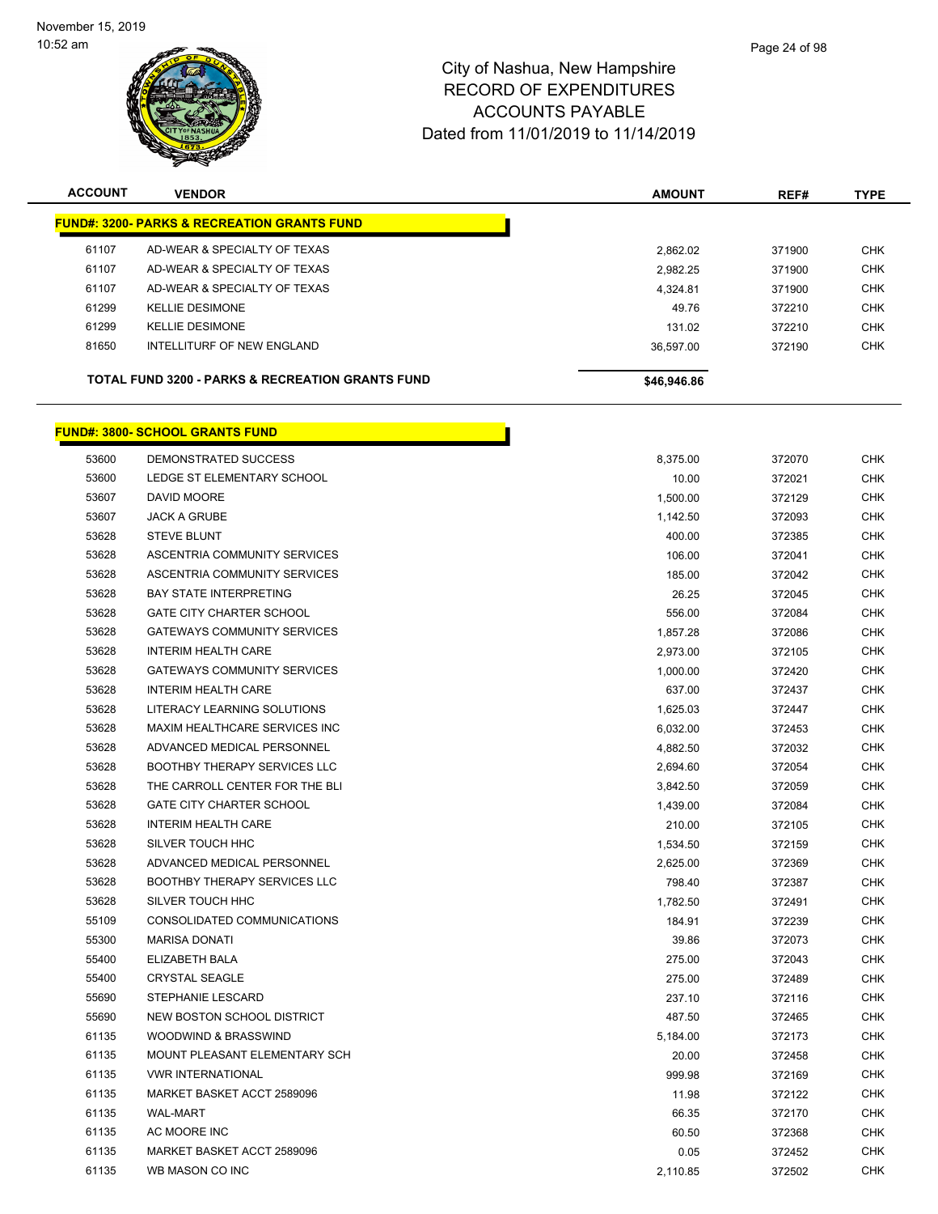November 15, 2019
10:52 am

# City of Nashua, New Hampshire
## RECORD OF EXPENDITURES
## ACCOUNTS PAYABLE
## Dated from 11/01/2019 to 11/14/2019

| ACCOUNT | VENDOR | AMOUNT | REF# | TYPE |
|---|---|---|---|---|
| **FUND#: 3200- PARKS & RECREATION GRANTS FUND** | | | | |
| 61107 | AD-WEAR & SPECIALTY OF TEXAS | 2,862.02 | 371900 | CHK |
| 61107 | AD-WEAR & SPECIALTY OF TEXAS | 2,982.25 | 371900 | CHK |
| 61107 | AD-WEAR & SPECIALTY OF TEXAS | 4,324.81 | 371900 | CHK |
| 61299 | KELLIE DESIMONE | 49.76 | 372210 | CHK |
| 61299 | KELLIE DESIMONE | 131.02 | 372210 | CHK |
| 81650 | INTELLITURF OF NEW ENGLAND | 36,597.00 | 372190 | CHK |
| | **TOTAL FUND 3200 - PARKS & RECREATION GRANTS FUND** | **$46,946.86** | | |

| ACCOUNT | VENDOR | AMOUNT | REF# | TYPE |
|---|---|---|---|---|
| **FUND#: 3800- SCHOOL GRANTS FUND** | | | | |
| 53600 | DEMONSTRATED SUCCESS | 8,375.00 | 372070 | CHK |
| 53600 | LEDGE ST ELEMENTARY SCHOOL | 10.00 | 372021 | CHK |
| 53607 | DAVID MOORE | 1,500.00 | 372129 | CHK |
| 53607 | JACK A GRUBE | 1,142.50 | 372093 | CHK |
| 53628 | STEVE BLUNT | 400.00 | 372385 | CHK |
| 53628 | ASCENTRIA COMMUNITY SERVICES | 106.00 | 372041 | CHK |
| 53628 | ASCENTRIA COMMUNITY SERVICES | 185.00 | 372042 | CHK |
| 53628 | BAY STATE INTERPRETING | 26.25 | 372045 | CHK |
| 53628 | GATE CITY CHARTER SCHOOL | 556.00 | 372084 | CHK |
| 53628 | GATEWAYS COMMUNITY SERVICES | 1,857.28 | 372086 | CHK |
| 53628 | INTERIM HEALTH CARE | 2,973.00 | 372105 | CHK |
| 53628 | GATEWAYS COMMUNITY SERVICES | 1,000.00 | 372420 | CHK |
| 53628 | INTERIM HEALTH CARE | 637.00 | 372437 | CHK |
| 53628 | LITERACY LEARNING SOLUTIONS | 1,625.03 | 372447 | CHK |
| 53628 | MAXIM HEALTHCARE SERVICES INC | 6,032.00 | 372453 | CHK |
| 53628 | ADVANCED MEDICAL PERSONNEL | 4,882.50 | 372032 | CHK |
| 53628 | BOOTHBY THERAPY SERVICES LLC | 2,694.60 | 372054 | CHK |
| 53628 | THE CARROLL CENTER FOR THE BLI | 3,842.50 | 372059 | CHK |
| 53628 | GATE CITY CHARTER SCHOOL | 1,439.00 | 372084 | CHK |
| 53628 | INTERIM HEALTH CARE | 210.00 | 372105 | CHK |
| 53628 | SILVER TOUCH HHC | 1,534.50 | 372159 | CHK |
| 53628 | ADVANCED MEDICAL PERSONNEL | 2,625.00 | 372369 | CHK |
| 53628 | BOOTHBY THERAPY SERVICES LLC | 798.40 | 372387 | CHK |
| 53628 | SILVER TOUCH HHC | 1,782.50 | 372491 | CHK |
| 55109 | CONSOLIDATED COMMUNICATIONS | 184.91 | 372239 | CHK |
| 55300 | MARISA DONATI | 39.86 | 372073 | CHK |
| 55400 | ELIZABETH BALA | 275.00 | 372043 | CHK |
| 55400 | CRYSTAL SEAGLE | 275.00 | 372489 | CHK |
| 55690 | STEPHANIE LESCARD | 237.10 | 372116 | CHK |
| 55690 | NEW BOSTON SCHOOL DISTRICT | 487.50 | 372465 | CHK |
| 61135 | WOODWIND & BRASSWIND | 5,184.00 | 372173 | CHK |
| 61135 | MOUNT PLEASANT ELEMENTARY SCH | 20.00 | 372458 | CHK |
| 61135 | VWR INTERNATIONAL | 999.98 | 372169 | CHK |
| 61135 | MARKET BASKET ACCT 2589096 | 11.98 | 372122 | CHK |
| 61135 | WAL-MART | 66.35 | 372170 | CHK |
| 61135 | AC MOORE INC | 60.50 | 372368 | CHK |
| 61135 | MARKET BASKET ACCT 2589096 | 0.05 | 372452 | CHK |
| 61135 | WB MASON CO INC | 2,110.85 | 372502 | CHK |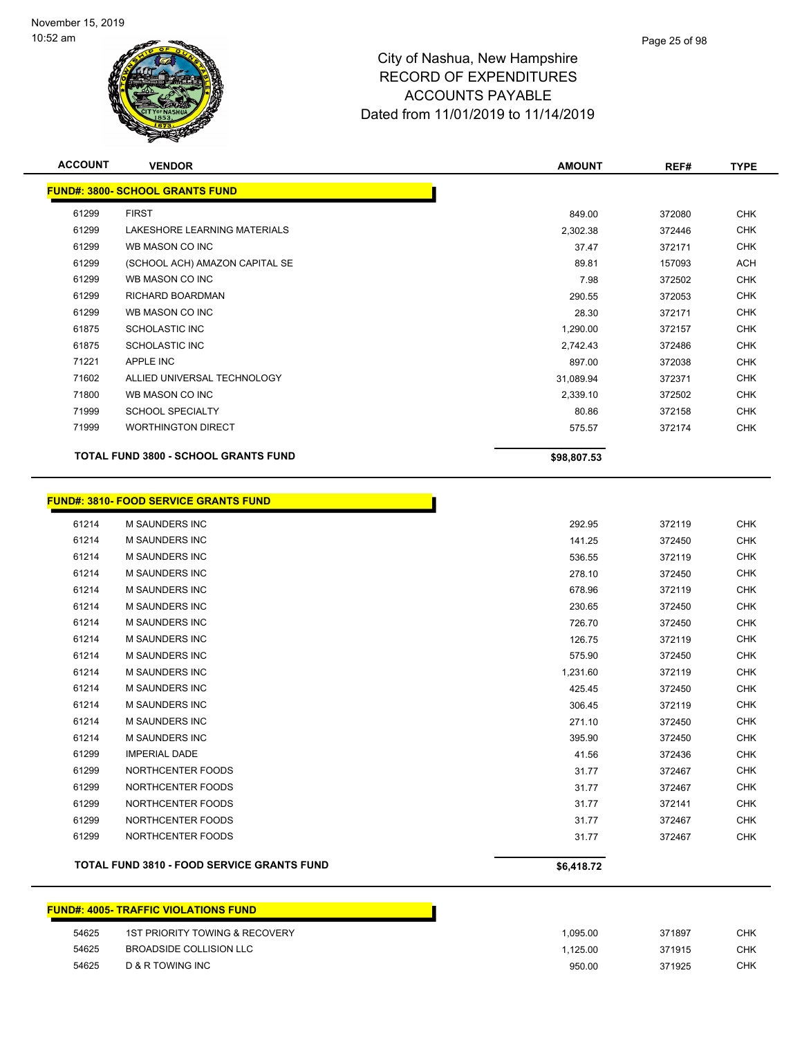November 15, 2019
10:52 am

# City of Nashua, New Hampshire
## RECORD OF EXPENDITURES
## ACCOUNTS PAYABLE
## Dated from 11/01/2019 to 11/14/2019

| ACCOUNT | VENDOR | AMOUNT | REF# | TYPE |
|---|---|---|---|---|
| **FUND#: 3800- SCHOOL GRANTS FUND** | | | | |
| 61299 | FIRST | 849.00 | 372080 | CHK |
| 61299 | LAKESHORE LEARNING MATERIALS | 2,302.38 | 372446 | CHK |
| 61299 | WB MASON CO INC | 37.47 | 372171 | CHK |
| 61299 | (SCHOOL ACH) AMAZON CAPITAL SE | 89.81 | 157093 | ACH |
| 61299 | WB MASON CO INC | 7.98 | 372502 | CHK |
| 61299 | RICHARD BOARDMAN | 290.55 | 372053 | CHK |
| 61299 | WB MASON CO INC | 28.30 | 372171 | CHK |
| 61875 | SCHOLASTIC INC | 1,290.00 | 372157 | CHK |
| 61875 | SCHOLASTIC INC | 2,742.43 | 372486 | CHK |
| 71221 | APPLE INC | 897.00 | 372038 | CHK |
| 71602 | ALLIED UNIVERSAL TECHNOLOGY | 31,089.94 | 372371 | CHK |
| 71800 | WB MASON CO INC | 2,339.10 | 372502 | CHK |
| 71999 | SCHOOL SPECIALTY | 80.86 | 372158 | CHK |
| 71999 | WORTHINGTON DIRECT | 575.57 | 372174 | CHK |
| **TOTAL FUND 3800 - SCHOOL GRANTS FUND** | | **$98,807.53** | | |

| ACCOUNT | VENDOR | AMOUNT | REF# | TYPE |
|---|---|---|---|---|
| **FUND#: 3810- FOOD SERVICE GRANTS FUND** | | | | |
| 61214 | M SAUNDERS INC | 292.95 | 372119 | CHK |
| 61214 | M SAUNDERS INC | 141.25 | 372450 | CHK |
| 61214 | M SAUNDERS INC | 536.55 | 372119 | CHK |
| 61214 | M SAUNDERS INC | 278.10 | 372450 | CHK |
| 61214 | M SAUNDERS INC | 678.96 | 372119 | CHK |
| 61214 | M SAUNDERS INC | 230.65 | 372450 | CHK |
| 61214 | M SAUNDERS INC | 726.70 | 372450 | CHK |
| 61214 | M SAUNDERS INC | 126.75 | 372119 | CHK |
| 61214 | M SAUNDERS INC | 575.90 | 372450 | CHK |
| 61214 | M SAUNDERS INC | 1,231.60 | 372119 | CHK |
| 61214 | M SAUNDERS INC | 425.45 | 372450 | CHK |
| 61214 | M SAUNDERS INC | 306.45 | 372119 | CHK |
| 61214 | M SAUNDERS INC | 271.10 | 372450 | CHK |
| 61214 | M SAUNDERS INC | 395.90 | 372450 | CHK |
| 61299 | IMPERIAL DADE | 41.56 | 372436 | CHK |
| 61299 | NORTHCENTER FOODS | 31.77 | 372467 | CHK |
| 61299 | NORTHCENTER FOODS | 31.77 | 372467 | CHK |
| 61299 | NORTHCENTER FOODS | 31.77 | 372141 | CHK |
| 61299 | NORTHCENTER FOODS | 31.77 | 372467 | CHK |
| 61299 | NORTHCENTER FOODS | 31.77 | 372467 | CHK |
| **TOTAL FUND 3810 - FOOD SERVICE GRANTS FUND** | | **$6,418.72** | | |

| ACCOUNT | VENDOR | AMOUNT | REF# | TYPE |
|---|---|---|---|---|
| **FUND#: 4005- TRAFFIC VIOLATIONS FUND** | | | | |
| 54625 | 1ST PRIORITY TOWING & RECOVERY | 1,095.00 | 371897 | CHK |
| 54625 | BROADSIDE COLLISION LLC | 1,125.00 | 371915 | CHK |
| 54625 | D & R TOWING INC | 950.00 | 371925 | CHK |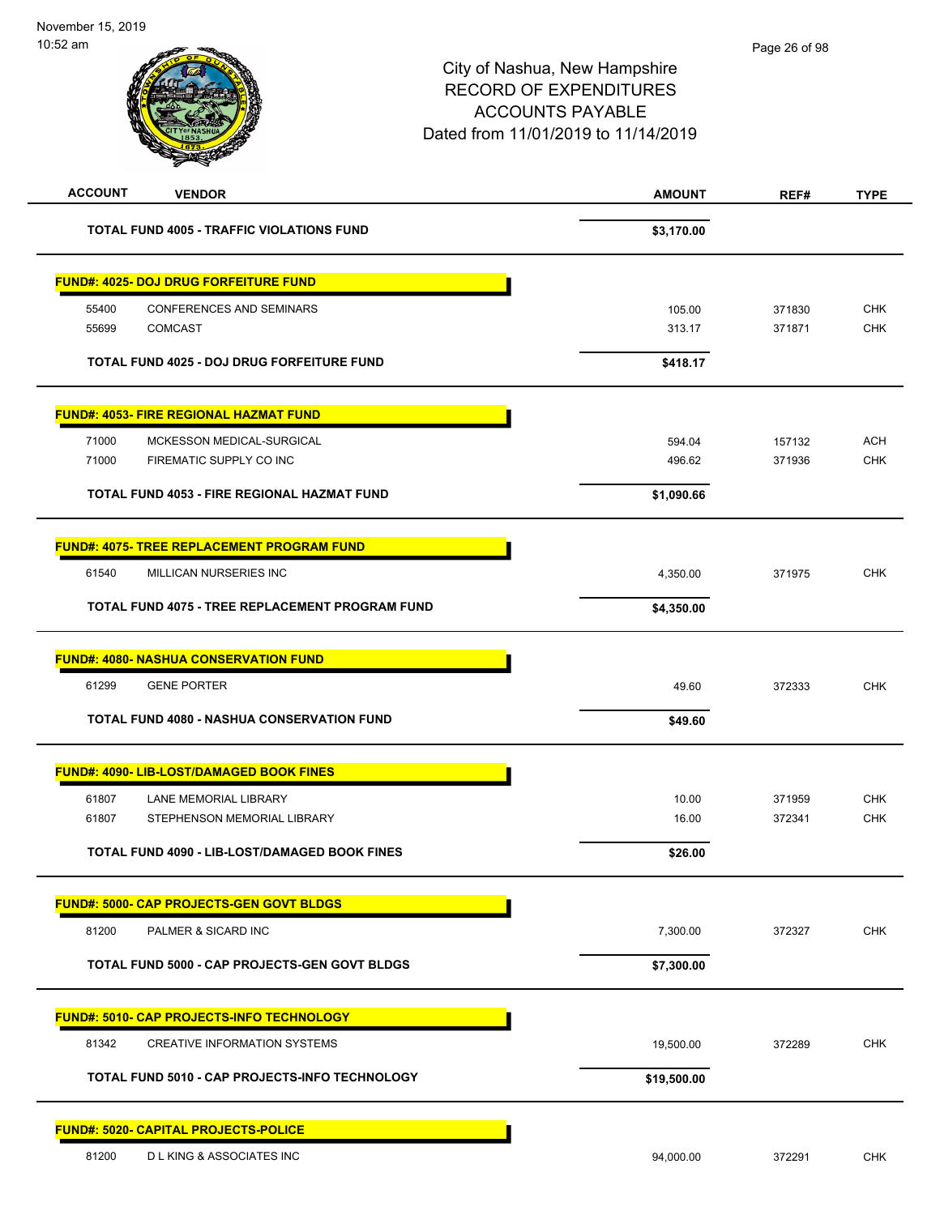# City of Nashua, New Hampshire
## RECORD OF EXPENDITURES
## ACCOUNTS PAYABLE
## Dated from 11/01/2019 to 11/14/2019

November 15, 2019
10:52 am

| ACCOUNT | VENDOR | AMOUNT | REF# | TYPE |
|---|---|---|---|---|
| | **TOTAL FUND 4005 - TRAFFIC VIOLATIONS FUND** | **$3,170.00** | | |
| | **FUND#: 4025- DOJ DRUG FORFEITURE FUND** | | | |
| 55400 | CONFERENCES AND SEMINARS | 105.00 | 371830 | CHK |
| 55699 | COMCAST | 313.17 | 371871 | CHK |
| | **TOTAL FUND 4025 - DOJ DRUG FORFEITURE FUND** | **$418.17** | | |
| | **FUND#: 4053- FIRE REGIONAL HAZMAT FUND** | | | |
| 71000 | MCKESSON MEDICAL-SURGICAL | 594.04 | 157132 | ACH |
| 71000 | FIREMATIC SUPPLY CO INC | 496.62 | 371936 | CHK |
| | **TOTAL FUND 4053 - FIRE REGIONAL HAZMAT FUND** | **$1,090.66** | | |
| | **FUND#: 4075- TREE REPLACEMENT PROGRAM FUND** | | | |
| 61540 | MILLICAN NURSERIES INC | 4,350.00 | 371975 | CHK |
| | **TOTAL FUND 4075 - TREE REPLACEMENT PROGRAM FUND** | **$4,350.00** | | |
| | **FUND#: 4080- NASHUA CONSERVATION FUND** | | | |
| 61299 | GENE PORTER | 49.60 | 372333 | CHK |
| | **TOTAL FUND 4080 - NASHUA CONSERVATION FUND** | **$49.60** | | |
| | **FUND#: 4090- LIB-LOST/DAMAGED BOOK FINES** | | | |
| 61807 | LANE MEMORIAL LIBRARY | 10.00 | 371959 | CHK |
| 61807 | STEPHENSON MEMORIAL LIBRARY | 16.00 | 372341 | CHK |
| | **TOTAL FUND 4090 - LIB-LOST/DAMAGED BOOK FINES** | **$26.00** | | |
| | **FUND#: 5000- CAP PROJECTS-GEN GOVT BLDGS** | | | |
| 81200 | PALMER & SICARD INC | 7,300.00 | 372327 | CHK |
| | **TOTAL FUND 5000 - CAP PROJECTS-GEN GOVT BLDGS** | **$7,300.00** | | |
| | **FUND#: 5010- CAP PROJECTS-INFO TECHNOLOGY** | | | |
| 81342 | CREATIVE INFORMATION SYSTEMS | 19,500.00 | 372289 | CHK |
| | **TOTAL FUND 5010 - CAP PROJECTS-INFO TECHNOLOGY** | **$19,500.00** | | |
| | **FUND#: 5020- CAPITAL PROJECTS-POLICE** | | | |
| 81200 | D L KING & ASSOCIATES INC | 94,000.00 | 372291 | CHK |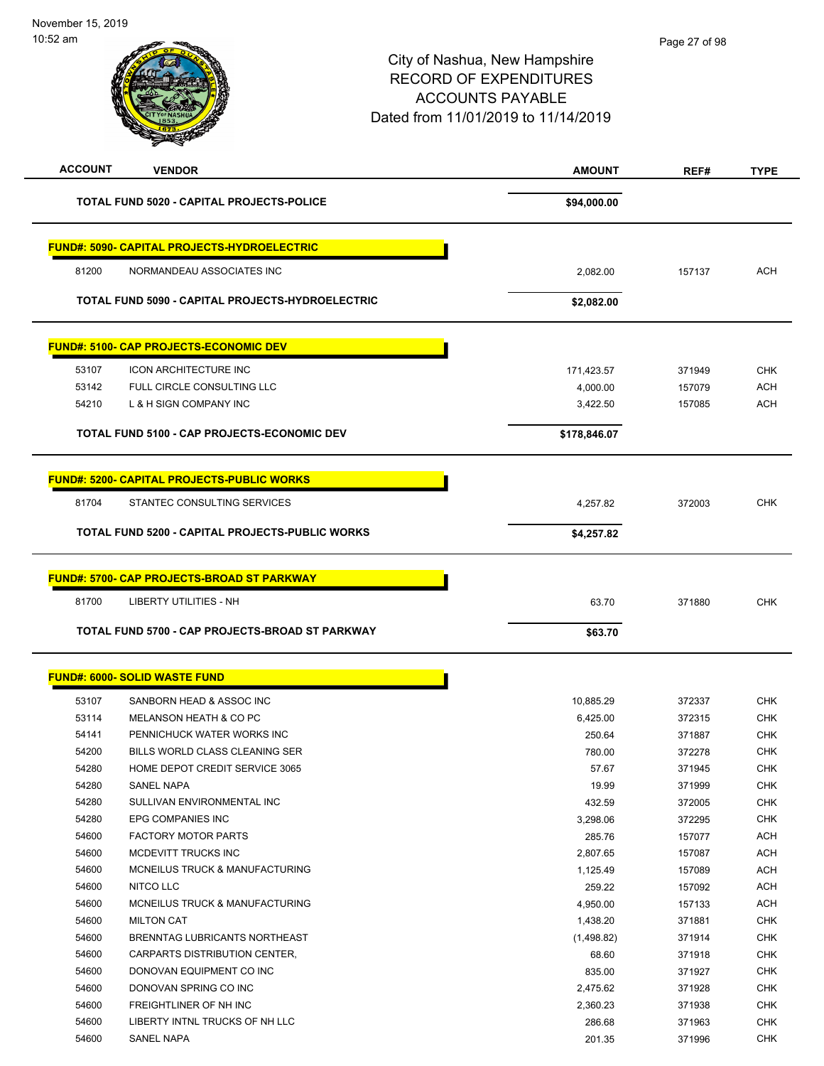City of Nashua, New Hampshire
RECORD OF EXPENDITURES
ACCOUNTS PAYABLE
Dated from 11/01/2019 to 11/14/2019

| ACCOUNT | VENDOR | AMOUNT | REF# | TYPE |
|---|---|---|---|---|
| | **TOTAL FUND 5020 - CAPITAL PROJECTS-POLICE** | **$94,000.00** | | |
| | **FUND#: 5090- CAPITAL PROJECTS-HYDROELECTRIC** | | | |
| 81200 | NORMANDEAU ASSOCIATES INC | 2,082.00 | 157137 | ACH |
| | **TOTAL FUND 5090 - CAPITAL PROJECTS-HYDROELECTRIC** | **$2,082.00** | | |
| | **FUND#: 5100- CAP PROJECTS-ECONOMIC DEV** | | | |
| 53107 | ICON ARCHITECTURE INC | 171,423.57 | 371949 | CHK |
| 53142 | FULL CIRCLE CONSULTING LLC | 4,000.00 | 157079 | ACH |
| 54210 | L & H SIGN COMPANY INC | 3,422.50 | 157085 | ACH |
| | **TOTAL FUND 5100 - CAP PROJECTS-ECONOMIC DEV** | **$178,846.07** | | |
| | **FUND#: 5200- CAPITAL PROJECTS-PUBLIC WORKS** | | | |
| 81704 | STANTEC CONSULTING SERVICES | 4,257.82 | 372003 | CHK |
| | **TOTAL FUND 5200 - CAPITAL PROJECTS-PUBLIC WORKS** | **$4,257.82** | | |
| | **FUND#: 5700- CAP PROJECTS-BROAD ST PARKWAY** | | | |
| 81700 | LIBERTY UTILITIES - NH | 63.70 | 371880 | CHK |
| | **TOTAL FUND 5700 - CAP PROJECTS-BROAD ST PARKWAY** | **$63.70** | | |
| | **FUND#: 6000- SOLID WASTE FUND** | | | |
| 53107 | SANBORN HEAD & ASSOC INC | 10,885.29 | 372337 | CHK |
| 53114 | MELANSON HEATH & CO PC | 6,425.00 | 372315 | CHK |
| 54141 | PENNICHUCK WATER WORKS INC | 250.64 | 371887 | CHK |
| 54200 | BILLS WORLD CLASS CLEANING SER | 780.00 | 372278 | CHK |
| 54280 | HOME DEPOT CREDIT SERVICE 3065 | 57.67 | 371945 | CHK |
| 54280 | SANEL NAPA | 19.99 | 371999 | CHK |
| 54280 | SULLIVAN ENVIRONMENTAL INC | 432.59 | 372005 | CHK |
| 54280 | EPG COMPANIES INC | 3,298.06 | 372295 | CHK |
| 54600 | FACTORY MOTOR PARTS | 285.76 | 157077 | ACH |
| 54600 | MCDEVITT TRUCKS INC | 2,807.65 | 157087 | ACH |
| 54600 | MCNEILUS TRUCK & MANUFACTURING | 1,125.49 | 157089 | ACH |
| 54600 | NITCO LLC | 259.22 | 157092 | ACH |
| 54600 | MCNEILUS TRUCK & MANUFACTURING | 4,950.00 | 157133 | ACH |
| 54600 | MILTON CAT | 1,438.20 | 371881 | CHK |
| 54600 | BRENNTAG LUBRICANTS NORTHEAST | (1,498.82) | 371914 | CHK |
| 54600 | CARPARTS DISTRIBUTION CENTER, | 68.60 | 371918 | CHK |
| 54600 | DONOVAN EQUIPMENT CO INC | 835.00 | 371927 | CHK |
| 54600 | DONOVAN SPRING CO INC | 2,475.62 | 371928 | CHK |
| 54600 | FREIGHTLINER OF NH INC | 2,360.23 | 371938 | CHK |
| 54600 | LIBERTY INTNL TRUCKS OF NH LLC | 286.68 | 371963 | CHK |
| 54600 | SANEL NAPA | 201.35 | 371996 | CHK |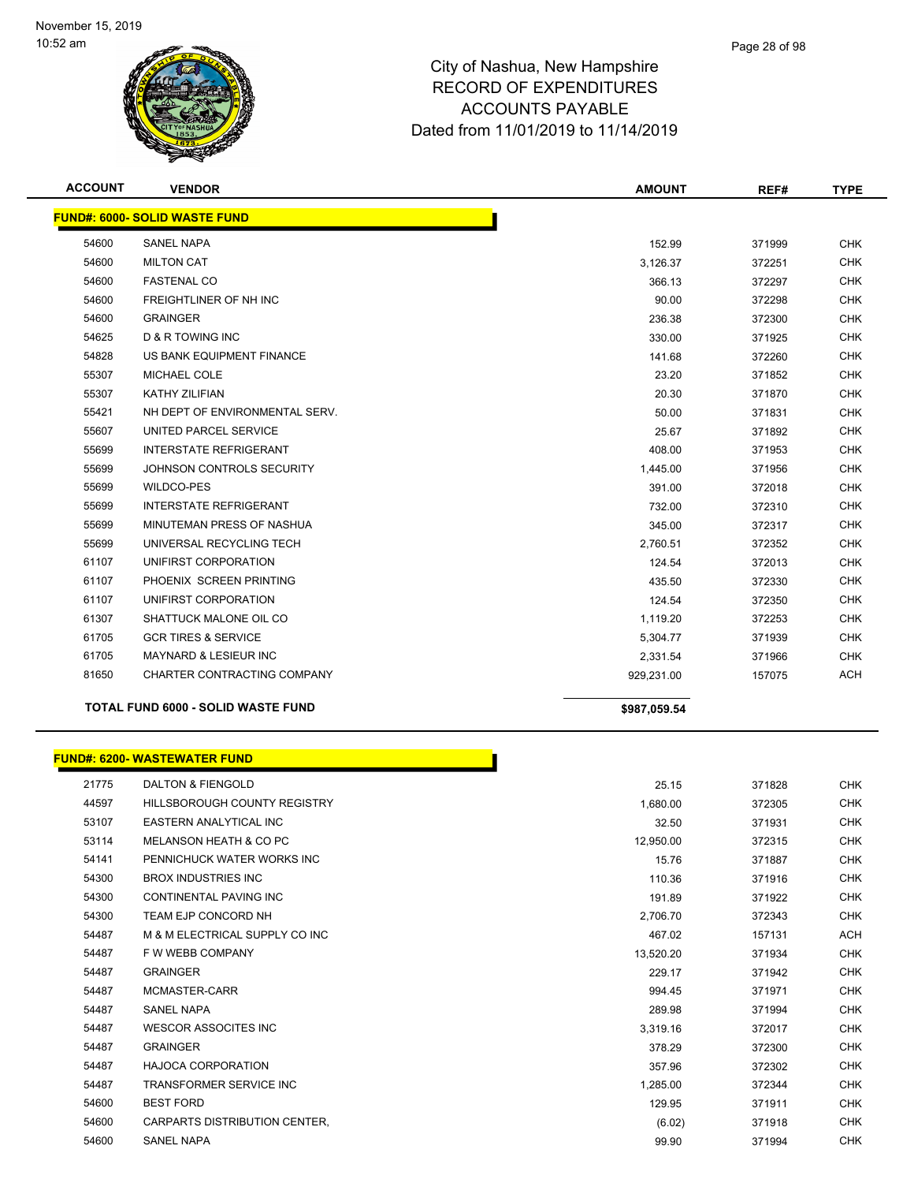# City of Nashua, New Hampshire
## RECORD OF EXPENDITURES
## ACCOUNTS PAYABLE
### Dated from 11/01/2019 to 11/14/2019

November 15, 2019
10:52 am

| ACCOUNT | VENDOR | AMOUNT | REF# | TYPE |
|---|---|---|---|---|
| **FUND#: 6000- SOLID WASTE FUND** | | | | |
| 54600 | SANEL NAPA | 152.99 | 371999 | CHK |
| 54600 | MILTON CAT | 3,126.37 | 372251 | CHK |
| 54600 | FASTENAL CO | 366.13 | 372297 | CHK |
| 54600 | FREIGHTLINER OF NH INC | 90.00 | 372298 | CHK |
| 54600 | GRAINGER | 236.38 | 372300 | CHK |
| 54625 | D & R TOWING INC | 330.00 | 371925 | CHK |
| 54828 | US BANK EQUIPMENT FINANCE | 141.68 | 372260 | CHK |
| 55307 | MICHAEL COLE | 23.20 | 371852 | CHK |
| 55307 | KATHY ZILIFIAN | 20.30 | 371870 | CHK |
| 55421 | NH DEPT OF ENVIRONMENTAL SERV. | 50.00 | 371831 | CHK |
| 55607 | UNITED PARCEL SERVICE | 25.67 | 371892 | CHK |
| 55699 | INTERSTATE REFRIGERANT | 408.00 | 371953 | CHK |
| 55699 | JOHNSON CONTROLS SECURITY | 1,445.00 | 371956 | CHK |
| 55699 | WILDCO-PES | 391.00 | 372018 | CHK |
| 55699 | INTERSTATE REFRIGERANT | 732.00 | 372310 | CHK |
| 55699 | MINUTEMAN PRESS OF NASHUA | 345.00 | 372317 | CHK |
| 55699 | UNIVERSAL RECYCLING TECH | 2,760.51 | 372352 | CHK |
| 61107 | UNIFIRST CORPORATION | 124.54 | 372013 | CHK |
| 61107 | PHOENIX SCREEN PRINTING | 435.50 | 372330 | CHK |
| 61107 | UNIFIRST CORPORATION | 124.54 | 372350 | CHK |
| 61307 | SHATTUCK MALONE OIL CO | 1,119.20 | 372253 | CHK |
| 61705 | GCR TIRES & SERVICE | 5,304.77 | 371939 | CHK |
| 61705 | MAYNARD & LESIEUR INC | 2,331.54 | 371966 | CHK |
| 81650 | CHARTER CONTRACTING COMPANY | 929,231.00 | 157075 | ACH |
| **TOTAL FUND 6000 - SOLID WASTE FUND** | | **$987,059.54** | | |

| ACCOUNT | VENDOR | AMOUNT | REF# | TYPE |
|---|---|---|---|---|
| **FUND#: 6200- WASTEWATER FUND** | | | | |
| 21775 | DALTON & FIENGOLD | 25.15 | 371828 | CHK |
| 44597 | HILLSBOROUGH COUNTY REGISTRY | 1,680.00 | 372305 | CHK |
| 53107 | EASTERN ANALYTICAL INC | 32.50 | 371931 | CHK |
| 53114 | MELANSON HEATH & CO PC | 12,950.00 | 372315 | CHK |
| 54141 | PENNICHUCK WATER WORKS INC | 15.76 | 371887 | CHK |
| 54300 | BROX INDUSTRIES INC | 110.36 | 371916 | CHK |
| 54300 | CONTINENTAL PAVING INC | 191.89 | 371922 | CHK |
| 54300 | TEAM EJP CONCORD NH | 2,706.70 | 372343 | CHK |
| 54487 | M & M ELECTRICAL SUPPLY CO INC | 467.02 | 157131 | ACH |
| 54487 | F W WEBB COMPANY | 13,520.20 | 371934 | CHK |
| 54487 | GRAINGER | 229.17 | 371942 | CHK |
| 54487 | MCMASTER-CARR | 994.45 | 371971 | CHK |
| 54487 | SANEL NAPA | 289.98 | 371994 | CHK |
| 54487 | WESCOR ASSOCITES INC | 3,319.16 | 372017 | CHK |
| 54487 | GRAINGER | 378.29 | 372300 | CHK |
| 54487 | HAJOCA CORPORATION | 357.96 | 372302 | CHK |
| 54487 | TRANSFORMER SERVICE INC | 1,285.00 | 372344 | CHK |
| 54600 | BEST FORD | 129.95 | 371911 | CHK |
| 54600 | CARPARTS DISTRIBUTION CENTER, | (6.02) | 371918 | CHK |
| 54600 | SANEL NAPA | 99.90 | 371994 | CHK |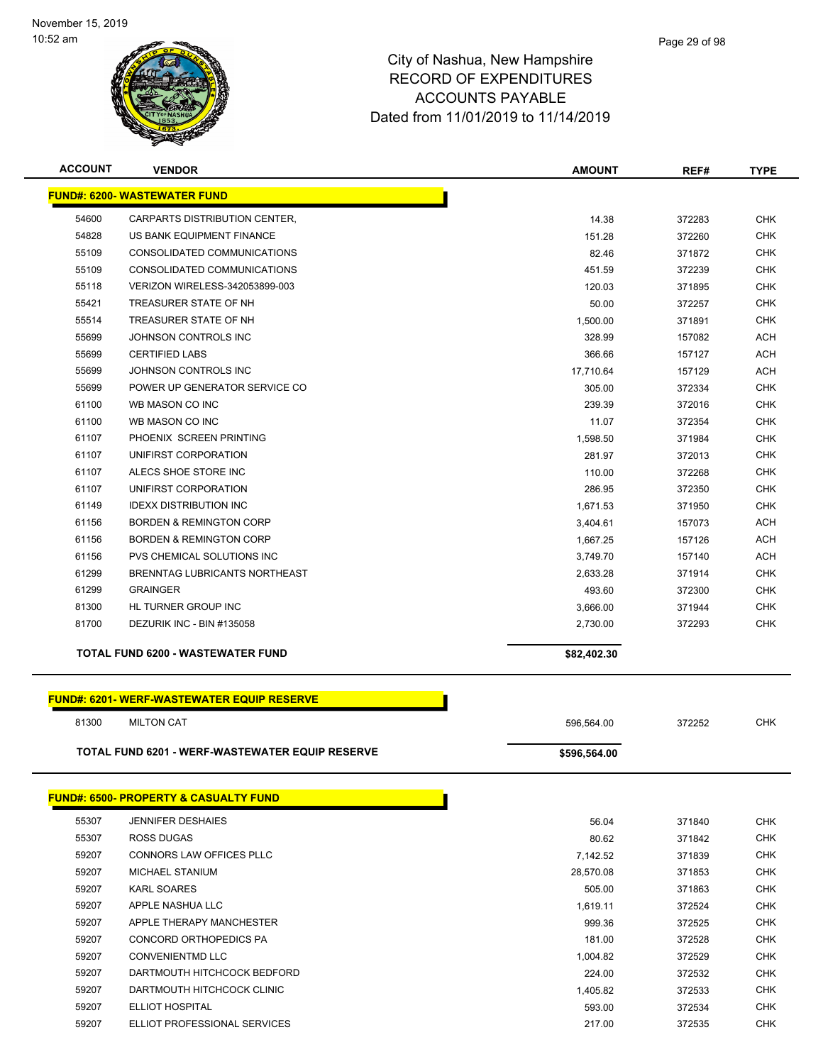November 15, 2019
10:52 am

# City of Nashua, New Hampshire
## RECORD OF EXPENDITURES
## ACCOUNTS PAYABLE
## Dated from 11/01/2019 to 11/14/2019

| ACCOUNT | VENDOR | AMOUNT | REF# | TYPE |
|---|---|---|---|---|
| **FUND#: 6200- WASTEWATER FUND** | | | | |
| 54600 | CARPARTS DISTRIBUTION CENTER, | 14.38 | 372283 | CHK |
| 54828 | US BANK EQUIPMENT FINANCE | 151.28 | 372260 | CHK |
| 55109 | CONSOLIDATED COMMUNICATIONS | 82.46 | 371872 | CHK |
| 55109 | CONSOLIDATED COMMUNICATIONS | 451.59 | 372239 | CHK |
| 55118 | VERIZON WIRELESS-342053899-003 | 120.03 | 371895 | CHK |
| 55421 | TREASURER STATE OF NH | 50.00 | 372257 | CHK |
| 55514 | TREASURER STATE OF NH | 1,500.00 | 371891 | CHK |
| 55699 | JOHNSON CONTROLS INC | 328.99 | 157082 | ACH |
| 55699 | CERTIFIED LABS | 366.66 | 157127 | ACH |
| 55699 | JOHNSON CONTROLS INC | 17,710.64 | 157129 | ACH |
| 55699 | POWER UP GENERATOR SERVICE CO | 305.00 | 372334 | CHK |
| 61100 | WB MASON CO INC | 239.39 | 372016 | CHK |
| 61100 | WB MASON CO INC | 11.07 | 372354 | CHK |
| 61107 | PHOENIX SCREEN PRINTING | 1,598.50 | 371984 | CHK |
| 61107 | UNIFIRST CORPORATION | 281.97 | 372013 | CHK |
| 61107 | ALECS SHOE STORE INC | 110.00 | 372268 | CHK |
| 61107 | UNIFIRST CORPORATION | 286.95 | 372350 | CHK |
| 61149 | IDEXX DISTRIBUTION INC | 1,671.53 | 371950 | CHK |
| 61156 | BORDEN & REMINGTON CORP | 3,404.61 | 157073 | ACH |
| 61156 | BORDEN & REMINGTON CORP | 1,667.25 | 157126 | ACH |
| 61156 | PVS CHEMICAL SOLUTIONS INC | 3,749.70 | 157140 | ACH |
| 61299 | BRENNTAG LUBRICANTS NORTHEAST | 2,633.28 | 371914 | CHK |
| 61299 | GRAINGER | 493.60 | 372300 | CHK |
| 81300 | HL TURNER GROUP INC | 3,666.00 | 371944 | CHK |
| 81700 | DEZURIK INC - BIN #135058 | 2,730.00 | 372293 | CHK |
| **TOTAL FUND 6200 - WASTEWATER FUND** | | **$82,402.30** | | |
| **FUND#: 6201- WERF-WASTEWATER EQUIP RESERVE** | | | | |
| 81300 | MILTON CAT | 596,564.00 | 372252 | CHK |
| **TOTAL FUND 6201 - WERF-WASTEWATER EQUIP RESERVE** | | **$596,564.00** | | |
| **FUND#: 6500- PROPERTY & CASUALTY FUND** | | | | |
| 55307 | JENNIFER DESHAIES | 56.04 | 371840 | CHK |
| 55307 | ROSS DUGAS | 80.62 | 371842 | CHK |
| 59207 | CONNORS LAW OFFICES PLLC | 7,142.52 | 371839 | CHK |
| 59207 | MICHAEL STANIUM | 28,570.08 | 371853 | CHK |
| 59207 | KARL SOARES | 505.00 | 371863 | CHK |
| 59207 | APPLE NASHUA LLC | 1,619.11 | 372524 | CHK |
| 59207 | APPLE THERAPY MANCHESTER | 999.36 | 372525 | CHK |
| 59207 | CONCORD ORTHOPEDICS PA | 181.00 | 372528 | CHK |
| 59207 | CONVENIENTMD LLC | 1,004.82 | 372529 | CHK |
| 59207 | DARTMOUTH HITCHCOCK BEDFORD | 224.00 | 372532 | CHK |
| 59207 | DARTMOUTH HITCHCOCK CLINIC | 1,405.82 | 372533 | CHK |
| 59207 | ELLIOT HOSPITAL | 593.00 | 372534 | CHK |
| 59207 | ELLIOT PROFESSIONAL SERVICES | 217.00 | 372535 | CHK |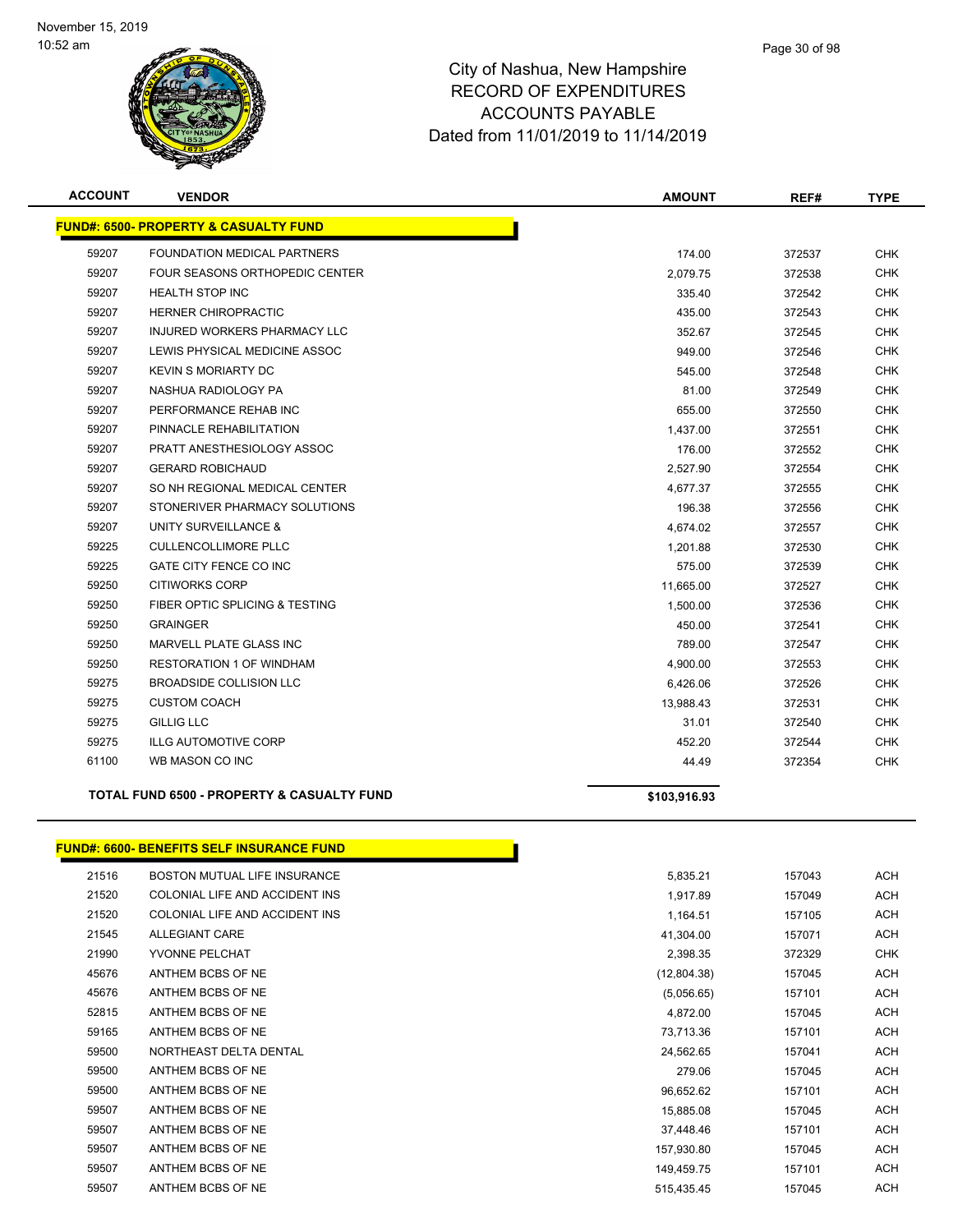City of Nashua, New Hampshire
RECORD OF EXPENDITURES
ACCOUNTS PAYABLE
Dated from 11/01/2019 to 11/14/2019

| ACCOUNT | VENDOR | AMOUNT | REF# | TYPE |
|---|---|---|---|---|
| **FUND#: 6500- PROPERTY & CASUALTY FUND** | | | | |
| 59207 | FOUNDATION MEDICAL PARTNERS | 174.00 | 372537 | CHK |
| 59207 | FOUR SEASONS ORTHOPEDIC CENTER | 2,079.75 | 372538 | CHK |
| 59207 | HEALTH STOP INC | 335.40 | 372542 | CHK |
| 59207 | HERNER CHIROPRACTIC | 435.00 | 372543 | CHK |
| 59207 | INJURED WORKERS PHARMACY LLC | 352.67 | 372545 | CHK |
| 59207 | LEWIS PHYSICAL MEDICINE ASSOC | 949.00 | 372546 | CHK |
| 59207 | KEVIN S MORIARTY DC | 545.00 | 372548 | CHK |
| 59207 | NASHUA RADIOLOGY PA | 81.00 | 372549 | CHK |
| 59207 | PERFORMANCE REHAB INC | 655.00 | 372550 | CHK |
| 59207 | PINNACLE REHABILITATION | 1,437.00 | 372551 | CHK |
| 59207 | PRATT ANESTHESIOLOGY ASSOC | 176.00 | 372552 | CHK |
| 59207 | GERARD ROBICHAUD | 2,527.90 | 372554 | CHK |
| 59207 | SO NH REGIONAL MEDICAL CENTER | 4,677.37 | 372555 | CHK |
| 59207 | STONERIVER PHARMACY SOLUTIONS | 196.38 | 372556 | CHK |
| 59207 | UNITY SURVEILLANCE & | 4,674.02 | 372557 | CHK |
| 59225 | CULLENCOLLIMORE PLLC | 1,201.88 | 372530 | CHK |
| 59225 | GATE CITY FENCE CO INC | 575.00 | 372539 | CHK |
| 59250 | CITIWORKS CORP | 11,665.00 | 372527 | CHK |
| 59250 | FIBER OPTIC SPLICING & TESTING | 1,500.00 | 372536 | CHK |
| 59250 | GRAINGER | 450.00 | 372541 | CHK |
| 59250 | MARVELL PLATE GLASS INC | 789.00 | 372547 | CHK |
| 59250 | RESTORATION 1 OF WINDHAM | 4,900.00 | 372553 | CHK |
| 59275 | BROADSIDE COLLISION LLC | 6,426.06 | 372526 | CHK |
| 59275 | CUSTOM COACH | 13,988.43 | 372531 | CHK |
| 59275 | GILLIG LLC | 31.01 | 372540 | CHK |
| 59275 | ILLG AUTOMOTIVE CORP | 452.20 | 372544 | CHK |
| 61100 | WB MASON CO INC | 44.49 | 372354 | CHK |
| **TOTAL FUND 6500 - PROPERTY & CASUALTY FUND** | | **$103,916.93** | | |

| ACCOUNT | VENDOR | AMOUNT | REF# | TYPE |
|---|---|---|---|---|
| **FUND#: 6600- BENEFITS SELF INSURANCE FUND** | | | | |
| 21516 | BOSTON MUTUAL LIFE INSURANCE | 5,835.21 | 157043 | ACH |
| 21520 | COLONIAL LIFE AND ACCIDENT INS | 1,917.89 | 157049 | ACH |
| 21520 | COLONIAL LIFE AND ACCIDENT INS | 1,164.51 | 157105 | ACH |
| 21545 | ALLEGIANT CARE | 41,304.00 | 157071 | ACH |
| 21990 | YVONNE PELCHAT | 2,398.35 | 372329 | CHK |
| 45676 | ANTHEM BCBS OF NE | (12,804.38) | 157045 | ACH |
| 45676 | ANTHEM BCBS OF NE | (5,056.65) | 157101 | ACH |
| 52815 | ANTHEM BCBS OF NE | 4,872.00 | 157045 | ACH |
| 59165 | ANTHEM BCBS OF NE | 73,713.36 | 157101 | ACH |
| 59500 | NORTHEAST DELTA DENTAL | 24,562.65 | 157041 | ACH |
| 59500 | ANTHEM BCBS OF NE | 279.06 | 157045 | ACH |
| 59500 | ANTHEM BCBS OF NE | 96,652.62 | 157101 | ACH |
| 59507 | ANTHEM BCBS OF NE | 15,885.08 | 157045 | ACH |
| 59507 | ANTHEM BCBS OF NE | 37,448.46 | 157101 | ACH |
| 59507 | ANTHEM BCBS OF NE | 157,930.80 | 157045 | ACH |
| 59507 | ANTHEM BCBS OF NE | 149,459.75 | 157101 | ACH |
| 59507 | ANTHEM BCBS OF NE | 515,435.45 | 157045 | ACH |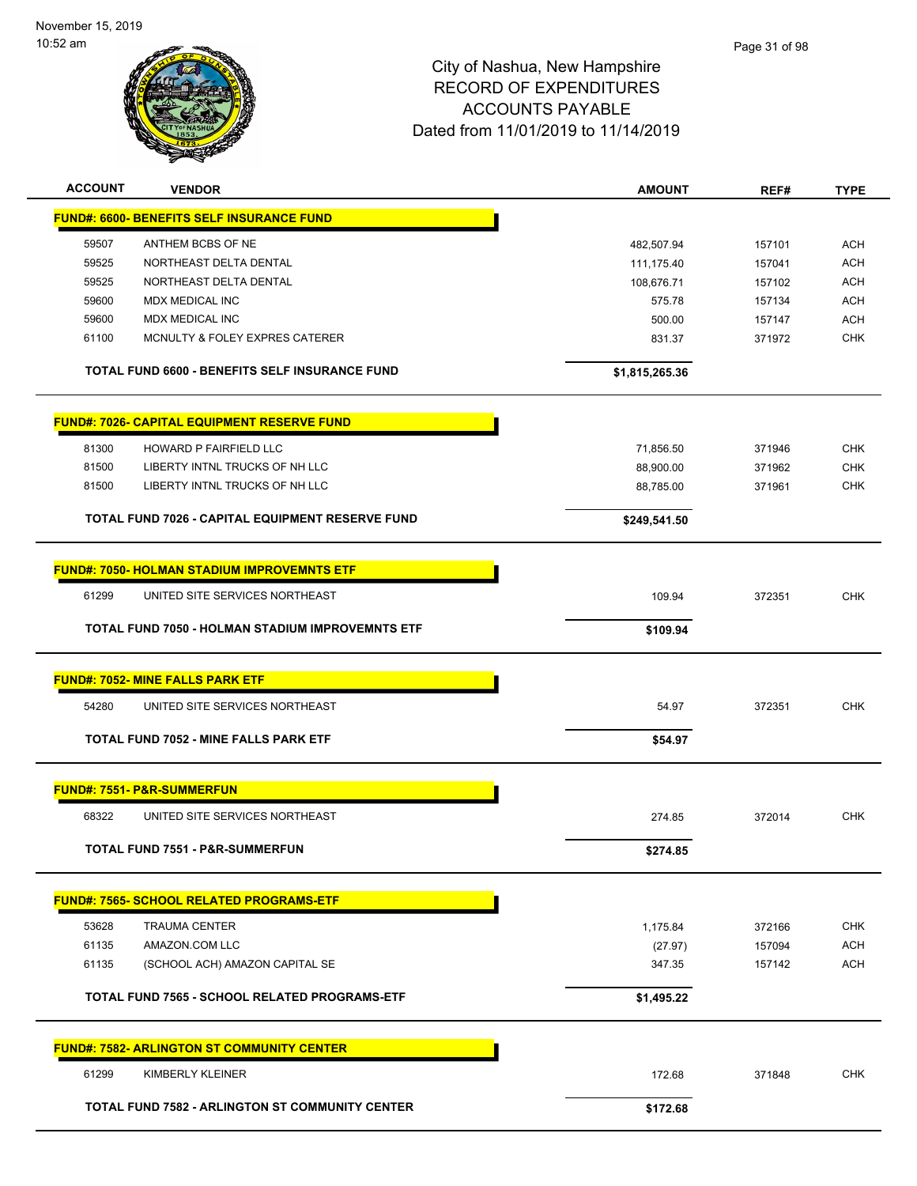City of Nashua, New Hampshire
RECORD OF EXPENDITURES
ACCOUNTS PAYABLE
Dated from 11/01/2019 to 11/14/2019

| ACCOUNT | VENDOR | AMOUNT | REF# | TYPE |
|---|---|---|---|---|
| **FUND#: 6600- BENEFITS SELF INSURANCE FUND** | | | | |
| 59507 | ANTHEM BCBS OF NE | 482,507.94 | 157101 | ACH |
| 59525 | NORTHEAST DELTA DENTAL | 111,175.40 | 157041 | ACH |
| 59525 | NORTHEAST DELTA DENTAL | 108,676.71 | 157102 | ACH |
| 59600 | MDX MEDICAL INC | 575.78 | 157134 | ACH |
| 59600 | MDX MEDICAL INC | 500.00 | 157147 | ACH |
| 61100 | MCNULTY & FOLEY EXPRES CATERER | 831.37 | 371972 | CHK |
| | **TOTAL FUND 6600 - BENEFITS SELF INSURANCE FUND** | **$1,815,265.36** | | |
| **FUND#: 7026- CAPITAL EQUIPMENT RESERVE FUND** | | | | |
| 81300 | HOWARD P FAIRFIELD LLC | 71,856.50 | 371946 | CHK |
| 81500 | LIBERTY INTNL TRUCKS OF NH LLC | 88,900.00 | 371962 | CHK |
| 81500 | LIBERTY INTNL TRUCKS OF NH LLC | 88,785.00 | 371961 | CHK |
| | **TOTAL FUND 7026 - CAPITAL EQUIPMENT RESERVE FUND** | **$249,541.50** | | |
| **FUND#: 7050- HOLMAN STADIUM IMPROVEMNTS ETF** | | | | |
| 61299 | UNITED SITE SERVICES NORTHEAST | 109.94 | 372351 | CHK |
| | **TOTAL FUND 7050 - HOLMAN STADIUM IMPROVEMNTS ETF** | **$109.94** | | |
| **FUND#: 7052- MINE FALLS PARK ETF** | | | | |
| 54280 | UNITED SITE SERVICES NORTHEAST | 54.97 | 372351 | CHK |
| | **TOTAL FUND 7052 - MINE FALLS PARK ETF** | **$54.97** | | |
| **FUND#: 7551- P&R-SUMMERFUN** | | | | |
| 68322 | UNITED SITE SERVICES NORTHEAST | 274.85 | 372014 | CHK |
| | **TOTAL FUND 7551 - P&R-SUMMERFUN** | **$274.85** | | |
| **FUND#: 7565- SCHOOL RELATED PROGRAMS-ETF** | | | | |
| 53628 | TRAUMA CENTER | 1,175.84 | 372166 | CHK |
| 61135 | AMAZON.COM LLC | (27.97) | 157094 | ACH |
| 61135 | (SCHOOL ACH) AMAZON CAPITAL SE | 347.35 | 157142 | ACH |
| | **TOTAL FUND 7565 - SCHOOL RELATED PROGRAMS-ETF** | **$1,495.22** | | |
| **FUND#: 7582- ARLINGTON ST COMMUNITY CENTER** | | | | |
| 61299 | KIMBERLY KLEINER | 172.68 | 371848 | CHK |
| | **TOTAL FUND 7582 - ARLINGTON ST COMMUNITY CENTER** | **$172.68** | | |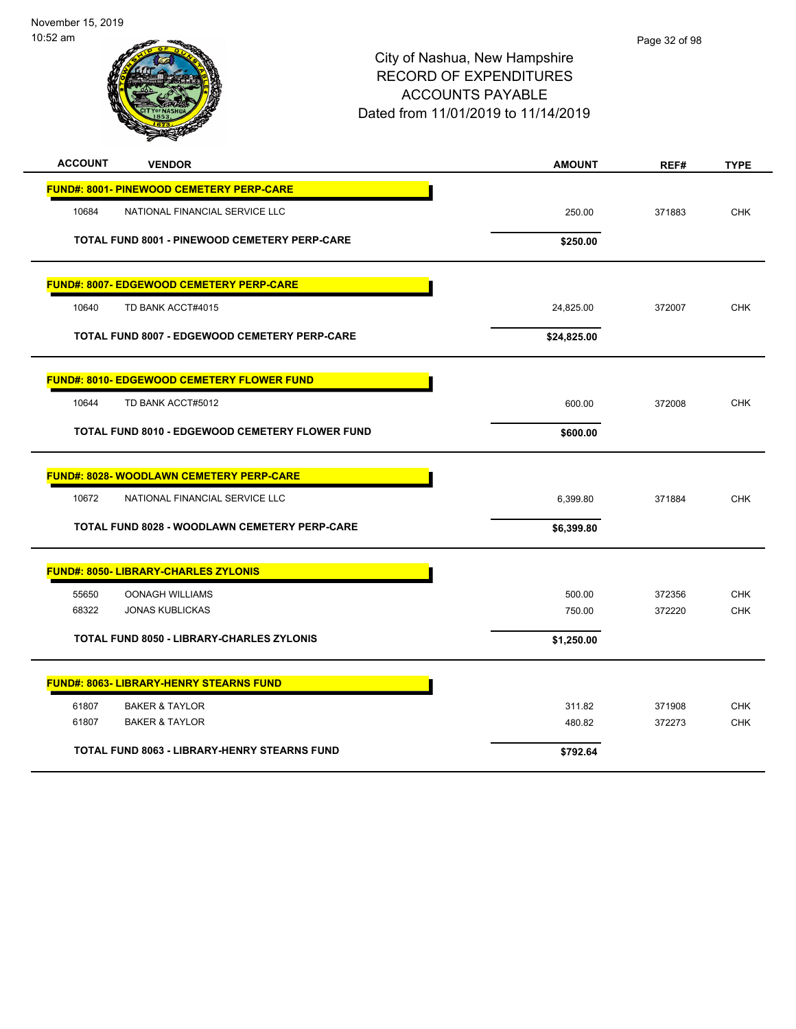# City of Nashua, New Hampshire
## RECORD OF EXPENDITURES
## ACCOUNTS PAYABLE
## Dated from 11/01/2019 to 11/14/2019

| ACCOUNT | VENDOR | AMOUNT | REF# | TYPE |
|---|---|---|---|---|
| **FUND#: 8001- PINEWOOD CEMETERY PERP-CARE** | | | | |
| 10684 | NATIONAL FINANCIAL SERVICE LLC | 250.00 | 371883 | CHK |
| | **TOTAL FUND 8001 - PINEWOOD CEMETERY PERP-CARE** | **$250.00** | | |
| **FUND#: 8007- EDGEWOOD CEMETERY PERP-CARE** | | | | |
| 10640 | TD BANK ACCT#4015 | 24,825.00 | 372007 | CHK |
| | **TOTAL FUND 8007 - EDGEWOOD CEMETERY PERP-CARE** | **$24,825.00** | | |
| **FUND#: 8010- EDGEWOOD CEMETERY FLOWER FUND** | | | | |
| 10644 | TD BANK ACCT#5012 | 600.00 | 372008 | CHK |
| | **TOTAL FUND 8010 - EDGEWOOD CEMETERY FLOWER FUND** | **$600.00** | | |
| **FUND#: 8028- WOODLAWN CEMETERY PERP-CARE** | | | | |
| 10672 | NATIONAL FINANCIAL SERVICE LLC | 6,399.80 | 371884 | CHK |
| | **TOTAL FUND 8028 - WOODLAWN CEMETERY PERP-CARE** | **$6,399.80** | | |
| **FUND#: 8050- LIBRARY-CHARLES ZYLONIS** | | | | |
| 55650 | OONAGH WILLIAMS | 500.00 | 372356 | CHK |
| 68322 | JONAS KUBLICKAS | 750.00 | 372220 | CHK |
| | **TOTAL FUND 8050 - LIBRARY-CHARLES ZYLONIS** | **$1,250.00** | | |
| **FUND#: 8063- LIBRARY-HENRY STEARNS FUND** | | | | |
| 61807 | BAKER & TAYLOR | 311.82 | 371908 | CHK |
| 61807 | BAKER & TAYLOR | 480.82 | 372273 | CHK |
| | **TOTAL FUND 8063 - LIBRARY-HENRY STEARNS FUND** | **$792.64** | | |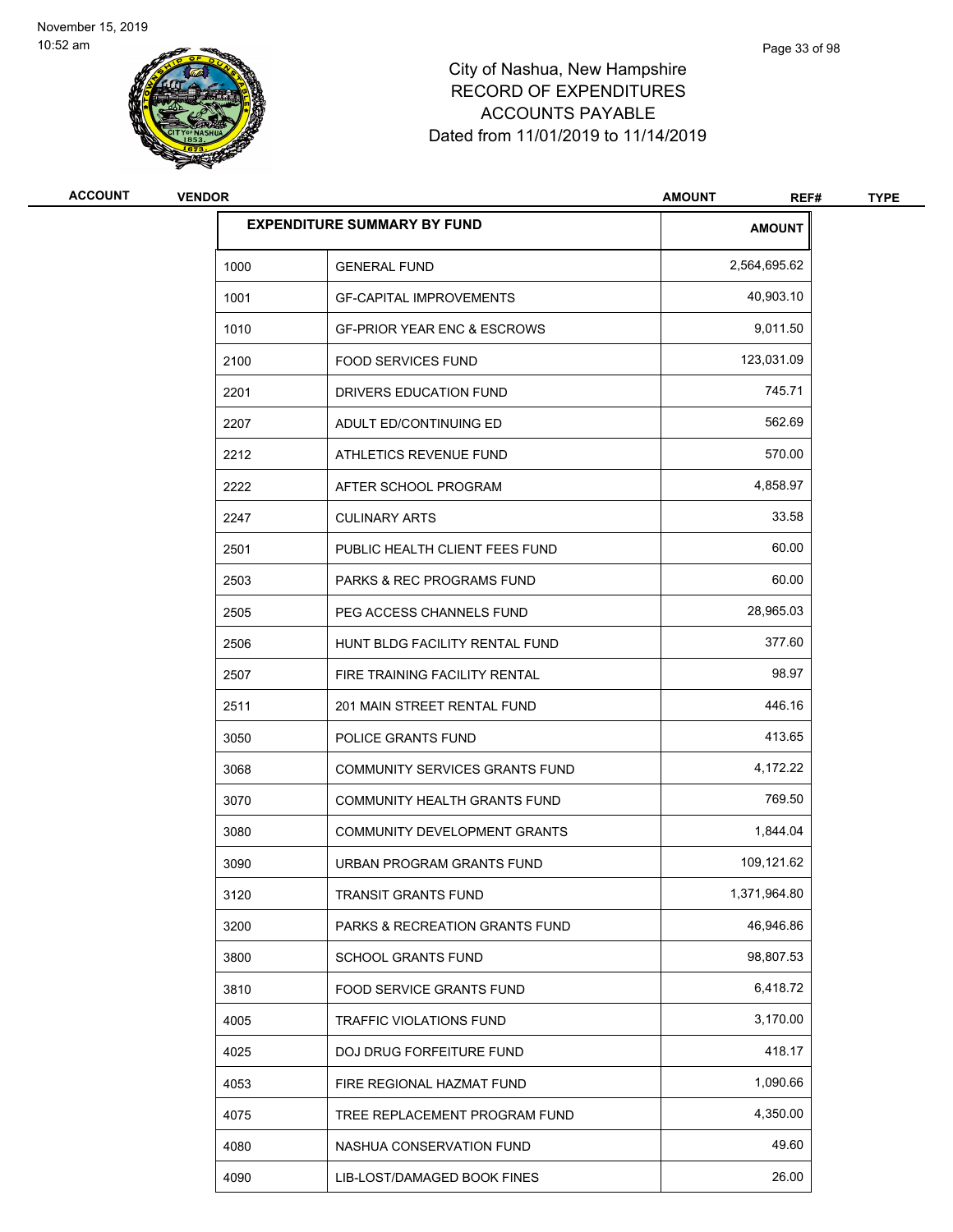November 15, 2019
10:52 am

City of Nashua, New Hampshire
RECORD OF EXPENDITURES
ACCOUNTS PAYABLE
Dated from 11/01/2019 to 11/14/2019

| ACCOUNT | VENDOR | AMOUNT | REF# | TYPE |
|---|---|---|---|---|

## EXPENDITURE SUMMARY BY FUND

| | | AMOUNT |
|---|---|---|
| 1000 | GENERAL FUND | 2,564,695.62 |
| 1001 | GF-CAPITAL IMPROVEMENTS | 40,903.10 |
| 1010 | GF-PRIOR YEAR ENC & ESCROWS | 9,011.50 |
| 2100 | FOOD SERVICES FUND | 123,031.09 |
| 2201 | DRIVERS EDUCATION FUND | 745.71 |
| 2207 | ADULT ED/CONTINUING ED | 562.69 |
| 2212 | ATHLETICS REVENUE FUND | 570.00 |
| 2222 | AFTER SCHOOL PROGRAM | 4,858.97 |
| 2247 | CULINARY ARTS | 33.58 |
| 2501 | PUBLIC HEALTH CLIENT FEES FUND | 60.00 |
| 2503 | PARKS & REC PROGRAMS FUND | 60.00 |
| 2505 | PEG ACCESS CHANNELS FUND | 28,965.03 |
| 2506 | HUNT BLDG FACILITY RENTAL FUND | 377.60 |
| 2507 | FIRE TRAINING FACILITY RENTAL | 98.97 |
| 2511 | 201 MAIN STREET RENTAL FUND | 446.16 |
| 3050 | POLICE GRANTS FUND | 413.65 |
| 3068 | COMMUNITY SERVICES GRANTS FUND | 4,172.22 |
| 3070 | COMMUNITY HEALTH GRANTS FUND | 769.50 |
| 3080 | COMMUNITY DEVELOPMENT GRANTS | 1,844.04 |
| 3090 | URBAN PROGRAM GRANTS FUND | 109,121.62 |
| 3120 | TRANSIT GRANTS FUND | 1,371,964.80 |
| 3200 | PARKS & RECREATION GRANTS FUND | 46,946.86 |
| 3800 | SCHOOL GRANTS FUND | 98,807.53 |
| 3810 | FOOD SERVICE GRANTS FUND | 6,418.72 |
| 4005 | TRAFFIC VIOLATIONS FUND | 3,170.00 |
| 4025 | DOJ DRUG FORFEITURE FUND | 418.17 |
| 4053 | FIRE REGIONAL HAZMAT FUND | 1,090.66 |
| 4075 | TREE REPLACEMENT PROGRAM FUND | 4,350.00 |
| 4080 | NASHUA CONSERVATION FUND | 49.60 |
| 4090 | LIB-LOST/DAMAGED BOOK FINES | 26.00 |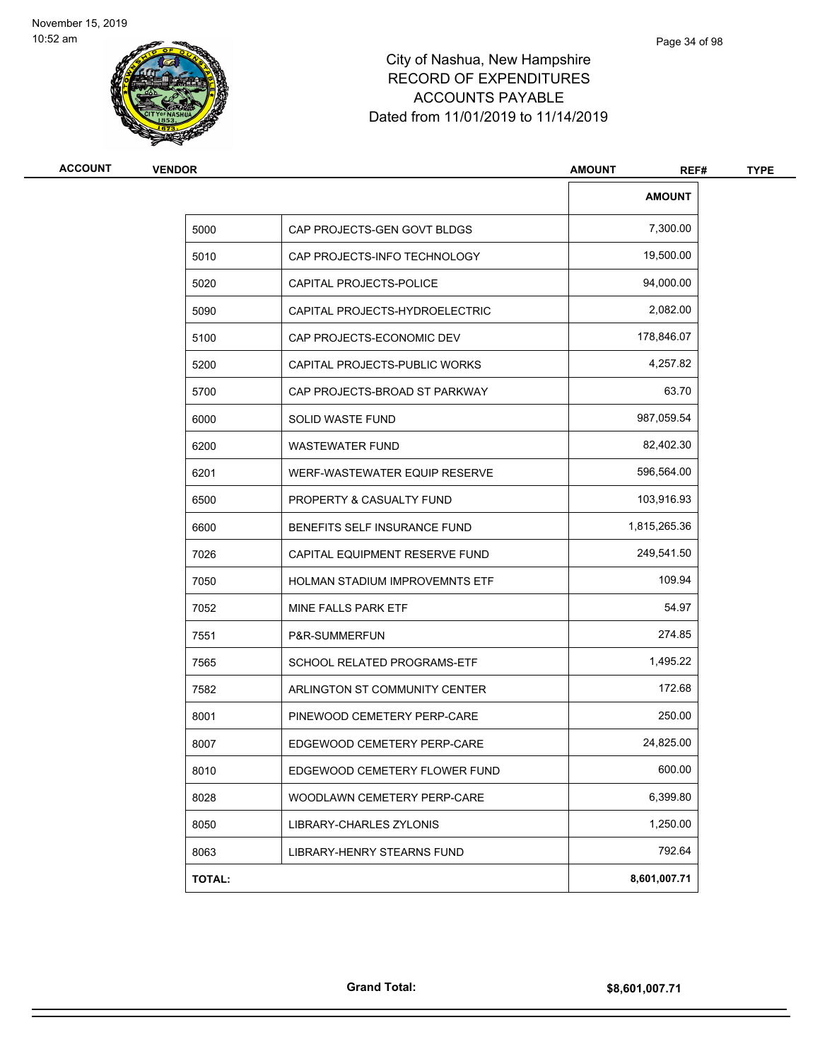# City of Nashua, New Hampshire
## RECORD OF EXPENDITURES
## ACCOUNTS PAYABLE
### Dated from 11/01/2019 to 11/14/2019

| ACCOUNT | VENDOR | AMOUNT | REF# | TYPE |
|---|---|---|---|---|

| | | AMOUNT |
|---|---|---|
| 5000 | CAP PROJECTS-GEN GOVT BLDGS | 7,300.00 |
| 5010 | CAP PROJECTS-INFO TECHNOLOGY | 19,500.00 |
| 5020 | CAPITAL PROJECTS-POLICE | 94,000.00 |
| 5090 | CAPITAL PROJECTS-HYDROELECTRIC | 2,082.00 |
| 5100 | CAP PROJECTS-ECONOMIC DEV | 178,846.07 |
| 5200 | CAPITAL PROJECTS-PUBLIC WORKS | 4,257.82 |
| 5700 | CAP PROJECTS-BROAD ST PARKWAY | 63.70 |
| 6000 | SOLID WASTE FUND | 987,059.54 |
| 6200 | WASTEWATER FUND | 82,402.30 |
| 6201 | WERF-WASTEWATER EQUIP RESERVE | 596,564.00 |
| 6500 | PROPERTY & CASUALTY FUND | 103,916.93 |
| 6600 | BENEFITS SELF INSURANCE FUND | 1,815,265.36 |
| 7026 | CAPITAL EQUIPMENT RESERVE FUND | 249,541.50 |
| 7050 | HOLMAN STADIUM IMPROVEMNTS ETF | 109.94 |
| 7052 | MINE FALLS PARK ETF | 54.97 |
| 7551 | P&R-SUMMERFUN | 274.85 |
| 7565 | SCHOOL RELATED PROGRAMS-ETF | 1,495.22 |
| 7582 | ARLINGTON ST COMMUNITY CENTER | 172.68 |
| 8001 | PINEWOOD CEMETERY PERP-CARE | 250.00 |
| 8007 | EDGEWOOD CEMETERY PERP-CARE | 24,825.00 |
| 8010 | EDGEWOOD CEMETERY FLOWER FUND | 600.00 |
| 8028 | WOODLAWN CEMETERY PERP-CARE | 6,399.80 |
| 8050 | LIBRARY-CHARLES ZYLONIS | 1,250.00 |
| 8063 | LIBRARY-HENRY STEARNS FUND | 792.64 |
| **TOTAL:** | | **8,601,007.71** |

**Grand Total:** **$8,601,007.71**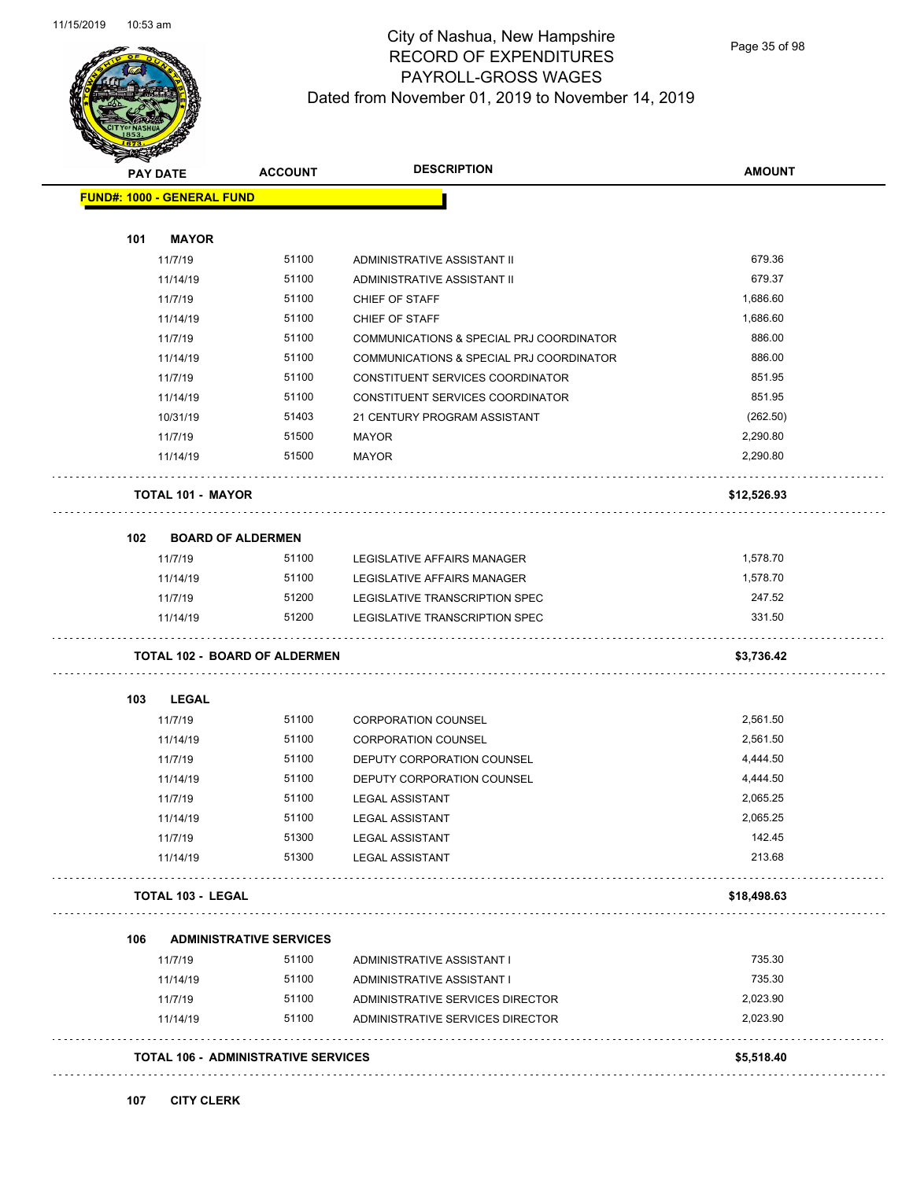# City of Nashua, New Hampshire
## RECORD OF EXPENDITURES
## PAYROLL-GROSS WAGES
## Dated from November 01, 2019 to November 14, 2019

**FUND#: 1000 - GENERAL FUND**

### 101 MAYOR

| PAY DATE | ACCOUNT | DESCRIPTION | AMOUNT |
|---|---|---|---|
| 11/7/19 | 51100 | ADMINISTRATIVE ASSISTANT II | 679.36 |
| 11/14/19 | 51100 | ADMINISTRATIVE ASSISTANT II | 679.37 |
| 11/7/19 | 51100 | CHIEF OF STAFF | 1,686.60 |
| 11/14/19 | 51100 | CHIEF OF STAFF | 1,686.60 |
| 11/7/19 | 51100 | COMMUNICATIONS & SPECIAL PRJ COORDINATOR | 886.00 |
| 11/14/19 | 51100 | COMMUNICATIONS & SPECIAL PRJ COORDINATOR | 886.00 |
| 11/7/19 | 51100 | CONSTITUENT SERVICES COORDINATOR | 851.95 |
| 11/14/19 | 51100 | CONSTITUENT SERVICES COORDINATOR | 851.95 |
| 10/31/19 | 51403 | 21 CENTURY PROGRAM ASSISTANT | (262.50) |
| 11/7/19 | 51500 | MAYOR | 2,290.80 |
| 11/14/19 | 51500 | MAYOR | 2,290.80 |
| **TOTAL 101 - MAYOR** | | | **$12,526.93** |

### 102 BOARD OF ALDERMEN

| PAY DATE | ACCOUNT | DESCRIPTION | AMOUNT |
|---|---|---|---|
| 11/7/19 | 51100 | LEGISLATIVE AFFAIRS MANAGER | 1,578.70 |
| 11/14/19 | 51100 | LEGISLATIVE AFFAIRS MANAGER | 1,578.70 |
| 11/7/19 | 51200 | LEGISLATIVE TRANSCRIPTION SPEC | 247.52 |
| 11/14/19 | 51200 | LEGISLATIVE TRANSCRIPTION SPEC | 331.50 |
| **TOTAL 102 - BOARD OF ALDERMEN** | | | **$3,736.42** |

### 103 LEGAL

| PAY DATE | ACCOUNT | DESCRIPTION | AMOUNT |
|---|---|---|---|
| 11/7/19 | 51100 | CORPORATION COUNSEL | 2,561.50 |
| 11/14/19 | 51100 | CORPORATION COUNSEL | 2,561.50 |
| 11/7/19 | 51100 | DEPUTY CORPORATION COUNSEL | 4,444.50 |
| 11/14/19 | 51100 | DEPUTY CORPORATION COUNSEL | 4,444.50 |
| 11/7/19 | 51100 | LEGAL ASSISTANT | 2,065.25 |
| 11/14/19 | 51100 | LEGAL ASSISTANT | 2,065.25 |
| 11/7/19 | 51300 | LEGAL ASSISTANT | 142.45 |
| 11/14/19 | 51300 | LEGAL ASSISTANT | 213.68 |
| **TOTAL 103 - LEGAL** | | | **$18,498.63** |

### 106 ADMINISTRATIVE SERVICES

| PAY DATE | ACCOUNT | DESCRIPTION | AMOUNT |
|---|---|---|---|
| 11/7/19 | 51100 | ADMINISTRATIVE ASSISTANT I | 735.30 |
| 11/14/19 | 51100 | ADMINISTRATIVE ASSISTANT I | 735.30 |
| 11/7/19 | 51100 | ADMINISTRATIVE SERVICES DIRECTOR | 2,023.90 |
| 11/14/19 | 51100 | ADMINISTRATIVE SERVICES DIRECTOR | 2,023.90 |
| **TOTAL 106 - ADMINISTRATIVE SERVICES** | | | **$5,518.40** |

### 107 CITY CLERK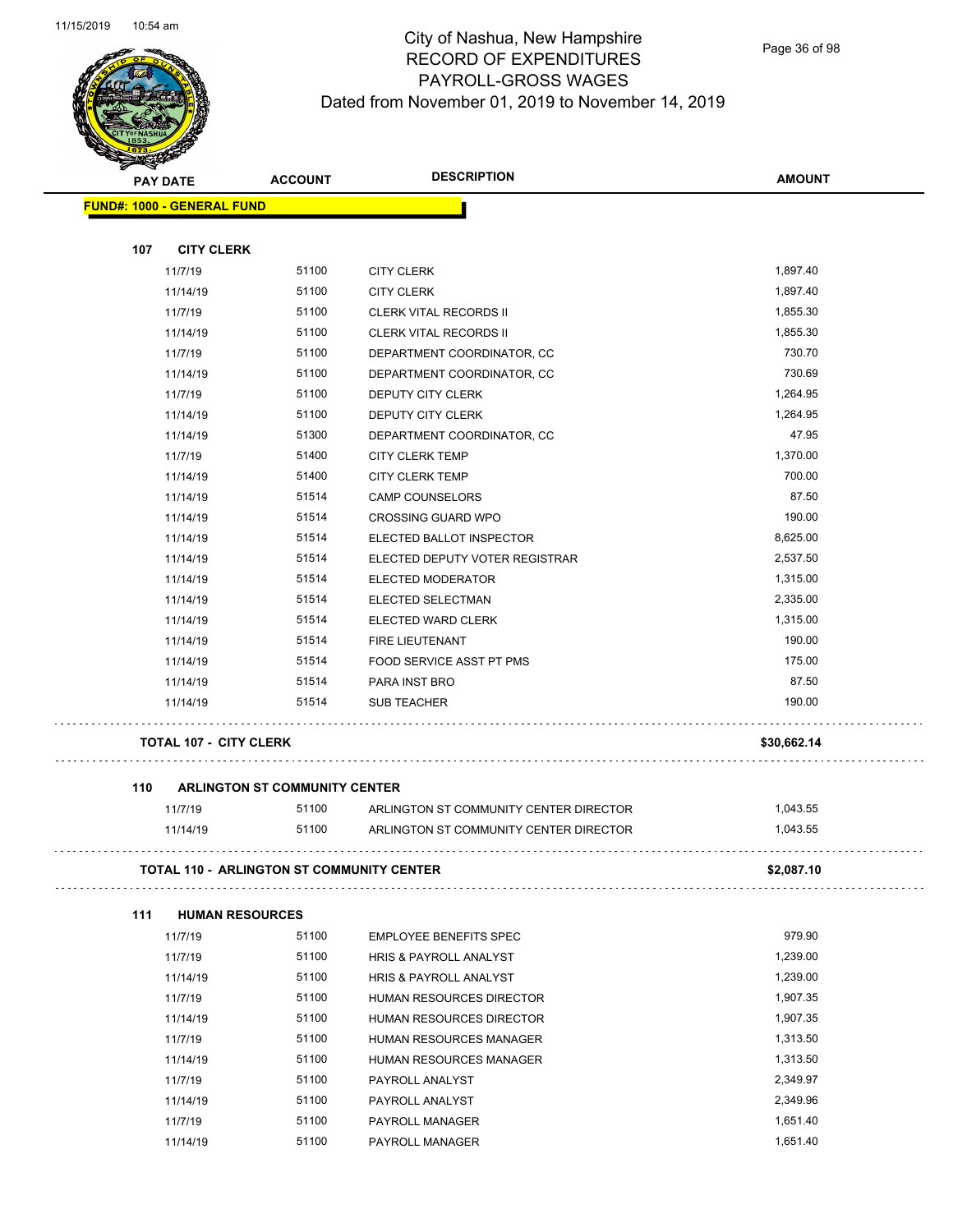# City of Nashua, New Hampshire
## RECORD OF EXPENDITURES
## PAYROLL-GROSS WAGES
## Dated from November 01, 2019 to November 14, 2019

| PAY DATE | ACCOUNT | DESCRIPTION | AMOUNT |
|---|---|---|---|
| **FUND#: 1000 - GENERAL FUND** | | | |
| **107 CITY CLERK** | | | |
| 11/7/19 | 51100 | CITY CLERK | 1,897.40 |
| 11/14/19 | 51100 | CITY CLERK | 1,897.40 |
| 11/7/19 | 51100 | CLERK VITAL RECORDS II | 1,855.30 |
| 11/14/19 | 51100 | CLERK VITAL RECORDS II | 1,855.30 |
| 11/7/19 | 51100 | DEPARTMENT COORDINATOR, CC | 730.70 |
| 11/14/19 | 51100 | DEPARTMENT COORDINATOR, CC | 730.69 |
| 11/7/19 | 51100 | DEPUTY CITY CLERK | 1,264.95 |
| 11/14/19 | 51100 | DEPUTY CITY CLERK | 1,264.95 |
| 11/14/19 | 51300 | DEPARTMENT COORDINATOR, CC | 47.95 |
| 11/7/19 | 51400 | CITY CLERK TEMP | 1,370.00 |
| 11/14/19 | 51400 | CITY CLERK TEMP | 700.00 |
| 11/14/19 | 51514 | CAMP COUNSELORS | 87.50 |
| 11/14/19 | 51514 | CROSSING GUARD WPO | 190.00 |
| 11/14/19 | 51514 | ELECTED BALLOT INSPECTOR | 8,625.00 |
| 11/14/19 | 51514 | ELECTED DEPUTY VOTER REGISTRAR | 2,537.50 |
| 11/14/19 | 51514 | ELECTED MODERATOR | 1,315.00 |
| 11/14/19 | 51514 | ELECTED SELECTMAN | 2,335.00 |
| 11/14/19 | 51514 | ELECTED WARD CLERK | 1,315.00 |
| 11/14/19 | 51514 | FIRE LIEUTENANT | 190.00 |
| 11/14/19 | 51514 | FOOD SERVICE ASST PT PMS | 175.00 |
| 11/14/19 | 51514 | PARA INST BRO | 87.50 |
| 11/14/19 | 51514 | SUB TEACHER | 190.00 |
| **TOTAL 107 - CITY CLERK** | | | **$30,662.14** |
| **110 ARLINGTON ST COMMUNITY CENTER** | | | |
| 11/7/19 | 51100 | ARLINGTON ST COMMUNITY CENTER DIRECTOR | 1,043.55 |
| 11/14/19 | 51100 | ARLINGTON ST COMMUNITY CENTER DIRECTOR | 1,043.55 |
| **TOTAL 110 - ARLINGTON ST COMMUNITY CENTER** | | | **$2,087.10** |
| **111 HUMAN RESOURCES** | | | |
| 11/7/19 | 51100 | EMPLOYEE BENEFITS SPEC | 979.90 |
| 11/7/19 | 51100 | HRIS & PAYROLL ANALYST | 1,239.00 |
| 11/14/19 | 51100 | HRIS & PAYROLL ANALYST | 1,239.00 |
| 11/7/19 | 51100 | HUMAN RESOURCES DIRECTOR | 1,907.35 |
| 11/14/19 | 51100 | HUMAN RESOURCES DIRECTOR | 1,907.35 |
| 11/7/19 | 51100 | HUMAN RESOURCES MANAGER | 1,313.50 |
| 11/14/19 | 51100 | HUMAN RESOURCES MANAGER | 1,313.50 |
| 11/7/19 | 51100 | PAYROLL ANALYST | 2,349.97 |
| 11/14/19 | 51100 | PAYROLL ANALYST | 2,349.96 |
| 11/7/19 | 51100 | PAYROLL MANAGER | 1,651.40 |
| 11/14/19 | 51100 | PAYROLL MANAGER | 1,651.40 |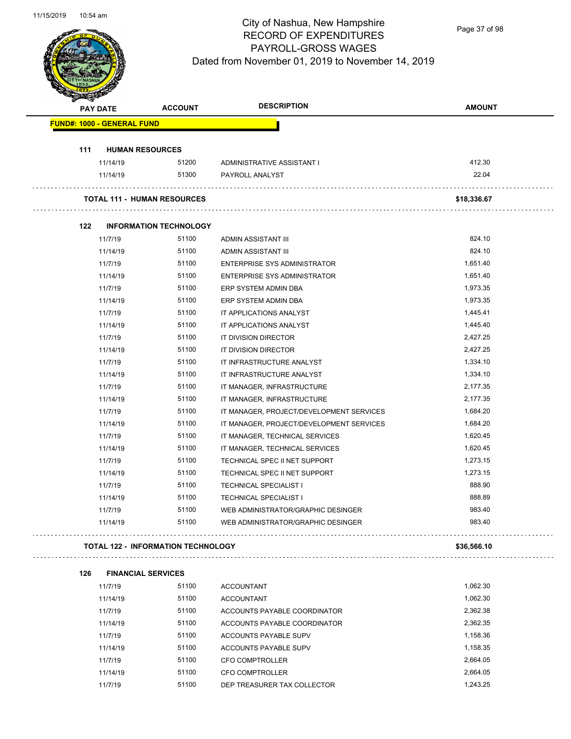# City of Nashua, New Hampshire
## RECORD OF EXPENDITURES
## PAYROLL-GROSS WAGES
### Dated from November 01, 2019 to November 14, 2019

| PAY DATE | ACCOUNT | DESCRIPTION | AMOUNT |
|---|---|---|---|
| **FUND#: 1000 - GENERAL FUND** | | | |
| **111 HUMAN RESOURCES** | | | |
| 11/14/19 | 51200 | ADMINISTRATIVE ASSISTANT I | 412.30 |
| 11/14/19 | 51300 | PAYROLL ANALYST | 22.04 |
| **TOTAL 111 - HUMAN RESOURCES** | | | **$18,336.67** |
| **122 INFORMATION TECHNOLOGY** | | | |
| 11/7/19 | 51100 | ADMIN ASSISTANT III | 824.10 |
| 11/14/19 | 51100 | ADMIN ASSISTANT III | 824.10 |
| 11/7/19 | 51100 | ENTERPRISE SYS ADMINISTRATOR | 1,651.40 |
| 11/14/19 | 51100 | ENTERPRISE SYS ADMINISTRATOR | 1,651.40 |
| 11/7/19 | 51100 | ERP SYSTEM ADMIN DBA | 1,973.35 |
| 11/14/19 | 51100 | ERP SYSTEM ADMIN DBA | 1,973.35 |
| 11/7/19 | 51100 | IT APPLICATIONS ANALYST | 1,445.41 |
| 11/14/19 | 51100 | IT APPLICATIONS ANALYST | 1,445.40 |
| 11/7/19 | 51100 | IT DIVISION DIRECTOR | 2,427.25 |
| 11/14/19 | 51100 | IT DIVISION DIRECTOR | 2,427.25 |
| 11/7/19 | 51100 | IT INFRASTRUCTURE ANALYST | 1,334.10 |
| 11/14/19 | 51100 | IT INFRASTRUCTURE ANALYST | 1,334.10 |
| 11/7/19 | 51100 | IT MANAGER, INFRASTRUCTURE | 2,177.35 |
| 11/14/19 | 51100 | IT MANAGER, INFRASTRUCTURE | 2,177.35 |
| 11/7/19 | 51100 | IT MANAGER, PROJECT/DEVELOPMENT SERVICES | 1,684.20 |
| 11/14/19 | 51100 | IT MANAGER, PROJECT/DEVELOPMENT SERVICES | 1,684.20 |
| 11/7/19 | 51100 | IT MANAGER, TECHNICAL SERVICES | 1,620.45 |
| 11/14/19 | 51100 | IT MANAGER, TECHNICAL SERVICES | 1,620.45 |
| 11/7/19 | 51100 | TECHNICAL SPEC II NET SUPPORT | 1,273.15 |
| 11/14/19 | 51100 | TECHNICAL SPEC II NET SUPPORT | 1,273.15 |
| 11/7/19 | 51100 | TECHNICAL SPECIALIST I | 888.90 |
| 11/14/19 | 51100 | TECHNICAL SPECIALIST I | 888.89 |
| 11/7/19 | 51100 | WEB ADMINISTRATOR/GRAPHIC DESINGER | 983.40 |
| 11/14/19 | 51100 | WEB ADMINISTRATOR/GRAPHIC DESINGER | 983.40 |
| **TOTAL 122 - INFORMATION TECHNOLOGY** | | | **$36,566.10** |
| **126 FINANCIAL SERVICES** | | | |
| 11/7/19 | 51100 | ACCOUNTANT | 1,062.30 |
| 11/14/19 | 51100 | ACCOUNTANT | 1,062.30 |
| 11/7/19 | 51100 | ACCOUNTS PAYABLE COORDINATOR | 2,362.38 |
| 11/14/19 | 51100 | ACCOUNTS PAYABLE COORDINATOR | 2,362.35 |
| 11/7/19 | 51100 | ACCOUNTS PAYABLE SUPV | 1,158.36 |
| 11/14/19 | 51100 | ACCOUNTS PAYABLE SUPV | 1,158.35 |
| 11/7/19 | 51100 | CFO COMPTROLLER | 2,664.05 |
| 11/14/19 | 51100 | CFO COMPTROLLER | 2,664.05 |
| 11/7/19 | 51100 | DEP TREASURER TAX COLLECTOR | 1,243.25 |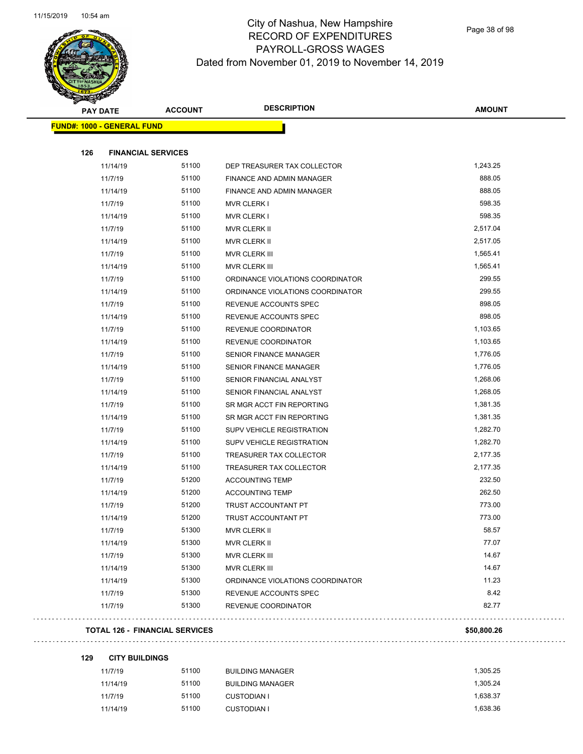# City of Nashua, New Hampshire
## RECORD OF EXPENDITURES
## PAYROLL-GROSS WAGES
### Dated from November 01, 2019 to November 14, 2019

**FUND#: 1000 - GENERAL FUND**

**126 FINANCIAL SERVICES**

| PAY DATE | ACCOUNT | DESCRIPTION | AMOUNT |
|---|---|---|---|
| 11/14/19 | 51100 | DEP TREASURER TAX COLLECTOR | 1,243.25 |
| 11/7/19 | 51100 | FINANCE AND ADMIN MANAGER | 888.05 |
| 11/14/19 | 51100 | FINANCE AND ADMIN MANAGER | 888.05 |
| 11/7/19 | 51100 | MVR CLERK I | 598.35 |
| 11/14/19 | 51100 | MVR CLERK I | 598.35 |
| 11/7/19 | 51100 | MVR CLERK II | 2,517.04 |
| 11/14/19 | 51100 | MVR CLERK II | 2,517.05 |
| 11/7/19 | 51100 | MVR CLERK III | 1,565.41 |
| 11/14/19 | 51100 | MVR CLERK III | 1,565.41 |
| 11/7/19 | 51100 | ORDINANCE VIOLATIONS COORDINATOR | 299.55 |
| 11/14/19 | 51100 | ORDINANCE VIOLATIONS COORDINATOR | 299.55 |
| 11/7/19 | 51100 | REVENUE ACCOUNTS SPEC | 898.05 |
| 11/14/19 | 51100 | REVENUE ACCOUNTS SPEC | 898.05 |
| 11/7/19 | 51100 | REVENUE COORDINATOR | 1,103.65 |
| 11/14/19 | 51100 | REVENUE COORDINATOR | 1,103.65 |
| 11/7/19 | 51100 | SENIOR FINANCE MANAGER | 1,776.05 |
| 11/14/19 | 51100 | SENIOR FINANCE MANAGER | 1,776.05 |
| 11/7/19 | 51100 | SENIOR FINANCIAL ANALYST | 1,268.06 |
| 11/14/19 | 51100 | SENIOR FINANCIAL ANALYST | 1,268.05 |
| 11/7/19 | 51100 | SR MGR ACCT FIN REPORTING | 1,381.35 |
| 11/14/19 | 51100 | SR MGR ACCT FIN REPORTING | 1,381.35 |
| 11/7/19 | 51100 | SUPV VEHICLE REGISTRATION | 1,282.70 |
| 11/14/19 | 51100 | SUPV VEHICLE REGISTRATION | 1,282.70 |
| 11/7/19 | 51100 | TREASURER TAX COLLECTOR | 2,177.35 |
| 11/14/19 | 51100 | TREASURER TAX COLLECTOR | 2,177.35 |
| 11/7/19 | 51200 | ACCOUNTING TEMP | 232.50 |
| 11/14/19 | 51200 | ACCOUNTING TEMP | 262.50 |
| 11/7/19 | 51200 | TRUST ACCOUNTANT PT | 773.00 |
| 11/14/19 | 51200 | TRUST ACCOUNTANT PT | 773.00 |
| 11/7/19 | 51300 | MVR CLERK II | 58.57 |
| 11/14/19 | 51300 | MVR CLERK II | 77.07 |
| 11/7/19 | 51300 | MVR CLERK III | 14.67 |
| 11/14/19 | 51300 | MVR CLERK III | 14.67 |
| 11/14/19 | 51300 | ORDINANCE VIOLATIONS COORDINATOR | 11.23 |
| 11/7/19 | 51300 | REVENUE ACCOUNTS SPEC | 8.42 |
| 11/7/19 | 51300 | REVENUE COORDINATOR | 82.77 |

**TOTAL 126 - FINANCIAL SERVICES** **$50,800.26**

**129 CITY BUILDINGS**

| PAY DATE | ACCOUNT | DESCRIPTION | AMOUNT |
|---|---|---|---|
| 11/7/19 | 51100 | BUILDING MANAGER | 1,305.25 |
| 11/14/19 | 51100 | BUILDING MANAGER | 1,305.24 |
| 11/7/19 | 51100 | CUSTODIAN I | 1,638.37 |
| 11/14/19 | 51100 | CUSTODIAN I | 1,638.36 |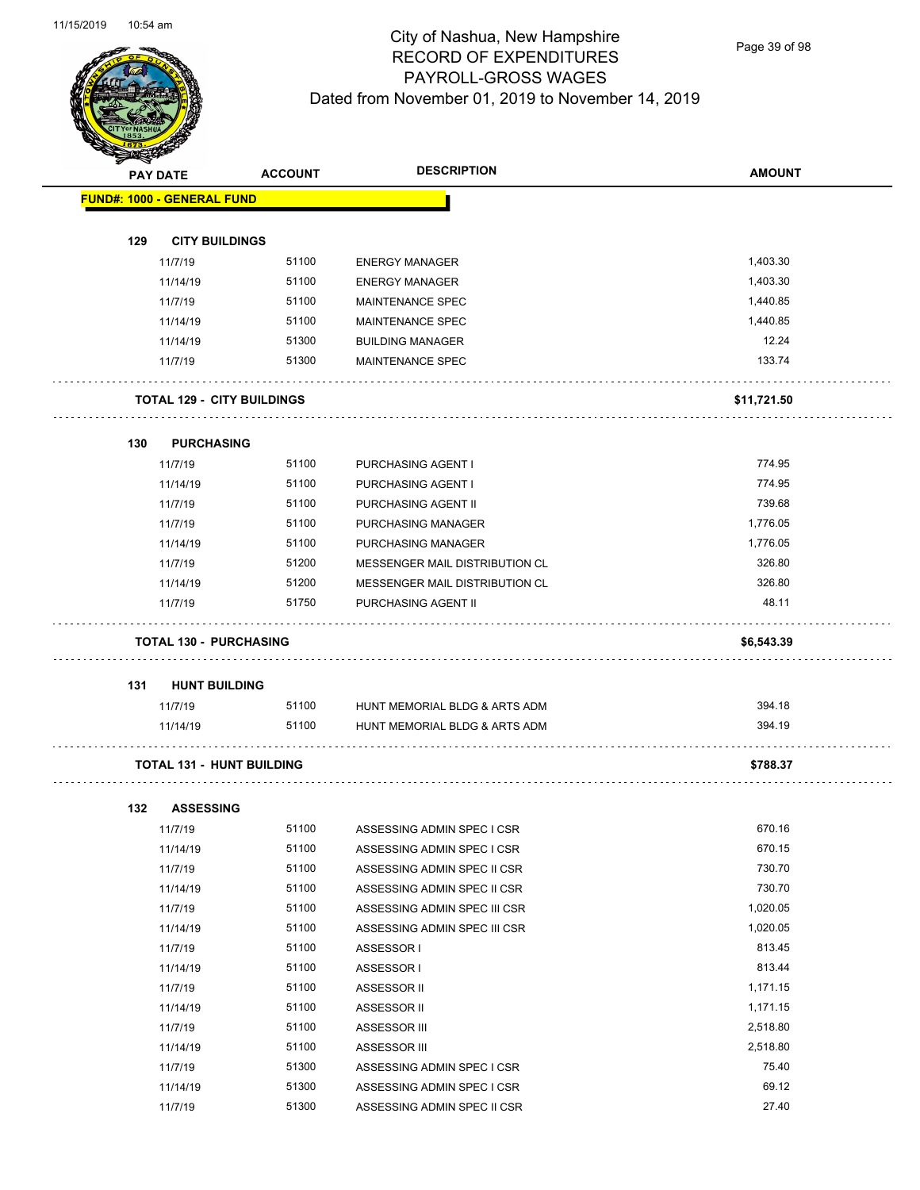# City of Nashua, New Hampshire
## RECORD OF EXPENDITURES
## PAYROLL-GROSS WAGES
## Dated from November 01, 2019 to November 14, 2019

| PAY DATE | ACCOUNT | DESCRIPTION | AMOUNT |
|---|---|---|---|
| **FUND#: 1000 - GENERAL FUND** | | | |
| **129 CITY BUILDINGS** | | | |
| 11/7/19 | 51100 | ENERGY MANAGER | 1,403.30 |
| 11/14/19 | 51100 | ENERGY MANAGER | 1,403.30 |
| 11/7/19 | 51100 | MAINTENANCE SPEC | 1,440.85 |
| 11/14/19 | 51100 | MAINTENANCE SPEC | 1,440.85 |
| 11/14/19 | 51300 | BUILDING MANAGER | 12.24 |
| 11/7/19 | 51300 | MAINTENANCE SPEC | 133.74 |
| **TOTAL 129 - CITY BUILDINGS** | | | **$11,721.50** |
| **130 PURCHASING** | | | |
| 11/7/19 | 51100 | PURCHASING AGENT I | 774.95 |
| 11/14/19 | 51100 | PURCHASING AGENT I | 774.95 |
| 11/7/19 | 51100 | PURCHASING AGENT II | 739.68 |
| 11/7/19 | 51100 | PURCHASING MANAGER | 1,776.05 |
| 11/14/19 | 51100 | PURCHASING MANAGER | 1,776.05 |
| 11/7/19 | 51200 | MESSENGER MAIL DISTRIBUTION CL | 326.80 |
| 11/14/19 | 51200 | MESSENGER MAIL DISTRIBUTION CL | 326.80 |
| 11/7/19 | 51750 | PURCHASING AGENT II | 48.11 |
| **TOTAL 130 - PURCHASING** | | | **$6,543.39** |
| **131 HUNT BUILDING** | | | |
| 11/7/19 | 51100 | HUNT MEMORIAL BLDG & ARTS ADM | 394.18 |
| 11/14/19 | 51100 | HUNT MEMORIAL BLDG & ARTS ADM | 394.19 |
| **TOTAL 131 - HUNT BUILDING** | | | **$788.37** |
| **132 ASSESSING** | | | |
| 11/7/19 | 51100 | ASSESSING ADMIN SPEC I CSR | 670.16 |
| 11/14/19 | 51100 | ASSESSING ADMIN SPEC I CSR | 670.15 |
| 11/7/19 | 51100 | ASSESSING ADMIN SPEC II CSR | 730.70 |
| 11/14/19 | 51100 | ASSESSING ADMIN SPEC II CSR | 730.70 |
| 11/7/19 | 51100 | ASSESSING ADMIN SPEC III CSR | 1,020.05 |
| 11/14/19 | 51100 | ASSESSING ADMIN SPEC III CSR | 1,020.05 |
| 11/7/19 | 51100 | ASSESSOR I | 813.45 |
| 11/14/19 | 51100 | ASSESSOR I | 813.44 |
| 11/7/19 | 51100 | ASSESSOR II | 1,171.15 |
| 11/14/19 | 51100 | ASSESSOR II | 1,171.15 |
| 11/7/19 | 51100 | ASSESSOR III | 2,518.80 |
| 11/14/19 | 51100 | ASSESSOR III | 2,518.80 |
| 11/7/19 | 51300 | ASSESSING ADMIN SPEC I CSR | 75.40 |
| 11/14/19 | 51300 | ASSESSING ADMIN SPEC I CSR | 69.12 |
| 11/7/19 | 51300 | ASSESSING ADMIN SPEC II CSR | 27.40 |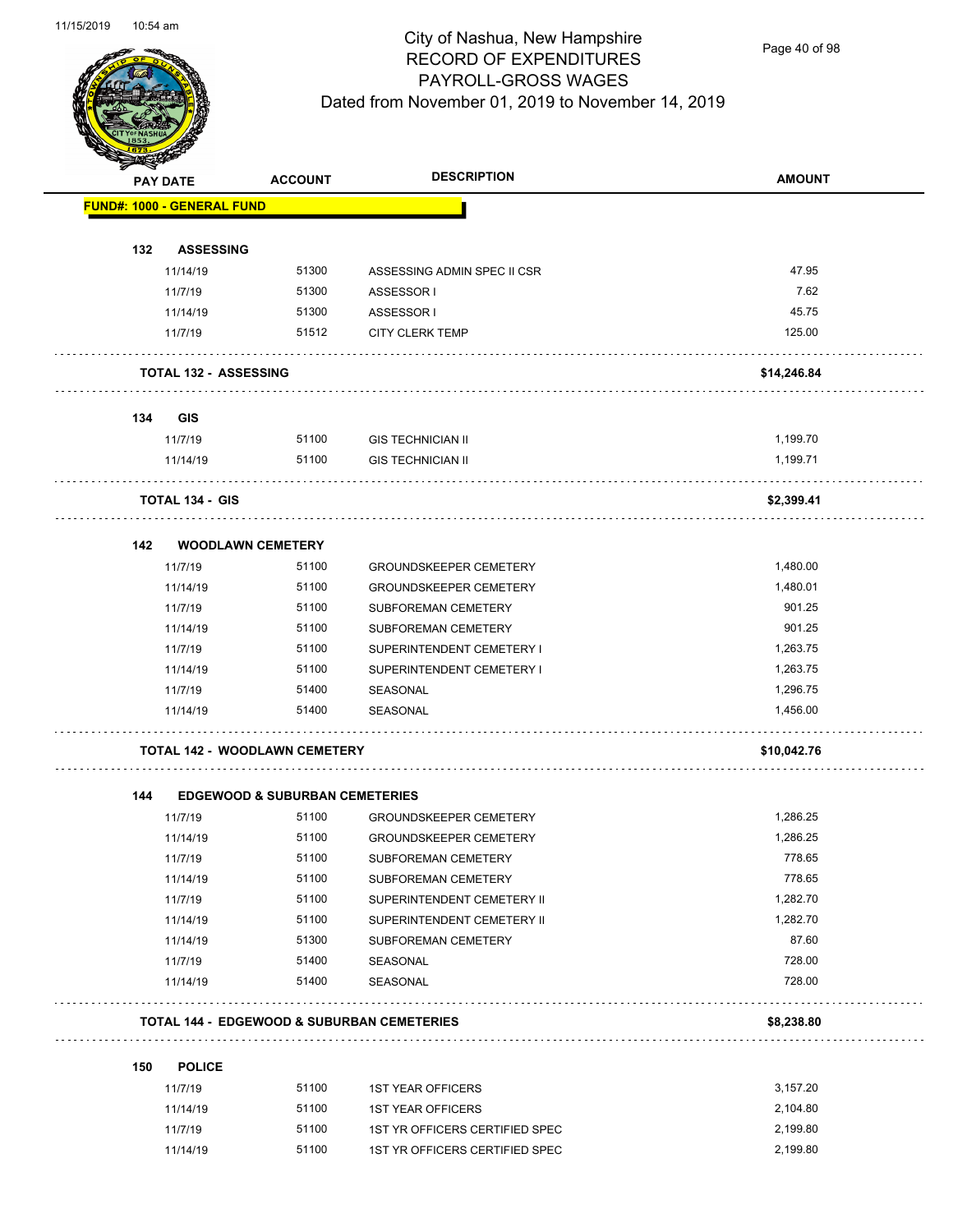# City of Nashua, New Hampshire
## RECORD OF EXPENDITURES
## PAYROLL-GROSS WAGES
## Dated from November 01, 2019 to November 14, 2019

| PAY DATE | ACCOUNT | DESCRIPTION | AMOUNT |
|---|---|---|---|
| **FUND#: 1000 - GENERAL FUND** | | | |
| **132 ASSESSING** | | | |
| 11/14/19 | 51300 | ASSESSING ADMIN SPEC II CSR | 47.95 |
| 11/7/19 | 51300 | ASSESSOR I | 7.62 |
| 11/14/19 | 51300 | ASSESSOR I | 45.75 |
| 11/7/19 | 51512 | CITY CLERK TEMP | 125.00 |
| **TOTAL 132 - ASSESSING** | | | **$14,246.84** |
| **134 GIS** | | | |
| 11/7/19 | 51100 | GIS TECHNICIAN II | 1,199.70 |
| 11/14/19 | 51100 | GIS TECHNICIAN II | 1,199.71 |
| **TOTAL 134 - GIS** | | | **$2,399.41** |
| **142 WOODLAWN CEMETERY** | | | |
| 11/7/19 | 51100 | GROUNDSKEEPER CEMETERY | 1,480.00 |
| 11/14/19 | 51100 | GROUNDSKEEPER CEMETERY | 1,480.01 |
| 11/7/19 | 51100 | SUBFOREMAN CEMETERY | 901.25 |
| 11/14/19 | 51100 | SUBFOREMAN CEMETERY | 901.25 |
| 11/7/19 | 51100 | SUPERINTENDENT CEMETERY I | 1,263.75 |
| 11/14/19 | 51100 | SUPERINTENDENT CEMETERY I | 1,263.75 |
| 11/7/19 | 51400 | SEASONAL | 1,296.75 |
| 11/14/19 | 51400 | SEASONAL | 1,456.00 |
| **TOTAL 142 - WOODLAWN CEMETERY** | | | **$10,042.76** |
| **144 EDGEWOOD & SUBURBAN CEMETERIES** | | | |
| 11/7/19 | 51100 | GROUNDSKEEPER CEMETERY | 1,286.25 |
| 11/14/19 | 51100 | GROUNDSKEEPER CEMETERY | 1,286.25 |
| 11/7/19 | 51100 | SUBFOREMAN CEMETERY | 778.65 |
| 11/14/19 | 51100 | SUBFOREMAN CEMETERY | 778.65 |
| 11/7/19 | 51100 | SUPERINTENDENT CEMETERY II | 1,282.70 |
| 11/14/19 | 51100 | SUPERINTENDENT CEMETERY II | 1,282.70 |
| 11/14/19 | 51300 | SUBFOREMAN CEMETERY | 87.60 |
| 11/7/19 | 51400 | SEASONAL | 728.00 |
| 11/14/19 | 51400 | SEASONAL | 728.00 |
| **TOTAL 144 - EDGEWOOD & SUBURBAN CEMETERIES** | | | **$8,238.80** |
| **150 POLICE** | | | |
| 11/7/19 | 51100 | 1ST YEAR OFFICERS | 3,157.20 |
| 11/14/19 | 51100 | 1ST YEAR OFFICERS | 2,104.80 |
| 11/7/19 | 51100 | 1ST YR OFFICERS CERTIFIED SPEC | 2,199.80 |
| 11/14/19 | 51100 | 1ST YR OFFICERS CERTIFIED SPEC | 2,199.80 |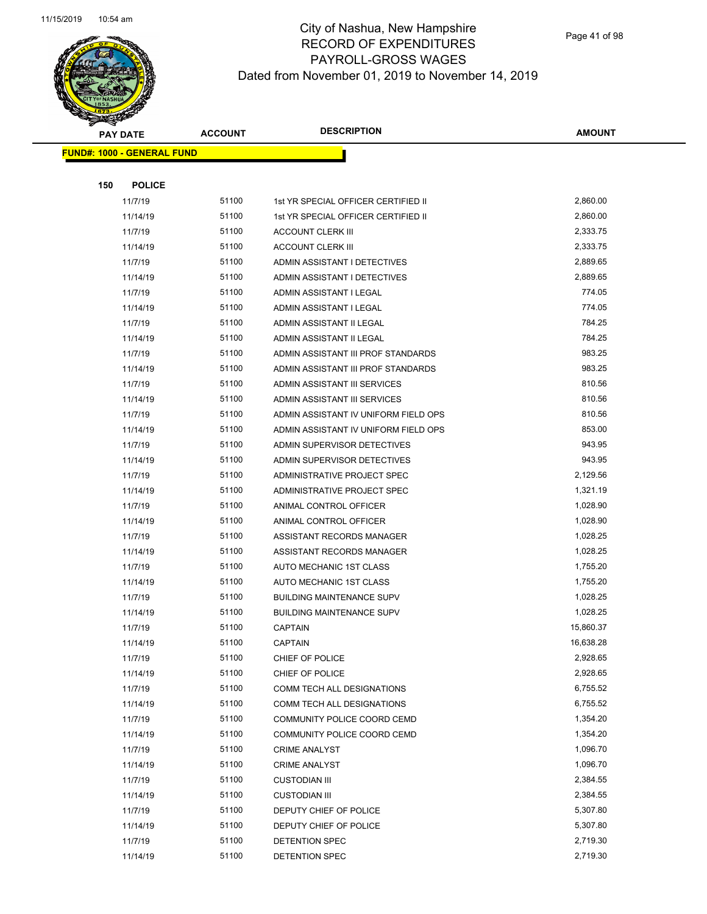# City of Nashua, New Hampshire
## RECORD OF EXPENDITURES
## PAYROLL-GROSS WAGES
## Dated from November 01, 2019 to November 14, 2019

**FUND#: 1000 - GENERAL FUND**

**150 POLICE**

| PAY DATE | ACCOUNT | DESCRIPTION | AMOUNT |
|---|---|---|---|
| 11/7/19 | 51100 | 1st YR SPECIAL OFFICER CERTIFIED II | 2,860.00 |
| 11/14/19 | 51100 | 1st YR SPECIAL OFFICER CERTIFIED II | 2,860.00 |
| 11/7/19 | 51100 | ACCOUNT CLERK III | 2,333.75 |
| 11/14/19 | 51100 | ACCOUNT CLERK III | 2,333.75 |
| 11/7/19 | 51100 | ADMIN ASSISTANT I DETECTIVES | 2,889.65 |
| 11/14/19 | 51100 | ADMIN ASSISTANT I DETECTIVES | 2,889.65 |
| 11/7/19 | 51100 | ADMIN ASSISTANT I LEGAL | 774.05 |
| 11/14/19 | 51100 | ADMIN ASSISTANT I LEGAL | 774.05 |
| 11/7/19 | 51100 | ADMIN ASSISTANT II LEGAL | 784.25 |
| 11/14/19 | 51100 | ADMIN ASSISTANT II LEGAL | 784.25 |
| 11/7/19 | 51100 | ADMIN ASSISTANT III PROF STANDARDS | 983.25 |
| 11/14/19 | 51100 | ADMIN ASSISTANT III PROF STANDARDS | 983.25 |
| 11/7/19 | 51100 | ADMIN ASSISTANT III SERVICES | 810.56 |
| 11/14/19 | 51100 | ADMIN ASSISTANT III SERVICES | 810.56 |
| 11/7/19 | 51100 | ADMIN ASSISTANT IV UNIFORM FIELD OPS | 810.56 |
| 11/14/19 | 51100 | ADMIN ASSISTANT IV UNIFORM FIELD OPS | 853.00 |
| 11/7/19 | 51100 | ADMIN SUPERVISOR DETECTIVES | 943.95 |
| 11/14/19 | 51100 | ADMIN SUPERVISOR DETECTIVES | 943.95 |
| 11/7/19 | 51100 | ADMINISTRATIVE PROJECT SPEC | 2,129.56 |
| 11/14/19 | 51100 | ADMINISTRATIVE PROJECT SPEC | 1,321.19 |
| 11/7/19 | 51100 | ANIMAL CONTROL OFFICER | 1,028.90 |
| 11/14/19 | 51100 | ANIMAL CONTROL OFFICER | 1,028.90 |
| 11/7/19 | 51100 | ASSISTANT RECORDS MANAGER | 1,028.25 |
| 11/14/19 | 51100 | ASSISTANT RECORDS MANAGER | 1,028.25 |
| 11/7/19 | 51100 | AUTO MECHANIC 1ST CLASS | 1,755.20 |
| 11/14/19 | 51100 | AUTO MECHANIC 1ST CLASS | 1,755.20 |
| 11/7/19 | 51100 | BUILDING MAINTENANCE SUPV | 1,028.25 |
| 11/14/19 | 51100 | BUILDING MAINTENANCE SUPV | 1,028.25 |
| 11/7/19 | 51100 | CAPTAIN | 15,860.37 |
| 11/14/19 | 51100 | CAPTAIN | 16,638.28 |
| 11/7/19 | 51100 | CHIEF OF POLICE | 2,928.65 |
| 11/14/19 | 51100 | CHIEF OF POLICE | 2,928.65 |
| 11/7/19 | 51100 | COMM TECH ALL DESIGNATIONS | 6,755.52 |
| 11/14/19 | 51100 | COMM TECH ALL DESIGNATIONS | 6,755.52 |
| 11/7/19 | 51100 | COMMUNITY POLICE COORD CEMD | 1,354.20 |
| 11/14/19 | 51100 | COMMUNITY POLICE COORD CEMD | 1,354.20 |
| 11/7/19 | 51100 | CRIME ANALYST | 1,096.70 |
| 11/14/19 | 51100 | CRIME ANALYST | 1,096.70 |
| 11/7/19 | 51100 | CUSTODIAN III | 2,384.55 |
| 11/14/19 | 51100 | CUSTODIAN III | 2,384.55 |
| 11/7/19 | 51100 | DEPUTY CHIEF OF POLICE | 5,307.80 |
| 11/14/19 | 51100 | DEPUTY CHIEF OF POLICE | 5,307.80 |
| 11/7/19 | 51100 | DETENTION SPEC | 2,719.30 |
| 11/14/19 | 51100 | DETENTION SPEC | 2,719.30 |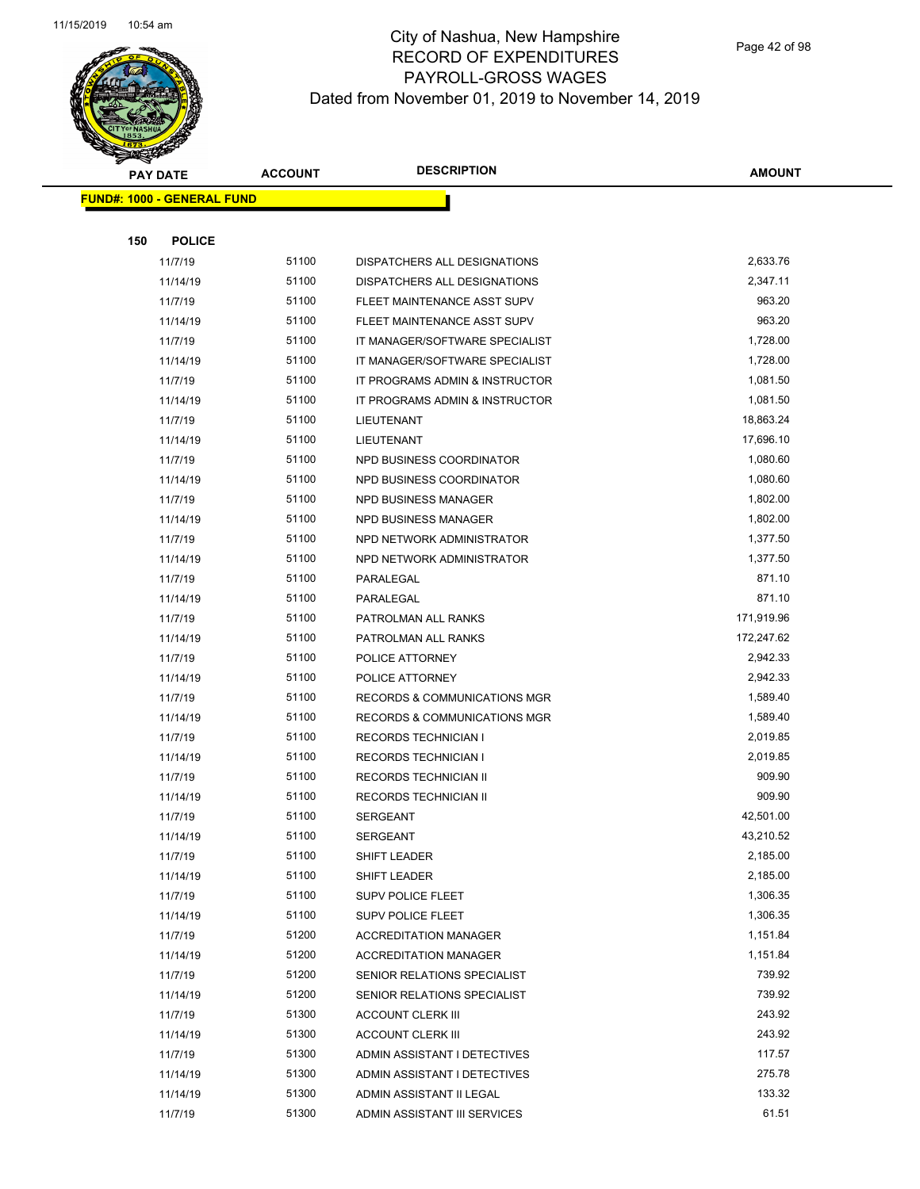# City of Nashua, New Hampshire
## RECORD OF EXPENDITURES
## PAYROLL-GROSS WAGES
## Dated from November 01, 2019 to November 14, 2019

| PAY DATE | ACCOUNT | DESCRIPTION | AMOUNT |
|---|---|---|---|
| **FUND#: 1000 - GENERAL FUND** | | | |
| **150 POLICE** | | | |
| 11/7/19 | 51100 | DISPATCHERS ALL DESIGNATIONS | 2,633.76 |
| 11/14/19 | 51100 | DISPATCHERS ALL DESIGNATIONS | 2,347.11 |
| 11/7/19 | 51100 | FLEET MAINTENANCE ASST SUPV | 963.20 |
| 11/14/19 | 51100 | FLEET MAINTENANCE ASST SUPV | 963.20 |
| 11/7/19 | 51100 | IT MANAGER/SOFTWARE SPECIALIST | 1,728.00 |
| 11/14/19 | 51100 | IT MANAGER/SOFTWARE SPECIALIST | 1,728.00 |
| 11/7/19 | 51100 | IT PROGRAMS ADMIN & INSTRUCTOR | 1,081.50 |
| 11/14/19 | 51100 | IT PROGRAMS ADMIN & INSTRUCTOR | 1,081.50 |
| 11/7/19 | 51100 | LIEUTENANT | 18,863.24 |
| 11/14/19 | 51100 | LIEUTENANT | 17,696.10 |
| 11/7/19 | 51100 | NPD BUSINESS COORDINATOR | 1,080.60 |
| 11/14/19 | 51100 | NPD BUSINESS COORDINATOR | 1,080.60 |
| 11/7/19 | 51100 | NPD BUSINESS MANAGER | 1,802.00 |
| 11/14/19 | 51100 | NPD BUSINESS MANAGER | 1,802.00 |
| 11/7/19 | 51100 | NPD NETWORK ADMINISTRATOR | 1,377.50 |
| 11/14/19 | 51100 | NPD NETWORK ADMINISTRATOR | 1,377.50 |
| 11/7/19 | 51100 | PARALEGAL | 871.10 |
| 11/14/19 | 51100 | PARALEGAL | 871.10 |
| 11/7/19 | 51100 | PATROLMAN ALL RANKS | 171,919.96 |
| 11/14/19 | 51100 | PATROLMAN ALL RANKS | 172,247.62 |
| 11/7/19 | 51100 | POLICE ATTORNEY | 2,942.33 |
| 11/14/19 | 51100 | POLICE ATTORNEY | 2,942.33 |
| 11/7/19 | 51100 | RECORDS & COMMUNICATIONS MGR | 1,589.40 |
| 11/14/19 | 51100 | RECORDS & COMMUNICATIONS MGR | 1,589.40 |
| 11/7/19 | 51100 | RECORDS TECHNICIAN I | 2,019.85 |
| 11/14/19 | 51100 | RECORDS TECHNICIAN I | 2,019.85 |
| 11/7/19 | 51100 | RECORDS TECHNICIAN II | 909.90 |
| 11/14/19 | 51100 | RECORDS TECHNICIAN II | 909.90 |
| 11/7/19 | 51100 | SERGEANT | 42,501.00 |
| 11/14/19 | 51100 | SERGEANT | 43,210.52 |
| 11/7/19 | 51100 | SHIFT LEADER | 2,185.00 |
| 11/14/19 | 51100 | SHIFT LEADER | 2,185.00 |
| 11/7/19 | 51100 | SUPV POLICE FLEET | 1,306.35 |
| 11/14/19 | 51100 | SUPV POLICE FLEET | 1,306.35 |
| 11/7/19 | 51200 | ACCREDITATION MANAGER | 1,151.84 |
| 11/14/19 | 51200 | ACCREDITATION MANAGER | 1,151.84 |
| 11/7/19 | 51200 | SENIOR RELATIONS SPECIALIST | 739.92 |
| 11/14/19 | 51200 | SENIOR RELATIONS SPECIALIST | 739.92 |
| 11/7/19 | 51300 | ACCOUNT CLERK III | 243.92 |
| 11/14/19 | 51300 | ACCOUNT CLERK III | 243.92 |
| 11/7/19 | 51300 | ADMIN ASSISTANT I DETECTIVES | 117.57 |
| 11/14/19 | 51300 | ADMIN ASSISTANT I DETECTIVES | 275.78 |
| 11/14/19 | 51300 | ADMIN ASSISTANT II LEGAL | 133.32 |
| 11/7/19 | 51300 | ADMIN ASSISTANT III SERVICES | 61.51 |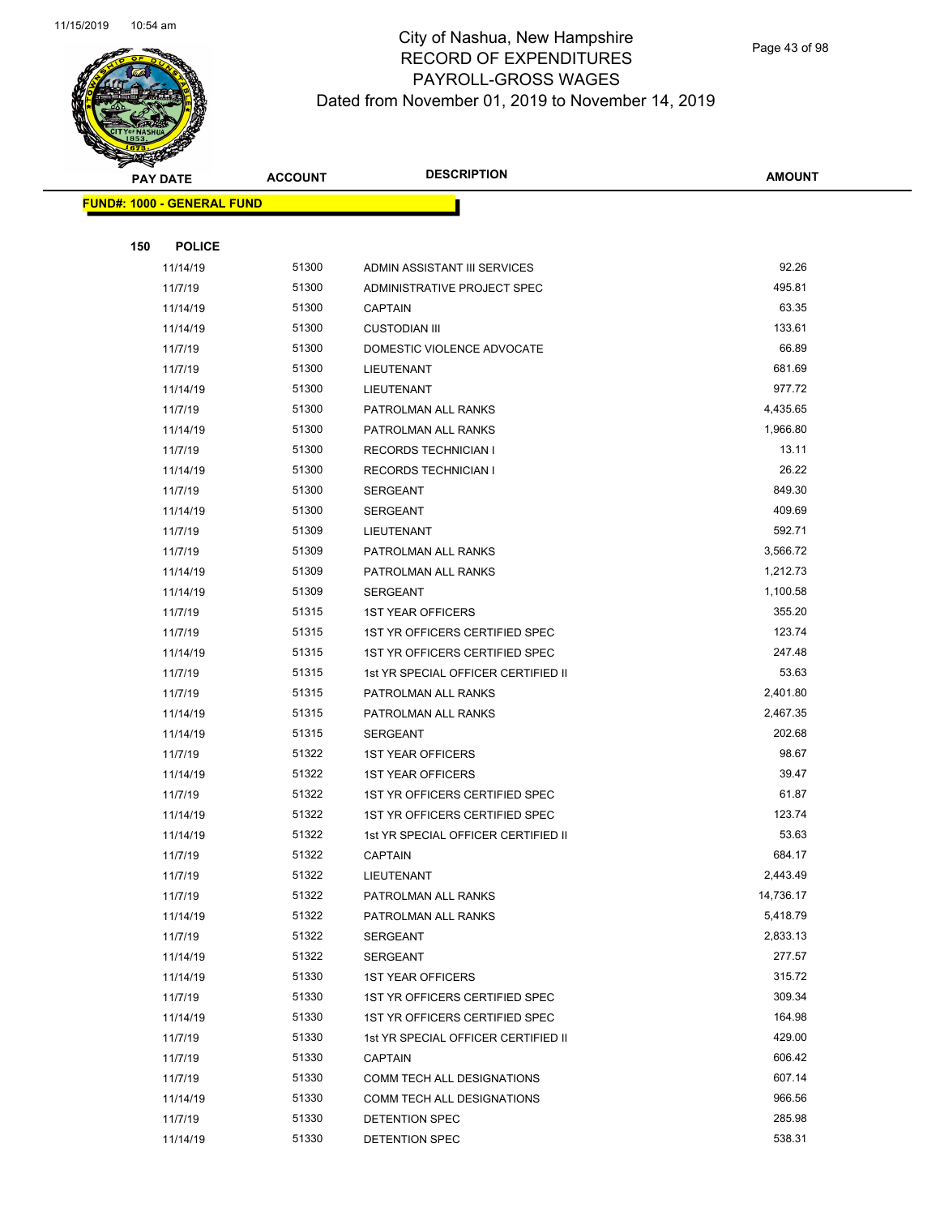# City of Nashua, New Hampshire
## RECORD OF EXPENDITURES
## PAYROLL-GROSS WAGES
## Dated from November 01, 2019 to November 14, 2019

**FUND#: 1000 - GENERAL FUND**

**150 POLICE**

| PAY DATE | ACCOUNT | DESCRIPTION | AMOUNT |
|---|---|---|---|
| 11/14/19 | 51300 | ADMIN ASSISTANT III SERVICES | 92.26 |
| 11/7/19 | 51300 | ADMINISTRATIVE PROJECT SPEC | 495.81 |
| 11/14/19 | 51300 | CAPTAIN | 63.35 |
| 11/14/19 | 51300 | CUSTODIAN III | 133.61 |
| 11/7/19 | 51300 | DOMESTIC VIOLENCE ADVOCATE | 66.89 |
| 11/7/19 | 51300 | LIEUTENANT | 681.69 |
| 11/14/19 | 51300 | LIEUTENANT | 977.72 |
| 11/7/19 | 51300 | PATROLMAN ALL RANKS | 4,435.65 |
| 11/14/19 | 51300 | PATROLMAN ALL RANKS | 1,966.80 |
| 11/7/19 | 51300 | RECORDS TECHNICIAN I | 13.11 |
| 11/14/19 | 51300 | RECORDS TECHNICIAN I | 26.22 |
| 11/7/19 | 51300 | SERGEANT | 849.30 |
| 11/14/19 | 51300 | SERGEANT | 409.69 |
| 11/7/19 | 51309 | LIEUTENANT | 592.71 |
| 11/7/19 | 51309 | PATROLMAN ALL RANKS | 3,566.72 |
| 11/14/19 | 51309 | PATROLMAN ALL RANKS | 1,212.73 |
| 11/14/19 | 51309 | SERGEANT | 1,100.58 |
| 11/7/19 | 51315 | 1ST YEAR OFFICERS | 355.20 |
| 11/7/19 | 51315 | 1ST YR OFFICERS CERTIFIED SPEC | 123.74 |
| 11/14/19 | 51315 | 1ST YR OFFICERS CERTIFIED SPEC | 247.48 |
| 11/7/19 | 51315 | 1st YR SPECIAL OFFICER CERTIFIED II | 53.63 |
| 11/7/19 | 51315 | PATROLMAN ALL RANKS | 2,401.80 |
| 11/14/19 | 51315 | PATROLMAN ALL RANKS | 2,467.35 |
| 11/14/19 | 51315 | SERGEANT | 202.68 |
| 11/7/19 | 51322 | 1ST YEAR OFFICERS | 98.67 |
| 11/14/19 | 51322 | 1ST YEAR OFFICERS | 39.47 |
| 11/7/19 | 51322 | 1ST YR OFFICERS CERTIFIED SPEC | 61.87 |
| 11/14/19 | 51322 | 1ST YR OFFICERS CERTIFIED SPEC | 123.74 |
| 11/14/19 | 51322 | 1st YR SPECIAL OFFICER CERTIFIED II | 53.63 |
| 11/7/19 | 51322 | CAPTAIN | 684.17 |
| 11/7/19 | 51322 | LIEUTENANT | 2,443.49 |
| 11/7/19 | 51322 | PATROLMAN ALL RANKS | 14,736.17 |
| 11/14/19 | 51322 | PATROLMAN ALL RANKS | 5,418.79 |
| 11/7/19 | 51322 | SERGEANT | 2,833.13 |
| 11/14/19 | 51322 | SERGEANT | 277.57 |
| 11/14/19 | 51330 | 1ST YEAR OFFICERS | 315.72 |
| 11/7/19 | 51330 | 1ST YR OFFICERS CERTIFIED SPEC | 309.34 |
| 11/14/19 | 51330 | 1ST YR OFFICERS CERTIFIED SPEC | 164.98 |
| 11/7/19 | 51330 | 1st YR SPECIAL OFFICER CERTIFIED II | 429.00 |
| 11/7/19 | 51330 | CAPTAIN | 606.42 |
| 11/7/19 | 51330 | COMM TECH ALL DESIGNATIONS | 607.14 |
| 11/14/19 | 51330 | COMM TECH ALL DESIGNATIONS | 966.56 |
| 11/7/19 | 51330 | DETENTION SPEC | 285.98 |
| 11/14/19 | 51330 | DETENTION SPEC | 538.31 |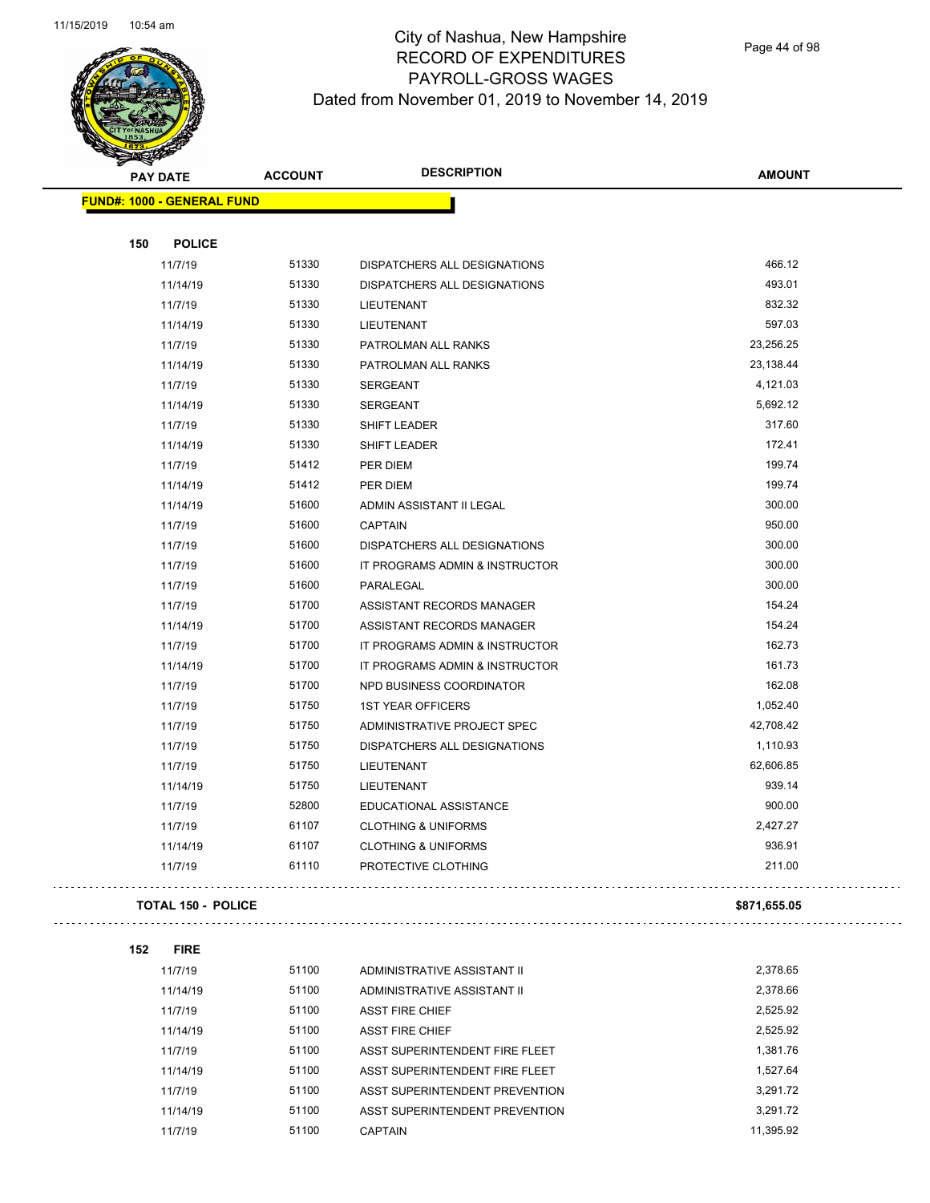# City of Nashua, New Hampshire
## RECORD OF EXPENDITURES
## PAYROLL-GROSS WAGES
## Dated from November 01, 2019 to November 14, 2019

| PAY DATE | ACCOUNT | DESCRIPTION | AMOUNT |
|---|---|---|---|
| **FUND#: 1000 - GENERAL FUND** | | | |
| **150 POLICE** | | | |
| 11/7/19 | 51330 | DISPATCHERS ALL DESIGNATIONS | 466.12 |
| 11/14/19 | 51330 | DISPATCHERS ALL DESIGNATIONS | 493.01 |
| 11/7/19 | 51330 | LIEUTENANT | 832.32 |
| 11/14/19 | 51330 | LIEUTENANT | 597.03 |
| 11/7/19 | 51330 | PATROLMAN ALL RANKS | 23,256.25 |
| 11/14/19 | 51330 | PATROLMAN ALL RANKS | 23,138.44 |
| 11/7/19 | 51330 | SERGEANT | 4,121.03 |
| 11/14/19 | 51330 | SERGEANT | 5,692.12 |
| 11/7/19 | 51330 | SHIFT LEADER | 317.60 |
| 11/14/19 | 51330 | SHIFT LEADER | 172.41 |
| 11/7/19 | 51412 | PER DIEM | 199.74 |
| 11/14/19 | 51412 | PER DIEM | 199.74 |
| 11/14/19 | 51600 | ADMIN ASSISTANT II LEGAL | 300.00 |
| 11/7/19 | 51600 | CAPTAIN | 950.00 |
| 11/7/19 | 51600 | DISPATCHERS ALL DESIGNATIONS | 300.00 |
| 11/7/19 | 51600 | IT PROGRAMS ADMIN & INSTRUCTOR | 300.00 |
| 11/7/19 | 51600 | PARALEGAL | 300.00 |
| 11/7/19 | 51700 | ASSISTANT RECORDS MANAGER | 154.24 |
| 11/14/19 | 51700 | ASSISTANT RECORDS MANAGER | 154.24 |
| 11/7/19 | 51700 | IT PROGRAMS ADMIN & INSTRUCTOR | 162.73 |
| 11/14/19 | 51700 | IT PROGRAMS ADMIN & INSTRUCTOR | 161.73 |
| 11/7/19 | 51700 | NPD BUSINESS COORDINATOR | 162.08 |
| 11/7/19 | 51750 | 1ST YEAR OFFICERS | 1,052.40 |
| 11/7/19 | 51750 | ADMINISTRATIVE PROJECT SPEC | 42,708.42 |
| 11/7/19 | 51750 | DISPATCHERS ALL DESIGNATIONS | 1,110.93 |
| 11/7/19 | 51750 | LIEUTENANT | 62,606.85 |
| 11/14/19 | 51750 | LIEUTENANT | 939.14 |
| 11/7/19 | 52800 | EDUCATIONAL ASSISTANCE | 900.00 |
| 11/7/19 | 61107 | CLOTHING & UNIFORMS | 2,427.27 |
| 11/14/19 | 61107 | CLOTHING & UNIFORMS | 936.91 |
| 11/7/19 | 61110 | PROTECTIVE CLOTHING | 211.00 |
| **TOTAL 150 - POLICE** | | | **$871,655.05** |
| **152 FIRE** | | | |
| 11/7/19 | 51100 | ADMINISTRATIVE ASSISTANT II | 2,378.65 |
| 11/14/19 | 51100 | ADMINISTRATIVE ASSISTANT II | 2,378.66 |
| 11/7/19 | 51100 | ASST FIRE CHIEF | 2,525.92 |
| 11/14/19 | 51100 | ASST FIRE CHIEF | 2,525.92 |
| 11/7/19 | 51100 | ASST SUPERINTENDENT FIRE FLEET | 1,381.76 |
| 11/14/19 | 51100 | ASST SUPERINTENDENT FIRE FLEET | 1,527.64 |
| 11/7/19 | 51100 | ASST SUPERINTENDENT PREVENTION | 3,291.72 |
| 11/14/19 | 51100 | ASST SUPERINTENDENT PREVENTION | 3,291.72 |
| 11/7/19 | 51100 | CAPTAIN | 11,395.92 |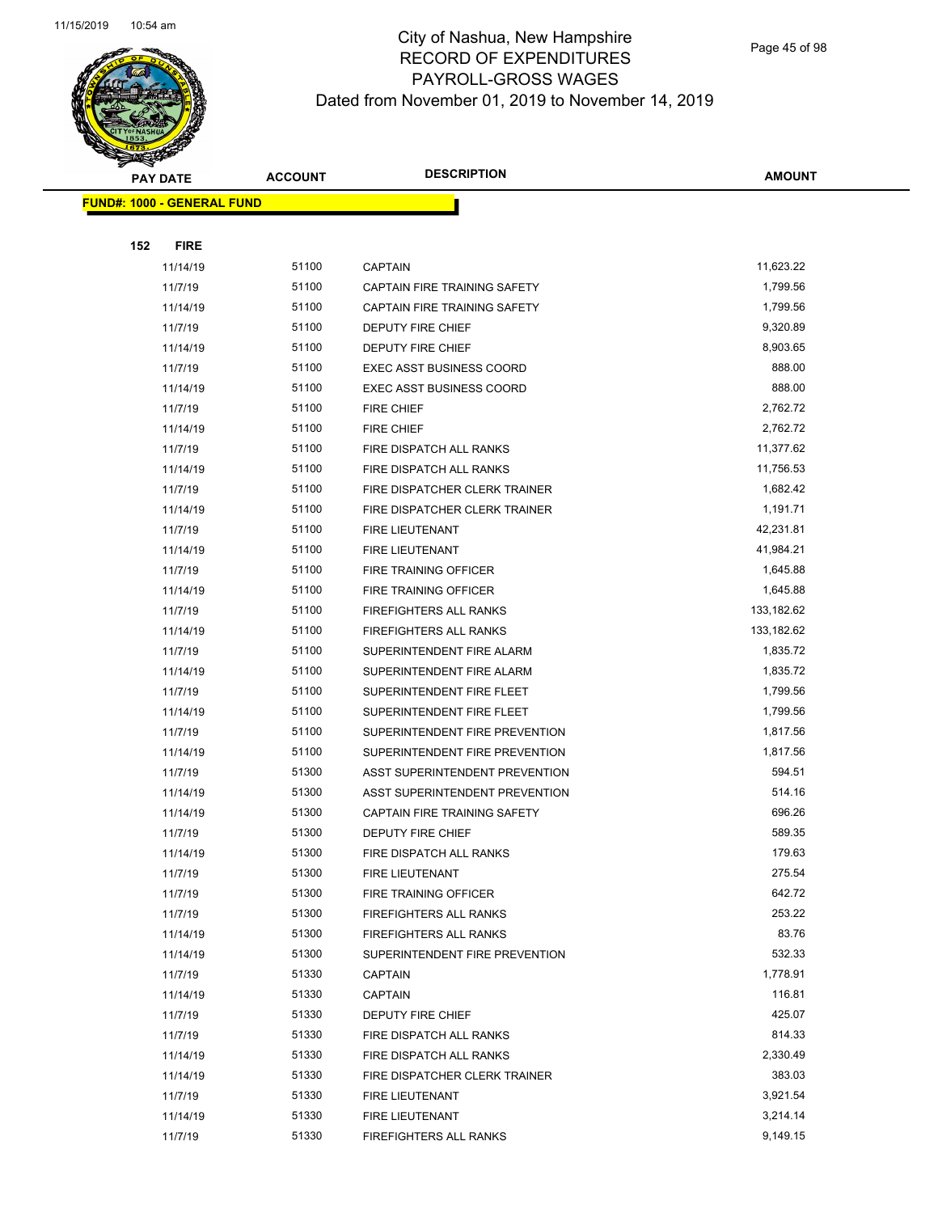# City of Nashua, New Hampshire
## RECORD OF EXPENDITURES
## PAYROLL-GROSS WAGES
### Dated from November 01, 2019 to November 14, 2019

**FUND#: 1000 - GENERAL FUND**

**152 FIRE**

| PAY DATE | ACCOUNT | DESCRIPTION | AMOUNT |
|---|---|---|---|
| 11/14/19 | 51100 | CAPTAIN | 11,623.22 |
| 11/7/19 | 51100 | CAPTAIN FIRE TRAINING SAFETY | 1,799.56 |
| 11/14/19 | 51100 | CAPTAIN FIRE TRAINING SAFETY | 1,799.56 |
| 11/7/19 | 51100 | DEPUTY FIRE CHIEF | 9,320.89 |
| 11/14/19 | 51100 | DEPUTY FIRE CHIEF | 8,903.65 |
| 11/7/19 | 51100 | EXEC ASST BUSINESS COORD | 888.00 |
| 11/14/19 | 51100 | EXEC ASST BUSINESS COORD | 888.00 |
| 11/7/19 | 51100 | FIRE CHIEF | 2,762.72 |
| 11/14/19 | 51100 | FIRE CHIEF | 2,762.72 |
| 11/7/19 | 51100 | FIRE DISPATCH ALL RANKS | 11,377.62 |
| 11/14/19 | 51100 | FIRE DISPATCH ALL RANKS | 11,756.53 |
| 11/7/19 | 51100 | FIRE DISPATCHER CLERK TRAINER | 1,682.42 |
| 11/14/19 | 51100 | FIRE DISPATCHER CLERK TRAINER | 1,191.71 |
| 11/7/19 | 51100 | FIRE LIEUTENANT | 42,231.81 |
| 11/14/19 | 51100 | FIRE LIEUTENANT | 41,984.21 |
| 11/7/19 | 51100 | FIRE TRAINING OFFICER | 1,645.88 |
| 11/14/19 | 51100 | FIRE TRAINING OFFICER | 1,645.88 |
| 11/7/19 | 51100 | FIREFIGHTERS ALL RANKS | 133,182.62 |
| 11/14/19 | 51100 | FIREFIGHTERS ALL RANKS | 133,182.62 |
| 11/7/19 | 51100 | SUPERINTENDENT FIRE ALARM | 1,835.72 |
| 11/14/19 | 51100 | SUPERINTENDENT FIRE ALARM | 1,835.72 |
| 11/7/19 | 51100 | SUPERINTENDENT FIRE FLEET | 1,799.56 |
| 11/14/19 | 51100 | SUPERINTENDENT FIRE FLEET | 1,799.56 |
| 11/7/19 | 51100 | SUPERINTENDENT FIRE PREVENTION | 1,817.56 |
| 11/14/19 | 51100 | SUPERINTENDENT FIRE PREVENTION | 1,817.56 |
| 11/7/19 | 51300 | ASST SUPERINTENDENT PREVENTION | 594.51 |
| 11/14/19 | 51300 | ASST SUPERINTENDENT PREVENTION | 514.16 |
| 11/14/19 | 51300 | CAPTAIN FIRE TRAINING SAFETY | 696.26 |
| 11/7/19 | 51300 | DEPUTY FIRE CHIEF | 589.35 |
| 11/14/19 | 51300 | FIRE DISPATCH ALL RANKS | 179.63 |
| 11/7/19 | 51300 | FIRE LIEUTENANT | 275.54 |
| 11/7/19 | 51300 | FIRE TRAINING OFFICER | 642.72 |
| 11/7/19 | 51300 | FIREFIGHTERS ALL RANKS | 253.22 |
| 11/14/19 | 51300 | FIREFIGHTERS ALL RANKS | 83.76 |
| 11/14/19 | 51300 | SUPERINTENDENT FIRE PREVENTION | 532.33 |
| 11/7/19 | 51330 | CAPTAIN | 1,778.91 |
| 11/14/19 | 51330 | CAPTAIN | 116.81 |
| 11/7/19 | 51330 | DEPUTY FIRE CHIEF | 425.07 |
| 11/7/19 | 51330 | FIRE DISPATCH ALL RANKS | 814.33 |
| 11/14/19 | 51330 | FIRE DISPATCH ALL RANKS | 2,330.49 |
| 11/14/19 | 51330 | FIRE DISPATCHER CLERK TRAINER | 383.03 |
| 11/7/19 | 51330 | FIRE LIEUTENANT | 3,921.54 |
| 11/14/19 | 51330 | FIRE LIEUTENANT | 3,214.14 |
| 11/7/19 | 51330 | FIREFIGHTERS ALL RANKS | 9,149.15 |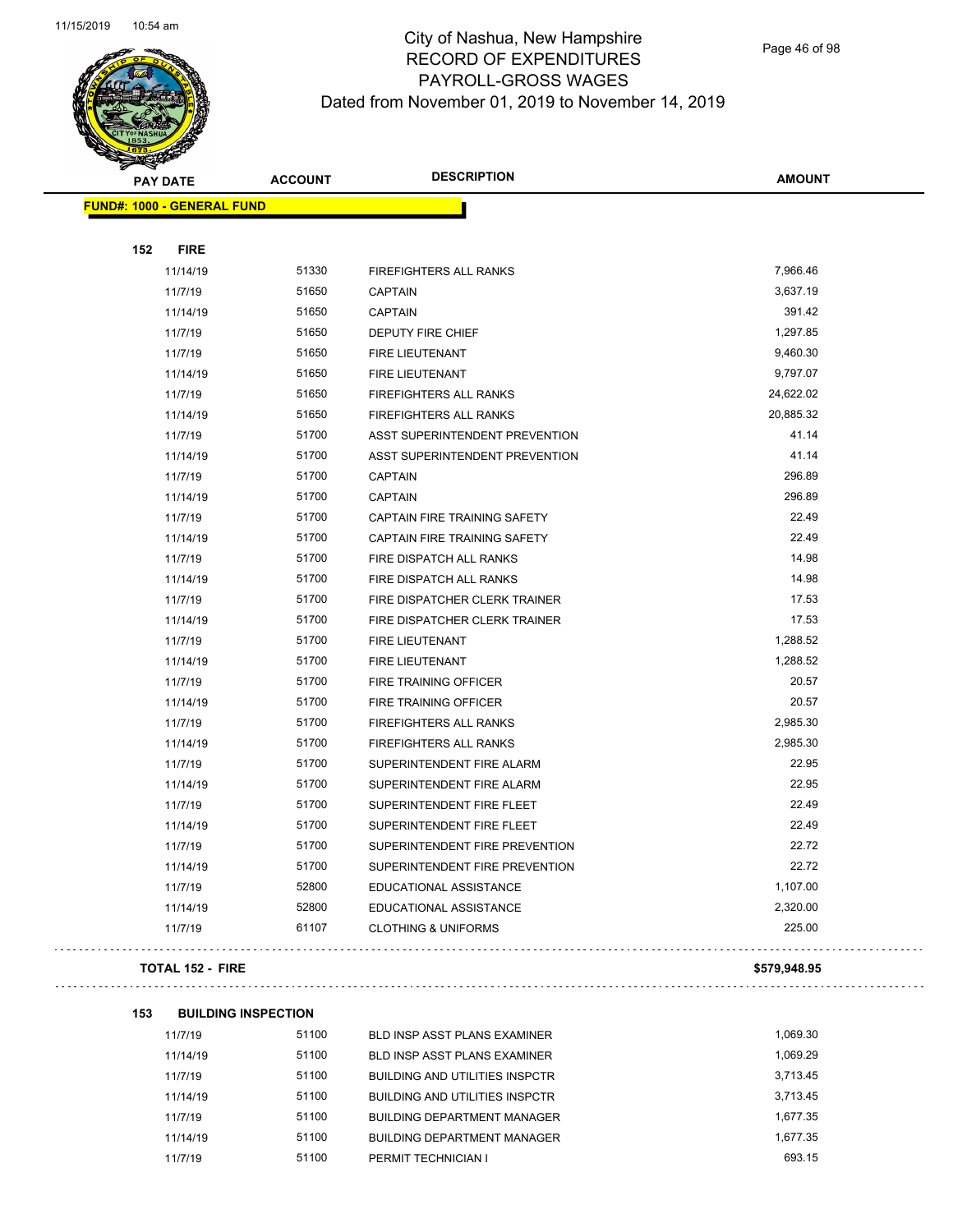# City of Nashua, New Hampshire
## RECORD OF EXPENDITURES
## PAYROLL-GROSS WAGES
### Dated from November 01, 2019 to November 14, 2019

| PAY DATE | ACCOUNT | DESCRIPTION | AMOUNT |
|---|---|---|---|
| **FUND#: 1000 - GENERAL FUND** | | | |
| **152 FIRE** | | | |
| 11/14/19 | 51330 | FIREFIGHTERS ALL RANKS | 7,966.46 |
| 11/7/19 | 51650 | CAPTAIN | 3,637.19 |
| 11/14/19 | 51650 | CAPTAIN | 391.42 |
| 11/7/19 | 51650 | DEPUTY FIRE CHIEF | 1,297.85 |
| 11/7/19 | 51650 | FIRE LIEUTENANT | 9,460.30 |
| 11/14/19 | 51650 | FIRE LIEUTENANT | 9,797.07 |
| 11/7/19 | 51650 | FIREFIGHTERS ALL RANKS | 24,622.02 |
| 11/14/19 | 51650 | FIREFIGHTERS ALL RANKS | 20,885.32 |
| 11/7/19 | 51700 | ASST SUPERINTENDENT PREVENTION | 41.14 |
| 11/14/19 | 51700 | ASST SUPERINTENDENT PREVENTION | 41.14 |
| 11/7/19 | 51700 | CAPTAIN | 296.89 |
| 11/14/19 | 51700 | CAPTAIN | 296.89 |
| 11/7/19 | 51700 | CAPTAIN FIRE TRAINING SAFETY | 22.49 |
| 11/14/19 | 51700 | CAPTAIN FIRE TRAINING SAFETY | 22.49 |
| 11/7/19 | 51700 | FIRE DISPATCH ALL RANKS | 14.98 |
| 11/14/19 | 51700 | FIRE DISPATCH ALL RANKS | 14.98 |
| 11/7/19 | 51700 | FIRE DISPATCHER CLERK TRAINER | 17.53 |
| 11/14/19 | 51700 | FIRE DISPATCHER CLERK TRAINER | 17.53 |
| 11/7/19 | 51700 | FIRE LIEUTENANT | 1,288.52 |
| 11/14/19 | 51700 | FIRE LIEUTENANT | 1,288.52 |
| 11/7/19 | 51700 | FIRE TRAINING OFFICER | 20.57 |
| 11/14/19 | 51700 | FIRE TRAINING OFFICER | 20.57 |
| 11/7/19 | 51700 | FIREFIGHTERS ALL RANKS | 2,985.30 |
| 11/14/19 | 51700 | FIREFIGHTERS ALL RANKS | 2,985.30 |
| 11/7/19 | 51700 | SUPERINTENDENT FIRE ALARM | 22.95 |
| 11/14/19 | 51700 | SUPERINTENDENT FIRE ALARM | 22.95 |
| 11/7/19 | 51700 | SUPERINTENDENT FIRE FLEET | 22.49 |
| 11/14/19 | 51700 | SUPERINTENDENT FIRE FLEET | 22.49 |
| 11/7/19 | 51700 | SUPERINTENDENT FIRE PREVENTION | 22.72 |
| 11/14/19 | 51700 | SUPERINTENDENT FIRE PREVENTION | 22.72 |
| 11/7/19 | 52800 | EDUCATIONAL ASSISTANCE | 1,107.00 |
| 11/14/19 | 52800 | EDUCATIONAL ASSISTANCE | 2,320.00 |
| 11/7/19 | 61107 | CLOTHING & UNIFORMS | 225.00 |
| **TOTAL 152 - FIRE** | | | **$579,948.95** |
| **153 BUILDING INSPECTION** | | | |
| 11/7/19 | 51100 | BLD INSP ASST PLANS EXAMINER | 1,069.30 |
| 11/14/19 | 51100 | BLD INSP ASST PLANS EXAMINER | 1,069.29 |
| 11/7/19 | 51100 | BUILDING AND UTILITIES INSPCTR | 3,713.45 |
| 11/14/19 | 51100 | BUILDING AND UTILITIES INSPCTR | 3,713.45 |
| 11/7/19 | 51100 | BUILDING DEPARTMENT MANAGER | 1,677.35 |
| 11/14/19 | 51100 | BUILDING DEPARTMENT MANAGER | 1,677.35 |
| 11/7/19 | 51100 | PERMIT TECHNICIAN I | 693.15 |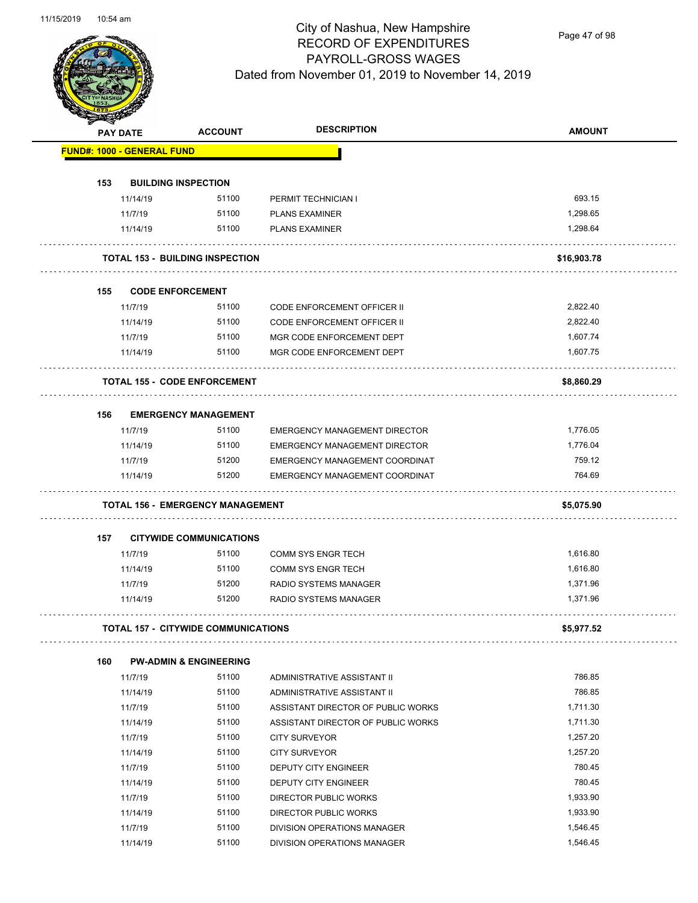# City of Nashua, New Hampshire
# RECORD OF EXPENDITURES
# PAYROLL-GROSS WAGES
# Dated from November 01, 2019 to November 14, 2019

| PAY DATE | ACCOUNT | DESCRIPTION | AMOUNT |
|---|---|---|---|
| **FUND#: 1000 - GENERAL FUND** | | | |
| **153 BUILDING INSPECTION** | | | |
| 11/14/19 | 51100 | PERMIT TECHNICIAN I | 693.15 |
| 11/7/19 | 51100 | PLANS EXAMINER | 1,298.65 |
| 11/14/19 | 51100 | PLANS EXAMINER | 1,298.64 |
| **TOTAL 153 - BUILDING INSPECTION** | | | **$16,903.78** |
| **155 CODE ENFORCEMENT** | | | |
| 11/7/19 | 51100 | CODE ENFORCEMENT OFFICER II | 2,822.40 |
| 11/14/19 | 51100 | CODE ENFORCEMENT OFFICER II | 2,822.40 |
| 11/7/19 | 51100 | MGR CODE ENFORCEMENT DEPT | 1,607.74 |
| 11/14/19 | 51100 | MGR CODE ENFORCEMENT DEPT | 1,607.75 |
| **TOTAL 155 - CODE ENFORCEMENT** | | | **$8,860.29** |
| **156 EMERGENCY MANAGEMENT** | | | |
| 11/7/19 | 51100 | EMERGENCY MANAGEMENT DIRECTOR | 1,776.05 |
| 11/14/19 | 51100 | EMERGENCY MANAGEMENT DIRECTOR | 1,776.04 |
| 11/7/19 | 51200 | EMERGENCY MANAGEMENT COORDINAT | 759.12 |
| 11/14/19 | 51200 | EMERGENCY MANAGEMENT COORDINAT | 764.69 |
| **TOTAL 156 - EMERGENCY MANAGEMENT** | | | **$5,075.90** |
| **157 CITYWIDE COMMUNICATIONS** | | | |
| 11/7/19 | 51100 | COMM SYS ENGR TECH | 1,616.80 |
| 11/14/19 | 51100 | COMM SYS ENGR TECH | 1,616.80 |
| 11/7/19 | 51200 | RADIO SYSTEMS MANAGER | 1,371.96 |
| 11/14/19 | 51200 | RADIO SYSTEMS MANAGER | 1,371.96 |
| **TOTAL 157 - CITYWIDE COMMUNICATIONS** | | | **$5,977.52** |
| **160 PW-ADMIN & ENGINEERING** | | | |
| 11/7/19 | 51100 | ADMINISTRATIVE ASSISTANT II | 786.85 |
| 11/14/19 | 51100 | ADMINISTRATIVE ASSISTANT II | 786.85 |
| 11/7/19 | 51100 | ASSISTANT DIRECTOR OF PUBLIC WORKS | 1,711.30 |
| 11/14/19 | 51100 | ASSISTANT DIRECTOR OF PUBLIC WORKS | 1,711.30 |
| 11/7/19 | 51100 | CITY SURVEYOR | 1,257.20 |
| 11/14/19 | 51100 | CITY SURVEYOR | 1,257.20 |
| 11/7/19 | 51100 | DEPUTY CITY ENGINEER | 780.45 |
| 11/14/19 | 51100 | DEPUTY CITY ENGINEER | 780.45 |
| 11/7/19 | 51100 | DIRECTOR PUBLIC WORKS | 1,933.90 |
| 11/14/19 | 51100 | DIRECTOR PUBLIC WORKS | 1,933.90 |
| 11/7/19 | 51100 | DIVISION OPERATIONS MANAGER | 1,546.45 |
| 11/14/19 | 51100 | DIVISION OPERATIONS MANAGER | 1,546.45 |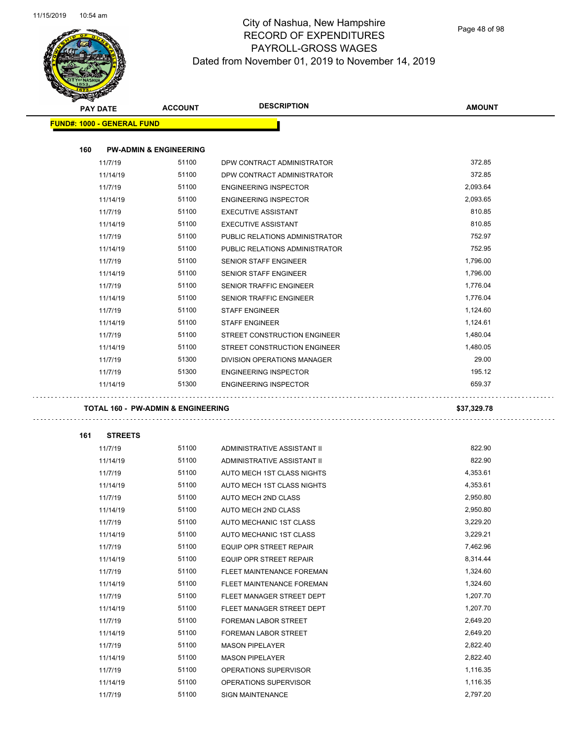# City of Nashua, New Hampshire
## RECORD OF EXPENDITURES
## PAYROLL-GROSS WAGES
### Dated from November 01, 2019 to November 14, 2019

| PAY DATE | ACCOUNT | DESCRIPTION | AMOUNT |
|---|---|---|---|
| **FUND#: 1000 - GENERAL FUND** | | | |
| **160 PW-ADMIN & ENGINEERING** | | | |
| 11/7/19 | 51100 | DPW CONTRACT ADMINISTRATOR | 372.85 |
| 11/14/19 | 51100 | DPW CONTRACT ADMINISTRATOR | 372.85 |
| 11/7/19 | 51100 | ENGINEERING INSPECTOR | 2,093.64 |
| 11/14/19 | 51100 | ENGINEERING INSPECTOR | 2,093.65 |
| 11/7/19 | 51100 | EXECUTIVE ASSISTANT | 810.85 |
| 11/14/19 | 51100 | EXECUTIVE ASSISTANT | 810.85 |
| 11/7/19 | 51100 | PUBLIC RELATIONS ADMINISTRATOR | 752.97 |
| 11/14/19 | 51100 | PUBLIC RELATIONS ADMINISTRATOR | 752.95 |
| 11/7/19 | 51100 | SENIOR STAFF ENGINEER | 1,796.00 |
| 11/14/19 | 51100 | SENIOR STAFF ENGINEER | 1,796.00 |
| 11/7/19 | 51100 | SENIOR TRAFFIC ENGINEER | 1,776.04 |
| 11/14/19 | 51100 | SENIOR TRAFFIC ENGINEER | 1,776.04 |
| 11/7/19 | 51100 | STAFF ENGINEER | 1,124.60 |
| 11/14/19 | 51100 | STAFF ENGINEER | 1,124.61 |
| 11/7/19 | 51100 | STREET CONSTRUCTION ENGINEER | 1,480.04 |
| 11/14/19 | 51100 | STREET CONSTRUCTION ENGINEER | 1,480.05 |
| 11/7/19 | 51300 | DIVISION OPERATIONS MANAGER | 29.00 |
| 11/7/19 | 51300 | ENGINEERING INSPECTOR | 195.12 |
| 11/14/19 | 51300 | ENGINEERING INSPECTOR | 659.37 |
| **TOTAL 160 - PW-ADMIN & ENGINEERING** | | | **$37,329.78** |
| **161 STREETS** | | | |
| 11/7/19 | 51100 | ADMINISTRATIVE ASSISTANT II | 822.90 |
| 11/14/19 | 51100 | ADMINISTRATIVE ASSISTANT II | 822.90 |
| 11/7/19 | 51100 | AUTO MECH 1ST CLASS NIGHTS | 4,353.61 |
| 11/14/19 | 51100 | AUTO MECH 1ST CLASS NIGHTS | 4,353.61 |
| 11/7/19 | 51100 | AUTO MECH 2ND CLASS | 2,950.80 |
| 11/14/19 | 51100 | AUTO MECH 2ND CLASS | 2,950.80 |
| 11/7/19 | 51100 | AUTO MECHANIC 1ST CLASS | 3,229.20 |
| 11/14/19 | 51100 | AUTO MECHANIC 1ST CLASS | 3,229.21 |
| 11/7/19 | 51100 | EQUIP OPR STREET REPAIR | 7,462.96 |
| 11/14/19 | 51100 | EQUIP OPR STREET REPAIR | 8,314.44 |
| 11/7/19 | 51100 | FLEET MAINTENANCE FOREMAN | 1,324.60 |
| 11/14/19 | 51100 | FLEET MAINTENANCE FOREMAN | 1,324.60 |
| 11/7/19 | 51100 | FLEET MANAGER STREET DEPT | 1,207.70 |
| 11/14/19 | 51100 | FLEET MANAGER STREET DEPT | 1,207.70 |
| 11/7/19 | 51100 | FOREMAN LABOR STREET | 2,649.20 |
| 11/14/19 | 51100 | FOREMAN LABOR STREET | 2,649.20 |
| 11/7/19 | 51100 | MASON PIPELAYER | 2,822.40 |
| 11/14/19 | 51100 | MASON PIPELAYER | 2,822.40 |
| 11/7/19 | 51100 | OPERATIONS SUPERVISOR | 1,116.35 |
| 11/14/19 | 51100 | OPERATIONS SUPERVISOR | 1,116.35 |
| 11/7/19 | 51100 | SIGN MAINTENANCE | 2,797.20 |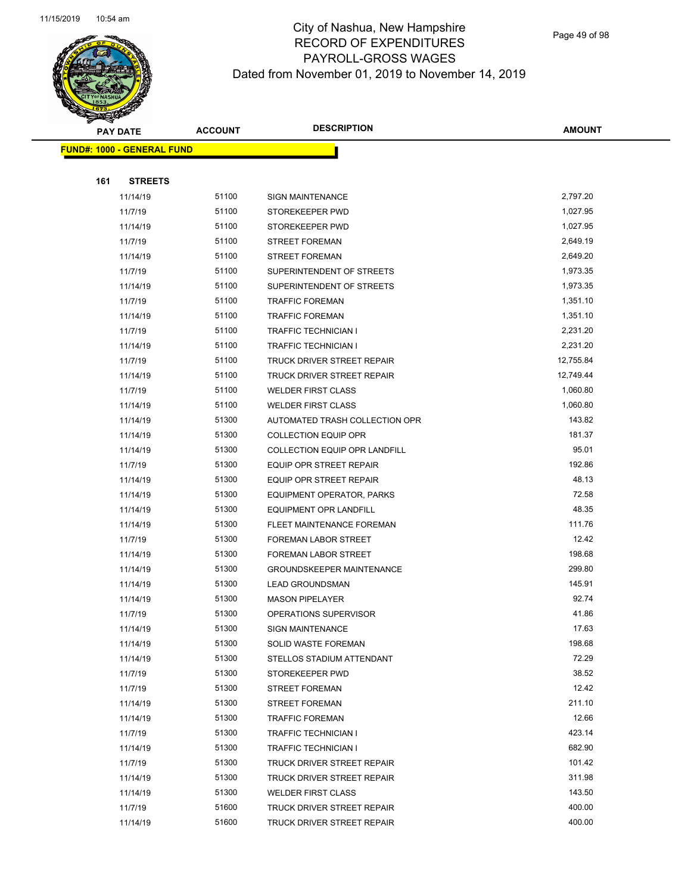# City of Nashua, New Hampshire
## RECORD OF EXPENDITURES
## PAYROLL-GROSS WAGES
## Dated from November 01, 2019 to November 14, 2019

**FUND#: 1000 - GENERAL FUND**

**161 STREETS**

| PAY DATE | ACCOUNT | DESCRIPTION | AMOUNT |
|---|---|---|---|
| 11/14/19 | 51100 | SIGN MAINTENANCE | 2,797.20 |
| 11/7/19 | 51100 | STOREKEEPER PWD | 1,027.95 |
| 11/14/19 | 51100 | STOREKEEPER PWD | 1,027.95 |
| 11/7/19 | 51100 | STREET FOREMAN | 2,649.19 |
| 11/14/19 | 51100 | STREET FOREMAN | 2,649.20 |
| 11/7/19 | 51100 | SUPERINTENDENT OF STREETS | 1,973.35 |
| 11/14/19 | 51100 | SUPERINTENDENT OF STREETS | 1,973.35 |
| 11/7/19 | 51100 | TRAFFIC FOREMAN | 1,351.10 |
| 11/14/19 | 51100 | TRAFFIC FOREMAN | 1,351.10 |
| 11/7/19 | 51100 | TRAFFIC TECHNICIAN I | 2,231.20 |
| 11/14/19 | 51100 | TRAFFIC TECHNICIAN I | 2,231.20 |
| 11/7/19 | 51100 | TRUCK DRIVER STREET REPAIR | 12,755.84 |
| 11/14/19 | 51100 | TRUCK DRIVER STREET REPAIR | 12,749.44 |
| 11/7/19 | 51100 | WELDER FIRST CLASS | 1,060.80 |
| 11/14/19 | 51100 | WELDER FIRST CLASS | 1,060.80 |
| 11/14/19 | 51300 | AUTOMATED TRASH COLLECTION OPR | 143.82 |
| 11/14/19 | 51300 | COLLECTION EQUIP OPR | 181.37 |
| 11/14/19 | 51300 | COLLECTION EQUIP OPR LANDFILL | 95.01 |
| 11/7/19 | 51300 | EQUIP OPR STREET REPAIR | 192.86 |
| 11/14/19 | 51300 | EQUIP OPR STREET REPAIR | 48.13 |
| 11/14/19 | 51300 | EQUIPMENT OPERATOR, PARKS | 72.58 |
| 11/14/19 | 51300 | EQUIPMENT OPR LANDFILL | 48.35 |
| 11/14/19 | 51300 | FLEET MAINTENANCE FOREMAN | 111.76 |
| 11/7/19 | 51300 | FOREMAN LABOR STREET | 12.42 |
| 11/14/19 | 51300 | FOREMAN LABOR STREET | 198.68 |
| 11/14/19 | 51300 | GROUNDSKEEPER MAINTENANCE | 299.80 |
| 11/14/19 | 51300 | LEAD GROUNDSMAN | 145.91 |
| 11/14/19 | 51300 | MASON PIPELAYER | 92.74 |
| 11/7/19 | 51300 | OPERATIONS SUPERVISOR | 41.86 |
| 11/14/19 | 51300 | SIGN MAINTENANCE | 17.63 |
| 11/14/19 | 51300 | SOLID WASTE FOREMAN | 198.68 |
| 11/14/19 | 51300 | STELLOS STADIUM ATTENDANT | 72.29 |
| 11/7/19 | 51300 | STOREKEEPER PWD | 38.52 |
| 11/7/19 | 51300 | STREET FOREMAN | 12.42 |
| 11/14/19 | 51300 | STREET FOREMAN | 211.10 |
| 11/14/19 | 51300 | TRAFFIC FOREMAN | 12.66 |
| 11/7/19 | 51300 | TRAFFIC TECHNICIAN I | 423.14 |
| 11/14/19 | 51300 | TRAFFIC TECHNICIAN I | 682.90 |
| 11/7/19 | 51300 | TRUCK DRIVER STREET REPAIR | 101.42 |
| 11/14/19 | 51300 | TRUCK DRIVER STREET REPAIR | 311.98 |
| 11/14/19 | 51300 | WELDER FIRST CLASS | 143.50 |
| 11/7/19 | 51600 | TRUCK DRIVER STREET REPAIR | 400.00 |
| 11/14/19 | 51600 | TRUCK DRIVER STREET REPAIR | 400.00 |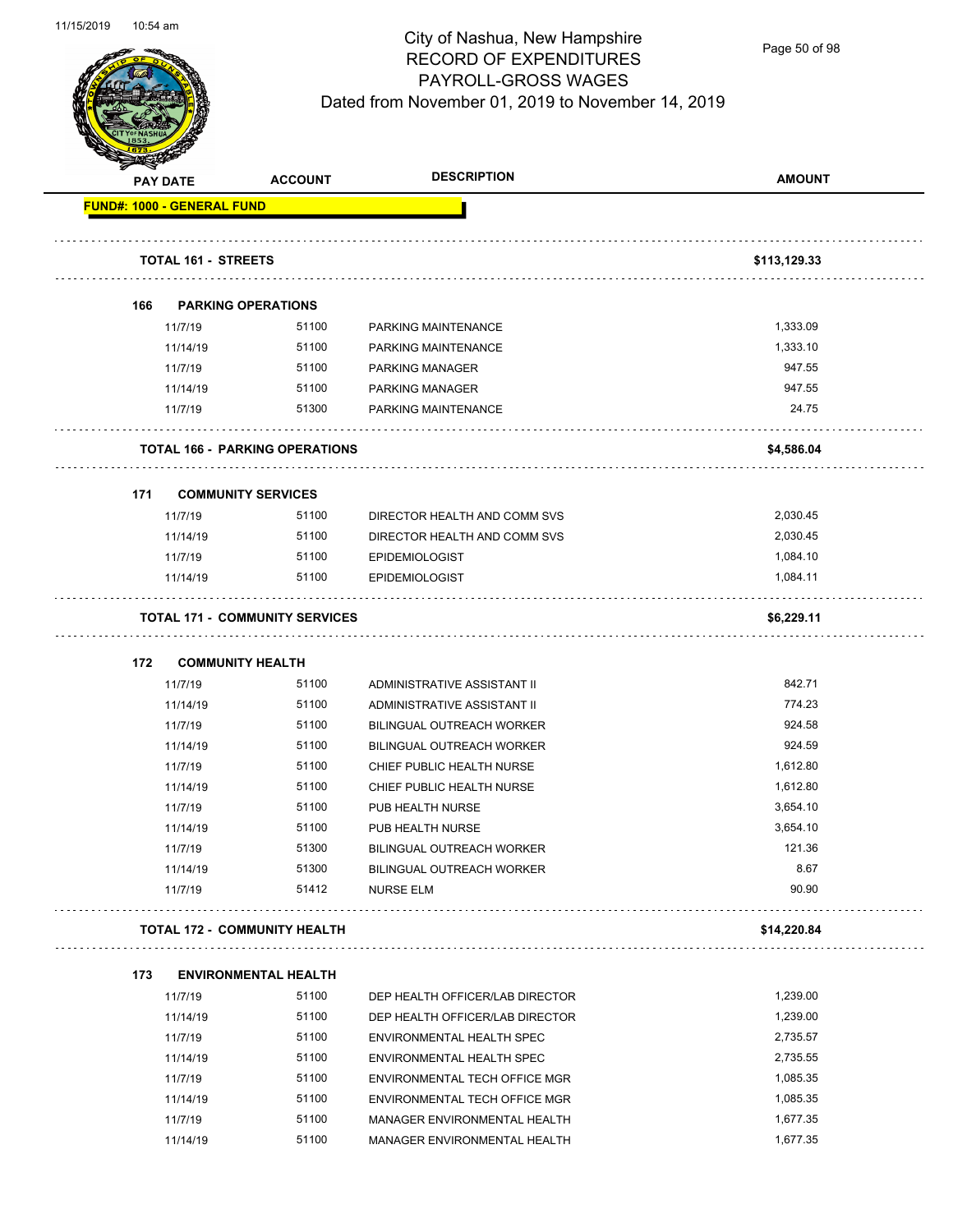# City of Nashua, New Hampshire
## RECORD OF EXPENDITURES
## PAYROLL-GROSS WAGES
### Dated from November 01, 2019 to November 14, 2019

| PAY DATE | ACCOUNT | DESCRIPTION | AMOUNT |
|---|---|---|---|
| **FUND#: 1000 - GENERAL FUND** | | | |
| **TOTAL 161 - STREETS** | | | **$113,129.33** |
| **166 PARKING OPERATIONS** | | | |
| 11/7/19 | 51100 | PARKING MAINTENANCE | 1,333.09 |
| 11/14/19 | 51100 | PARKING MAINTENANCE | 1,333.10 |
| 11/7/19 | 51100 | PARKING MANAGER | 947.55 |
| 11/14/19 | 51100 | PARKING MANAGER | 947.55 |
| 11/7/19 | 51300 | PARKING MAINTENANCE | 24.75 |
| **TOTAL 166 - PARKING OPERATIONS** | | | **$4,586.04** |
| **171 COMMUNITY SERVICES** | | | |
| 11/7/19 | 51100 | DIRECTOR HEALTH AND COMM SVS | 2,030.45 |
| 11/14/19 | 51100 | DIRECTOR HEALTH AND COMM SVS | 2,030.45 |
| 11/7/19 | 51100 | EPIDEMIOLOGIST | 1,084.10 |
| 11/14/19 | 51100 | EPIDEMIOLOGIST | 1,084.11 |
| **TOTAL 171 - COMMUNITY SERVICES** | | | **$6,229.11** |
| **172 COMMUNITY HEALTH** | | | |
| 11/7/19 | 51100 | ADMINISTRATIVE ASSISTANT II | 842.71 |
| 11/14/19 | 51100 | ADMINISTRATIVE ASSISTANT II | 774.23 |
| 11/7/19 | 51100 | BILINGUAL OUTREACH WORKER | 924.58 |
| 11/14/19 | 51100 | BILINGUAL OUTREACH WORKER | 924.59 |
| 11/7/19 | 51100 | CHIEF PUBLIC HEALTH NURSE | 1,612.80 |
| 11/14/19 | 51100 | CHIEF PUBLIC HEALTH NURSE | 1,612.80 |
| 11/7/19 | 51100 | PUB HEALTH NURSE | 3,654.10 |
| 11/14/19 | 51100 | PUB HEALTH NURSE | 3,654.10 |
| 11/7/19 | 51300 | BILINGUAL OUTREACH WORKER | 121.36 |
| 11/14/19 | 51300 | BILINGUAL OUTREACH WORKER | 8.67 |
| 11/7/19 | 51412 | NURSE ELM | 90.90 |
| **TOTAL 172 - COMMUNITY HEALTH** | | | **$14,220.84** |
| **173 ENVIRONMENTAL HEALTH** | | | |
| 11/7/19 | 51100 | DEP HEALTH OFFICER/LAB DIRECTOR | 1,239.00 |
| 11/14/19 | 51100 | DEP HEALTH OFFICER/LAB DIRECTOR | 1,239.00 |
| 11/7/19 | 51100 | ENVIRONMENTAL HEALTH SPEC | 2,735.57 |
| 11/14/19 | 51100 | ENVIRONMENTAL HEALTH SPEC | 2,735.55 |
| 11/7/19 | 51100 | ENVIRONMENTAL TECH OFFICE MGR | 1,085.35 |
| 11/14/19 | 51100 | ENVIRONMENTAL TECH OFFICE MGR | 1,085.35 |
| 11/7/19 | 51100 | MANAGER ENVIRONMENTAL HEALTH | 1,677.35 |
| 11/14/19 | 51100 | MANAGER ENVIRONMENTAL HEALTH | 1,677.35 |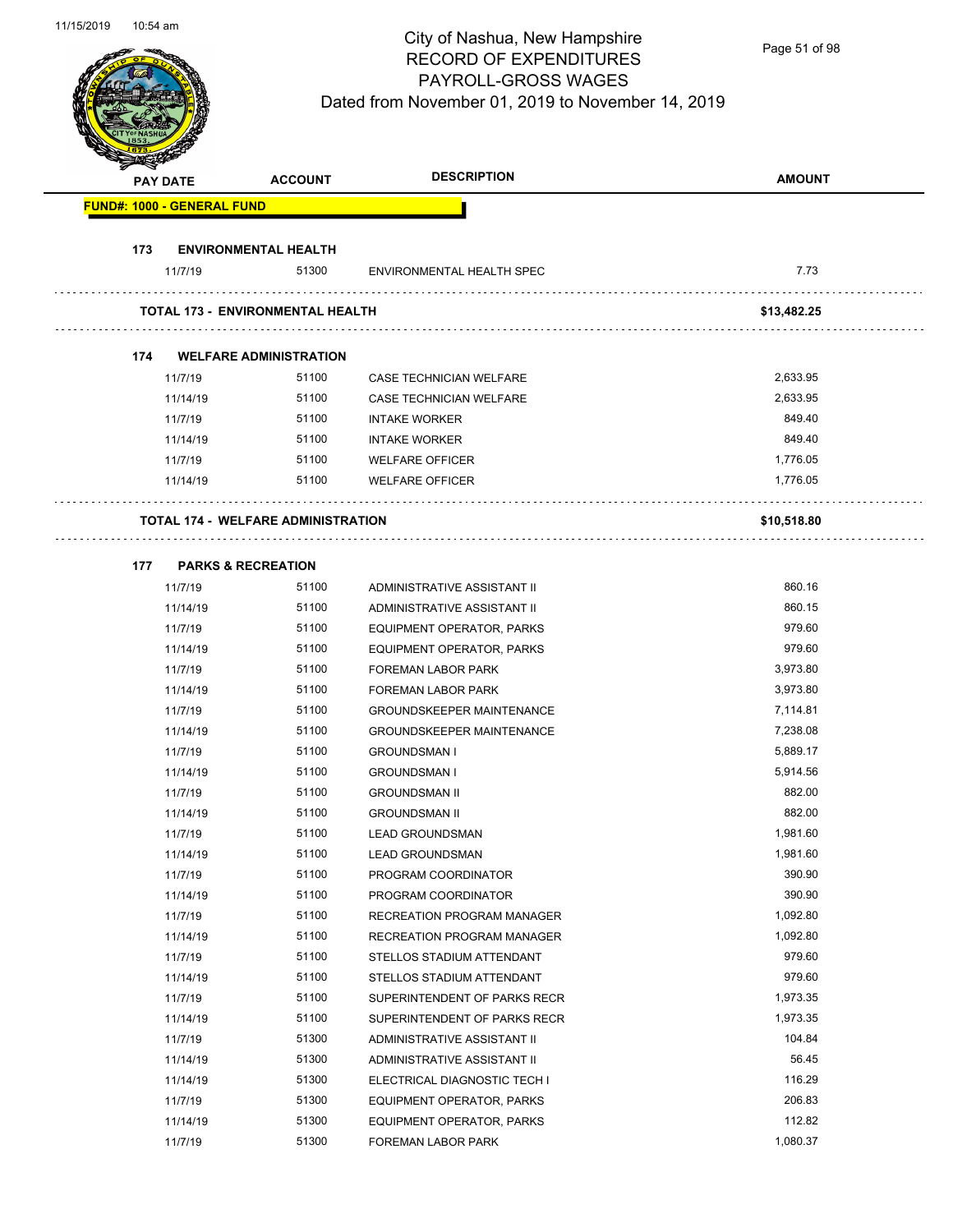# City of Nashua, New Hampshire
## RECORD OF EXPENDITURES
## PAYROLL-GROSS WAGES
### Dated from November 01, 2019 to November 14, 2019

| PAY DATE | ACCOUNT | DESCRIPTION | AMOUNT |
|---|---|---|---|
| **FUND#: 1000 - GENERAL FUND** | | | |
| **173 ENVIRONMENTAL HEALTH** | | | |
| 11/7/19 | 51300 | ENVIRONMENTAL HEALTH SPEC | 7.73 |
| **TOTAL 173 - ENVIRONMENTAL HEALTH** | | | **$13,482.25** |
| **174 WELFARE ADMINISTRATION** | | | |
| 11/7/19 | 51100 | CASE TECHNICIAN WELFARE | 2,633.95 |
| 11/14/19 | 51100 | CASE TECHNICIAN WELFARE | 2,633.95 |
| 11/7/19 | 51100 | INTAKE WORKER | 849.40 |
| 11/14/19 | 51100 | INTAKE WORKER | 849.40 |
| 11/7/19 | 51100 | WELFARE OFFICER | 1,776.05 |
| 11/14/19 | 51100 | WELFARE OFFICER | 1,776.05 |
| **TOTAL 174 - WELFARE ADMINISTRATION** | | | **$10,518.80** |
| **177 PARKS & RECREATION** | | | |
| 11/7/19 | 51100 | ADMINISTRATIVE ASSISTANT II | 860.16 |
| 11/14/19 | 51100 | ADMINISTRATIVE ASSISTANT II | 860.15 |
| 11/7/19 | 51100 | EQUIPMENT OPERATOR, PARKS | 979.60 |
| 11/14/19 | 51100 | EQUIPMENT OPERATOR, PARKS | 979.60 |
| 11/7/19 | 51100 | FOREMAN LABOR PARK | 3,973.80 |
| 11/14/19 | 51100 | FOREMAN LABOR PARK | 3,973.80 |
| 11/7/19 | 51100 | GROUNDSKEEPER MAINTENANCE | 7,114.81 |
| 11/14/19 | 51100 | GROUNDSKEEPER MAINTENANCE | 7,238.08 |
| 11/7/19 | 51100 | GROUNDSMAN I | 5,889.17 |
| 11/14/19 | 51100 | GROUNDSMAN I | 5,914.56 |
| 11/7/19 | 51100 | GROUNDSMAN II | 882.00 |
| 11/14/19 | 51100 | GROUNDSMAN II | 882.00 |
| 11/7/19 | 51100 | LEAD GROUNDSMAN | 1,981.60 |
| 11/14/19 | 51100 | LEAD GROUNDSMAN | 1,981.60 |
| 11/7/19 | 51100 | PROGRAM COORDINATOR | 390.90 |
| 11/14/19 | 51100 | PROGRAM COORDINATOR | 390.90 |
| 11/7/19 | 51100 | RECREATION PROGRAM MANAGER | 1,092.80 |
| 11/14/19 | 51100 | RECREATION PROGRAM MANAGER | 1,092.80 |
| 11/7/19 | 51100 | STELLOS STADIUM ATTENDANT | 979.60 |
| 11/14/19 | 51100 | STELLOS STADIUM ATTENDANT | 979.60 |
| 11/7/19 | 51100 | SUPERINTENDENT OF PARKS RECR | 1,973.35 |
| 11/14/19 | 51100 | SUPERINTENDENT OF PARKS RECR | 1,973.35 |
| 11/7/19 | 51300 | ADMINISTRATIVE ASSISTANT II | 104.84 |
| 11/14/19 | 51300 | ADMINISTRATIVE ASSISTANT II | 56.45 |
| 11/14/19 | 51300 | ELECTRICAL DIAGNOSTIC TECH I | 116.29 |
| 11/7/19 | 51300 | EQUIPMENT OPERATOR, PARKS | 206.83 |
| 11/14/19 | 51300 | EQUIPMENT OPERATOR, PARKS | 112.82 |
| 11/7/19 | 51300 | FOREMAN LABOR PARK | 1,080.37 |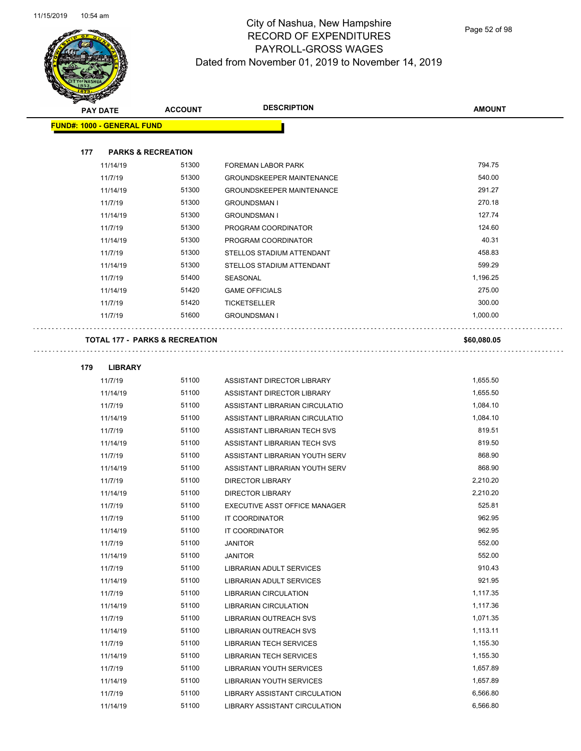# City of Nashua, New Hampshire
## RECORD OF EXPENDITURES
## PAYROLL-GROSS WAGES
## Dated from November 01, 2019 to November 14, 2019

| PAY DATE | ACCOUNT | DESCRIPTION | AMOUNT |
|---|---|---|---|

**FUND#: 1000 - GENERAL FUND**

**177 PARKS & RECREATION**

| PAY DATE | ACCOUNT | DESCRIPTION | AMOUNT |
|---|---|---|---|
| 11/14/19 | 51300 | FOREMAN LABOR PARK | 794.75 |
| 11/7/19 | 51300 | GROUNDSKEEPER MAINTENANCE | 540.00 |
| 11/14/19 | 51300 | GROUNDSKEEPER MAINTENANCE | 291.27 |
| 11/7/19 | 51300 | GROUNDSMAN I | 270.18 |
| 11/14/19 | 51300 | GROUNDSMAN I | 127.74 |
| 11/7/19 | 51300 | PROGRAM COORDINATOR | 124.60 |
| 11/14/19 | 51300 | PROGRAM COORDINATOR | 40.31 |
| 11/7/19 | 51300 | STELLOS STADIUM ATTENDANT | 458.83 |
| 11/14/19 | 51300 | STELLOS STADIUM ATTENDANT | 599.29 |
| 11/7/19 | 51400 | SEASONAL | 1,196.25 |
| 11/14/19 | 51420 | GAME OFFICIALS | 275.00 |
| 11/7/19 | 51420 | TICKETSELLER | 300.00 |
| 11/7/19 | 51600 | GROUNDSMAN I | 1,000.00 |

**TOTAL 177 - PARKS & RECREATION** **$60,080.05**

**179 LIBRARY**

| PAY DATE | ACCOUNT | DESCRIPTION | AMOUNT |
|---|---|---|---|
| 11/7/19 | 51100 | ASSISTANT DIRECTOR LIBRARY | 1,655.50 |
| 11/14/19 | 51100 | ASSISTANT DIRECTOR LIBRARY | 1,655.50 |
| 11/7/19 | 51100 | ASSISTANT LIBRARIAN CIRCULATIO | 1,084.10 |
| 11/14/19 | 51100 | ASSISTANT LIBRARIAN CIRCULATIO | 1,084.10 |
| 11/7/19 | 51100 | ASSISTANT LIBRARIAN TECH SVS | 819.51 |
| 11/14/19 | 51100 | ASSISTANT LIBRARIAN TECH SVS | 819.50 |
| 11/7/19 | 51100 | ASSISTANT LIBRARIAN YOUTH SERV | 868.90 |
| 11/14/19 | 51100 | ASSISTANT LIBRARIAN YOUTH SERV | 868.90 |
| 11/7/19 | 51100 | DIRECTOR LIBRARY | 2,210.20 |
| 11/14/19 | 51100 | DIRECTOR LIBRARY | 2,210.20 |
| 11/7/19 | 51100 | EXECUTIVE ASST OFFICE MANAGER | 525.81 |
| 11/7/19 | 51100 | IT COORDINATOR | 962.95 |
| 11/14/19 | 51100 | IT COORDINATOR | 962.95 |
| 11/7/19 | 51100 | JANITOR | 552.00 |
| 11/14/19 | 51100 | JANITOR | 552.00 |
| 11/7/19 | 51100 | LIBRARIAN ADULT SERVICES | 910.43 |
| 11/14/19 | 51100 | LIBRARIAN ADULT SERVICES | 921.95 |
| 11/7/19 | 51100 | LIBRARIAN CIRCULATION | 1,117.35 |
| 11/14/19 | 51100 | LIBRARIAN CIRCULATION | 1,117.36 |
| 11/7/19 | 51100 | LIBRARIAN OUTREACH SVS | 1,071.35 |
| 11/14/19 | 51100 | LIBRARIAN OUTREACH SVS | 1,113.11 |
| 11/7/19 | 51100 | LIBRARIAN TECH SERVICES | 1,155.30 |
| 11/14/19 | 51100 | LIBRARIAN TECH SERVICES | 1,155.30 |
| 11/7/19 | 51100 | LIBRARIAN YOUTH SERVICES | 1,657.89 |
| 11/14/19 | 51100 | LIBRARIAN YOUTH SERVICES | 1,657.89 |
| 11/7/19 | 51100 | LIBRARY ASSISTANT CIRCULATION | 6,566.80 |
| 11/14/19 | 51100 | LIBRARY ASSISTANT CIRCULATION | 6,566.80 |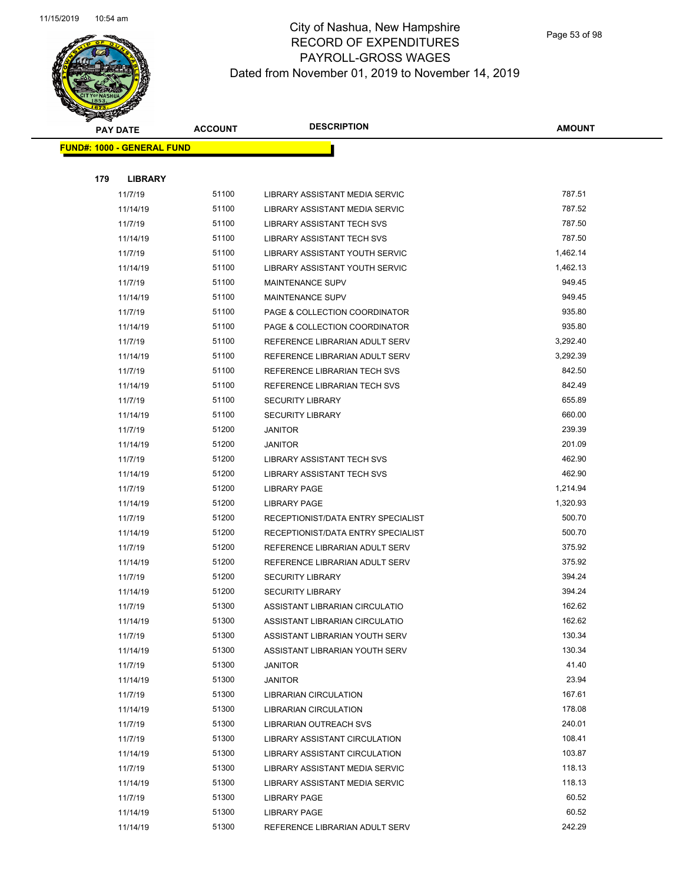# City of Nashua, New Hampshire
## RECORD OF EXPENDITURES
## PAYROLL-GROSS WAGES
## Dated from November 01, 2019 to November 14, 2019

| PAY DATE | ACCOUNT | DESCRIPTION | AMOUNT |
|---|---|---|---|
| **FUND#: 1000 - GENERAL FUND** | | | |
| **179 LIBRARY** | | | |
| 11/7/19 | 51100 | LIBRARY ASSISTANT MEDIA SERVIC | 787.51 |
| 11/14/19 | 51100 | LIBRARY ASSISTANT MEDIA SERVIC | 787.52 |
| 11/7/19 | 51100 | LIBRARY ASSISTANT TECH SVS | 787.50 |
| 11/14/19 | 51100 | LIBRARY ASSISTANT TECH SVS | 787.50 |
| 11/7/19 | 51100 | LIBRARY ASSISTANT YOUTH SERVIC | 1,462.14 |
| 11/14/19 | 51100 | LIBRARY ASSISTANT YOUTH SERVIC | 1,462.13 |
| 11/7/19 | 51100 | MAINTENANCE SUPV | 949.45 |
| 11/14/19 | 51100 | MAINTENANCE SUPV | 949.45 |
| 11/7/19 | 51100 | PAGE & COLLECTION COORDINATOR | 935.80 |
| 11/14/19 | 51100 | PAGE & COLLECTION COORDINATOR | 935.80 |
| 11/7/19 | 51100 | REFERENCE LIBRARIAN ADULT SERV | 3,292.40 |
| 11/14/19 | 51100 | REFERENCE LIBRARIAN ADULT SERV | 3,292.39 |
| 11/7/19 | 51100 | REFERENCE LIBRARIAN TECH SVS | 842.50 |
| 11/14/19 | 51100 | REFERENCE LIBRARIAN TECH SVS | 842.49 |
| 11/7/19 | 51100 | SECURITY LIBRARY | 655.89 |
| 11/14/19 | 51100 | SECURITY LIBRARY | 660.00 |
| 11/7/19 | 51200 | JANITOR | 239.39 |
| 11/14/19 | 51200 | JANITOR | 201.09 |
| 11/7/19 | 51200 | LIBRARY ASSISTANT TECH SVS | 462.90 |
| 11/14/19 | 51200 | LIBRARY ASSISTANT TECH SVS | 462.90 |
| 11/7/19 | 51200 | LIBRARY PAGE | 1,214.94 |
| 11/14/19 | 51200 | LIBRARY PAGE | 1,320.93 |
| 11/7/19 | 51200 | RECEPTIONIST/DATA ENTRY SPECIALIST | 500.70 |
| 11/14/19 | 51200 | RECEPTIONIST/DATA ENTRY SPECIALIST | 500.70 |
| 11/7/19 | 51200 | REFERENCE LIBRARIAN ADULT SERV | 375.92 |
| 11/14/19 | 51200 | REFERENCE LIBRARIAN ADULT SERV | 375.92 |
| 11/7/19 | 51200 | SECURITY LIBRARY | 394.24 |
| 11/14/19 | 51200 | SECURITY LIBRARY | 394.24 |
| 11/7/19 | 51300 | ASSISTANT LIBRARIAN CIRCULATIO | 162.62 |
| 11/14/19 | 51300 | ASSISTANT LIBRARIAN CIRCULATIO | 162.62 |
| 11/7/19 | 51300 | ASSISTANT LIBRARIAN YOUTH SERV | 130.34 |
| 11/14/19 | 51300 | ASSISTANT LIBRARIAN YOUTH SERV | 130.34 |
| 11/7/19 | 51300 | JANITOR | 41.40 |
| 11/14/19 | 51300 | JANITOR | 23.94 |
| 11/7/19 | 51300 | LIBRARIAN CIRCULATION | 167.61 |
| 11/14/19 | 51300 | LIBRARIAN CIRCULATION | 178.08 |
| 11/7/19 | 51300 | LIBRARIAN OUTREACH SVS | 240.01 |
| 11/7/19 | 51300 | LIBRARY ASSISTANT CIRCULATION | 108.41 |
| 11/14/19 | 51300 | LIBRARY ASSISTANT CIRCULATION | 103.87 |
| 11/7/19 | 51300 | LIBRARY ASSISTANT MEDIA SERVIC | 118.13 |
| 11/14/19 | 51300 | LIBRARY ASSISTANT MEDIA SERVIC | 118.13 |
| 11/7/19 | 51300 | LIBRARY PAGE | 60.52 |
| 11/14/19 | 51300 | LIBRARY PAGE | 60.52 |
| 11/14/19 | 51300 | REFERENCE LIBRARIAN ADULT SERV | 242.29 |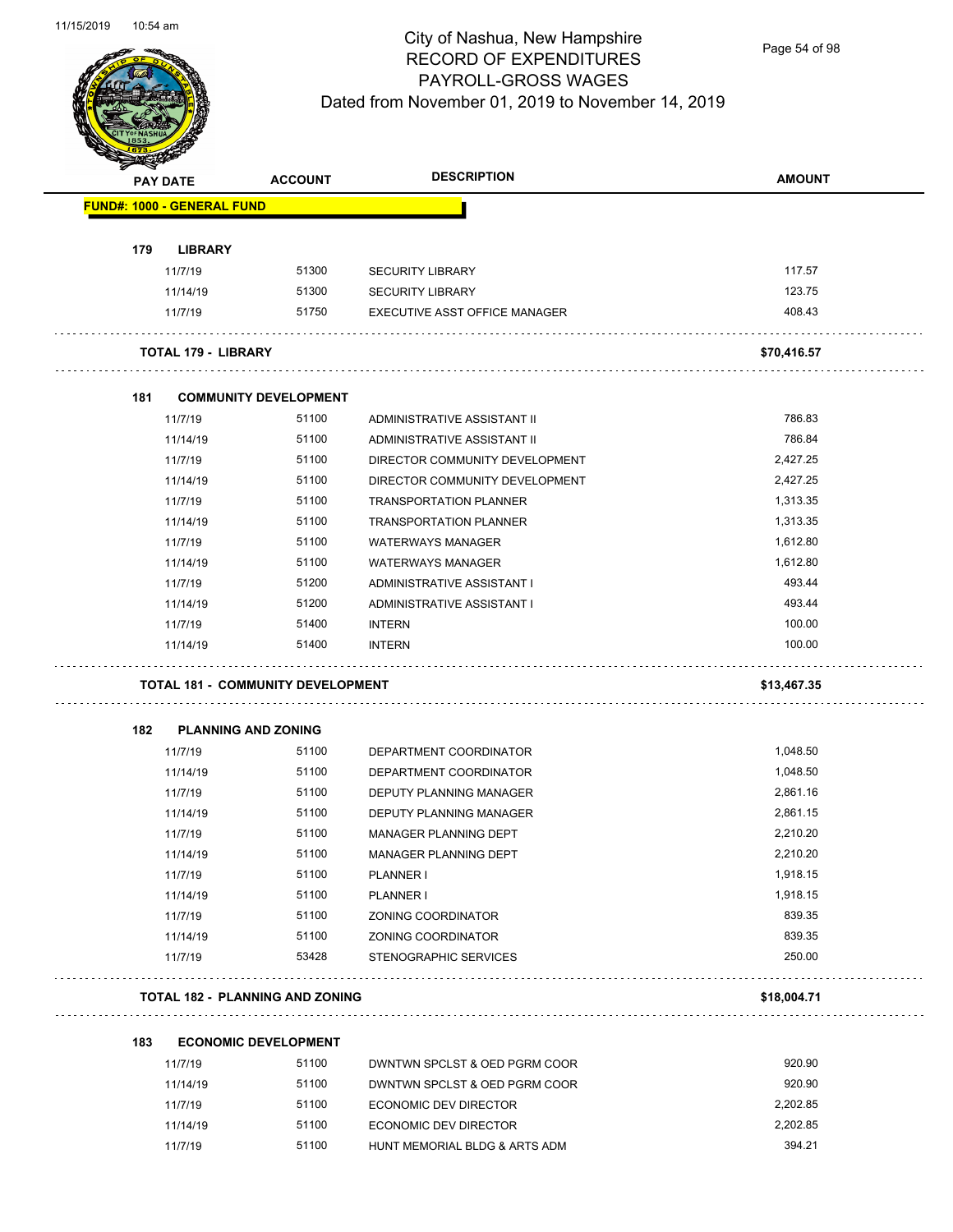# City of Nashua, New Hampshire
## RECORD OF EXPENDITURES
## PAYROLL-GROSS WAGES
### Dated from November 01, 2019 to November 14, 2019

| PAY DATE | ACCOUNT | DESCRIPTION | AMOUNT |
|---|---|---|---|
| **FUND#: 1000 - GENERAL FUND** | | | |
| **179 LIBRARY** | | | |
| 11/7/19 | 51300 | SECURITY LIBRARY | 117.57 |
| 11/14/19 | 51300 | SECURITY LIBRARY | 123.75 |
| 11/7/19 | 51750 | EXECUTIVE ASST OFFICE MANAGER | 408.43 |
| **TOTAL 179 - LIBRARY** | | | **$70,416.57** |
| **181 COMMUNITY DEVELOPMENT** | | | |
| 11/7/19 | 51100 | ADMINISTRATIVE ASSISTANT II | 786.83 |
| 11/14/19 | 51100 | ADMINISTRATIVE ASSISTANT II | 786.84 |
| 11/7/19 | 51100 | DIRECTOR COMMUNITY DEVELOPMENT | 2,427.25 |
| 11/14/19 | 51100 | DIRECTOR COMMUNITY DEVELOPMENT | 2,427.25 |
| 11/7/19 | 51100 | TRANSPORTATION PLANNER | 1,313.35 |
| 11/14/19 | 51100 | TRANSPORTATION PLANNER | 1,313.35 |
| 11/7/19 | 51100 | WATERWAYS MANAGER | 1,612.80 |
| 11/14/19 | 51100 | WATERWAYS MANAGER | 1,612.80 |
| 11/7/19 | 51200 | ADMINISTRATIVE ASSISTANT I | 493.44 |
| 11/14/19 | 51200 | ADMINISTRATIVE ASSISTANT I | 493.44 |
| 11/7/19 | 51400 | INTERN | 100.00 |
| 11/14/19 | 51400 | INTERN | 100.00 |
| **TOTAL 181 - COMMUNITY DEVELOPMENT** | | | **$13,467.35** |
| **182 PLANNING AND ZONING** | | | |
| 11/7/19 | 51100 | DEPARTMENT COORDINATOR | 1,048.50 |
| 11/14/19 | 51100 | DEPARTMENT COORDINATOR | 1,048.50 |
| 11/7/19 | 51100 | DEPUTY PLANNING MANAGER | 2,861.16 |
| 11/14/19 | 51100 | DEPUTY PLANNING MANAGER | 2,861.15 |
| 11/7/19 | 51100 | MANAGER PLANNING DEPT | 2,210.20 |
| 11/14/19 | 51100 | MANAGER PLANNING DEPT | 2,210.20 |
| 11/7/19 | 51100 | PLANNER I | 1,918.15 |
| 11/14/19 | 51100 | PLANNER I | 1,918.15 |
| 11/7/19 | 51100 | ZONING COORDINATOR | 839.35 |
| 11/14/19 | 51100 | ZONING COORDINATOR | 839.35 |
| 11/7/19 | 53428 | STENOGRAPHIC SERVICES | 250.00 |
| **TOTAL 182 - PLANNING AND ZONING** | | | **$18,004.71** |
| **183 ECONOMIC DEVELOPMENT** | | | |
| 11/7/19 | 51100 | DWNTWN SPCLST & OED PGRM COOR | 920.90 |
| 11/14/19 | 51100 | DWNTWN SPCLST & OED PGRM COOR | 920.90 |
| 11/7/19 | 51100 | ECONOMIC DEV DIRECTOR | 2,202.85 |
| 11/14/19 | 51100 | ECONOMIC DEV DIRECTOR | 2,202.85 |
| 11/7/19 | 51100 | HUNT MEMORIAL BLDG & ARTS ADM | 394.21 |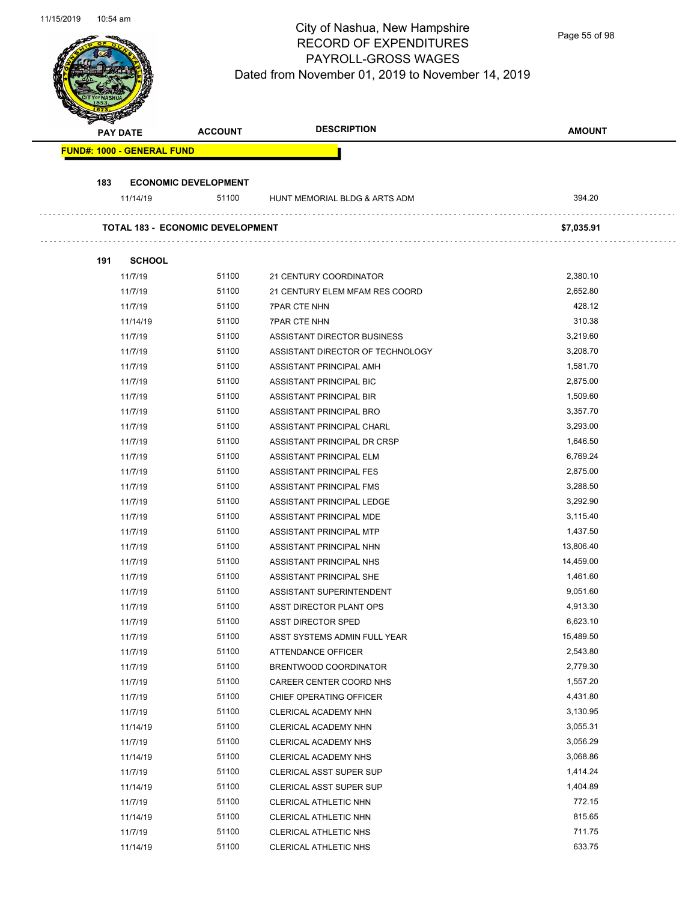# City of Nashua, New Hampshire
## RECORD OF EXPENDITURES
## PAYROLL-GROSS WAGES
### Dated from November 01, 2019 to November 14, 2019

| PAY DATE | ACCOUNT | DESCRIPTION | AMOUNT |
|---|---|---|---|
| **FUND#: 1000 - GENERAL FUND** | | | |
| **183 ECONOMIC DEVELOPMENT** | | | |
| 11/14/19 | 51100 | HUNT MEMORIAL BLDG & ARTS ADM | 394.20 |
| **TOTAL 183 - ECONOMIC DEVELOPMENT** | | | **$7,035.91** |
| **191 SCHOOL** | | | |
| 11/7/19 | 51100 | 21 CENTURY COORDINATOR | 2,380.10 |
| 11/7/19 | 51100 | 21 CENTURY ELEM MFAM RES COORD | 2,652.80 |
| 11/7/19 | 51100 | 7PAR CTE NHN | 428.12 |
| 11/14/19 | 51100 | 7PAR CTE NHN | 310.38 |
| 11/7/19 | 51100 | ASSISTANT DIRECTOR BUSINESS | 3,219.60 |
| 11/7/19 | 51100 | ASSISTANT DIRECTOR OF TECHNOLOGY | 3,208.70 |
| 11/7/19 | 51100 | ASSISTANT PRINCIPAL AMH | 1,581.70 |
| 11/7/19 | 51100 | ASSISTANT PRINCIPAL BIC | 2,875.00 |
| 11/7/19 | 51100 | ASSISTANT PRINCIPAL BIR | 1,509.60 |
| 11/7/19 | 51100 | ASSISTANT PRINCIPAL BRO | 3,357.70 |
| 11/7/19 | 51100 | ASSISTANT PRINCIPAL CHARL | 3,293.00 |
| 11/7/19 | 51100 | ASSISTANT PRINCIPAL DR CRSP | 1,646.50 |
| 11/7/19 | 51100 | ASSISTANT PRINCIPAL ELM | 6,769.24 |
| 11/7/19 | 51100 | ASSISTANT PRINCIPAL FES | 2,875.00 |
| 11/7/19 | 51100 | ASSISTANT PRINCIPAL FMS | 3,288.50 |
| 11/7/19 | 51100 | ASSISTANT PRINCIPAL LEDGE | 3,292.90 |
| 11/7/19 | 51100 | ASSISTANT PRINCIPAL MDE | 3,115.40 |
| 11/7/19 | 51100 | ASSISTANT PRINCIPAL MTP | 1,437.50 |
| 11/7/19 | 51100 | ASSISTANT PRINCIPAL NHN | 13,806.40 |
| 11/7/19 | 51100 | ASSISTANT PRINCIPAL NHS | 14,459.00 |
| 11/7/19 | 51100 | ASSISTANT PRINCIPAL SHE | 1,461.60 |
| 11/7/19 | 51100 | ASSISTANT SUPERINTENDENT | 9,051.60 |
| 11/7/19 | 51100 | ASST DIRECTOR PLANT OPS | 4,913.30 |
| 11/7/19 | 51100 | ASST DIRECTOR SPED | 6,623.10 |
| 11/7/19 | 51100 | ASST SYSTEMS ADMIN FULL YEAR | 15,489.50 |
| 11/7/19 | 51100 | ATTENDANCE OFFICER | 2,543.80 |
| 11/7/19 | 51100 | BRENTWOOD COORDINATOR | 2,779.30 |
| 11/7/19 | 51100 | CAREER CENTER COORD NHS | 1,557.20 |
| 11/7/19 | 51100 | CHIEF OPERATING OFFICER | 4,431.80 |
| 11/7/19 | 51100 | CLERICAL ACADEMY NHN | 3,130.95 |
| 11/14/19 | 51100 | CLERICAL ACADEMY NHN | 3,055.31 |
| 11/7/19 | 51100 | CLERICAL ACADEMY NHS | 3,056.29 |
| 11/14/19 | 51100 | CLERICAL ACADEMY NHS | 3,068.86 |
| 11/7/19 | 51100 | CLERICAL ASST SUPER SUP | 1,414.24 |
| 11/14/19 | 51100 | CLERICAL ASST SUPER SUP | 1,404.89 |
| 11/7/19 | 51100 | CLERICAL ATHLETIC NHN | 772.15 |
| 11/14/19 | 51100 | CLERICAL ATHLETIC NHN | 815.65 |
| 11/7/19 | 51100 | CLERICAL ATHLETIC NHS | 711.75 |
| 11/14/19 | 51100 | CLERICAL ATHLETIC NHS | 633.75 |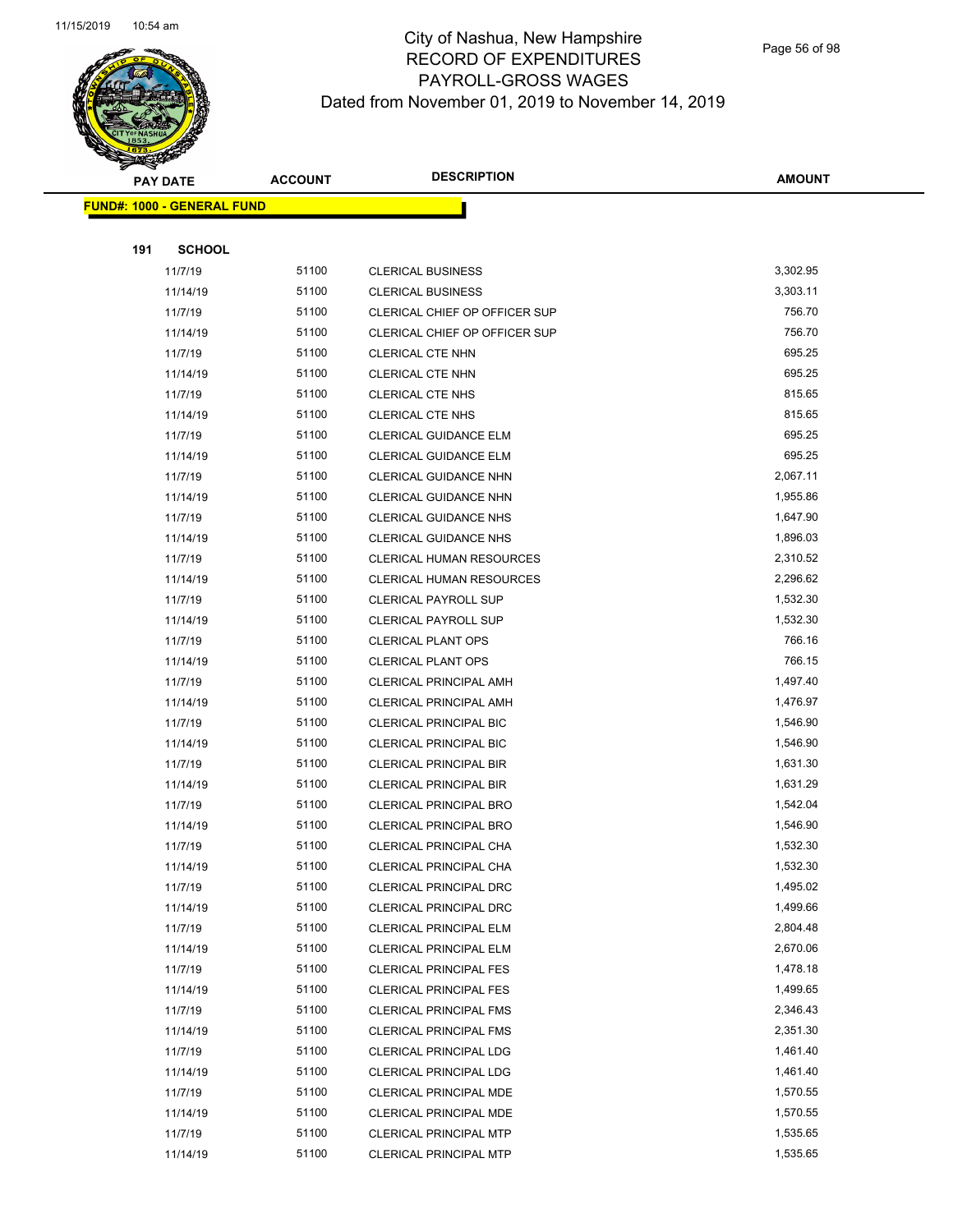# City of Nashua, New Hampshire
## RECORD OF EXPENDITURES
## PAYROLL-GROSS WAGES
### Dated from November 01, 2019 to November 14, 2019

**FUND#: 1000 - GENERAL FUND**

**191 SCHOOL**

| PAY DATE | ACCOUNT | DESCRIPTION | AMOUNT |
|---|---|---|---|
| 11/7/19 | 51100 | CLERICAL BUSINESS | 3,302.95 |
| 11/14/19 | 51100 | CLERICAL BUSINESS | 3,303.11 |
| 11/7/19 | 51100 | CLERICAL CHIEF OP OFFICER SUP | 756.70 |
| 11/14/19 | 51100 | CLERICAL CHIEF OP OFFICER SUP | 756.70 |
| 11/7/19 | 51100 | CLERICAL CTE NHN | 695.25 |
| 11/14/19 | 51100 | CLERICAL CTE NHN | 695.25 |
| 11/7/19 | 51100 | CLERICAL CTE NHS | 815.65 |
| 11/14/19 | 51100 | CLERICAL CTE NHS | 815.65 |
| 11/7/19 | 51100 | CLERICAL GUIDANCE ELM | 695.25 |
| 11/14/19 | 51100 | CLERICAL GUIDANCE ELM | 695.25 |
| 11/7/19 | 51100 | CLERICAL GUIDANCE NHN | 2,067.11 |
| 11/14/19 | 51100 | CLERICAL GUIDANCE NHN | 1,955.86 |
| 11/7/19 | 51100 | CLERICAL GUIDANCE NHS | 1,647.90 |
| 11/14/19 | 51100 | CLERICAL GUIDANCE NHS | 1,896.03 |
| 11/7/19 | 51100 | CLERICAL HUMAN RESOURCES | 2,310.52 |
| 11/14/19 | 51100 | CLERICAL HUMAN RESOURCES | 2,296.62 |
| 11/7/19 | 51100 | CLERICAL PAYROLL SUP | 1,532.30 |
| 11/14/19 | 51100 | CLERICAL PAYROLL SUP | 1,532.30 |
| 11/7/19 | 51100 | CLERICAL PLANT OPS | 766.16 |
| 11/14/19 | 51100 | CLERICAL PLANT OPS | 766.15 |
| 11/7/19 | 51100 | CLERICAL PRINCIPAL AMH | 1,497.40 |
| 11/14/19 | 51100 | CLERICAL PRINCIPAL AMH | 1,476.97 |
| 11/7/19 | 51100 | CLERICAL PRINCIPAL BIC | 1,546.90 |
| 11/14/19 | 51100 | CLERICAL PRINCIPAL BIC | 1,546.90 |
| 11/7/19 | 51100 | CLERICAL PRINCIPAL BIR | 1,631.30 |
| 11/14/19 | 51100 | CLERICAL PRINCIPAL BIR | 1,631.29 |
| 11/7/19 | 51100 | CLERICAL PRINCIPAL BRO | 1,542.04 |
| 11/14/19 | 51100 | CLERICAL PRINCIPAL BRO | 1,546.90 |
| 11/7/19 | 51100 | CLERICAL PRINCIPAL CHA | 1,532.30 |
| 11/14/19 | 51100 | CLERICAL PRINCIPAL CHA | 1,532.30 |
| 11/7/19 | 51100 | CLERICAL PRINCIPAL DRC | 1,495.02 |
| 11/14/19 | 51100 | CLERICAL PRINCIPAL DRC | 1,499.66 |
| 11/7/19 | 51100 | CLERICAL PRINCIPAL ELM | 2,804.48 |
| 11/14/19 | 51100 | CLERICAL PRINCIPAL ELM | 2,670.06 |
| 11/7/19 | 51100 | CLERICAL PRINCIPAL FES | 1,478.18 |
| 11/14/19 | 51100 | CLERICAL PRINCIPAL FES | 1,499.65 |
| 11/7/19 | 51100 | CLERICAL PRINCIPAL FMS | 2,346.43 |
| 11/14/19 | 51100 | CLERICAL PRINCIPAL FMS | 2,351.30 |
| 11/7/19 | 51100 | CLERICAL PRINCIPAL LDG | 1,461.40 |
| 11/14/19 | 51100 | CLERICAL PRINCIPAL LDG | 1,461.40 |
| 11/7/19 | 51100 | CLERICAL PRINCIPAL MDE | 1,570.55 |
| 11/14/19 | 51100 | CLERICAL PRINCIPAL MDE | 1,570.55 |
| 11/7/19 | 51100 | CLERICAL PRINCIPAL MTP | 1,535.65 |
| 11/14/19 | 51100 | CLERICAL PRINCIPAL MTP | 1,535.65 |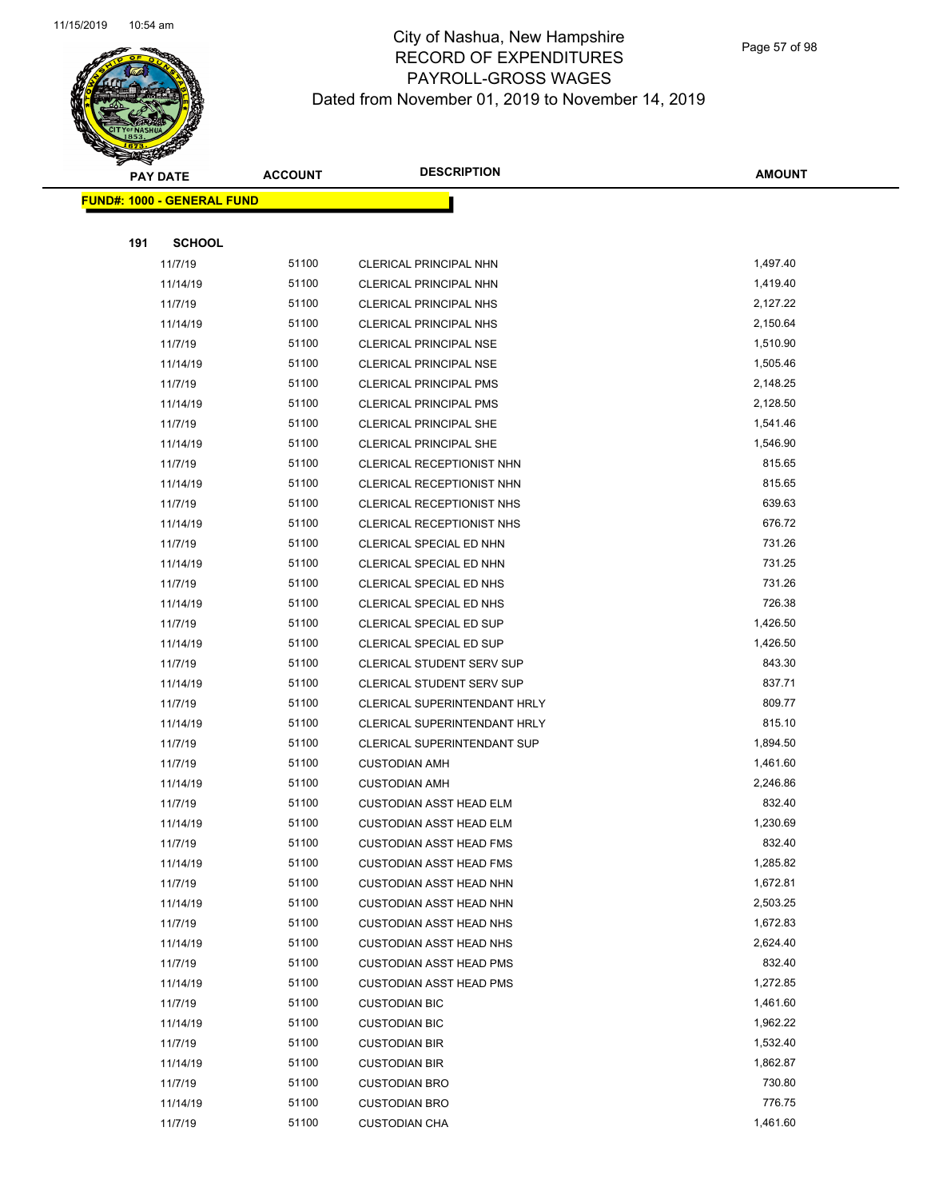# City of Nashua, New Hampshire
## RECORD OF EXPENDITURES
## PAYROLL-GROSS WAGES
### Dated from November 01, 2019 to November 14, 2019

| PAY DATE | ACCOUNT | DESCRIPTION | AMOUNT |
|---|---|---|---|
| **FUND#: 1000 - GENERAL FUND** | | | |
| **191 SCHOOL** | | | |
| 11/7/19 | 51100 | CLERICAL PRINCIPAL NHN | 1,497.40 |
| 11/14/19 | 51100 | CLERICAL PRINCIPAL NHN | 1,419.40 |
| 11/7/19 | 51100 | CLERICAL PRINCIPAL NHS | 2,127.22 |
| 11/14/19 | 51100 | CLERICAL PRINCIPAL NHS | 2,150.64 |
| 11/7/19 | 51100 | CLERICAL PRINCIPAL NSE | 1,510.90 |
| 11/14/19 | 51100 | CLERICAL PRINCIPAL NSE | 1,505.46 |
| 11/7/19 | 51100 | CLERICAL PRINCIPAL PMS | 2,148.25 |
| 11/14/19 | 51100 | CLERICAL PRINCIPAL PMS | 2,128.50 |
| 11/7/19 | 51100 | CLERICAL PRINCIPAL SHE | 1,541.46 |
| 11/14/19 | 51100 | CLERICAL PRINCIPAL SHE | 1,546.90 |
| 11/7/19 | 51100 | CLERICAL RECEPTIONIST NHN | 815.65 |
| 11/14/19 | 51100 | CLERICAL RECEPTIONIST NHN | 815.65 |
| 11/7/19 | 51100 | CLERICAL RECEPTIONIST NHS | 639.63 |
| 11/14/19 | 51100 | CLERICAL RECEPTIONIST NHS | 676.72 |
| 11/7/19 | 51100 | CLERICAL SPECIAL ED NHN | 731.26 |
| 11/14/19 | 51100 | CLERICAL SPECIAL ED NHN | 731.25 |
| 11/7/19 | 51100 | CLERICAL SPECIAL ED NHS | 731.26 |
| 11/14/19 | 51100 | CLERICAL SPECIAL ED NHS | 726.38 |
| 11/7/19 | 51100 | CLERICAL SPECIAL ED SUP | 1,426.50 |
| 11/14/19 | 51100 | CLERICAL SPECIAL ED SUP | 1,426.50 |
| 11/7/19 | 51100 | CLERICAL STUDENT SERV SUP | 843.30 |
| 11/14/19 | 51100 | CLERICAL STUDENT SERV SUP | 837.71 |
| 11/7/19 | 51100 | CLERICAL SUPERINTENDANT HRLY | 809.77 |
| 11/14/19 | 51100 | CLERICAL SUPERINTENDANT HRLY | 815.10 |
| 11/7/19 | 51100 | CLERICAL SUPERINTENDANT SUP | 1,894.50 |
| 11/7/19 | 51100 | CUSTODIAN AMH | 1,461.60 |
| 11/14/19 | 51100 | CUSTODIAN AMH | 2,246.86 |
| 11/7/19 | 51100 | CUSTODIAN ASST HEAD ELM | 832.40 |
| 11/14/19 | 51100 | CUSTODIAN ASST HEAD ELM | 1,230.69 |
| 11/7/19 | 51100 | CUSTODIAN ASST HEAD FMS | 832.40 |
| 11/14/19 | 51100 | CUSTODIAN ASST HEAD FMS | 1,285.82 |
| 11/7/19 | 51100 | CUSTODIAN ASST HEAD NHN | 1,672.81 |
| 11/14/19 | 51100 | CUSTODIAN ASST HEAD NHN | 2,503.25 |
| 11/7/19 | 51100 | CUSTODIAN ASST HEAD NHS | 1,672.83 |
| 11/14/19 | 51100 | CUSTODIAN ASST HEAD NHS | 2,624.40 |
| 11/7/19 | 51100 | CUSTODIAN ASST HEAD PMS | 832.40 |
| 11/14/19 | 51100 | CUSTODIAN ASST HEAD PMS | 1,272.85 |
| 11/7/19 | 51100 | CUSTODIAN BIC | 1,461.60 |
| 11/14/19 | 51100 | CUSTODIAN BIC | 1,962.22 |
| 11/7/19 | 51100 | CUSTODIAN BIR | 1,532.40 |
| 11/14/19 | 51100 | CUSTODIAN BIR | 1,862.87 |
| 11/7/19 | 51100 | CUSTODIAN BRO | 730.80 |
| 11/14/19 | 51100 | CUSTODIAN BRO | 776.75 |
| 11/7/19 | 51100 | CUSTODIAN CHA | 1,461.60 |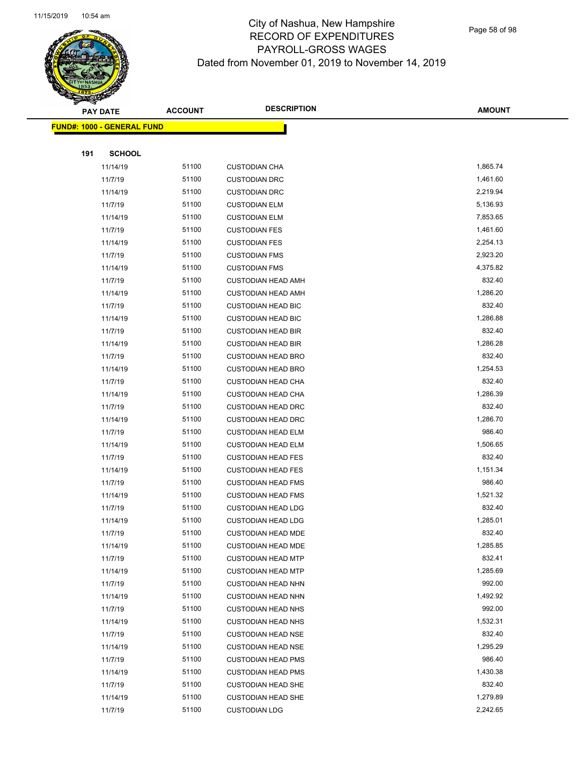# City of Nashua, New Hampshire
## RECORD OF EXPENDITURES
## PAYROLL-GROSS WAGES
### Dated from November 01, 2019 to November 14, 2019

| PAY DATE | ACCOUNT | DESCRIPTION | AMOUNT |
|---|---|---|---|
| **FUND#: 1000 - GENERAL FUND** | | | |
| **191 SCHOOL** | | | |
| 11/14/19 | 51100 | CUSTODIAN CHA | 1,865.74 |
| 11/7/19 | 51100 | CUSTODIAN DRC | 1,461.60 |
| 11/14/19 | 51100 | CUSTODIAN DRC | 2,219.94 |
| 11/7/19 | 51100 | CUSTODIAN ELM | 5,136.93 |
| 11/14/19 | 51100 | CUSTODIAN ELM | 7,853.65 |
| 11/7/19 | 51100 | CUSTODIAN FES | 1,461.60 |
| 11/14/19 | 51100 | CUSTODIAN FES | 2,254.13 |
| 11/7/19 | 51100 | CUSTODIAN FMS | 2,923.20 |
| 11/14/19 | 51100 | CUSTODIAN FMS | 4,375.82 |
| 11/7/19 | 51100 | CUSTODIAN HEAD AMH | 832.40 |
| 11/14/19 | 51100 | CUSTODIAN HEAD AMH | 1,286.20 |
| 11/7/19 | 51100 | CUSTODIAN HEAD BIC | 832.40 |
| 11/14/19 | 51100 | CUSTODIAN HEAD BIC | 1,286.88 |
| 11/7/19 | 51100 | CUSTODIAN HEAD BIR | 832.40 |
| 11/14/19 | 51100 | CUSTODIAN HEAD BIR | 1,286.28 |
| 11/7/19 | 51100 | CUSTODIAN HEAD BRO | 832.40 |
| 11/14/19 | 51100 | CUSTODIAN HEAD BRO | 1,254.53 |
| 11/7/19 | 51100 | CUSTODIAN HEAD CHA | 832.40 |
| 11/14/19 | 51100 | CUSTODIAN HEAD CHA | 1,286.39 |
| 11/7/19 | 51100 | CUSTODIAN HEAD DRC | 832.40 |
| 11/14/19 | 51100 | CUSTODIAN HEAD DRC | 1,286.70 |
| 11/7/19 | 51100 | CUSTODIAN HEAD ELM | 986.40 |
| 11/14/19 | 51100 | CUSTODIAN HEAD ELM | 1,506.65 |
| 11/7/19 | 51100 | CUSTODIAN HEAD FES | 832.40 |
| 11/14/19 | 51100 | CUSTODIAN HEAD FES | 1,151.34 |
| 11/7/19 | 51100 | CUSTODIAN HEAD FMS | 986.40 |
| 11/14/19 | 51100 | CUSTODIAN HEAD FMS | 1,521.32 |
| 11/7/19 | 51100 | CUSTODIAN HEAD LDG | 832.40 |
| 11/14/19 | 51100 | CUSTODIAN HEAD LDG | 1,285.01 |
| 11/7/19 | 51100 | CUSTODIAN HEAD MDE | 832.40 |
| 11/14/19 | 51100 | CUSTODIAN HEAD MDE | 1,285.85 |
| 11/7/19 | 51100 | CUSTODIAN HEAD MTP | 832.41 |
| 11/14/19 | 51100 | CUSTODIAN HEAD MTP | 1,285.69 |
| 11/7/19 | 51100 | CUSTODIAN HEAD NHN | 992.00 |
| 11/14/19 | 51100 | CUSTODIAN HEAD NHN | 1,492.92 |
| 11/7/19 | 51100 | CUSTODIAN HEAD NHS | 992.00 |
| 11/14/19 | 51100 | CUSTODIAN HEAD NHS | 1,532.31 |
| 11/7/19 | 51100 | CUSTODIAN HEAD NSE | 832.40 |
| 11/14/19 | 51100 | CUSTODIAN HEAD NSE | 1,295.29 |
| 11/7/19 | 51100 | CUSTODIAN HEAD PMS | 986.40 |
| 11/14/19 | 51100 | CUSTODIAN HEAD PMS | 1,430.38 |
| 11/7/19 | 51100 | CUSTODIAN HEAD SHE | 832.40 |
| 11/14/19 | 51100 | CUSTODIAN HEAD SHE | 1,279.89 |
| 11/7/19 | 51100 | CUSTODIAN LDG | 2,242.65 |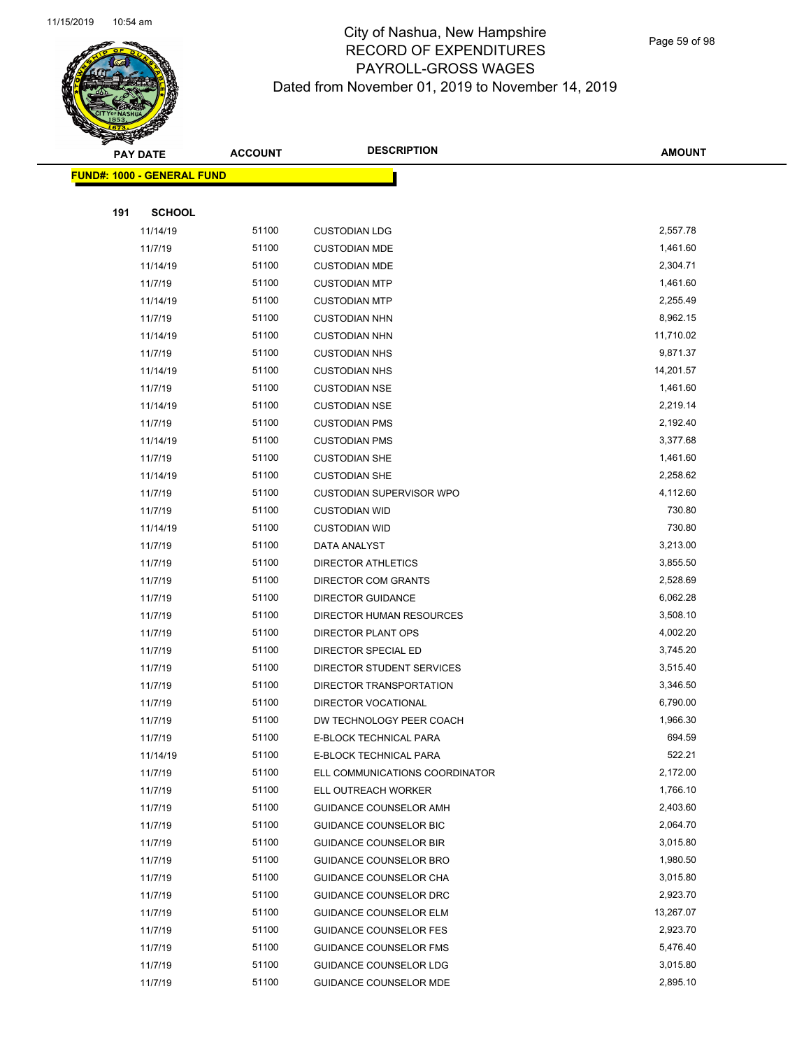# City of Nashua, New Hampshire
## RECORD OF EXPENDITURES
## PAYROLL-GROSS WAGES
## Dated from November 01, 2019 to November 14, 2019

| PAY DATE | ACCOUNT | DESCRIPTION | AMOUNT |
|---|---|---|---|

**FUND#: 1000 - GENERAL FUND**

**191 SCHOOL**

| PAY DATE | ACCOUNT | DESCRIPTION | AMOUNT |
|---|---|---|---|
| 11/14/19 | 51100 | CUSTODIAN LDG | 2,557.78 |
| 11/7/19 | 51100 | CUSTODIAN MDE | 1,461.60 |
| 11/14/19 | 51100 | CUSTODIAN MDE | 2,304.71 |
| 11/7/19 | 51100 | CUSTODIAN MTP | 1,461.60 |
| 11/14/19 | 51100 | CUSTODIAN MTP | 2,255.49 |
| 11/7/19 | 51100 | CUSTODIAN NHN | 8,962.15 |
| 11/14/19 | 51100 | CUSTODIAN NHN | 11,710.02 |
| 11/7/19 | 51100 | CUSTODIAN NHS | 9,871.37 |
| 11/14/19 | 51100 | CUSTODIAN NHS | 14,201.57 |
| 11/7/19 | 51100 | CUSTODIAN NSE | 1,461.60 |
| 11/14/19 | 51100 | CUSTODIAN NSE | 2,219.14 |
| 11/7/19 | 51100 | CUSTODIAN PMS | 2,192.40 |
| 11/14/19 | 51100 | CUSTODIAN PMS | 3,377.68 |
| 11/7/19 | 51100 | CUSTODIAN SHE | 1,461.60 |
| 11/14/19 | 51100 | CUSTODIAN SHE | 2,258.62 |
| 11/7/19 | 51100 | CUSTODIAN SUPERVISOR WPO | 4,112.60 |
| 11/7/19 | 51100 | CUSTODIAN WID | 730.80 |
| 11/14/19 | 51100 | CUSTODIAN WID | 730.80 |
| 11/7/19 | 51100 | DATA ANALYST | 3,213.00 |
| 11/7/19 | 51100 | DIRECTOR ATHLETICS | 3,855.50 |
| 11/7/19 | 51100 | DIRECTOR COM GRANTS | 2,528.69 |
| 11/7/19 | 51100 | DIRECTOR GUIDANCE | 6,062.28 |
| 11/7/19 | 51100 | DIRECTOR HUMAN RESOURCES | 3,508.10 |
| 11/7/19 | 51100 | DIRECTOR PLANT OPS | 4,002.20 |
| 11/7/19 | 51100 | DIRECTOR SPECIAL ED | 3,745.20 |
| 11/7/19 | 51100 | DIRECTOR STUDENT SERVICES | 3,515.40 |
| 11/7/19 | 51100 | DIRECTOR TRANSPORTATION | 3,346.50 |
| 11/7/19 | 51100 | DIRECTOR VOCATIONAL | 6,790.00 |
| 11/7/19 | 51100 | DW TECHNOLOGY PEER COACH | 1,966.30 |
| 11/7/19 | 51100 | E-BLOCK TECHNICAL PARA | 694.59 |
| 11/14/19 | 51100 | E-BLOCK TECHNICAL PARA | 522.21 |
| 11/7/19 | 51100 | ELL COMMUNICATIONS COORDINATOR | 2,172.00 |
| 11/7/19 | 51100 | ELL OUTREACH WORKER | 1,766.10 |
| 11/7/19 | 51100 | GUIDANCE COUNSELOR AMH | 2,403.60 |
| 11/7/19 | 51100 | GUIDANCE COUNSELOR BIC | 2,064.70 |
| 11/7/19 | 51100 | GUIDANCE COUNSELOR BIR | 3,015.80 |
| 11/7/19 | 51100 | GUIDANCE COUNSELOR BRO | 1,980.50 |
| 11/7/19 | 51100 | GUIDANCE COUNSELOR CHA | 3,015.80 |
| 11/7/19 | 51100 | GUIDANCE COUNSELOR DRC | 2,923.70 |
| 11/7/19 | 51100 | GUIDANCE COUNSELOR ELM | 13,267.07 |
| 11/7/19 | 51100 | GUIDANCE COUNSELOR FES | 2,923.70 |
| 11/7/19 | 51100 | GUIDANCE COUNSELOR FMS | 5,476.40 |
| 11/7/19 | 51100 | GUIDANCE COUNSELOR LDG | 3,015.80 |
| 11/7/19 | 51100 | GUIDANCE COUNSELOR MDE | 2,895.10 |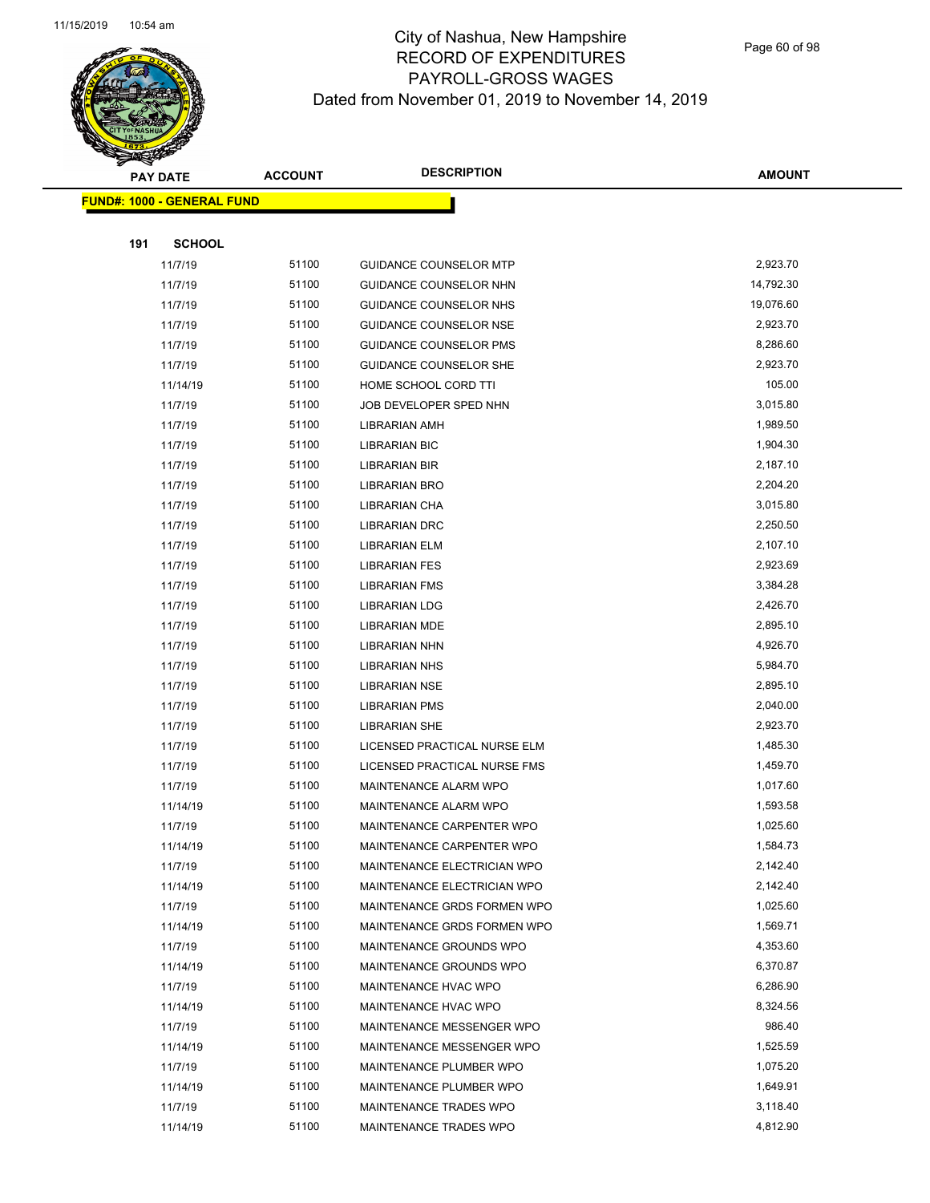# City of Nashua, New Hampshire
## RECORD OF EXPENDITURES
## PAYROLL-GROSS WAGES
### Dated from November 01, 2019 to November 14, 2019

| PAY DATE | ACCOUNT | DESCRIPTION | AMOUNT |
|---|---|---|---|
| **FUND#: 1000 - GENERAL FUND** | | | |
| **191 SCHOOL** | | | |
| 11/7/19 | 51100 | GUIDANCE COUNSELOR MTP | 2,923.70 |
| 11/7/19 | 51100 | GUIDANCE COUNSELOR NHN | 14,792.30 |
| 11/7/19 | 51100 | GUIDANCE COUNSELOR NHS | 19,076.60 |
| 11/7/19 | 51100 | GUIDANCE COUNSELOR NSE | 2,923.70 |
| 11/7/19 | 51100 | GUIDANCE COUNSELOR PMS | 8,286.60 |
| 11/7/19 | 51100 | GUIDANCE COUNSELOR SHE | 2,923.70 |
| 11/14/19 | 51100 | HOME SCHOOL CORD TTI | 105.00 |
| 11/7/19 | 51100 | JOB DEVELOPER SPED NHN | 3,015.80 |
| 11/7/19 | 51100 | LIBRARIAN AMH | 1,989.50 |
| 11/7/19 | 51100 | LIBRARIAN BIC | 1,904.30 |
| 11/7/19 | 51100 | LIBRARIAN BIR | 2,187.10 |
| 11/7/19 | 51100 | LIBRARIAN BRO | 2,204.20 |
| 11/7/19 | 51100 | LIBRARIAN CHA | 3,015.80 |
| 11/7/19 | 51100 | LIBRARIAN DRC | 2,250.50 |
| 11/7/19 | 51100 | LIBRARIAN ELM | 2,107.10 |
| 11/7/19 | 51100 | LIBRARIAN FES | 2,923.69 |
| 11/7/19 | 51100 | LIBRARIAN FMS | 3,384.28 |
| 11/7/19 | 51100 | LIBRARIAN LDG | 2,426.70 |
| 11/7/19 | 51100 | LIBRARIAN MDE | 2,895.10 |
| 11/7/19 | 51100 | LIBRARIAN NHN | 4,926.70 |
| 11/7/19 | 51100 | LIBRARIAN NHS | 5,984.70 |
| 11/7/19 | 51100 | LIBRARIAN NSE | 2,895.10 |
| 11/7/19 | 51100 | LIBRARIAN PMS | 2,040.00 |
| 11/7/19 | 51100 | LIBRARIAN SHE | 2,923.70 |
| 11/7/19 | 51100 | LICENSED PRACTICAL NURSE ELM | 1,485.30 |
| 11/7/19 | 51100 | LICENSED PRACTICAL NURSE FMS | 1,459.70 |
| 11/7/19 | 51100 | MAINTENANCE ALARM WPO | 1,017.60 |
| 11/14/19 | 51100 | MAINTENANCE ALARM WPO | 1,593.58 |
| 11/7/19 | 51100 | MAINTENANCE CARPENTER WPO | 1,025.60 |
| 11/14/19 | 51100 | MAINTENANCE CARPENTER WPO | 1,584.73 |
| 11/7/19 | 51100 | MAINTENANCE ELECTRICIAN WPO | 2,142.40 |
| 11/14/19 | 51100 | MAINTENANCE ELECTRICIAN WPO | 2,142.40 |
| 11/7/19 | 51100 | MAINTENANCE GRDS FORMEN WPO | 1,025.60 |
| 11/14/19 | 51100 | MAINTENANCE GRDS FORMEN WPO | 1,569.71 |
| 11/7/19 | 51100 | MAINTENANCE GROUNDS WPO | 4,353.60 |
| 11/14/19 | 51100 | MAINTENANCE GROUNDS WPO | 6,370.87 |
| 11/7/19 | 51100 | MAINTENANCE HVAC WPO | 6,286.90 |
| 11/14/19 | 51100 | MAINTENANCE HVAC WPO | 8,324.56 |
| 11/7/19 | 51100 | MAINTENANCE MESSENGER WPO | 986.40 |
| 11/14/19 | 51100 | MAINTENANCE MESSENGER WPO | 1,525.59 |
| 11/7/19 | 51100 | MAINTENANCE PLUMBER WPO | 1,075.20 |
| 11/14/19 | 51100 | MAINTENANCE PLUMBER WPO | 1,649.91 |
| 11/7/19 | 51100 | MAINTENANCE TRADES WPO | 3,118.40 |
| 11/14/19 | 51100 | MAINTENANCE TRADES WPO | 4,812.90 |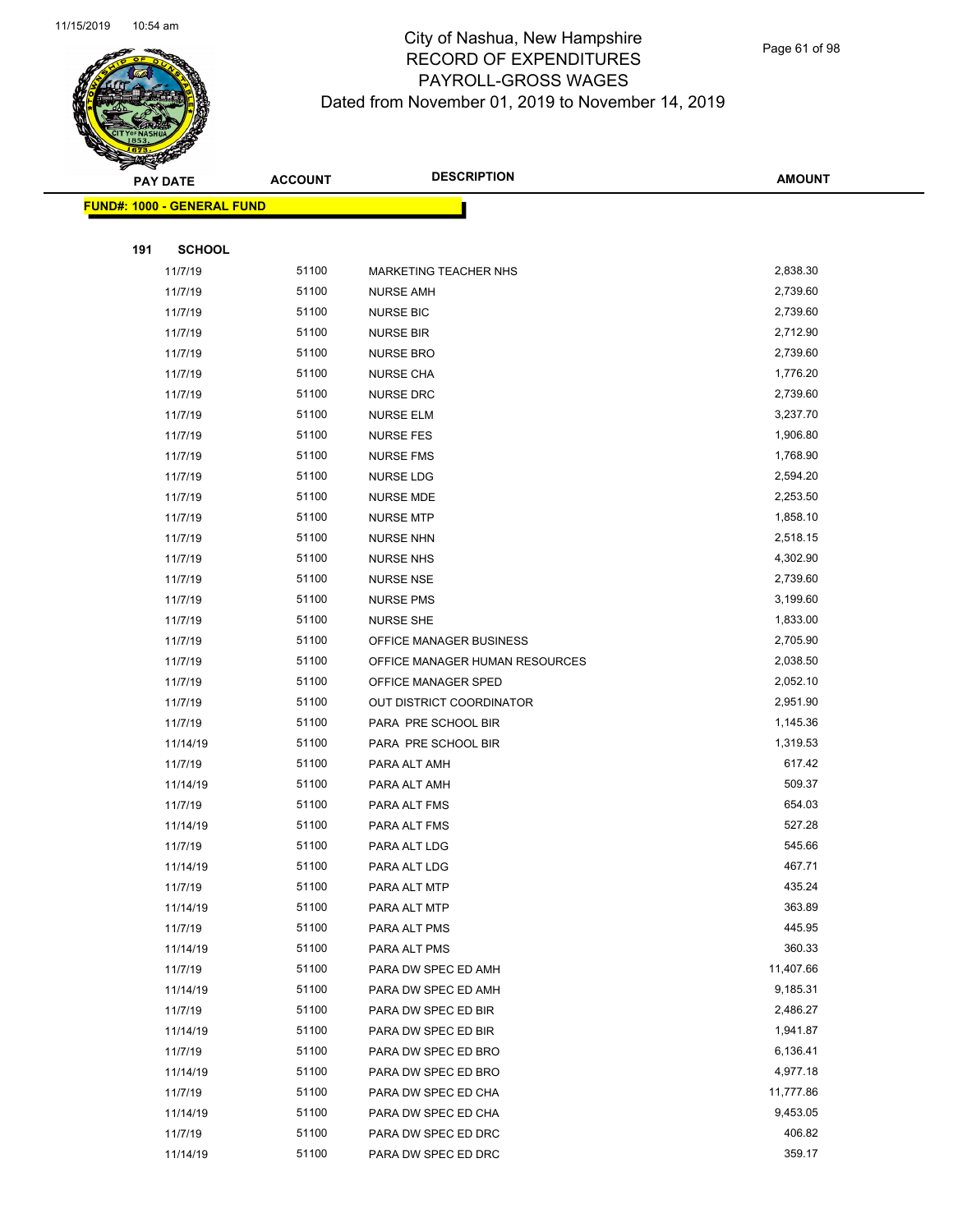# City of Nashua, New Hampshire
## RECORD OF EXPENDITURES
## PAYROLL-GROSS WAGES
## Dated from November 01, 2019 to November 14, 2019

**FUND#: 1000 - GENERAL FUND**

**191 SCHOOL**

| PAY DATE | ACCOUNT | DESCRIPTION | AMOUNT |
|---|---|---|---|
| 11/7/19 | 51100 | MARKETING TEACHER NHS | 2,838.30 |
| 11/7/19 | 51100 | NURSE AMH | 2,739.60 |
| 11/7/19 | 51100 | NURSE BIC | 2,739.60 |
| 11/7/19 | 51100 | NURSE BIR | 2,712.90 |
| 11/7/19 | 51100 | NURSE BRO | 2,739.60 |
| 11/7/19 | 51100 | NURSE CHA | 1,776.20 |
| 11/7/19 | 51100 | NURSE DRC | 2,739.60 |
| 11/7/19 | 51100 | NURSE ELM | 3,237.70 |
| 11/7/19 | 51100 | NURSE FES | 1,906.80 |
| 11/7/19 | 51100 | NURSE FMS | 1,768.90 |
| 11/7/19 | 51100 | NURSE LDG | 2,594.20 |
| 11/7/19 | 51100 | NURSE MDE | 2,253.50 |
| 11/7/19 | 51100 | NURSE MTP | 1,858.10 |
| 11/7/19 | 51100 | NURSE NHN | 2,518.15 |
| 11/7/19 | 51100 | NURSE NHS | 4,302.90 |
| 11/7/19 | 51100 | NURSE NSE | 2,739.60 |
| 11/7/19 | 51100 | NURSE PMS | 3,199.60 |
| 11/7/19 | 51100 | NURSE SHE | 1,833.00 |
| 11/7/19 | 51100 | OFFICE MANAGER BUSINESS | 2,705.90 |
| 11/7/19 | 51100 | OFFICE MANAGER HUMAN RESOURCES | 2,038.50 |
| 11/7/19 | 51100 | OFFICE MANAGER SPED | 2,052.10 |
| 11/7/19 | 51100 | OUT DISTRICT COORDINATOR | 2,951.90 |
| 11/7/19 | 51100 | PARA PRE SCHOOL BIR | 1,145.36 |
| 11/14/19 | 51100 | PARA PRE SCHOOL BIR | 1,319.53 |
| 11/7/19 | 51100 | PARA ALT AMH | 617.42 |
| 11/14/19 | 51100 | PARA ALT AMH | 509.37 |
| 11/7/19 | 51100 | PARA ALT FMS | 654.03 |
| 11/14/19 | 51100 | PARA ALT FMS | 527.28 |
| 11/7/19 | 51100 | PARA ALT LDG | 545.66 |
| 11/14/19 | 51100 | PARA ALT LDG | 467.71 |
| 11/7/19 | 51100 | PARA ALT MTP | 435.24 |
| 11/14/19 | 51100 | PARA ALT MTP | 363.89 |
| 11/7/19 | 51100 | PARA ALT PMS | 445.95 |
| 11/14/19 | 51100 | PARA ALT PMS | 360.33 |
| 11/7/19 | 51100 | PARA DW SPEC ED AMH | 11,407.66 |
| 11/14/19 | 51100 | PARA DW SPEC ED AMH | 9,185.31 |
| 11/7/19 | 51100 | PARA DW SPEC ED BIR | 2,486.27 |
| 11/14/19 | 51100 | PARA DW SPEC ED BIR | 1,941.87 |
| 11/7/19 | 51100 | PARA DW SPEC ED BRO | 6,136.41 |
| 11/14/19 | 51100 | PARA DW SPEC ED BRO | 4,977.18 |
| 11/7/19 | 51100 | PARA DW SPEC ED CHA | 11,777.86 |
| 11/14/19 | 51100 | PARA DW SPEC ED CHA | 9,453.05 |
| 11/7/19 | 51100 | PARA DW SPEC ED DRC | 406.82 |
| 11/14/19 | 51100 | PARA DW SPEC ED DRC | 359.17 |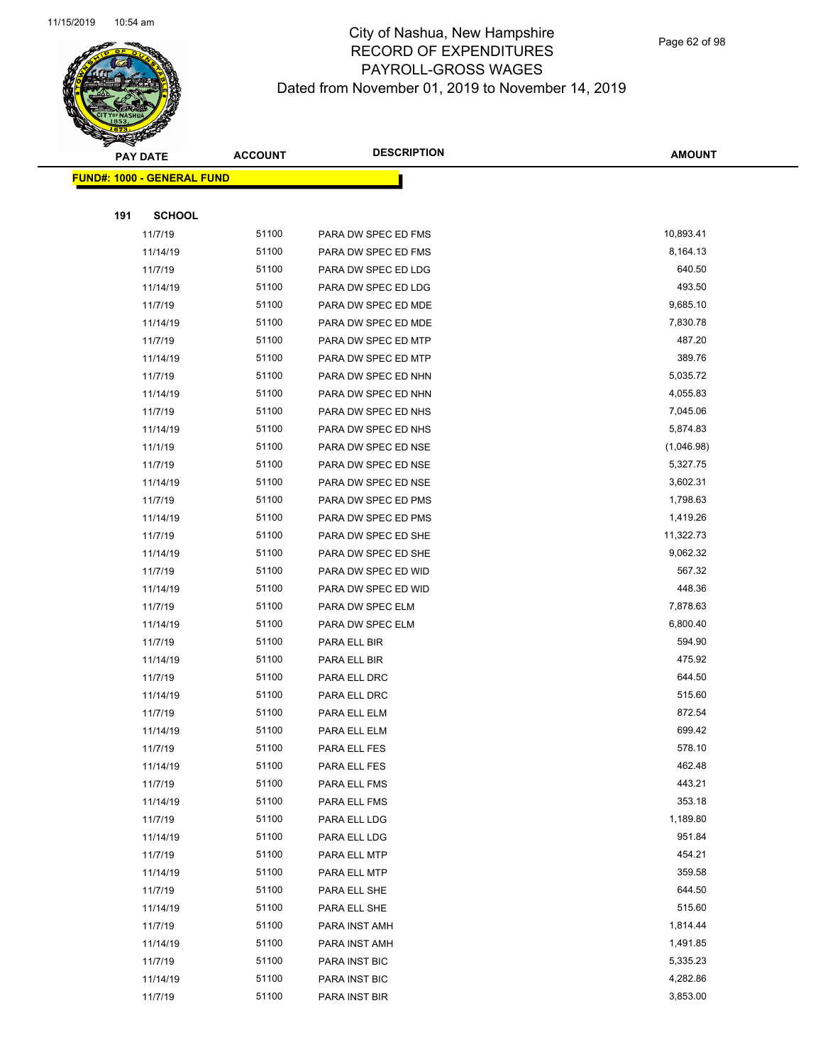# City of Nashua, New Hampshire
## RECORD OF EXPENDITURES
## PAYROLL-GROSS WAGES
## Dated from November 01, 2019 to November 14, 2019

| PAY DATE | ACCOUNT | DESCRIPTION | AMOUNT |
|---|---|---|---|

**FUND#: 1000 - GENERAL FUND**

**191 SCHOOL**

| PAY DATE | ACCOUNT | DESCRIPTION | AMOUNT |
|---|---|---|---|
| 11/7/19 | 51100 | PARA DW SPEC ED FMS | 10,893.41 |
| 11/14/19 | 51100 | PARA DW SPEC ED FMS | 8,164.13 |
| 11/7/19 | 51100 | PARA DW SPEC ED LDG | 640.50 |
| 11/14/19 | 51100 | PARA DW SPEC ED LDG | 493.50 |
| 11/7/19 | 51100 | PARA DW SPEC ED MDE | 9,685.10 |
| 11/14/19 | 51100 | PARA DW SPEC ED MDE | 7,830.78 |
| 11/7/19 | 51100 | PARA DW SPEC ED MTP | 487.20 |
| 11/14/19 | 51100 | PARA DW SPEC ED MTP | 389.76 |
| 11/7/19 | 51100 | PARA DW SPEC ED NHN | 5,035.72 |
| 11/14/19 | 51100 | PARA DW SPEC ED NHN | 4,055.83 |
| 11/7/19 | 51100 | PARA DW SPEC ED NHS | 7,045.06 |
| 11/14/19 | 51100 | PARA DW SPEC ED NHS | 5,874.83 |
| 11/1/19 | 51100 | PARA DW SPEC ED NSE | (1,046.98) |
| 11/7/19 | 51100 | PARA DW SPEC ED NSE | 5,327.75 |
| 11/14/19 | 51100 | PARA DW SPEC ED NSE | 3,602.31 |
| 11/7/19 | 51100 | PARA DW SPEC ED PMS | 1,798.63 |
| 11/14/19 | 51100 | PARA DW SPEC ED PMS | 1,419.26 |
| 11/7/19 | 51100 | PARA DW SPEC ED SHE | 11,322.73 |
| 11/14/19 | 51100 | PARA DW SPEC ED SHE | 9,062.32 |
| 11/7/19 | 51100 | PARA DW SPEC ED WID | 567.32 |
| 11/14/19 | 51100 | PARA DW SPEC ED WID | 448.36 |
| 11/7/19 | 51100 | PARA DW SPEC ELM | 7,878.63 |
| 11/14/19 | 51100 | PARA DW SPEC ELM | 6,800.40 |
| 11/7/19 | 51100 | PARA ELL BIR | 594.90 |
| 11/14/19 | 51100 | PARA ELL BIR | 475.92 |
| 11/7/19 | 51100 | PARA ELL DRC | 644.50 |
| 11/14/19 | 51100 | PARA ELL DRC | 515.60 |
| 11/7/19 | 51100 | PARA ELL ELM | 872.54 |
| 11/14/19 | 51100 | PARA ELL ELM | 699.42 |
| 11/7/19 | 51100 | PARA ELL FES | 578.10 |
| 11/14/19 | 51100 | PARA ELL FES | 462.48 |
| 11/7/19 | 51100 | PARA ELL FMS | 443.21 |
| 11/14/19 | 51100 | PARA ELL FMS | 353.18 |
| 11/7/19 | 51100 | PARA ELL LDG | 1,189.80 |
| 11/14/19 | 51100 | PARA ELL LDG | 951.84 |
| 11/7/19 | 51100 | PARA ELL MTP | 454.21 |
| 11/14/19 | 51100 | PARA ELL MTP | 359.58 |
| 11/7/19 | 51100 | PARA ELL SHE | 644.50 |
| 11/14/19 | 51100 | PARA ELL SHE | 515.60 |
| 11/7/19 | 51100 | PARA INST AMH | 1,814.44 |
| 11/14/19 | 51100 | PARA INST AMH | 1,491.85 |
| 11/7/19 | 51100 | PARA INST BIC | 5,335.23 |
| 11/14/19 | 51100 | PARA INST BIC | 4,282.86 |
| 11/7/19 | 51100 | PARA INST BIR | 3,853.00 |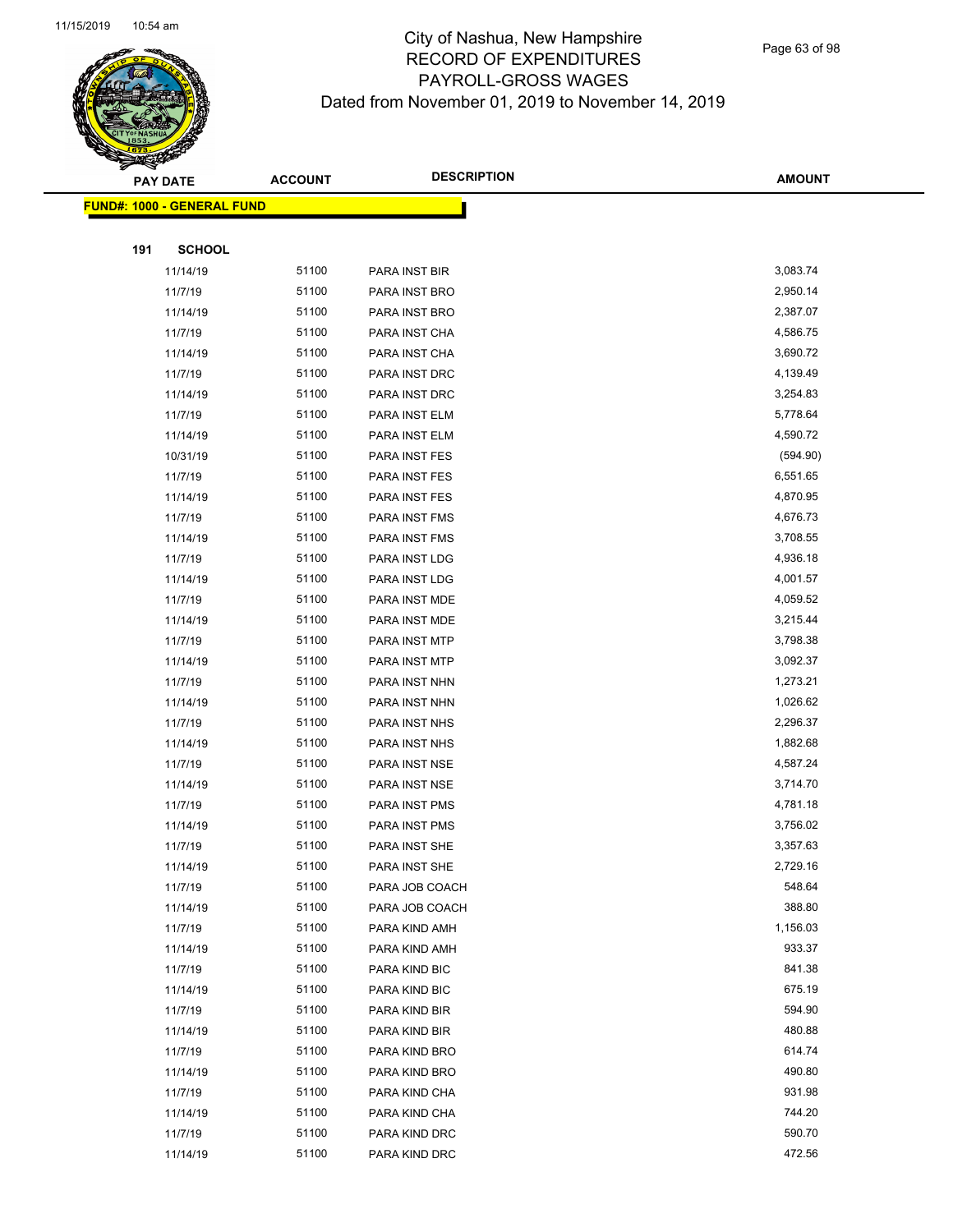# City of Nashua, New Hampshire
## RECORD OF EXPENDITURES
## PAYROLL-GROSS WAGES
## Dated from November 01, 2019 to November 14, 2019

| PAY DATE | ACCOUNT | DESCRIPTION | AMOUNT |
|---|---|---|---|
| **FUND#: 1000 - GENERAL FUND** | | | |
| **191 SCHOOL** | | | |
| 11/14/19 | 51100 | PARA INST BIR | 3,083.74 |
| 11/7/19 | 51100 | PARA INST BRO | 2,950.14 |
| 11/14/19 | 51100 | PARA INST BRO | 2,387.07 |
| 11/7/19 | 51100 | PARA INST CHA | 4,586.75 |
| 11/14/19 | 51100 | PARA INST CHA | 3,690.72 |
| 11/7/19 | 51100 | PARA INST DRC | 4,139.49 |
| 11/14/19 | 51100 | PARA INST DRC | 3,254.83 |
| 11/7/19 | 51100 | PARA INST ELM | 5,778.64 |
| 11/14/19 | 51100 | PARA INST ELM | 4,590.72 |
| 10/31/19 | 51100 | PARA INST FES | (594.90) |
| 11/7/19 | 51100 | PARA INST FES | 6,551.65 |
| 11/14/19 | 51100 | PARA INST FES | 4,870.95 |
| 11/7/19 | 51100 | PARA INST FMS | 4,676.73 |
| 11/14/19 | 51100 | PARA INST FMS | 3,708.55 |
| 11/7/19 | 51100 | PARA INST LDG | 4,936.18 |
| 11/14/19 | 51100 | PARA INST LDG | 4,001.57 |
| 11/7/19 | 51100 | PARA INST MDE | 4,059.52 |
| 11/14/19 | 51100 | PARA INST MDE | 3,215.44 |
| 11/7/19 | 51100 | PARA INST MTP | 3,798.38 |
| 11/14/19 | 51100 | PARA INST MTP | 3,092.37 |
| 11/7/19 | 51100 | PARA INST NHN | 1,273.21 |
| 11/14/19 | 51100 | PARA INST NHN | 1,026.62 |
| 11/7/19 | 51100 | PARA INST NHS | 2,296.37 |
| 11/14/19 | 51100 | PARA INST NHS | 1,882.68 |
| 11/7/19 | 51100 | PARA INST NSE | 4,587.24 |
| 11/14/19 | 51100 | PARA INST NSE | 3,714.70 |
| 11/7/19 | 51100 | PARA INST PMS | 4,781.18 |
| 11/14/19 | 51100 | PARA INST PMS | 3,756.02 |
| 11/7/19 | 51100 | PARA INST SHE | 3,357.63 |
| 11/14/19 | 51100 | PARA INST SHE | 2,729.16 |
| 11/7/19 | 51100 | PARA JOB COACH | 548.64 |
| 11/14/19 | 51100 | PARA JOB COACH | 388.80 |
| 11/7/19 | 51100 | PARA KIND AMH | 1,156.03 |
| 11/14/19 | 51100 | PARA KIND AMH | 933.37 |
| 11/7/19 | 51100 | PARA KIND BIC | 841.38 |
| 11/14/19 | 51100 | PARA KIND BIC | 675.19 |
| 11/7/19 | 51100 | PARA KIND BIR | 594.90 |
| 11/14/19 | 51100 | PARA KIND BIR | 480.88 |
| 11/7/19 | 51100 | PARA KIND BRO | 614.74 |
| 11/14/19 | 51100 | PARA KIND BRO | 490.80 |
| 11/7/19 | 51100 | PARA KIND CHA | 931.98 |
| 11/14/19 | 51100 | PARA KIND CHA | 744.20 |
| 11/7/19 | 51100 | PARA KIND DRC | 590.70 |
| 11/14/19 | 51100 | PARA KIND DRC | 472.56 |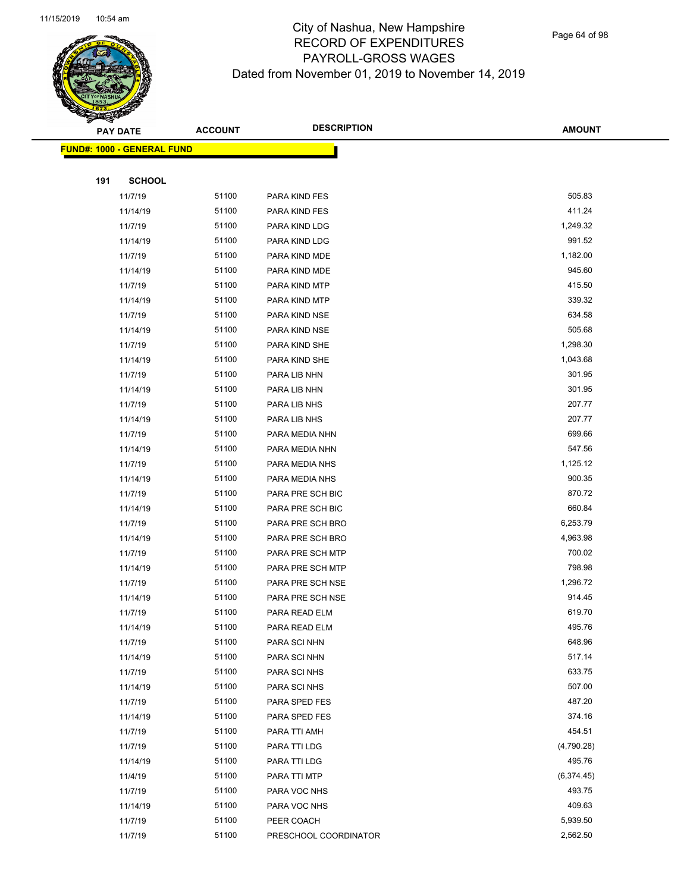# City of Nashua, New Hampshire
# RECORD OF EXPENDITURES
# PAYROLL-GROSS WAGES
# Dated from November 01, 2019 to November 14, 2019

| PAY DATE | ACCOUNT | DESCRIPTION | AMOUNT |
|---|---|---|---|
| **FUND#: 1000 - GENERAL FUND** | | | |
| **191 SCHOOL** | | | |
| 11/7/19 | 51100 | PARA KIND FES | 505.83 |
| 11/14/19 | 51100 | PARA KIND FES | 411.24 |
| 11/7/19 | 51100 | PARA KIND LDG | 1,249.32 |
| 11/14/19 | 51100 | PARA KIND LDG | 991.52 |
| 11/7/19 | 51100 | PARA KIND MDE | 1,182.00 |
| 11/14/19 | 51100 | PARA KIND MDE | 945.60 |
| 11/7/19 | 51100 | PARA KIND MTP | 415.50 |
| 11/14/19 | 51100 | PARA KIND MTP | 339.32 |
| 11/7/19 | 51100 | PARA KIND NSE | 634.58 |
| 11/14/19 | 51100 | PARA KIND NSE | 505.68 |
| 11/7/19 | 51100 | PARA KIND SHE | 1,298.30 |
| 11/14/19 | 51100 | PARA KIND SHE | 1,043.68 |
| 11/7/19 | 51100 | PARA LIB NHN | 301.95 |
| 11/14/19 | 51100 | PARA LIB NHN | 301.95 |
| 11/7/19 | 51100 | PARA LIB NHS | 207.77 |
| 11/14/19 | 51100 | PARA LIB NHS | 207.77 |
| 11/7/19 | 51100 | PARA MEDIA NHN | 699.66 |
| 11/14/19 | 51100 | PARA MEDIA NHN | 547.56 |
| 11/7/19 | 51100 | PARA MEDIA NHS | 1,125.12 |
| 11/14/19 | 51100 | PARA MEDIA NHS | 900.35 |
| 11/7/19 | 51100 | PARA PRE SCH BIC | 870.72 |
| 11/14/19 | 51100 | PARA PRE SCH BIC | 660.84 |
| 11/7/19 | 51100 | PARA PRE SCH BRO | 6,253.79 |
| 11/14/19 | 51100 | PARA PRE SCH BRO | 4,963.98 |
| 11/7/19 | 51100 | PARA PRE SCH MTP | 700.02 |
| 11/14/19 | 51100 | PARA PRE SCH MTP | 798.98 |
| 11/7/19 | 51100 | PARA PRE SCH NSE | 1,296.72 |
| 11/14/19 | 51100 | PARA PRE SCH NSE | 914.45 |
| 11/7/19 | 51100 | PARA READ ELM | 619.70 |
| 11/14/19 | 51100 | PARA READ ELM | 495.76 |
| 11/7/19 | 51100 | PARA SCI NHN | 648.96 |
| 11/14/19 | 51100 | PARA SCI NHN | 517.14 |
| 11/7/19 | 51100 | PARA SCI NHS | 633.75 |
| 11/14/19 | 51100 | PARA SCI NHS | 507.00 |
| 11/7/19 | 51100 | PARA SPED FES | 487.20 |
| 11/14/19 | 51100 | PARA SPED FES | 374.16 |
| 11/7/19 | 51100 | PARA TTI AMH | 454.51 |
| 11/7/19 | 51100 | PARA TTI LDG | (4,790.28) |
| 11/14/19 | 51100 | PARA TTI LDG | 495.76 |
| 11/4/19 | 51100 | PARA TTI MTP | (6,374.45) |
| 11/7/19 | 51100 | PARA VOC NHS | 493.75 |
| 11/14/19 | 51100 | PARA VOC NHS | 409.63 |
| 11/7/19 | 51100 | PEER COACH | 5,939.50 |
| 11/7/19 | 51100 | PRESCHOOL COORDINATOR | 2,562.50 |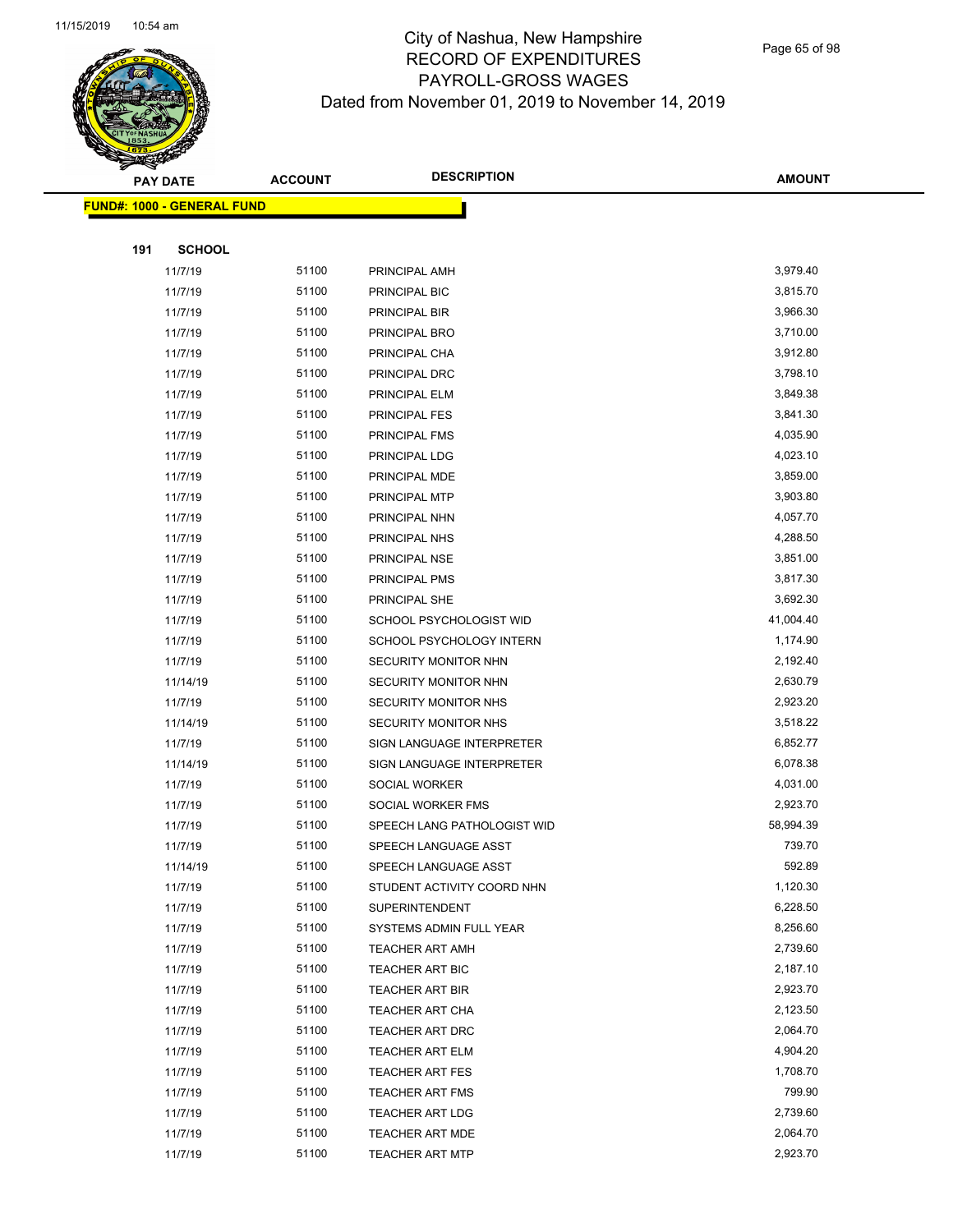# City of Nashua, New Hampshire
## RECORD OF EXPENDITURES
## PAYROLL-GROSS WAGES
## Dated from November 01, 2019 to November 14, 2019

**FUND#: 1000 - GENERAL FUND**

**191 SCHOOL**

| PAY DATE | ACCOUNT | DESCRIPTION | AMOUNT |
|---|---|---|---|
| 11/7/19 | 51100 | PRINCIPAL AMH | 3,979.40 |
| 11/7/19 | 51100 | PRINCIPAL BIC | 3,815.70 |
| 11/7/19 | 51100 | PRINCIPAL BIR | 3,966.30 |
| 11/7/19 | 51100 | PRINCIPAL BRO | 3,710.00 |
| 11/7/19 | 51100 | PRINCIPAL CHA | 3,912.80 |
| 11/7/19 | 51100 | PRINCIPAL DRC | 3,798.10 |
| 11/7/19 | 51100 | PRINCIPAL ELM | 3,849.38 |
| 11/7/19 | 51100 | PRINCIPAL FES | 3,841.30 |
| 11/7/19 | 51100 | PRINCIPAL FMS | 4,035.90 |
| 11/7/19 | 51100 | PRINCIPAL LDG | 4,023.10 |
| 11/7/19 | 51100 | PRINCIPAL MDE | 3,859.00 |
| 11/7/19 | 51100 | PRINCIPAL MTP | 3,903.80 |
| 11/7/19 | 51100 | PRINCIPAL NHN | 4,057.70 |
| 11/7/19 | 51100 | PRINCIPAL NHS | 4,288.50 |
| 11/7/19 | 51100 | PRINCIPAL NSE | 3,851.00 |
| 11/7/19 | 51100 | PRINCIPAL PMS | 3,817.30 |
| 11/7/19 | 51100 | PRINCIPAL SHE | 3,692.30 |
| 11/7/19 | 51100 | SCHOOL PSYCHOLOGIST WID | 41,004.40 |
| 11/7/19 | 51100 | SCHOOL PSYCHOLOGY INTERN | 1,174.90 |
| 11/7/19 | 51100 | SECURITY MONITOR NHN | 2,192.40 |
| 11/14/19 | 51100 | SECURITY MONITOR NHN | 2,630.79 |
| 11/7/19 | 51100 | SECURITY MONITOR NHS | 2,923.20 |
| 11/14/19 | 51100 | SECURITY MONITOR NHS | 3,518.22 |
| 11/7/19 | 51100 | SIGN LANGUAGE INTERPRETER | 6,852.77 |
| 11/14/19 | 51100 | SIGN LANGUAGE INTERPRETER | 6,078.38 |
| 11/7/19 | 51100 | SOCIAL WORKER | 4,031.00 |
| 11/7/19 | 51100 | SOCIAL WORKER FMS | 2,923.70 |
| 11/7/19 | 51100 | SPEECH LANG PATHOLOGIST WID | 58,994.39 |
| 11/7/19 | 51100 | SPEECH LANGUAGE ASST | 739.70 |
| 11/14/19 | 51100 | SPEECH LANGUAGE ASST | 592.89 |
| 11/7/19 | 51100 | STUDENT ACTIVITY COORD NHN | 1,120.30 |
| 11/7/19 | 51100 | SUPERINTENDENT | 6,228.50 |
| 11/7/19 | 51100 | SYSTEMS ADMIN FULL YEAR | 8,256.60 |
| 11/7/19 | 51100 | TEACHER ART AMH | 2,739.60 |
| 11/7/19 | 51100 | TEACHER ART BIC | 2,187.10 |
| 11/7/19 | 51100 | TEACHER ART BIR | 2,923.70 |
| 11/7/19 | 51100 | TEACHER ART CHA | 2,123.50 |
| 11/7/19 | 51100 | TEACHER ART DRC | 2,064.70 |
| 11/7/19 | 51100 | TEACHER ART ELM | 4,904.20 |
| 11/7/19 | 51100 | TEACHER ART FES | 1,708.70 |
| 11/7/19 | 51100 | TEACHER ART FMS | 799.90 |
| 11/7/19 | 51100 | TEACHER ART LDG | 2,739.60 |
| 11/7/19 | 51100 | TEACHER ART MDE | 2,064.70 |
| 11/7/19 | 51100 | TEACHER ART MTP | 2,923.70 |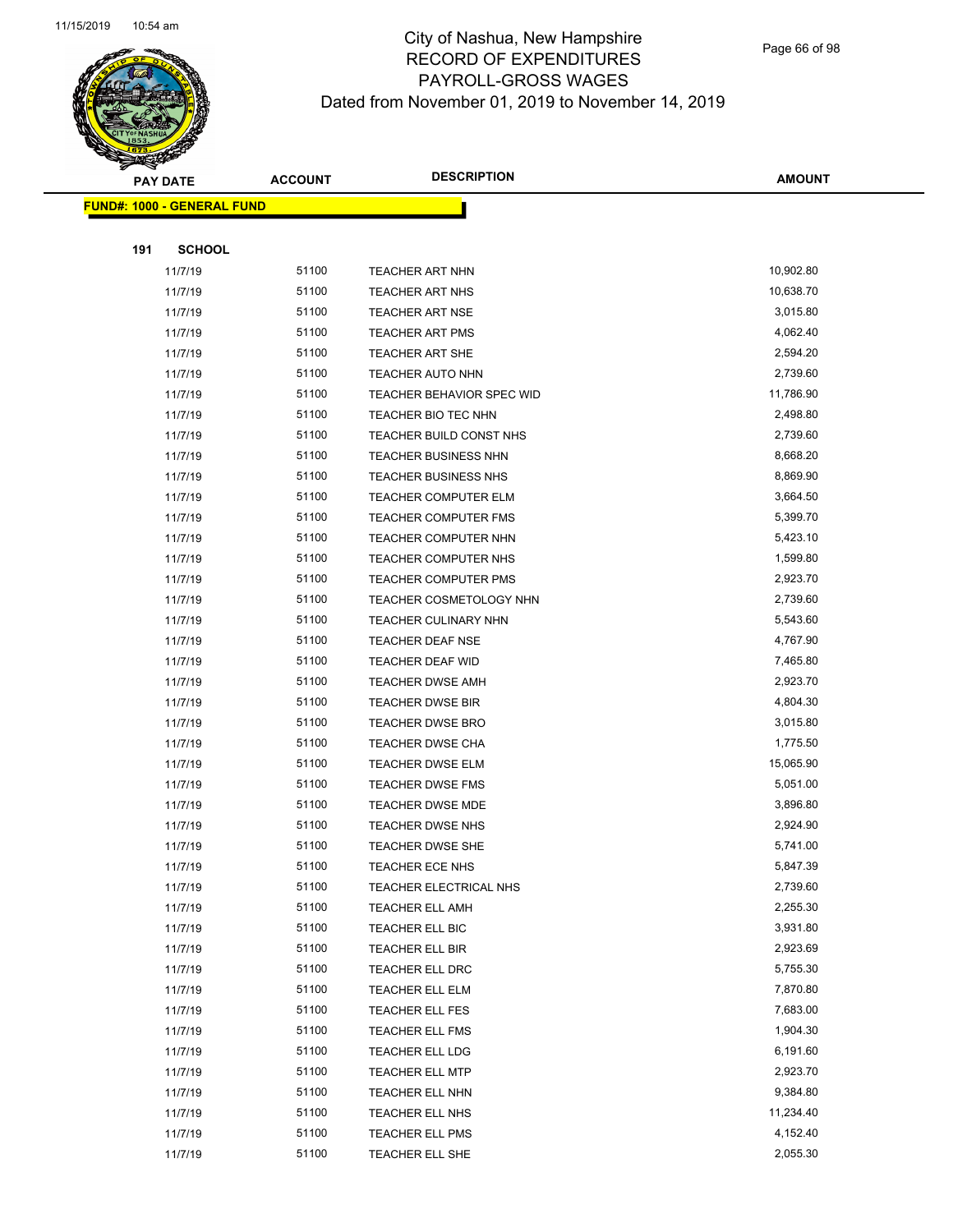City of Nashua, New Hampshire
RECORD OF EXPENDITURES
PAYROLL-GROSS WAGES
Dated from November 01, 2019 to November 14, 2019

**FUND#: 1000 - GENERAL FUND**

**191 SCHOOL**

| PAY DATE | ACCOUNT | DESCRIPTION | AMOUNT |
|---|---|---|---|
| 11/7/19 | 51100 | TEACHER ART NHN | 10,902.80 |
| 11/7/19 | 51100 | TEACHER ART NHS | 10,638.70 |
| 11/7/19 | 51100 | TEACHER ART NSE | 3,015.80 |
| 11/7/19 | 51100 | TEACHER ART PMS | 4,062.40 |
| 11/7/19 | 51100 | TEACHER ART SHE | 2,594.20 |
| 11/7/19 | 51100 | TEACHER AUTO NHN | 2,739.60 |
| 11/7/19 | 51100 | TEACHER BEHAVIOR SPEC WID | 11,786.90 |
| 11/7/19 | 51100 | TEACHER BIO TEC NHN | 2,498.80 |
| 11/7/19 | 51100 | TEACHER BUILD CONST NHS | 2,739.60 |
| 11/7/19 | 51100 | TEACHER BUSINESS NHN | 8,668.20 |
| 11/7/19 | 51100 | TEACHER BUSINESS NHS | 8,869.90 |
| 11/7/19 | 51100 | TEACHER COMPUTER ELM | 3,664.50 |
| 11/7/19 | 51100 | TEACHER COMPUTER FMS | 5,399.70 |
| 11/7/19 | 51100 | TEACHER COMPUTER NHN | 5,423.10 |
| 11/7/19 | 51100 | TEACHER COMPUTER NHS | 1,599.80 |
| 11/7/19 | 51100 | TEACHER COMPUTER PMS | 2,923.70 |
| 11/7/19 | 51100 | TEACHER COSMETOLOGY NHN | 2,739.60 |
| 11/7/19 | 51100 | TEACHER CULINARY NHN | 5,543.60 |
| 11/7/19 | 51100 | TEACHER DEAF NSE | 4,767.90 |
| 11/7/19 | 51100 | TEACHER DEAF WID | 7,465.80 |
| 11/7/19 | 51100 | TEACHER DWSE AMH | 2,923.70 |
| 11/7/19 | 51100 | TEACHER DWSE BIR | 4,804.30 |
| 11/7/19 | 51100 | TEACHER DWSE BRO | 3,015.80 |
| 11/7/19 | 51100 | TEACHER DWSE CHA | 1,775.50 |
| 11/7/19 | 51100 | TEACHER DWSE ELM | 15,065.90 |
| 11/7/19 | 51100 | TEACHER DWSE FMS | 5,051.00 |
| 11/7/19 | 51100 | TEACHER DWSE MDE | 3,896.80 |
| 11/7/19 | 51100 | TEACHER DWSE NHS | 2,924.90 |
| 11/7/19 | 51100 | TEACHER DWSE SHE | 5,741.00 |
| 11/7/19 | 51100 | TEACHER ECE NHS | 5,847.39 |
| 11/7/19 | 51100 | TEACHER ELECTRICAL NHS | 2,739.60 |
| 11/7/19 | 51100 | TEACHER ELL AMH | 2,255.30 |
| 11/7/19 | 51100 | TEACHER ELL BIC | 3,931.80 |
| 11/7/19 | 51100 | TEACHER ELL BIR | 2,923.69 |
| 11/7/19 | 51100 | TEACHER ELL DRC | 5,755.30 |
| 11/7/19 | 51100 | TEACHER ELL ELM | 7,870.80 |
| 11/7/19 | 51100 | TEACHER ELL FES | 7,683.00 |
| 11/7/19 | 51100 | TEACHER ELL FMS | 1,904.30 |
| 11/7/19 | 51100 | TEACHER ELL LDG | 6,191.60 |
| 11/7/19 | 51100 | TEACHER ELL MTP | 2,923.70 |
| 11/7/19 | 51100 | TEACHER ELL NHN | 9,384.80 |
| 11/7/19 | 51100 | TEACHER ELL NHS | 11,234.40 |
| 11/7/19 | 51100 | TEACHER ELL PMS | 4,152.40 |
| 11/7/19 | 51100 | TEACHER ELL SHE | 2,055.30 |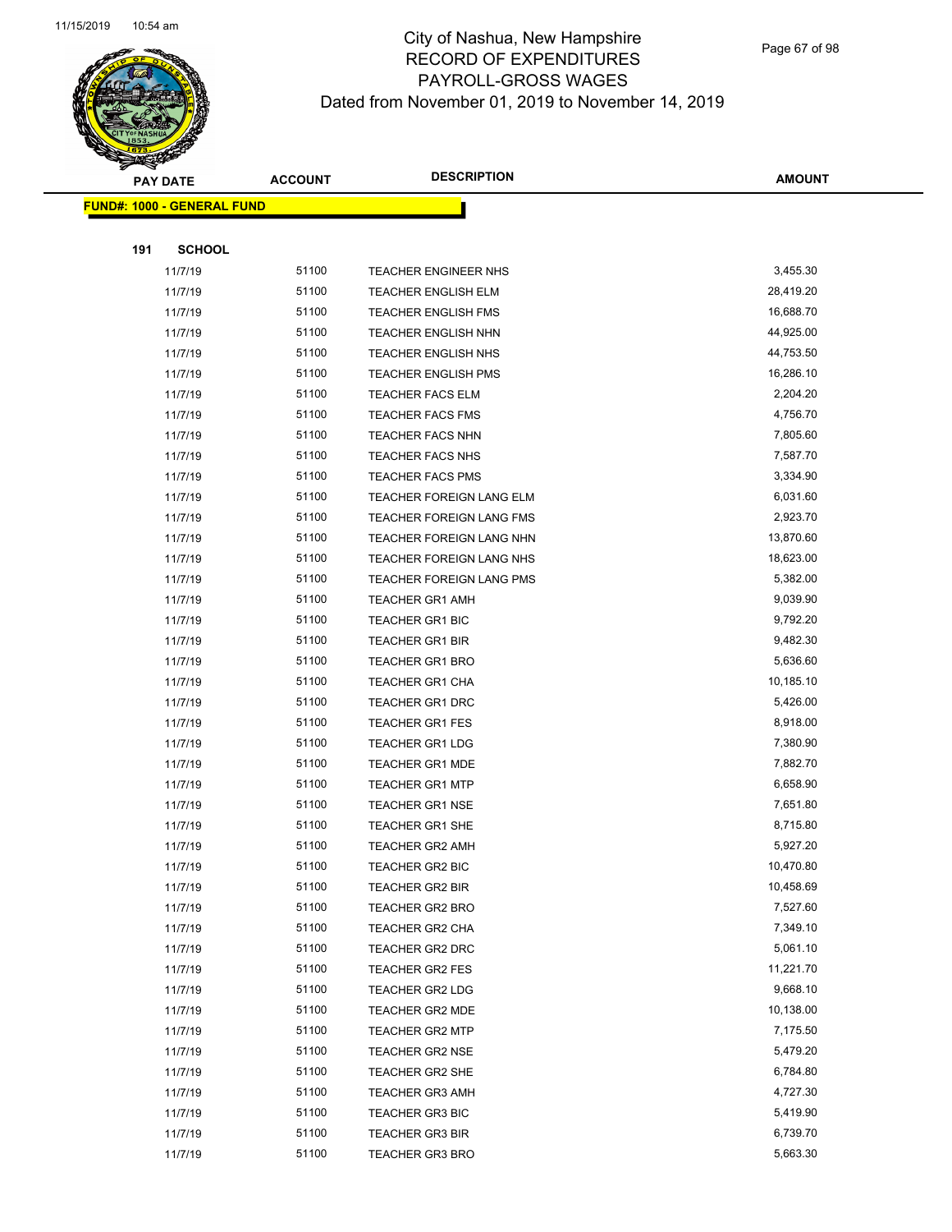# City of Nashua, New Hampshire
## RECORD OF EXPENDITURES
## PAYROLL-GROSS WAGES
### Dated from November 01, 2019 to November 14, 2019

**FUND#: 1000 - GENERAL FUND**

**191 SCHOOL**

| PAY DATE | ACCOUNT | DESCRIPTION | AMOUNT |
|---|---|---|---|
| 11/7/19 | 51100 | TEACHER ENGINEER NHS | 3,455.30 |
| 11/7/19 | 51100 | TEACHER ENGLISH ELM | 28,419.20 |
| 11/7/19 | 51100 | TEACHER ENGLISH FMS | 16,688.70 |
| 11/7/19 | 51100 | TEACHER ENGLISH NHN | 44,925.00 |
| 11/7/19 | 51100 | TEACHER ENGLISH NHS | 44,753.50 |
| 11/7/19 | 51100 | TEACHER ENGLISH PMS | 16,286.10 |
| 11/7/19 | 51100 | TEACHER FACS ELM | 2,204.20 |
| 11/7/19 | 51100 | TEACHER FACS FMS | 4,756.70 |
| 11/7/19 | 51100 | TEACHER FACS NHN | 7,805.60 |
| 11/7/19 | 51100 | TEACHER FACS NHS | 7,587.70 |
| 11/7/19 | 51100 | TEACHER FACS PMS | 3,334.90 |
| 11/7/19 | 51100 | TEACHER FOREIGN LANG ELM | 6,031.60 |
| 11/7/19 | 51100 | TEACHER FOREIGN LANG FMS | 2,923.70 |
| 11/7/19 | 51100 | TEACHER FOREIGN LANG NHN | 13,870.60 |
| 11/7/19 | 51100 | TEACHER FOREIGN LANG NHS | 18,623.00 |
| 11/7/19 | 51100 | TEACHER FOREIGN LANG PMS | 5,382.00 |
| 11/7/19 | 51100 | TEACHER GR1 AMH | 9,039.90 |
| 11/7/19 | 51100 | TEACHER GR1 BIC | 9,792.20 |
| 11/7/19 | 51100 | TEACHER GR1 BIR | 9,482.30 |
| 11/7/19 | 51100 | TEACHER GR1 BRO | 5,636.60 |
| 11/7/19 | 51100 | TEACHER GR1 CHA | 10,185.10 |
| 11/7/19 | 51100 | TEACHER GR1 DRC | 5,426.00 |
| 11/7/19 | 51100 | TEACHER GR1 FES | 8,918.00 |
| 11/7/19 | 51100 | TEACHER GR1 LDG | 7,380.90 |
| 11/7/19 | 51100 | TEACHER GR1 MDE | 7,882.70 |
| 11/7/19 | 51100 | TEACHER GR1 MTP | 6,658.90 |
| 11/7/19 | 51100 | TEACHER GR1 NSE | 7,651.80 |
| 11/7/19 | 51100 | TEACHER GR1 SHE | 8,715.80 |
| 11/7/19 | 51100 | TEACHER GR2 AMH | 5,927.20 |
| 11/7/19 | 51100 | TEACHER GR2 BIC | 10,470.80 |
| 11/7/19 | 51100 | TEACHER GR2 BIR | 10,458.69 |
| 11/7/19 | 51100 | TEACHER GR2 BRO | 7,527.60 |
| 11/7/19 | 51100 | TEACHER GR2 CHA | 7,349.10 |
| 11/7/19 | 51100 | TEACHER GR2 DRC | 5,061.10 |
| 11/7/19 | 51100 | TEACHER GR2 FES | 11,221.70 |
| 11/7/19 | 51100 | TEACHER GR2 LDG | 9,668.10 |
| 11/7/19 | 51100 | TEACHER GR2 MDE | 10,138.00 |
| 11/7/19 | 51100 | TEACHER GR2 MTP | 7,175.50 |
| 11/7/19 | 51100 | TEACHER GR2 NSE | 5,479.20 |
| 11/7/19 | 51100 | TEACHER GR2 SHE | 6,784.80 |
| 11/7/19 | 51100 | TEACHER GR3 AMH | 4,727.30 |
| 11/7/19 | 51100 | TEACHER GR3 BIC | 5,419.90 |
| 11/7/19 | 51100 | TEACHER GR3 BIR | 6,739.70 |
| 11/7/19 | 51100 | TEACHER GR3 BRO | 5,663.30 |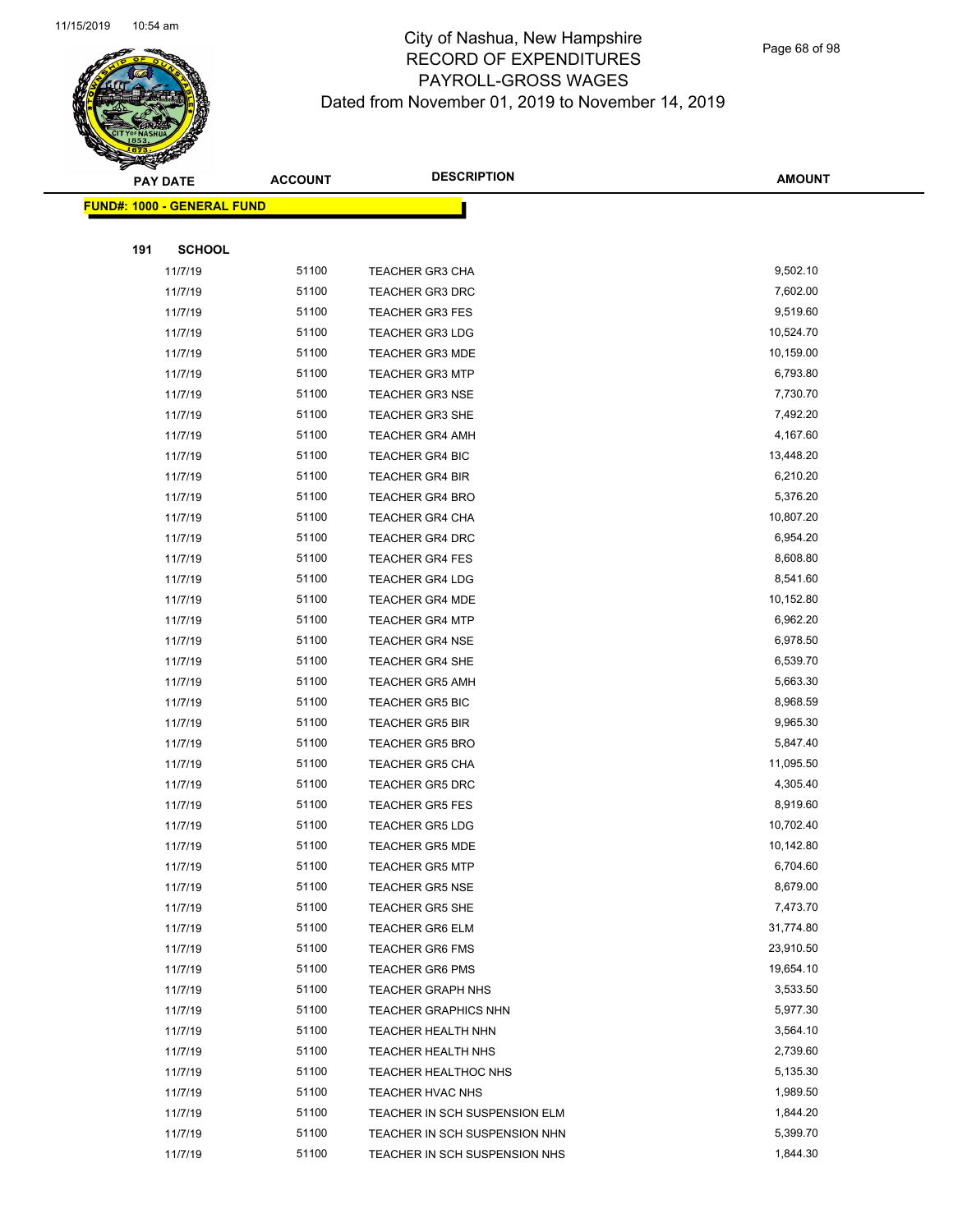# City of Nashua, New Hampshire
## RECORD OF EXPENDITURES
## PAYROLL-GROSS WAGES
### Dated from November 01, 2019 to November 14, 2019

**FUND#: 1000 - GENERAL FUND**

**191 SCHOOL**

| PAY DATE | ACCOUNT | DESCRIPTION | AMOUNT |
|---|---|---|---|
| 11/7/19 | 51100 | TEACHER GR3 CHA | 9,502.10 |
| 11/7/19 | 51100 | TEACHER GR3 DRC | 7,602.00 |
| 11/7/19 | 51100 | TEACHER GR3 FES | 9,519.60 |
| 11/7/19 | 51100 | TEACHER GR3 LDG | 10,524.70 |
| 11/7/19 | 51100 | TEACHER GR3 MDE | 10,159.00 |
| 11/7/19 | 51100 | TEACHER GR3 MTP | 6,793.80 |
| 11/7/19 | 51100 | TEACHER GR3 NSE | 7,730.70 |
| 11/7/19 | 51100 | TEACHER GR3 SHE | 7,492.20 |
| 11/7/19 | 51100 | TEACHER GR4 AMH | 4,167.60 |
| 11/7/19 | 51100 | TEACHER GR4 BIC | 13,448.20 |
| 11/7/19 | 51100 | TEACHER GR4 BIR | 6,210.20 |
| 11/7/19 | 51100 | TEACHER GR4 BRO | 5,376.20 |
| 11/7/19 | 51100 | TEACHER GR4 CHA | 10,807.20 |
| 11/7/19 | 51100 | TEACHER GR4 DRC | 6,954.20 |
| 11/7/19 | 51100 | TEACHER GR4 FES | 8,608.80 |
| 11/7/19 | 51100 | TEACHER GR4 LDG | 8,541.60 |
| 11/7/19 | 51100 | TEACHER GR4 MDE | 10,152.80 |
| 11/7/19 | 51100 | TEACHER GR4 MTP | 6,962.20 |
| 11/7/19 | 51100 | TEACHER GR4 NSE | 6,978.50 |
| 11/7/19 | 51100 | TEACHER GR4 SHE | 6,539.70 |
| 11/7/19 | 51100 | TEACHER GR5 AMH | 5,663.30 |
| 11/7/19 | 51100 | TEACHER GR5 BIC | 8,968.59 |
| 11/7/19 | 51100 | TEACHER GR5 BIR | 9,965.30 |
| 11/7/19 | 51100 | TEACHER GR5 BRO | 5,847.40 |
| 11/7/19 | 51100 | TEACHER GR5 CHA | 11,095.50 |
| 11/7/19 | 51100 | TEACHER GR5 DRC | 4,305.40 |
| 11/7/19 | 51100 | TEACHER GR5 FES | 8,919.60 |
| 11/7/19 | 51100 | TEACHER GR5 LDG | 10,702.40 |
| 11/7/19 | 51100 | TEACHER GR5 MDE | 10,142.80 |
| 11/7/19 | 51100 | TEACHER GR5 MTP | 6,704.60 |
| 11/7/19 | 51100 | TEACHER GR5 NSE | 8,679.00 |
| 11/7/19 | 51100 | TEACHER GR5 SHE | 7,473.70 |
| 11/7/19 | 51100 | TEACHER GR6 ELM | 31,774.80 |
| 11/7/19 | 51100 | TEACHER GR6 FMS | 23,910.50 |
| 11/7/19 | 51100 | TEACHER GR6 PMS | 19,654.10 |
| 11/7/19 | 51100 | TEACHER GRAPH NHS | 3,533.50 |
| 11/7/19 | 51100 | TEACHER GRAPHICS NHN | 5,977.30 |
| 11/7/19 | 51100 | TEACHER HEALTH NHN | 3,564.10 |
| 11/7/19 | 51100 | TEACHER HEALTH NHS | 2,739.60 |
| 11/7/19 | 51100 | TEACHER HEALTHOC NHS | 5,135.30 |
| 11/7/19 | 51100 | TEACHER HVAC NHS | 1,989.50 |
| 11/7/19 | 51100 | TEACHER IN SCH SUSPENSION ELM | 1,844.20 |
| 11/7/19 | 51100 | TEACHER IN SCH SUSPENSION NHN | 5,399.70 |
| 11/7/19 | 51100 | TEACHER IN SCH SUSPENSION NHS | 1,844.30 |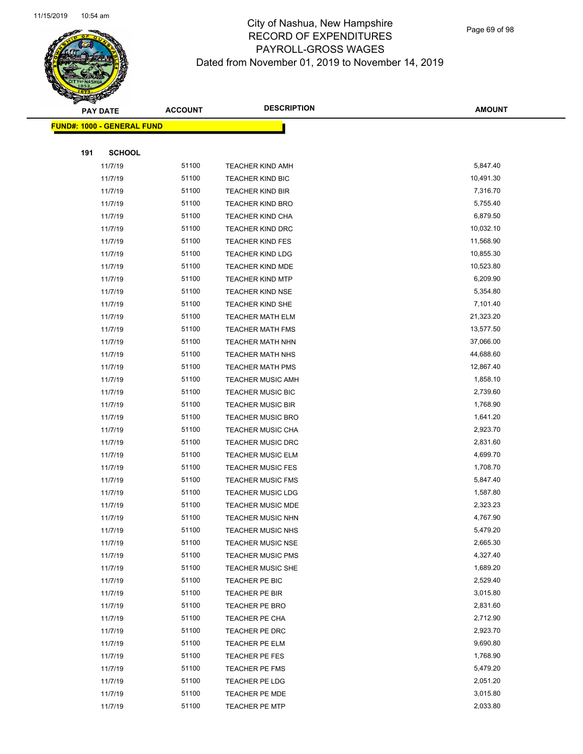# City of Nashua, New Hampshire
## RECORD OF EXPENDITURES
## PAYROLL-GROSS WAGES
## Dated from November 01, 2019 to November 14, 2019

| PAY DATE | ACCOUNT | DESCRIPTION | AMOUNT |
|---|---|---|---|

**FUND#: 1000 - GENERAL FUND**

**191 SCHOOL**

| PAY DATE | ACCOUNT | DESCRIPTION | AMOUNT |
|---|---|---|---|
| 11/7/19 | 51100 | TEACHER KIND AMH | 5,847.40 |
| 11/7/19 | 51100 | TEACHER KIND BIC | 10,491.30 |
| 11/7/19 | 51100 | TEACHER KIND BIR | 7,316.70 |
| 11/7/19 | 51100 | TEACHER KIND BRO | 5,755.40 |
| 11/7/19 | 51100 | TEACHER KIND CHA | 6,879.50 |
| 11/7/19 | 51100 | TEACHER KIND DRC | 10,032.10 |
| 11/7/19 | 51100 | TEACHER KIND FES | 11,568.90 |
| 11/7/19 | 51100 | TEACHER KIND LDG | 10,855.30 |
| 11/7/19 | 51100 | TEACHER KIND MDE | 10,523.80 |
| 11/7/19 | 51100 | TEACHER KIND MTP | 6,209.90 |
| 11/7/19 | 51100 | TEACHER KIND NSE | 5,354.80 |
| 11/7/19 | 51100 | TEACHER KIND SHE | 7,101.40 |
| 11/7/19 | 51100 | TEACHER MATH ELM | 21,323.20 |
| 11/7/19 | 51100 | TEACHER MATH FMS | 13,577.50 |
| 11/7/19 | 51100 | TEACHER MATH NHN | 37,066.00 |
| 11/7/19 | 51100 | TEACHER MATH NHS | 44,688.60 |
| 11/7/19 | 51100 | TEACHER MATH PMS | 12,867.40 |
| 11/7/19 | 51100 | TEACHER MUSIC AMH | 1,858.10 |
| 11/7/19 | 51100 | TEACHER MUSIC BIC | 2,739.60 |
| 11/7/19 | 51100 | TEACHER MUSIC BIR | 1,768.90 |
| 11/7/19 | 51100 | TEACHER MUSIC BRO | 1,641.20 |
| 11/7/19 | 51100 | TEACHER MUSIC CHA | 2,923.70 |
| 11/7/19 | 51100 | TEACHER MUSIC DRC | 2,831.60 |
| 11/7/19 | 51100 | TEACHER MUSIC ELM | 4,699.70 |
| 11/7/19 | 51100 | TEACHER MUSIC FES | 1,708.70 |
| 11/7/19 | 51100 | TEACHER MUSIC FMS | 5,847.40 |
| 11/7/19 | 51100 | TEACHER MUSIC LDG | 1,587.80 |
| 11/7/19 | 51100 | TEACHER MUSIC MDE | 2,323.23 |
| 11/7/19 | 51100 | TEACHER MUSIC NHN | 4,767.90 |
| 11/7/19 | 51100 | TEACHER MUSIC NHS | 5,479.20 |
| 11/7/19 | 51100 | TEACHER MUSIC NSE | 2,665.30 |
| 11/7/19 | 51100 | TEACHER MUSIC PMS | 4,327.40 |
| 11/7/19 | 51100 | TEACHER MUSIC SHE | 1,689.20 |
| 11/7/19 | 51100 | TEACHER PE BIC | 2,529.40 |
| 11/7/19 | 51100 | TEACHER PE BIR | 3,015.80 |
| 11/7/19 | 51100 | TEACHER PE BRO | 2,831.60 |
| 11/7/19 | 51100 | TEACHER PE CHA | 2,712.90 |
| 11/7/19 | 51100 | TEACHER PE DRC | 2,923.70 |
| 11/7/19 | 51100 | TEACHER PE ELM | 9,690.80 |
| 11/7/19 | 51100 | TEACHER PE FES | 1,768.90 |
| 11/7/19 | 51100 | TEACHER PE FMS | 5,479.20 |
| 11/7/19 | 51100 | TEACHER PE LDG | 2,051.20 |
| 11/7/19 | 51100 | TEACHER PE MDE | 3,015.80 |
| 11/7/19 | 51100 | TEACHER PE MTP | 2,033.80 |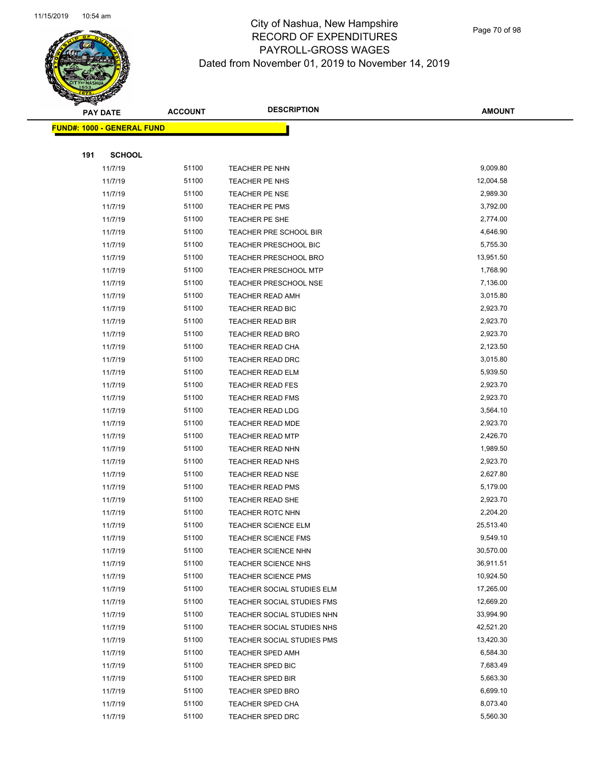# City of Nashua, New Hampshire
## RECORD OF EXPENDITURES
## PAYROLL-GROSS WAGES
## Dated from November 01, 2019 to November 14, 2019

**FUND#: 1000 - GENERAL FUND**

**191 SCHOOL**

| PAY DATE | ACCOUNT | DESCRIPTION | AMOUNT |
|---|---|---|---|
| 11/7/19 | 51100 | TEACHER PE NHN | 9,009.80 |
| 11/7/19 | 51100 | TEACHER PE NHS | 12,004.58 |
| 11/7/19 | 51100 | TEACHER PE NSE | 2,989.30 |
| 11/7/19 | 51100 | TEACHER PE PMS | 3,792.00 |
| 11/7/19 | 51100 | TEACHER PE SHE | 2,774.00 |
| 11/7/19 | 51100 | TEACHER PRE SCHOOL BIR | 4,646.90 |
| 11/7/19 | 51100 | TEACHER PRESCHOOL BIC | 5,755.30 |
| 11/7/19 | 51100 | TEACHER PRESCHOOL BRO | 13,951.50 |
| 11/7/19 | 51100 | TEACHER PRESCHOOL MTP | 1,768.90 |
| 11/7/19 | 51100 | TEACHER PRESCHOOL NSE | 7,136.00 |
| 11/7/19 | 51100 | TEACHER READ AMH | 3,015.80 |
| 11/7/19 | 51100 | TEACHER READ BIC | 2,923.70 |
| 11/7/19 | 51100 | TEACHER READ BIR | 2,923.70 |
| 11/7/19 | 51100 | TEACHER READ BRO | 2,923.70 |
| 11/7/19 | 51100 | TEACHER READ CHA | 2,123.50 |
| 11/7/19 | 51100 | TEACHER READ DRC | 3,015.80 |
| 11/7/19 | 51100 | TEACHER READ ELM | 5,939.50 |
| 11/7/19 | 51100 | TEACHER READ FES | 2,923.70 |
| 11/7/19 | 51100 | TEACHER READ FMS | 2,923.70 |
| 11/7/19 | 51100 | TEACHER READ LDG | 3,564.10 |
| 11/7/19 | 51100 | TEACHER READ MDE | 2,923.70 |
| 11/7/19 | 51100 | TEACHER READ MTP | 2,426.70 |
| 11/7/19 | 51100 | TEACHER READ NHN | 1,989.50 |
| 11/7/19 | 51100 | TEACHER READ NHS | 2,923.70 |
| 11/7/19 | 51100 | TEACHER READ NSE | 2,627.80 |
| 11/7/19 | 51100 | TEACHER READ PMS | 5,179.00 |
| 11/7/19 | 51100 | TEACHER READ SHE | 2,923.70 |
| 11/7/19 | 51100 | TEACHER ROTC NHN | 2,204.20 |
| 11/7/19 | 51100 | TEACHER SCIENCE ELM | 25,513.40 |
| 11/7/19 | 51100 | TEACHER SCIENCE FMS | 9,549.10 |
| 11/7/19 | 51100 | TEACHER SCIENCE NHN | 30,570.00 |
| 11/7/19 | 51100 | TEACHER SCIENCE NHS | 36,911.51 |
| 11/7/19 | 51100 | TEACHER SCIENCE PMS | 10,924.50 |
| 11/7/19 | 51100 | TEACHER SOCIAL STUDIES ELM | 17,265.00 |
| 11/7/19 | 51100 | TEACHER SOCIAL STUDIES FMS | 12,669.20 |
| 11/7/19 | 51100 | TEACHER SOCIAL STUDIES NHN | 33,994.90 |
| 11/7/19 | 51100 | TEACHER SOCIAL STUDIES NHS | 42,521.20 |
| 11/7/19 | 51100 | TEACHER SOCIAL STUDIES PMS | 13,420.30 |
| 11/7/19 | 51100 | TEACHER SPED AMH | 6,584.30 |
| 11/7/19 | 51100 | TEACHER SPED BIC | 7,683.49 |
| 11/7/19 | 51100 | TEACHER SPED BIR | 5,663.30 |
| 11/7/19 | 51100 | TEACHER SPED BRO | 6,699.10 |
| 11/7/19 | 51100 | TEACHER SPED CHA | 8,073.40 |
| 11/7/19 | 51100 | TEACHER SPED DRC | 5,560.30 |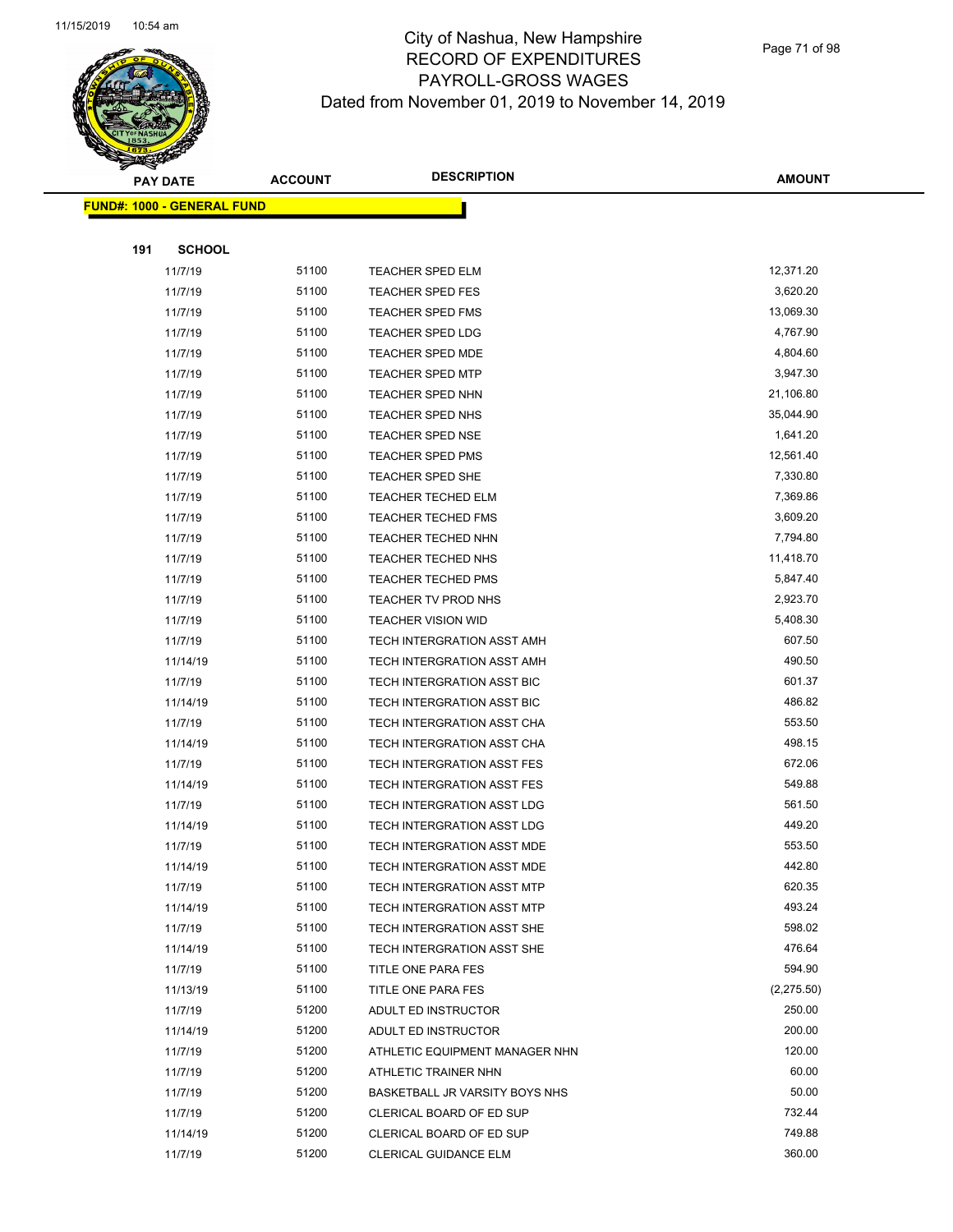# City of Nashua, New Hampshire
## RECORD OF EXPENDITURES
## PAYROLL-GROSS WAGES
## Dated from November 01, 2019 to November 14, 2019

**FUND#: 1000 - GENERAL FUND**

**191 SCHOOL**

| PAY DATE | ACCOUNT | DESCRIPTION | AMOUNT |
|---|---|---|---|
| 11/7/19 | 51100 | TEACHER SPED ELM | 12,371.20 |
| 11/7/19 | 51100 | TEACHER SPED FES | 3,620.20 |
| 11/7/19 | 51100 | TEACHER SPED FMS | 13,069.30 |
| 11/7/19 | 51100 | TEACHER SPED LDG | 4,767.90 |
| 11/7/19 | 51100 | TEACHER SPED MDE | 4,804.60 |
| 11/7/19 | 51100 | TEACHER SPED MTP | 3,947.30 |
| 11/7/19 | 51100 | TEACHER SPED NHN | 21,106.80 |
| 11/7/19 | 51100 | TEACHER SPED NHS | 35,044.90 |
| 11/7/19 | 51100 | TEACHER SPED NSE | 1,641.20 |
| 11/7/19 | 51100 | TEACHER SPED PMS | 12,561.40 |
| 11/7/19 | 51100 | TEACHER SPED SHE | 7,330.80 |
| 11/7/19 | 51100 | TEACHER TECHED ELM | 7,369.86 |
| 11/7/19 | 51100 | TEACHER TECHED FMS | 3,609.20 |
| 11/7/19 | 51100 | TEACHER TECHED NHN | 7,794.80 |
| 11/7/19 | 51100 | TEACHER TECHED NHS | 11,418.70 |
| 11/7/19 | 51100 | TEACHER TECHED PMS | 5,847.40 |
| 11/7/19 | 51100 | TEACHER TV PROD NHS | 2,923.70 |
| 11/7/19 | 51100 | TEACHER VISION WID | 5,408.30 |
| 11/7/19 | 51100 | TECH INTERGRATION ASST AMH | 607.50 |
| 11/14/19 | 51100 | TECH INTERGRATION ASST AMH | 490.50 |
| 11/7/19 | 51100 | TECH INTERGRATION ASST BIC | 601.37 |
| 11/14/19 | 51100 | TECH INTERGRATION ASST BIC | 486.82 |
| 11/7/19 | 51100 | TECH INTERGRATION ASST CHA | 553.50 |
| 11/14/19 | 51100 | TECH INTERGRATION ASST CHA | 498.15 |
| 11/7/19 | 51100 | TECH INTERGRATION ASST FES | 672.06 |
| 11/14/19 | 51100 | TECH INTERGRATION ASST FES | 549.88 |
| 11/7/19 | 51100 | TECH INTERGRATION ASST LDG | 561.50 |
| 11/14/19 | 51100 | TECH INTERGRATION ASST LDG | 449.20 |
| 11/7/19 | 51100 | TECH INTERGRATION ASST MDE | 553.50 |
| 11/14/19 | 51100 | TECH INTERGRATION ASST MDE | 442.80 |
| 11/7/19 | 51100 | TECH INTERGRATION ASST MTP | 620.35 |
| 11/14/19 | 51100 | TECH INTERGRATION ASST MTP | 493.24 |
| 11/7/19 | 51100 | TECH INTERGRATION ASST SHE | 598.02 |
| 11/14/19 | 51100 | TECH INTERGRATION ASST SHE | 476.64 |
| 11/7/19 | 51100 | TITLE ONE PARA FES | 594.90 |
| 11/13/19 | 51100 | TITLE ONE PARA FES | (2,275.50) |
| 11/7/19 | 51200 | ADULT ED INSTRUCTOR | 250.00 |
| 11/14/19 | 51200 | ADULT ED INSTRUCTOR | 200.00 |
| 11/7/19 | 51200 | ATHLETIC EQUIPMENT MANAGER NHN | 120.00 |
| 11/7/19 | 51200 | ATHLETIC TRAINER NHN | 60.00 |
| 11/7/19 | 51200 | BASKETBALL JR VARSITY BOYS NHS | 50.00 |
| 11/7/19 | 51200 | CLERICAL BOARD OF ED SUP | 732.44 |
| 11/14/19 | 51200 | CLERICAL BOARD OF ED SUP | 749.88 |
| 11/7/19 | 51200 | CLERICAL GUIDANCE ELM | 360.00 |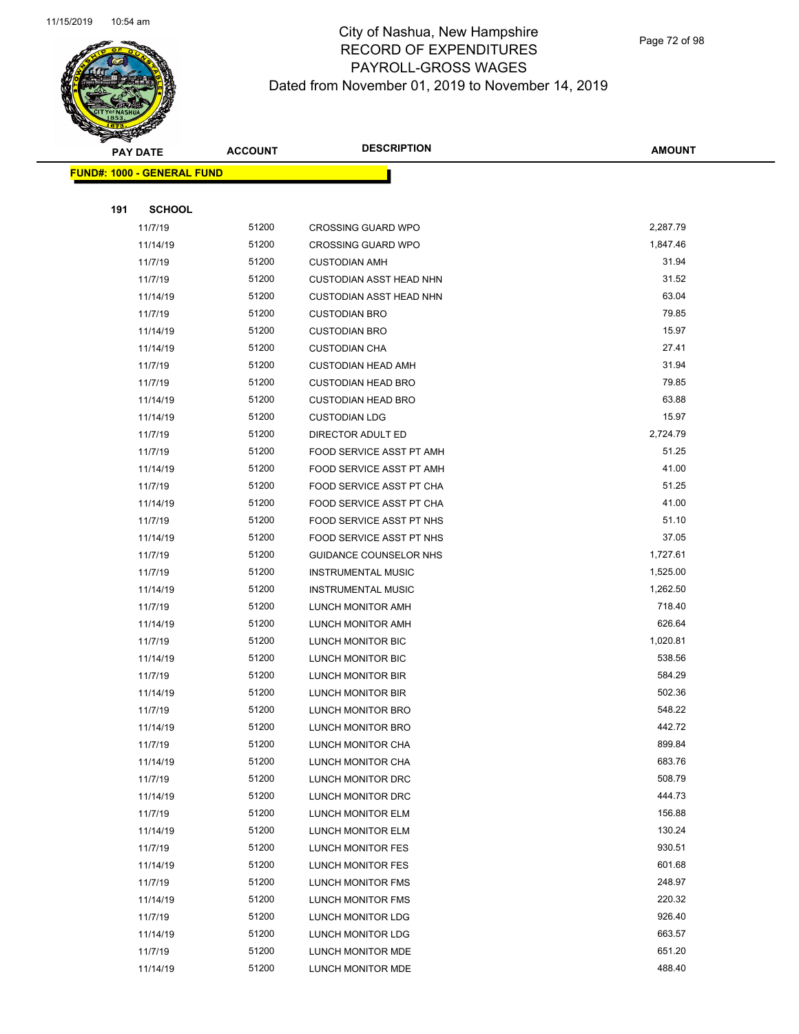# City of Nashua, New Hampshire
## RECORD OF EXPENDITURES
## PAYROLL-GROSS WAGES
## Dated from November 01, 2019 to November 14, 2019

**FUND#: 1000 - GENERAL FUND**

**191 SCHOOL**

| PAY DATE | ACCOUNT | DESCRIPTION | AMOUNT |
|---|---|---|---|
| 11/7/19 | 51200 | CROSSING GUARD WPO | 2,287.79 |
| 11/14/19 | 51200 | CROSSING GUARD WPO | 1,847.46 |
| 11/7/19 | 51200 | CUSTODIAN AMH | 31.94 |
| 11/7/19 | 51200 | CUSTODIAN ASST HEAD NHN | 31.52 |
| 11/14/19 | 51200 | CUSTODIAN ASST HEAD NHN | 63.04 |
| 11/7/19 | 51200 | CUSTODIAN BRO | 79.85 |
| 11/14/19 | 51200 | CUSTODIAN BRO | 15.97 |
| 11/14/19 | 51200 | CUSTODIAN CHA | 27.41 |
| 11/7/19 | 51200 | CUSTODIAN HEAD AMH | 31.94 |
| 11/7/19 | 51200 | CUSTODIAN HEAD BRO | 79.85 |
| 11/14/19 | 51200 | CUSTODIAN HEAD BRO | 63.88 |
| 11/14/19 | 51200 | CUSTODIAN LDG | 15.97 |
| 11/7/19 | 51200 | DIRECTOR ADULT ED | 2,724.79 |
| 11/7/19 | 51200 | FOOD SERVICE ASST PT AMH | 51.25 |
| 11/14/19 | 51200 | FOOD SERVICE ASST PT AMH | 41.00 |
| 11/7/19 | 51200 | FOOD SERVICE ASST PT CHA | 51.25 |
| 11/14/19 | 51200 | FOOD SERVICE ASST PT CHA | 41.00 |
| 11/7/19 | 51200 | FOOD SERVICE ASST PT NHS | 51.10 |
| 11/14/19 | 51200 | FOOD SERVICE ASST PT NHS | 37.05 |
| 11/7/19 | 51200 | GUIDANCE COUNSELOR NHS | 1,727.61 |
| 11/7/19 | 51200 | INSTRUMENTAL MUSIC | 1,525.00 |
| 11/14/19 | 51200 | INSTRUMENTAL MUSIC | 1,262.50 |
| 11/7/19 | 51200 | LUNCH MONITOR AMH | 718.40 |
| 11/14/19 | 51200 | LUNCH MONITOR AMH | 626.64 |
| 11/7/19 | 51200 | LUNCH MONITOR BIC | 1,020.81 |
| 11/14/19 | 51200 | LUNCH MONITOR BIC | 538.56 |
| 11/7/19 | 51200 | LUNCH MONITOR BIR | 584.29 |
| 11/14/19 | 51200 | LUNCH MONITOR BIR | 502.36 |
| 11/7/19 | 51200 | LUNCH MONITOR BRO | 548.22 |
| 11/14/19 | 51200 | LUNCH MONITOR BRO | 442.72 |
| 11/7/19 | 51200 | LUNCH MONITOR CHA | 899.84 |
| 11/14/19 | 51200 | LUNCH MONITOR CHA | 683.76 |
| 11/7/19 | 51200 | LUNCH MONITOR DRC | 508.79 |
| 11/14/19 | 51200 | LUNCH MONITOR DRC | 444.73 |
| 11/7/19 | 51200 | LUNCH MONITOR ELM | 156.88 |
| 11/14/19 | 51200 | LUNCH MONITOR ELM | 130.24 |
| 11/7/19 | 51200 | LUNCH MONITOR FES | 930.51 |
| 11/14/19 | 51200 | LUNCH MONITOR FES | 601.68 |
| 11/7/19 | 51200 | LUNCH MONITOR FMS | 248.97 |
| 11/14/19 | 51200 | LUNCH MONITOR FMS | 220.32 |
| 11/7/19 | 51200 | LUNCH MONITOR LDG | 926.40 |
| 11/14/19 | 51200 | LUNCH MONITOR LDG | 663.57 |
| 11/7/19 | 51200 | LUNCH MONITOR MDE | 651.20 |
| 11/14/19 | 51200 | LUNCH MONITOR MDE | 488.40 |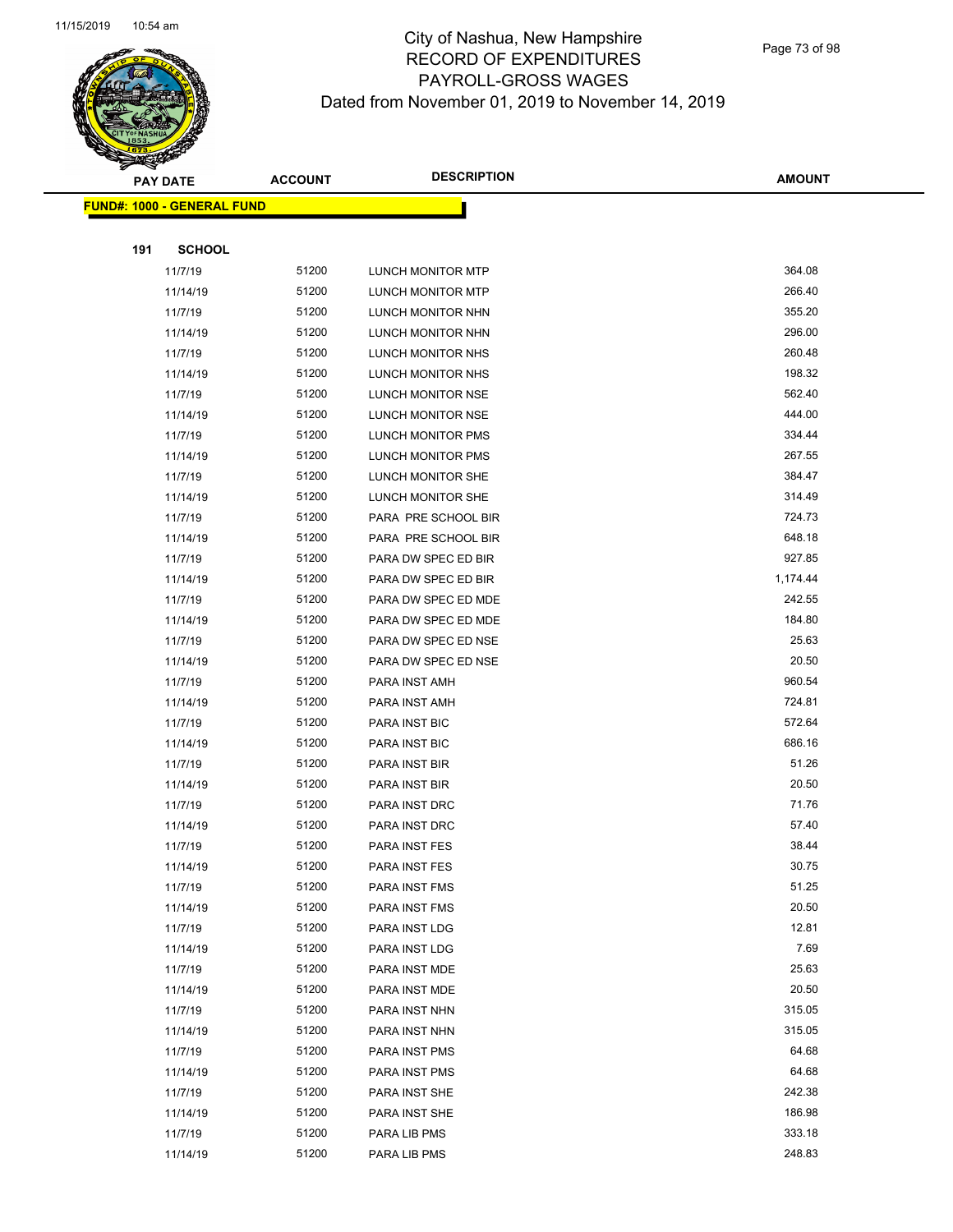# City of Nashua, New Hampshire
## RECORD OF EXPENDITURES
## PAYROLL-GROSS WAGES
## Dated from November 01, 2019 to November 14, 2019

| PAY DATE | ACCOUNT | DESCRIPTION | AMOUNT |
|---|---|---|---|
| **FUND#: 1000 - GENERAL FUND** | | | |
| **191 SCHOOL** | | | |
| 11/7/19 | 51200 | LUNCH MONITOR MTP | 364.08 |
| 11/14/19 | 51200 | LUNCH MONITOR MTP | 266.40 |
| 11/7/19 | 51200 | LUNCH MONITOR NHN | 355.20 |
| 11/14/19 | 51200 | LUNCH MONITOR NHN | 296.00 |
| 11/7/19 | 51200 | LUNCH MONITOR NHS | 260.48 |
| 11/14/19 | 51200 | LUNCH MONITOR NHS | 198.32 |
| 11/7/19 | 51200 | LUNCH MONITOR NSE | 562.40 |
| 11/14/19 | 51200 | LUNCH MONITOR NSE | 444.00 |
| 11/7/19 | 51200 | LUNCH MONITOR PMS | 334.44 |
| 11/14/19 | 51200 | LUNCH MONITOR PMS | 267.55 |
| 11/7/19 | 51200 | LUNCH MONITOR SHE | 384.47 |
| 11/14/19 | 51200 | LUNCH MONITOR SHE | 314.49 |
| 11/7/19 | 51200 | PARA PRE SCHOOL BIR | 724.73 |
| 11/14/19 | 51200 | PARA PRE SCHOOL BIR | 648.18 |
| 11/7/19 | 51200 | PARA DW SPEC ED BIR | 927.85 |
| 11/14/19 | 51200 | PARA DW SPEC ED BIR | 1,174.44 |
| 11/7/19 | 51200 | PARA DW SPEC ED MDE | 242.55 |
| 11/14/19 | 51200 | PARA DW SPEC ED MDE | 184.80 |
| 11/7/19 | 51200 | PARA DW SPEC ED NSE | 25.63 |
| 11/14/19 | 51200 | PARA DW SPEC ED NSE | 20.50 |
| 11/7/19 | 51200 | PARA INST AMH | 960.54 |
| 11/14/19 | 51200 | PARA INST AMH | 724.81 |
| 11/7/19 | 51200 | PARA INST BIC | 572.64 |
| 11/14/19 | 51200 | PARA INST BIC | 686.16 |
| 11/7/19 | 51200 | PARA INST BIR | 51.26 |
| 11/14/19 | 51200 | PARA INST BIR | 20.50 |
| 11/7/19 | 51200 | PARA INST DRC | 71.76 |
| 11/14/19 | 51200 | PARA INST DRC | 57.40 |
| 11/7/19 | 51200 | PARA INST FES | 38.44 |
| 11/14/19 | 51200 | PARA INST FES | 30.75 |
| 11/7/19 | 51200 | PARA INST FMS | 51.25 |
| 11/14/19 | 51200 | PARA INST FMS | 20.50 |
| 11/7/19 | 51200 | PARA INST LDG | 12.81 |
| 11/14/19 | 51200 | PARA INST LDG | 7.69 |
| 11/7/19 | 51200 | PARA INST MDE | 25.63 |
| 11/14/19 | 51200 | PARA INST MDE | 20.50 |
| 11/7/19 | 51200 | PARA INST NHN | 315.05 |
| 11/14/19 | 51200 | PARA INST NHN | 315.05 |
| 11/7/19 | 51200 | PARA INST PMS | 64.68 |
| 11/14/19 | 51200 | PARA INST PMS | 64.68 |
| 11/7/19 | 51200 | PARA INST SHE | 242.38 |
| 11/14/19 | 51200 | PARA INST SHE | 186.98 |
| 11/7/19 | 51200 | PARA LIB PMS | 333.18 |
| 11/14/19 | 51200 | PARA LIB PMS | 248.83 |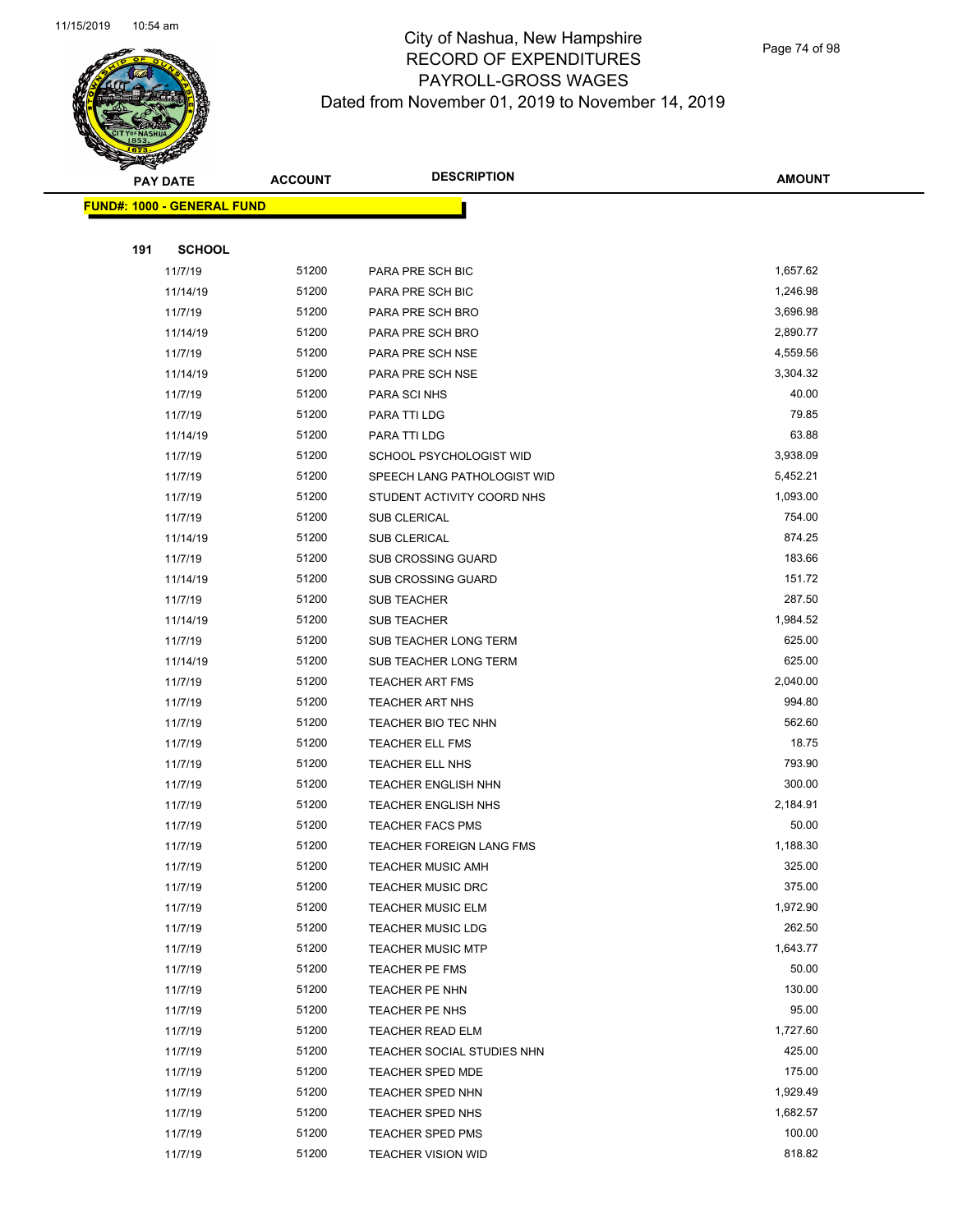# City of Nashua, New Hampshire
# RECORD OF EXPENDITURES
# PAYROLL-GROSS WAGES
## Dated from November 01, 2019 to November 14, 2019

| PAY DATE | ACCOUNT | DESCRIPTION | AMOUNT |
|---|---|---|---|
| **FUND#: 1000 - GENERAL FUND** | | | |
| **191 SCHOOL** | | | |
| 11/7/19 | 51200 | PARA PRE SCH BIC | 1,657.62 |
| 11/14/19 | 51200 | PARA PRE SCH BIC | 1,246.98 |
| 11/7/19 | 51200 | PARA PRE SCH BRO | 3,696.98 |
| 11/14/19 | 51200 | PARA PRE SCH BRO | 2,890.77 |
| 11/7/19 | 51200 | PARA PRE SCH NSE | 4,559.56 |
| 11/14/19 | 51200 | PARA PRE SCH NSE | 3,304.32 |
| 11/7/19 | 51200 | PARA SCI NHS | 40.00 |
| 11/7/19 | 51200 | PARA TTI LDG | 79.85 |
| 11/14/19 | 51200 | PARA TTI LDG | 63.88 |
| 11/7/19 | 51200 | SCHOOL PSYCHOLOGIST WID | 3,938.09 |
| 11/7/19 | 51200 | SPEECH LANG PATHOLOGIST WID | 5,452.21 |
| 11/7/19 | 51200 | STUDENT ACTIVITY COORD NHS | 1,093.00 |
| 11/7/19 | 51200 | SUB CLERICAL | 754.00 |
| 11/14/19 | 51200 | SUB CLERICAL | 874.25 |
| 11/7/19 | 51200 | SUB CROSSING GUARD | 183.66 |
| 11/14/19 | 51200 | SUB CROSSING GUARD | 151.72 |
| 11/7/19 | 51200 | SUB TEACHER | 287.50 |
| 11/14/19 | 51200 | SUB TEACHER | 1,984.52 |
| 11/7/19 | 51200 | SUB TEACHER LONG TERM | 625.00 |
| 11/14/19 | 51200 | SUB TEACHER LONG TERM | 625.00 |
| 11/7/19 | 51200 | TEACHER ART FMS | 2,040.00 |
| 11/7/19 | 51200 | TEACHER ART NHS | 994.80 |
| 11/7/19 | 51200 | TEACHER BIO TEC NHN | 562.60 |
| 11/7/19 | 51200 | TEACHER ELL FMS | 18.75 |
| 11/7/19 | 51200 | TEACHER ELL NHS | 793.90 |
| 11/7/19 | 51200 | TEACHER ENGLISH NHN | 300.00 |
| 11/7/19 | 51200 | TEACHER ENGLISH NHS | 2,184.91 |
| 11/7/19 | 51200 | TEACHER FACS PMS | 50.00 |
| 11/7/19 | 51200 | TEACHER FOREIGN LANG FMS | 1,188.30 |
| 11/7/19 | 51200 | TEACHER MUSIC AMH | 325.00 |
| 11/7/19 | 51200 | TEACHER MUSIC DRC | 375.00 |
| 11/7/19 | 51200 | TEACHER MUSIC ELM | 1,972.90 |
| 11/7/19 | 51200 | TEACHER MUSIC LDG | 262.50 |
| 11/7/19 | 51200 | TEACHER MUSIC MTP | 1,643.77 |
| 11/7/19 | 51200 | TEACHER PE FMS | 50.00 |
| 11/7/19 | 51200 | TEACHER PE NHN | 130.00 |
| 11/7/19 | 51200 | TEACHER PE NHS | 95.00 |
| 11/7/19 | 51200 | TEACHER READ ELM | 1,727.60 |
| 11/7/19 | 51200 | TEACHER SOCIAL STUDIES NHN | 425.00 |
| 11/7/19 | 51200 | TEACHER SPED MDE | 175.00 |
| 11/7/19 | 51200 | TEACHER SPED NHN | 1,929.49 |
| 11/7/19 | 51200 | TEACHER SPED NHS | 1,682.57 |
| 11/7/19 | 51200 | TEACHER SPED PMS | 100.00 |
| 11/7/19 | 51200 | TEACHER VISION WID | 818.82 |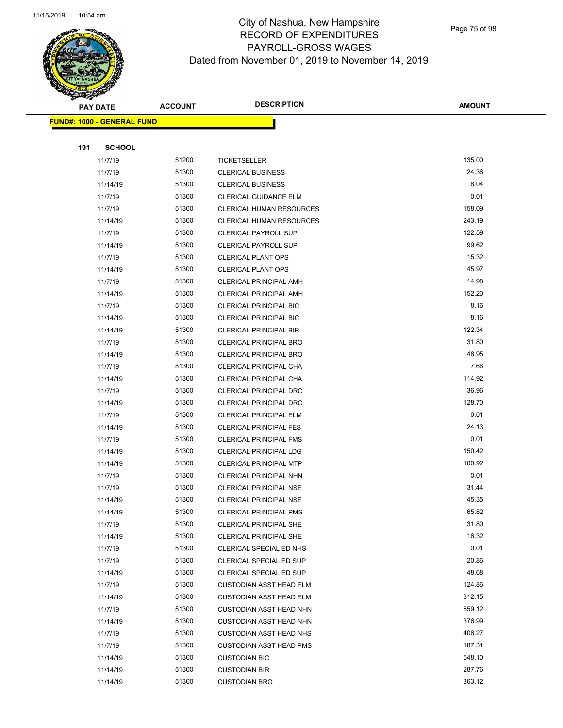# City of Nashua, New Hampshire
## RECORD OF EXPENDITURES
## PAYROLL-GROSS WAGES
### Dated from November 01, 2019 to November 14, 2019

| PAY DATE | ACCOUNT | DESCRIPTION | AMOUNT |
|---|---|---|---|

**FUND#: 1000 - GENERAL FUND**

**191 SCHOOL**

| PAY DATE | ACCOUNT | DESCRIPTION | AMOUNT |
|---|---|---|---|
| 11/7/19 | 51200 | TICKETSELLER | 135.00 |
| 11/7/19 | 51300 | CLERICAL BUSINESS | 24.36 |
| 11/14/19 | 51300 | CLERICAL BUSINESS | 8.04 |
| 11/7/19 | 51300 | CLERICAL GUIDANCE ELM | 0.01 |
| 11/7/19 | 51300 | CLERICAL HUMAN RESOURCES | 158.09 |
| 11/14/19 | 51300 | CLERICAL HUMAN RESOURCES | 243.19 |
| 11/7/19 | 51300 | CLERICAL PAYROLL SUP | 122.59 |
| 11/14/19 | 51300 | CLERICAL PAYROLL SUP | 99.62 |
| 11/7/19 | 51300 | CLERICAL PLANT OPS | 15.32 |
| 11/14/19 | 51300 | CLERICAL PLANT OPS | 45.97 |
| 11/7/19 | 51300 | CLERICAL PRINCIPAL AMH | 14.98 |
| 11/14/19 | 51300 | CLERICAL PRINCIPAL AMH | 152.20 |
| 11/7/19 | 51300 | CLERICAL PRINCIPAL BIC | 8.16 |
| 11/14/19 | 51300 | CLERICAL PRINCIPAL BIC | 8.16 |
| 11/14/19 | 51300 | CLERICAL PRINCIPAL BIR | 122.34 |
| 11/7/19 | 51300 | CLERICAL PRINCIPAL BRO | 31.80 |
| 11/14/19 | 51300 | CLERICAL PRINCIPAL BRO | 48.95 |
| 11/7/19 | 51300 | CLERICAL PRINCIPAL CHA | 7.66 |
| 11/14/19 | 51300 | CLERICAL PRINCIPAL CHA | 114.92 |
| 11/7/19 | 51300 | CLERICAL PRINCIPAL DRC | 36.96 |
| 11/14/19 | 51300 | CLERICAL PRINCIPAL DRC | 128.70 |
| 11/7/19 | 51300 | CLERICAL PRINCIPAL ELM | 0.01 |
| 11/14/19 | 51300 | CLERICAL PRINCIPAL FES | 24.13 |
| 11/7/19 | 51300 | CLERICAL PRINCIPAL FMS | 0.01 |
| 11/14/19 | 51300 | CLERICAL PRINCIPAL LDG | 150.42 |
| 11/14/19 | 51300 | CLERICAL PRINCIPAL MTP | 100.92 |
| 11/7/19 | 51300 | CLERICAL PRINCIPAL NHN | 0.01 |
| 11/7/19 | 51300 | CLERICAL PRINCIPAL NSE | 31.44 |
| 11/14/19 | 51300 | CLERICAL PRINCIPAL NSE | 45.35 |
| 11/14/19 | 51300 | CLERICAL PRINCIPAL PMS | 65.82 |
| 11/7/19 | 51300 | CLERICAL PRINCIPAL SHE | 31.80 |
| 11/14/19 | 51300 | CLERICAL PRINCIPAL SHE | 16.32 |
| 11/7/19 | 51300 | CLERICAL SPECIAL ED NHS | 0.01 |
| 11/7/19 | 51300 | CLERICAL SPECIAL ED SUP | 20.86 |
| 11/14/19 | 51300 | CLERICAL SPECIAL ED SUP | 48.68 |
| 11/7/19 | 51300 | CUSTODIAN ASST HEAD ELM | 124.86 |
| 11/14/19 | 51300 | CUSTODIAN ASST HEAD ELM | 312.15 |
| 11/7/19 | 51300 | CUSTODIAN ASST HEAD NHN | 659.12 |
| 11/14/19 | 51300 | CUSTODIAN ASST HEAD NHN | 376.99 |
| 11/7/19 | 51300 | CUSTODIAN ASST HEAD NHS | 406.27 |
| 11/7/19 | 51300 | CUSTODIAN ASST HEAD PMS | 187.31 |
| 11/14/19 | 51300 | CUSTODIAN BIC | 548.10 |
| 11/14/19 | 51300 | CUSTODIAN BIR | 287.76 |
| 11/14/19 | 51300 | CUSTODIAN BRO | 363.12 |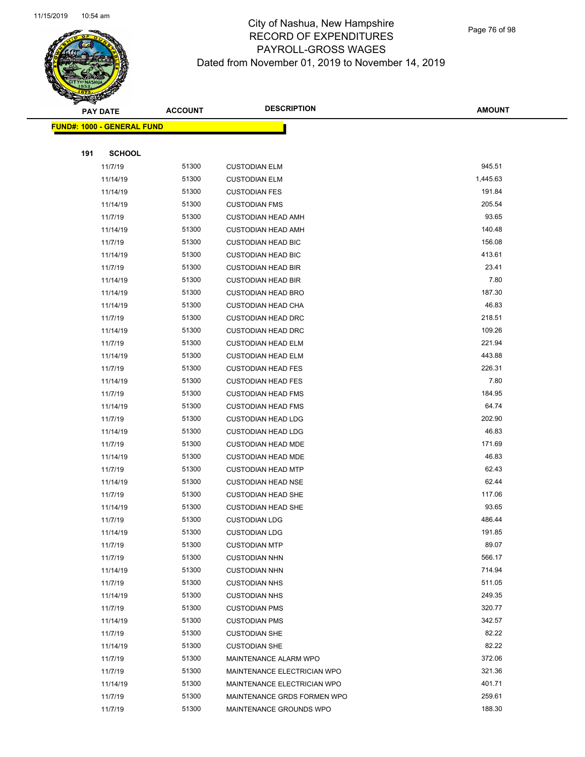# City of Nashua, New Hampshire
## RECORD OF EXPENDITURES
## PAYROLL-GROSS WAGES
## Dated from November 01, 2019 to November 14, 2019

**FUND#: 1000 - GENERAL FUND**

**191 SCHOOL**

| PAY DATE | ACCOUNT | DESCRIPTION | AMOUNT |
|---|---|---|---|
| 11/7/19 | 51300 | CUSTODIAN ELM | 945.51 |
| 11/14/19 | 51300 | CUSTODIAN ELM | 1,445.63 |
| 11/14/19 | 51300 | CUSTODIAN FES | 191.84 |
| 11/14/19 | 51300 | CUSTODIAN FMS | 205.54 |
| 11/7/19 | 51300 | CUSTODIAN HEAD AMH | 93.65 |
| 11/14/19 | 51300 | CUSTODIAN HEAD AMH | 140.48 |
| 11/7/19 | 51300 | CUSTODIAN HEAD BIC | 156.08 |
| 11/14/19 | 51300 | CUSTODIAN HEAD BIC | 413.61 |
| 11/7/19 | 51300 | CUSTODIAN HEAD BIR | 23.41 |
| 11/14/19 | 51300 | CUSTODIAN HEAD BIR | 7.80 |
| 11/14/19 | 51300 | CUSTODIAN HEAD BRO | 187.30 |
| 11/14/19 | 51300 | CUSTODIAN HEAD CHA | 46.83 |
| 11/7/19 | 51300 | CUSTODIAN HEAD DRC | 218.51 |
| 11/14/19 | 51300 | CUSTODIAN HEAD DRC | 109.26 |
| 11/7/19 | 51300 | CUSTODIAN HEAD ELM | 221.94 |
| 11/14/19 | 51300 | CUSTODIAN HEAD ELM | 443.88 |
| 11/7/19 | 51300 | CUSTODIAN HEAD FES | 226.31 |
| 11/14/19 | 51300 | CUSTODIAN HEAD FES | 7.80 |
| 11/7/19 | 51300 | CUSTODIAN HEAD FMS | 184.95 |
| 11/14/19 | 51300 | CUSTODIAN HEAD FMS | 64.74 |
| 11/7/19 | 51300 | CUSTODIAN HEAD LDG | 202.90 |
| 11/14/19 | 51300 | CUSTODIAN HEAD LDG | 46.83 |
| 11/7/19 | 51300 | CUSTODIAN HEAD MDE | 171.69 |
| 11/14/19 | 51300 | CUSTODIAN HEAD MDE | 46.83 |
| 11/7/19 | 51300 | CUSTODIAN HEAD MTP | 62.43 |
| 11/14/19 | 51300 | CUSTODIAN HEAD NSE | 62.44 |
| 11/7/19 | 51300 | CUSTODIAN HEAD SHE | 117.06 |
| 11/14/19 | 51300 | CUSTODIAN HEAD SHE | 93.65 |
| 11/7/19 | 51300 | CUSTODIAN LDG | 486.44 |
| 11/14/19 | 51300 | CUSTODIAN LDG | 191.85 |
| 11/7/19 | 51300 | CUSTODIAN MTP | 89.07 |
| 11/7/19 | 51300 | CUSTODIAN NHN | 566.17 |
| 11/14/19 | 51300 | CUSTODIAN NHN | 714.94 |
| 11/7/19 | 51300 | CUSTODIAN NHS | 511.05 |
| 11/14/19 | 51300 | CUSTODIAN NHS | 249.35 |
| 11/7/19 | 51300 | CUSTODIAN PMS | 320.77 |
| 11/14/19 | 51300 | CUSTODIAN PMS | 342.57 |
| 11/7/19 | 51300 | CUSTODIAN SHE | 82.22 |
| 11/14/19 | 51300 | CUSTODIAN SHE | 82.22 |
| 11/7/19 | 51300 | MAINTENANCE ALARM WPO | 372.06 |
| 11/7/19 | 51300 | MAINTENANCE ELECTRICIAN WPO | 321.36 |
| 11/14/19 | 51300 | MAINTENANCE ELECTRICIAN WPO | 401.71 |
| 11/7/19 | 51300 | MAINTENANCE GRDS FORMEN WPO | 259.61 |
| 11/7/19 | 51300 | MAINTENANCE GROUNDS WPO | 188.30 |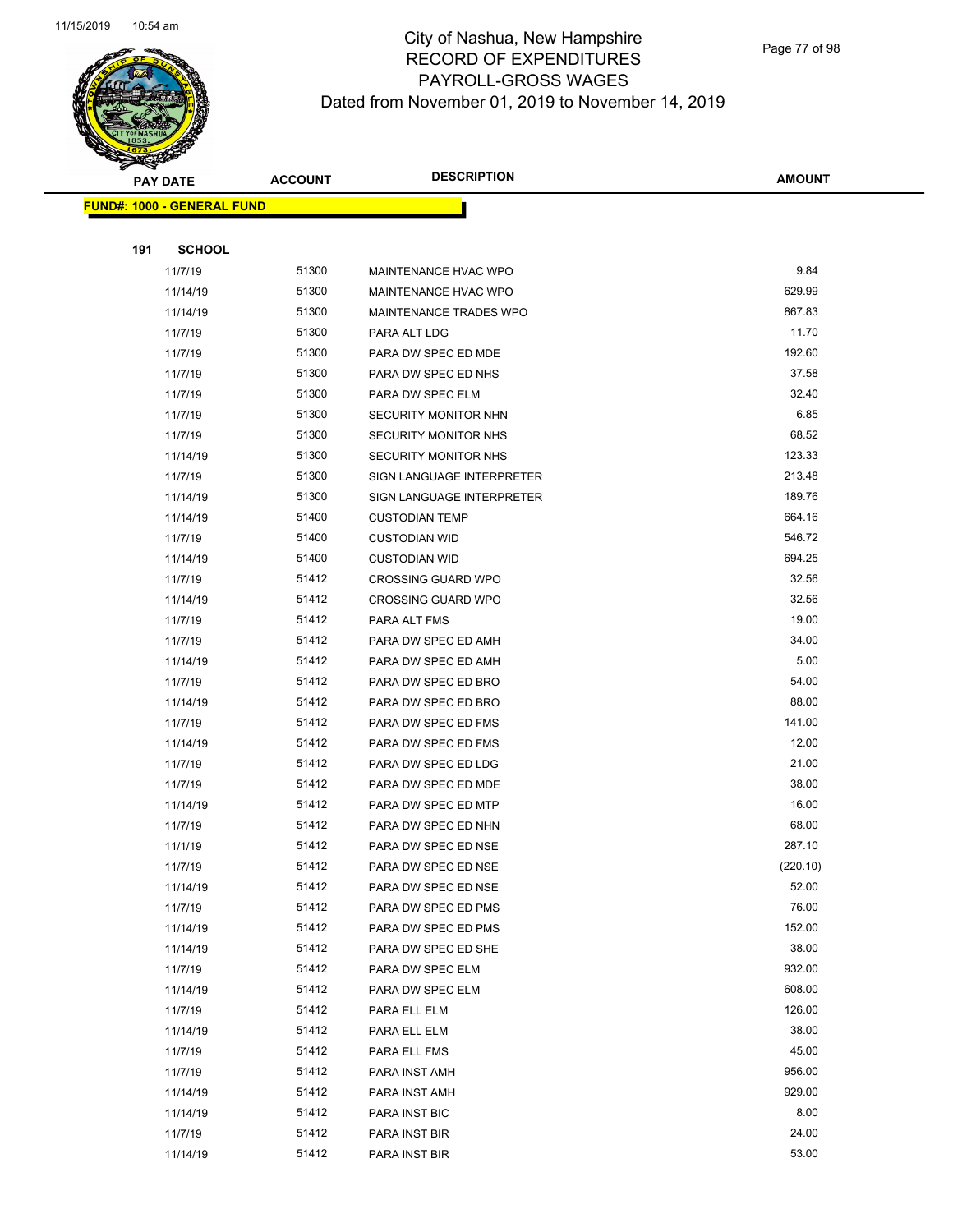# City of Nashua, New Hampshire
## RECORD OF EXPENDITURES
## PAYROLL-GROSS WAGES
### Dated from November 01, 2019 to November 14, 2019

| PAY DATE | ACCOUNT | DESCRIPTION | AMOUNT |
|---|---|---|---|

**FUND#: 1000 - GENERAL FUND**

**191 SCHOOL**

| PAY DATE | ACCOUNT | DESCRIPTION | AMOUNT |
|---|---|---|---|
| 11/7/19 | 51300 | MAINTENANCE HVAC WPO | 9.84 |
| 11/14/19 | 51300 | MAINTENANCE HVAC WPO | 629.99 |
| 11/14/19 | 51300 | MAINTENANCE TRADES WPO | 867.83 |
| 11/7/19 | 51300 | PARA ALT LDG | 11.70 |
| 11/7/19 | 51300 | PARA DW SPEC ED MDE | 192.60 |
| 11/7/19 | 51300 | PARA DW SPEC ED NHS | 37.58 |
| 11/7/19 | 51300 | PARA DW SPEC ELM | 32.40 |
| 11/7/19 | 51300 | SECURITY MONITOR NHN | 6.85 |
| 11/7/19 | 51300 | SECURITY MONITOR NHS | 68.52 |
| 11/14/19 | 51300 | SECURITY MONITOR NHS | 123.33 |
| 11/7/19 | 51300 | SIGN LANGUAGE INTERPRETER | 213.48 |
| 11/14/19 | 51300 | SIGN LANGUAGE INTERPRETER | 189.76 |
| 11/14/19 | 51400 | CUSTODIAN TEMP | 664.16 |
| 11/7/19 | 51400 | CUSTODIAN WID | 546.72 |
| 11/14/19 | 51400 | CUSTODIAN WID | 694.25 |
| 11/7/19 | 51412 | CROSSING GUARD WPO | 32.56 |
| 11/14/19 | 51412 | CROSSING GUARD WPO | 32.56 |
| 11/7/19 | 51412 | PARA ALT FMS | 19.00 |
| 11/7/19 | 51412 | PARA DW SPEC ED AMH | 34.00 |
| 11/14/19 | 51412 | PARA DW SPEC ED AMH | 5.00 |
| 11/7/19 | 51412 | PARA DW SPEC ED BRO | 54.00 |
| 11/14/19 | 51412 | PARA DW SPEC ED BRO | 88.00 |
| 11/7/19 | 51412 | PARA DW SPEC ED FMS | 141.00 |
| 11/14/19 | 51412 | PARA DW SPEC ED FMS | 12.00 |
| 11/7/19 | 51412 | PARA DW SPEC ED LDG | 21.00 |
| 11/7/19 | 51412 | PARA DW SPEC ED MDE | 38.00 |
| 11/14/19 | 51412 | PARA DW SPEC ED MTP | 16.00 |
| 11/7/19 | 51412 | PARA DW SPEC ED NHN | 68.00 |
| 11/1/19 | 51412 | PARA DW SPEC ED NSE | 287.10 |
| 11/7/19 | 51412 | PARA DW SPEC ED NSE | (220.10) |
| 11/14/19 | 51412 | PARA DW SPEC ED NSE | 52.00 |
| 11/7/19 | 51412 | PARA DW SPEC ED PMS | 76.00 |
| 11/14/19 | 51412 | PARA DW SPEC ED PMS | 152.00 |
| 11/14/19 | 51412 | PARA DW SPEC ED SHE | 38.00 |
| 11/7/19 | 51412 | PARA DW SPEC ELM | 932.00 |
| 11/14/19 | 51412 | PARA DW SPEC ELM | 608.00 |
| 11/7/19 | 51412 | PARA ELL ELM | 126.00 |
| 11/14/19 | 51412 | PARA ELL ELM | 38.00 |
| 11/7/19 | 51412 | PARA ELL FMS | 45.00 |
| 11/7/19 | 51412 | PARA INST AMH | 956.00 |
| 11/14/19 | 51412 | PARA INST AMH | 929.00 |
| 11/14/19 | 51412 | PARA INST BIC | 8.00 |
| 11/7/19 | 51412 | PARA INST BIR | 24.00 |
| 11/14/19 | 51412 | PARA INST BIR | 53.00 |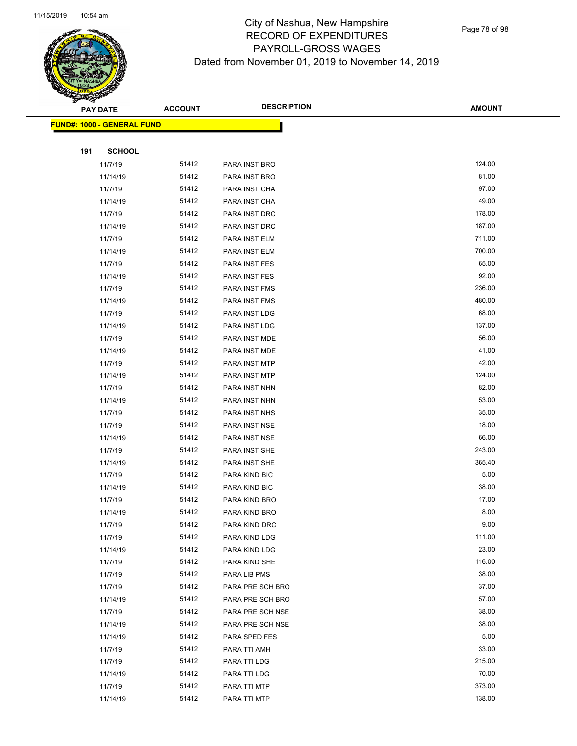# City of Nashua, New Hampshire
## RECORD OF EXPENDITURES
## PAYROLL-GROSS WAGES
### Dated from November 01, 2019 to November 14, 2019

**FUND#: 1000 - GENERAL FUND**

**191 SCHOOL**

| PAY DATE | ACCOUNT | DESCRIPTION | AMOUNT |
|---|---|---|---|
| 11/7/19 | 51412 | PARA INST BRO | 124.00 |
| 11/14/19 | 51412 | PARA INST BRO | 81.00 |
| 11/7/19 | 51412 | PARA INST CHA | 97.00 |
| 11/14/19 | 51412 | PARA INST CHA | 49.00 |
| 11/7/19 | 51412 | PARA INST DRC | 178.00 |
| 11/14/19 | 51412 | PARA INST DRC | 187.00 |
| 11/7/19 | 51412 | PARA INST ELM | 711.00 |
| 11/14/19 | 51412 | PARA INST ELM | 700.00 |
| 11/7/19 | 51412 | PARA INST FES | 65.00 |
| 11/14/19 | 51412 | PARA INST FES | 92.00 |
| 11/7/19 | 51412 | PARA INST FMS | 236.00 |
| 11/14/19 | 51412 | PARA INST FMS | 480.00 |
| 11/7/19 | 51412 | PARA INST LDG | 68.00 |
| 11/14/19 | 51412 | PARA INST LDG | 137.00 |
| 11/7/19 | 51412 | PARA INST MDE | 56.00 |
| 11/14/19 | 51412 | PARA INST MDE | 41.00 |
| 11/7/19 | 51412 | PARA INST MTP | 42.00 |
| 11/14/19 | 51412 | PARA INST MTP | 124.00 |
| 11/7/19 | 51412 | PARA INST NHN | 82.00 |
| 11/14/19 | 51412 | PARA INST NHN | 53.00 |
| 11/7/19 | 51412 | PARA INST NHS | 35.00 |
| 11/7/19 | 51412 | PARA INST NSE | 18.00 |
| 11/14/19 | 51412 | PARA INST NSE | 66.00 |
| 11/7/19 | 51412 | PARA INST SHE | 243.00 |
| 11/14/19 | 51412 | PARA INST SHE | 365.40 |
| 11/7/19 | 51412 | PARA KIND BIC | 5.00 |
| 11/14/19 | 51412 | PARA KIND BIC | 38.00 |
| 11/7/19 | 51412 | PARA KIND BRO | 17.00 |
| 11/14/19 | 51412 | PARA KIND BRO | 8.00 |
| 11/7/19 | 51412 | PARA KIND DRC | 9.00 |
| 11/7/19 | 51412 | PARA KIND LDG | 111.00 |
| 11/14/19 | 51412 | PARA KIND LDG | 23.00 |
| 11/7/19 | 51412 | PARA KIND SHE | 116.00 |
| 11/7/19 | 51412 | PARA LIB PMS | 38.00 |
| 11/7/19 | 51412 | PARA PRE SCH BRO | 37.00 |
| 11/14/19 | 51412 | PARA PRE SCH BRO | 57.00 |
| 11/7/19 | 51412 | PARA PRE SCH NSE | 38.00 |
| 11/14/19 | 51412 | PARA PRE SCH NSE | 38.00 |
| 11/14/19 | 51412 | PARA SPED FES | 5.00 |
| 11/7/19 | 51412 | PARA TTI AMH | 33.00 |
| 11/7/19 | 51412 | PARA TTI LDG | 215.00 |
| 11/14/19 | 51412 | PARA TTI LDG | 70.00 |
| 11/7/19 | 51412 | PARA TTI MTP | 373.00 |
| 11/14/19 | 51412 | PARA TTI MTP | 138.00 |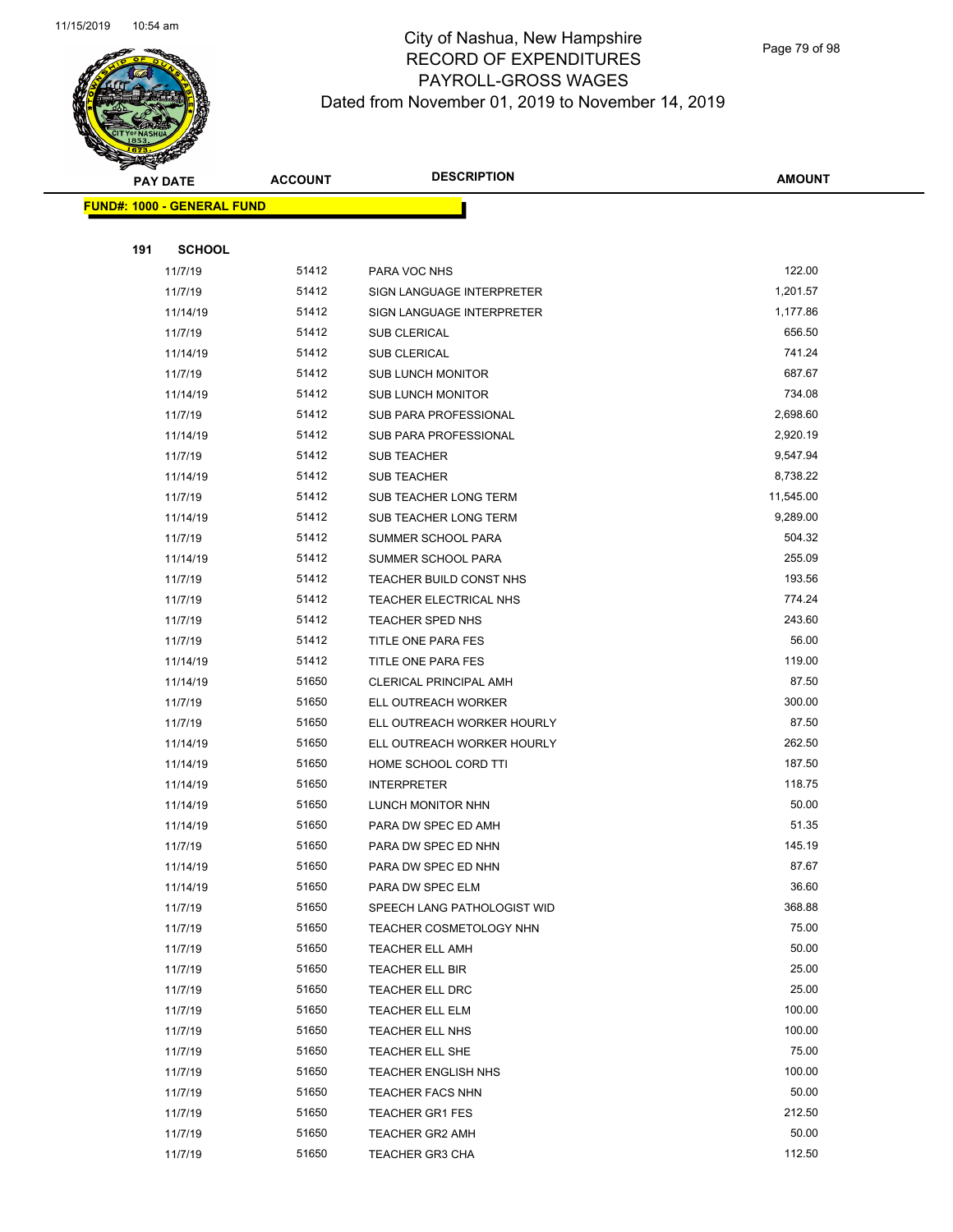# City of Nashua, New Hampshire
## RECORD OF EXPENDITURES
## PAYROLL-GROSS WAGES
## Dated from November 01, 2019 to November 14, 2019

**FUND#: 1000 - GENERAL FUND**

**191 SCHOOL**

| PAY DATE | ACCOUNT | DESCRIPTION | AMOUNT |
|---|---|---|---|
| 11/7/19 | 51412 | PARA VOC NHS | 122.00 |
| 11/7/19 | 51412 | SIGN LANGUAGE INTERPRETER | 1,201.57 |
| 11/14/19 | 51412 | SIGN LANGUAGE INTERPRETER | 1,177.86 |
| 11/7/19 | 51412 | SUB CLERICAL | 656.50 |
| 11/14/19 | 51412 | SUB CLERICAL | 741.24 |
| 11/7/19 | 51412 | SUB LUNCH MONITOR | 687.67 |
| 11/14/19 | 51412 | SUB LUNCH MONITOR | 734.08 |
| 11/7/19 | 51412 | SUB PARA PROFESSIONAL | 2,698.60 |
| 11/14/19 | 51412 | SUB PARA PROFESSIONAL | 2,920.19 |
| 11/7/19 | 51412 | SUB TEACHER | 9,547.94 |
| 11/14/19 | 51412 | SUB TEACHER | 8,738.22 |
| 11/7/19 | 51412 | SUB TEACHER LONG TERM | 11,545.00 |
| 11/14/19 | 51412 | SUB TEACHER LONG TERM | 9,289.00 |
| 11/7/19 | 51412 | SUMMER SCHOOL PARA | 504.32 |
| 11/14/19 | 51412 | SUMMER SCHOOL PARA | 255.09 |
| 11/7/19 | 51412 | TEACHER BUILD CONST NHS | 193.56 |
| 11/7/19 | 51412 | TEACHER ELECTRICAL NHS | 774.24 |
| 11/7/19 | 51412 | TEACHER SPED NHS | 243.60 |
| 11/7/19 | 51412 | TITLE ONE PARA FES | 56.00 |
| 11/14/19 | 51412 | TITLE ONE PARA FES | 119.00 |
| 11/14/19 | 51650 | CLERICAL PRINCIPAL AMH | 87.50 |
| 11/7/19 | 51650 | ELL OUTREACH WORKER | 300.00 |
| 11/7/19 | 51650 | ELL OUTREACH WORKER HOURLY | 87.50 |
| 11/14/19 | 51650 | ELL OUTREACH WORKER HOURLY | 262.50 |
| 11/14/19 | 51650 | HOME SCHOOL CORD TTI | 187.50 |
| 11/14/19 | 51650 | INTERPRETER | 118.75 |
| 11/14/19 | 51650 | LUNCH MONITOR NHN | 50.00 |
| 11/14/19 | 51650 | PARA DW SPEC ED AMH | 51.35 |
| 11/7/19 | 51650 | PARA DW SPEC ED NHN | 145.19 |
| 11/14/19 | 51650 | PARA DW SPEC ED NHN | 87.67 |
| 11/14/19 | 51650 | PARA DW SPEC ELM | 36.60 |
| 11/7/19 | 51650 | SPEECH LANG PATHOLOGIST WID | 368.88 |
| 11/7/19 | 51650 | TEACHER COSMETOLOGY NHN | 75.00 |
| 11/7/19 | 51650 | TEACHER ELL AMH | 50.00 |
| 11/7/19 | 51650 | TEACHER ELL BIR | 25.00 |
| 11/7/19 | 51650 | TEACHER ELL DRC | 25.00 |
| 11/7/19 | 51650 | TEACHER ELL ELM | 100.00 |
| 11/7/19 | 51650 | TEACHER ELL NHS | 100.00 |
| 11/7/19 | 51650 | TEACHER ELL SHE | 75.00 |
| 11/7/19 | 51650 | TEACHER ENGLISH NHS | 100.00 |
| 11/7/19 | 51650 | TEACHER FACS NHN | 50.00 |
| 11/7/19 | 51650 | TEACHER GR1 FES | 212.50 |
| 11/7/19 | 51650 | TEACHER GR2 AMH | 50.00 |
| 11/7/19 | 51650 | TEACHER GR3 CHA | 112.50 |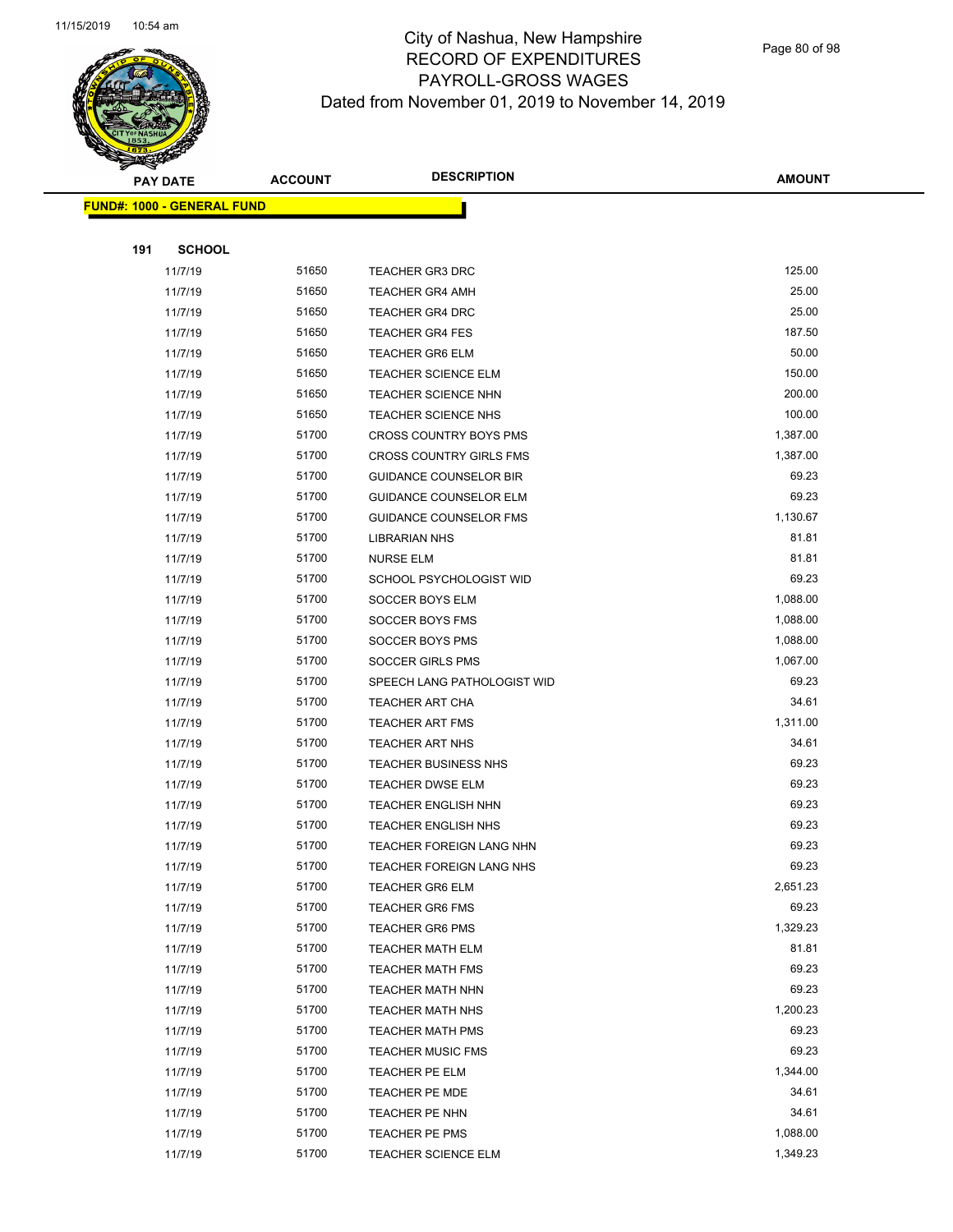# City of Nashua, New Hampshire
## RECORD OF EXPENDITURES
## PAYROLL-GROSS WAGES
## Dated from November 01, 2019 to November 14, 2019

| PAY DATE | ACCOUNT | DESCRIPTION | AMOUNT |
|---|---|---|---|

**FUND#: 1000 - GENERAL FUND**

**191 SCHOOL**

| PAY DATE | ACCOUNT | DESCRIPTION | AMOUNT |
|---|---|---|---|
| 11/7/19 | 51650 | TEACHER GR3 DRC | 125.00 |
| 11/7/19 | 51650 | TEACHER GR4 AMH | 25.00 |
| 11/7/19 | 51650 | TEACHER GR4 DRC | 25.00 |
| 11/7/19 | 51650 | TEACHER GR4 FES | 187.50 |
| 11/7/19 | 51650 | TEACHER GR6 ELM | 50.00 |
| 11/7/19 | 51650 | TEACHER SCIENCE ELM | 150.00 |
| 11/7/19 | 51650 | TEACHER SCIENCE NHN | 200.00 |
| 11/7/19 | 51650 | TEACHER SCIENCE NHS | 100.00 |
| 11/7/19 | 51700 | CROSS COUNTRY BOYS PMS | 1,387.00 |
| 11/7/19 | 51700 | CROSS COUNTRY GIRLS FMS | 1,387.00 |
| 11/7/19 | 51700 | GUIDANCE COUNSELOR BIR | 69.23 |
| 11/7/19 | 51700 | GUIDANCE COUNSELOR ELM | 69.23 |
| 11/7/19 | 51700 | GUIDANCE COUNSELOR FMS | 1,130.67 |
| 11/7/19 | 51700 | LIBRARIAN NHS | 81.81 |
| 11/7/19 | 51700 | NURSE ELM | 81.81 |
| 11/7/19 | 51700 | SCHOOL PSYCHOLOGIST WID | 69.23 |
| 11/7/19 | 51700 | SOCCER BOYS ELM | 1,088.00 |
| 11/7/19 | 51700 | SOCCER BOYS FMS | 1,088.00 |
| 11/7/19 | 51700 | SOCCER BOYS PMS | 1,088.00 |
| 11/7/19 | 51700 | SOCCER GIRLS PMS | 1,067.00 |
| 11/7/19 | 51700 | SPEECH LANG PATHOLOGIST WID | 69.23 |
| 11/7/19 | 51700 | TEACHER ART CHA | 34.61 |
| 11/7/19 | 51700 | TEACHER ART FMS | 1,311.00 |
| 11/7/19 | 51700 | TEACHER ART NHS | 34.61 |
| 11/7/19 | 51700 | TEACHER BUSINESS NHS | 69.23 |
| 11/7/19 | 51700 | TEACHER DWSE ELM | 69.23 |
| 11/7/19 | 51700 | TEACHER ENGLISH NHN | 69.23 |
| 11/7/19 | 51700 | TEACHER ENGLISH NHS | 69.23 |
| 11/7/19 | 51700 | TEACHER FOREIGN LANG NHN | 69.23 |
| 11/7/19 | 51700 | TEACHER FOREIGN LANG NHS | 69.23 |
| 11/7/19 | 51700 | TEACHER GR6 ELM | 2,651.23 |
| 11/7/19 | 51700 | TEACHER GR6 FMS | 69.23 |
| 11/7/19 | 51700 | TEACHER GR6 PMS | 1,329.23 |
| 11/7/19 | 51700 | TEACHER MATH ELM | 81.81 |
| 11/7/19 | 51700 | TEACHER MATH FMS | 69.23 |
| 11/7/19 | 51700 | TEACHER MATH NHN | 69.23 |
| 11/7/19 | 51700 | TEACHER MATH NHS | 1,200.23 |
| 11/7/19 | 51700 | TEACHER MATH PMS | 69.23 |
| 11/7/19 | 51700 | TEACHER MUSIC FMS | 69.23 |
| 11/7/19 | 51700 | TEACHER PE ELM | 1,344.00 |
| 11/7/19 | 51700 | TEACHER PE MDE | 34.61 |
| 11/7/19 | 51700 | TEACHER PE NHN | 34.61 |
| 11/7/19 | 51700 | TEACHER PE PMS | 1,088.00 |
| 11/7/19 | 51700 | TEACHER SCIENCE ELM | 1,349.23 |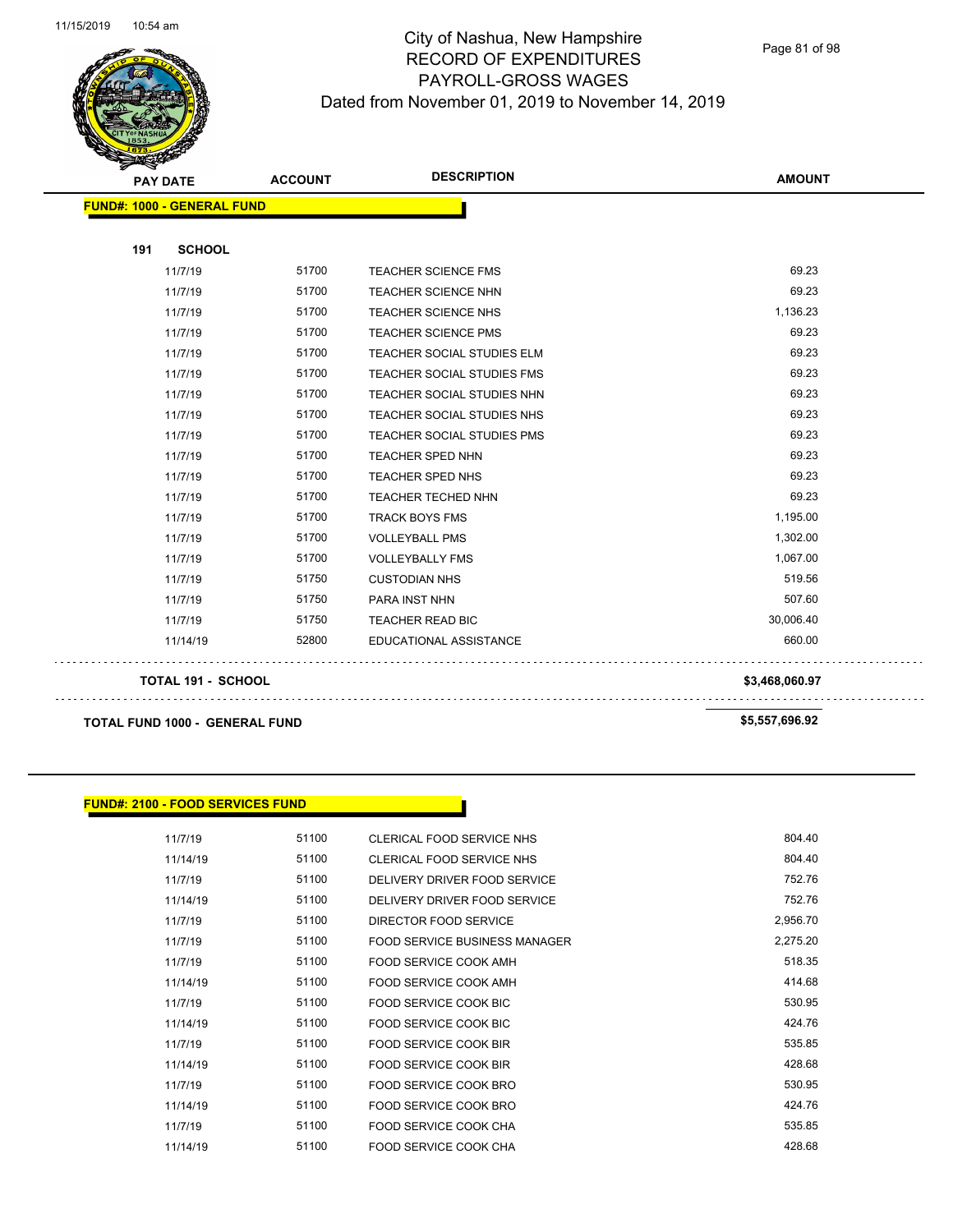# City of Nashua, New Hampshire
## RECORD OF EXPENDITURES
## PAYROLL-GROSS WAGES
## Dated from November 01, 2019 to November 14, 2019

| PAY DATE | ACCOUNT | DESCRIPTION | AMOUNT |
|---|---|---|---|
| **FUND#: 1000 - GENERAL FUND** | | | |
| **191 SCHOOL** | | | |
| 11/7/19 | 51700 | TEACHER SCIENCE FMS | 69.23 |
| 11/7/19 | 51700 | TEACHER SCIENCE NHN | 69.23 |
| 11/7/19 | 51700 | TEACHER SCIENCE NHS | 1,136.23 |
| 11/7/19 | 51700 | TEACHER SCIENCE PMS | 69.23 |
| 11/7/19 | 51700 | TEACHER SOCIAL STUDIES ELM | 69.23 |
| 11/7/19 | 51700 | TEACHER SOCIAL STUDIES FMS | 69.23 |
| 11/7/19 | 51700 | TEACHER SOCIAL STUDIES NHN | 69.23 |
| 11/7/19 | 51700 | TEACHER SOCIAL STUDIES NHS | 69.23 |
| 11/7/19 | 51700 | TEACHER SOCIAL STUDIES PMS | 69.23 |
| 11/7/19 | 51700 | TEACHER SPED NHN | 69.23 |
| 11/7/19 | 51700 | TEACHER SPED NHS | 69.23 |
| 11/7/19 | 51700 | TEACHER TECHED NHN | 69.23 |
| 11/7/19 | 51700 | TRACK BOYS FMS | 1,195.00 |
| 11/7/19 | 51700 | VOLLEYBALL PMS | 1,302.00 |
| 11/7/19 | 51700 | VOLLEYBALLY FMS | 1,067.00 |
| 11/7/19 | 51750 | CUSTODIAN NHS | 519.56 |
| 11/7/19 | 51750 | PARA INST NHN | 507.60 |
| 11/7/19 | 51750 | TEACHER READ BIC | 30,006.40 |
| 11/14/19 | 52800 | EDUCATIONAL ASSISTANCE | 660.00 |
| **TOTAL 191 - SCHOOL** | | | **$3,468,060.97** |
| **TOTAL FUND 1000 - GENERAL FUND** | | | **$5,557,696.92** |

| PAY DATE | ACCOUNT | DESCRIPTION | AMOUNT |
|---|---|---|---|
| **FUND#: 2100 - FOOD SERVICES FUND** | | | |
| 11/7/19 | 51100 | CLERICAL FOOD SERVICE NHS | 804.40 |
| 11/14/19 | 51100 | CLERICAL FOOD SERVICE NHS | 804.40 |
| 11/7/19 | 51100 | DELIVERY DRIVER FOOD SERVICE | 752.76 |
| 11/14/19 | 51100 | DELIVERY DRIVER FOOD SERVICE | 752.76 |
| 11/7/19 | 51100 | DIRECTOR FOOD SERVICE | 2,956.70 |
| 11/7/19 | 51100 | FOOD SERVICE BUSINESS MANAGER | 2,275.20 |
| 11/7/19 | 51100 | FOOD SERVICE COOK AMH | 518.35 |
| 11/14/19 | 51100 | FOOD SERVICE COOK AMH | 414.68 |
| 11/7/19 | 51100 | FOOD SERVICE COOK BIC | 530.95 |
| 11/14/19 | 51100 | FOOD SERVICE COOK BIC | 424.76 |
| 11/7/19 | 51100 | FOOD SERVICE COOK BIR | 535.85 |
| 11/14/19 | 51100 | FOOD SERVICE COOK BIR | 428.68 |
| 11/7/19 | 51100 | FOOD SERVICE COOK BRO | 530.95 |
| 11/14/19 | 51100 | FOOD SERVICE COOK BRO | 424.76 |
| 11/7/19 | 51100 | FOOD SERVICE COOK CHA | 535.85 |
| 11/14/19 | 51100 | FOOD SERVICE COOK CHA | 428.68 |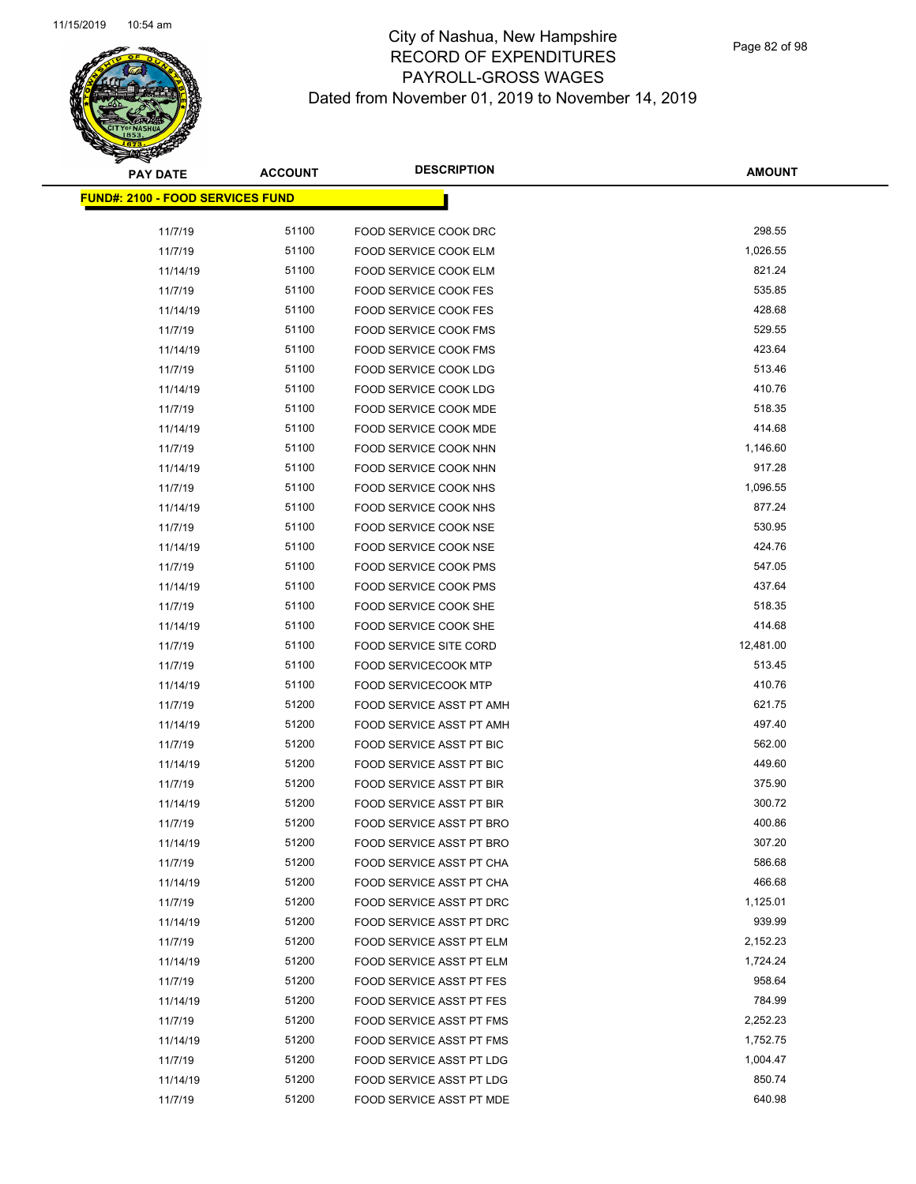# City of Nashua, New Hampshire
## RECORD OF EXPENDITURES
## PAYROLL-GROSS WAGES
### Dated from November 01, 2019 to November 14, 2019

| PAY DATE | ACCOUNT | DESCRIPTION | AMOUNT |
|---|---|---|---|
| **FUND#: 2100 - FOOD SERVICES FUND** | | | |
| 11/7/19 | 51100 | FOOD SERVICE COOK DRC | 298.55 |
| 11/7/19 | 51100 | FOOD SERVICE COOK ELM | 1,026.55 |
| 11/14/19 | 51100 | FOOD SERVICE COOK ELM | 821.24 |
| 11/7/19 | 51100 | FOOD SERVICE COOK FES | 535.85 |
| 11/14/19 | 51100 | FOOD SERVICE COOK FES | 428.68 |
| 11/7/19 | 51100 | FOOD SERVICE COOK FMS | 529.55 |
| 11/14/19 | 51100 | FOOD SERVICE COOK FMS | 423.64 |
| 11/7/19 | 51100 | FOOD SERVICE COOK LDG | 513.46 |
| 11/14/19 | 51100 | FOOD SERVICE COOK LDG | 410.76 |
| 11/7/19 | 51100 | FOOD SERVICE COOK MDE | 518.35 |
| 11/14/19 | 51100 | FOOD SERVICE COOK MDE | 414.68 |
| 11/7/19 | 51100 | FOOD SERVICE COOK NHN | 1,146.60 |
| 11/14/19 | 51100 | FOOD SERVICE COOK NHN | 917.28 |
| 11/7/19 | 51100 | FOOD SERVICE COOK NHS | 1,096.55 |
| 11/14/19 | 51100 | FOOD SERVICE COOK NHS | 877.24 |
| 11/7/19 | 51100 | FOOD SERVICE COOK NSE | 530.95 |
| 11/14/19 | 51100 | FOOD SERVICE COOK NSE | 424.76 |
| 11/7/19 | 51100 | FOOD SERVICE COOK PMS | 547.05 |
| 11/14/19 | 51100 | FOOD SERVICE COOK PMS | 437.64 |
| 11/7/19 | 51100 | FOOD SERVICE COOK SHE | 518.35 |
| 11/14/19 | 51100 | FOOD SERVICE COOK SHE | 414.68 |
| 11/7/19 | 51100 | FOOD SERVICE SITE CORD | 12,481.00 |
| 11/7/19 | 51100 | FOOD SERVICECOOK MTP | 513.45 |
| 11/14/19 | 51100 | FOOD SERVICECOOK MTP | 410.76 |
| 11/7/19 | 51200 | FOOD SERVICE ASST PT AMH | 621.75 |
| 11/14/19 | 51200 | FOOD SERVICE ASST PT AMH | 497.40 |
| 11/7/19 | 51200 | FOOD SERVICE ASST PT BIC | 562.00 |
| 11/14/19 | 51200 | FOOD SERVICE ASST PT BIC | 449.60 |
| 11/7/19 | 51200 | FOOD SERVICE ASST PT BIR | 375.90 |
| 11/14/19 | 51200 | FOOD SERVICE ASST PT BIR | 300.72 |
| 11/7/19 | 51200 | FOOD SERVICE ASST PT BRO | 400.86 |
| 11/14/19 | 51200 | FOOD SERVICE ASST PT BRO | 307.20 |
| 11/7/19 | 51200 | FOOD SERVICE ASST PT CHA | 586.68 |
| 11/14/19 | 51200 | FOOD SERVICE ASST PT CHA | 466.68 |
| 11/7/19 | 51200 | FOOD SERVICE ASST PT DRC | 1,125.01 |
| 11/14/19 | 51200 | FOOD SERVICE ASST PT DRC | 939.99 |
| 11/7/19 | 51200 | FOOD SERVICE ASST PT ELM | 2,152.23 |
| 11/14/19 | 51200 | FOOD SERVICE ASST PT ELM | 1,724.24 |
| 11/7/19 | 51200 | FOOD SERVICE ASST PT FES | 958.64 |
| 11/14/19 | 51200 | FOOD SERVICE ASST PT FES | 784.99 |
| 11/7/19 | 51200 | FOOD SERVICE ASST PT FMS | 2,252.23 |
| 11/14/19 | 51200 | FOOD SERVICE ASST PT FMS | 1,752.75 |
| 11/7/19 | 51200 | FOOD SERVICE ASST PT LDG | 1,004.47 |
| 11/14/19 | 51200 | FOOD SERVICE ASST PT LDG | 850.74 |
| 11/7/19 | 51200 | FOOD SERVICE ASST PT MDE | 640.98 |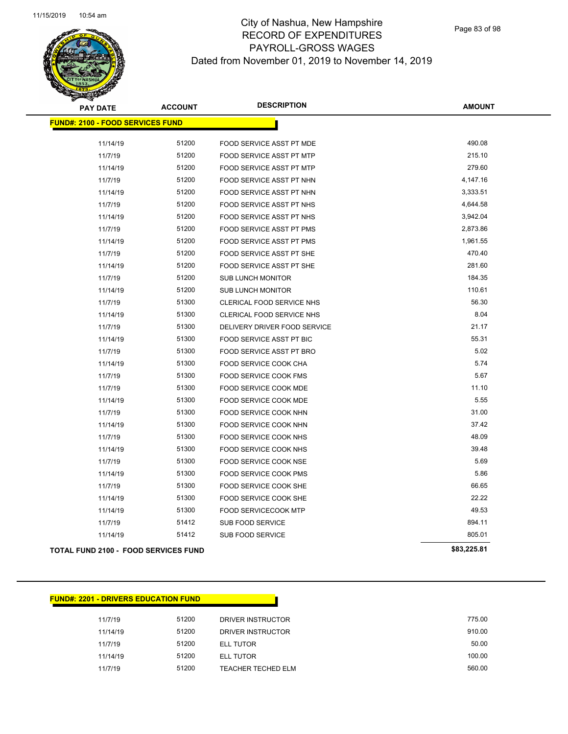# City of Nashua, New Hampshire
# RECORD OF EXPENDITURES
# PAYROLL-GROSS WAGES
## Dated from November 01, 2019 to November 14, 2019

| PAY DATE | ACCOUNT | DESCRIPTION | AMOUNT |
|---|---|---|---|
| **FUND#: 2100 - FOOD SERVICES FUND** | | | |
| 11/14/19 | 51200 | FOOD SERVICE ASST PT MDE | 490.08 |
| 11/7/19 | 51200 | FOOD SERVICE ASST PT MTP | 215.10 |
| 11/14/19 | 51200 | FOOD SERVICE ASST PT MTP | 279.60 |
| 11/7/19 | 51200 | FOOD SERVICE ASST PT NHN | 4,147.16 |
| 11/14/19 | 51200 | FOOD SERVICE ASST PT NHN | 3,333.51 |
| 11/7/19 | 51200 | FOOD SERVICE ASST PT NHS | 4,644.58 |
| 11/14/19 | 51200 | FOOD SERVICE ASST PT NHS | 3,942.04 |
| 11/7/19 | 51200 | FOOD SERVICE ASST PT PMS | 2,873.86 |
| 11/14/19 | 51200 | FOOD SERVICE ASST PT PMS | 1,961.55 |
| 11/7/19 | 51200 | FOOD SERVICE ASST PT SHE | 470.40 |
| 11/14/19 | 51200 | FOOD SERVICE ASST PT SHE | 281.60 |
| 11/7/19 | 51200 | SUB LUNCH MONITOR | 184.35 |
| 11/14/19 | 51200 | SUB LUNCH MONITOR | 110.61 |
| 11/7/19 | 51300 | CLERICAL FOOD SERVICE NHS | 56.30 |
| 11/14/19 | 51300 | CLERICAL FOOD SERVICE NHS | 8.04 |
| 11/7/19 | 51300 | DELIVERY DRIVER FOOD SERVICE | 21.17 |
| 11/14/19 | 51300 | FOOD SERVICE ASST PT BIC | 55.31 |
| 11/7/19 | 51300 | FOOD SERVICE ASST PT BRO | 5.02 |
| 11/14/19 | 51300 | FOOD SERVICE COOK CHA | 5.74 |
| 11/7/19 | 51300 | FOOD SERVICE COOK FMS | 5.67 |
| 11/7/19 | 51300 | FOOD SERVICE COOK MDE | 11.10 |
| 11/14/19 | 51300 | FOOD SERVICE COOK MDE | 5.55 |
| 11/7/19 | 51300 | FOOD SERVICE COOK NHN | 31.00 |
| 11/14/19 | 51300 | FOOD SERVICE COOK NHN | 37.42 |
| 11/7/19 | 51300 | FOOD SERVICE COOK NHS | 48.09 |
| 11/14/19 | 51300 | FOOD SERVICE COOK NHS | 39.48 |
| 11/7/19 | 51300 | FOOD SERVICE COOK NSE | 5.69 |
| 11/14/19 | 51300 | FOOD SERVICE COOK PMS | 5.86 |
| 11/7/19 | 51300 | FOOD SERVICE COOK SHE | 66.65 |
| 11/14/19 | 51300 | FOOD SERVICE COOK SHE | 22.22 |
| 11/14/19 | 51300 | FOOD SERVICECOOK MTP | 49.53 |
| 11/7/19 | 51412 | SUB FOOD SERVICE | 894.11 |
| 11/14/19 | 51412 | SUB FOOD SERVICE | 805.01 |
| **TOTAL FUND 2100 - FOOD SERVICES FUND** | | | **$83,225.81** |

| PAY DATE | ACCOUNT | DESCRIPTION | AMOUNT |
|---|---|---|---|
| **FUND#: 2201 - DRIVERS EDUCATION FUND** | | | |
| 11/7/19 | 51200 | DRIVER INSTRUCTOR | 775.00 |
| 11/14/19 | 51200 | DRIVER INSTRUCTOR | 910.00 |
| 11/7/19 | 51200 | ELL TUTOR | 50.00 |
| 11/14/19 | 51200 | ELL TUTOR | 100.00 |
| 11/7/19 | 51200 | TEACHER TECHED ELM | 560.00 |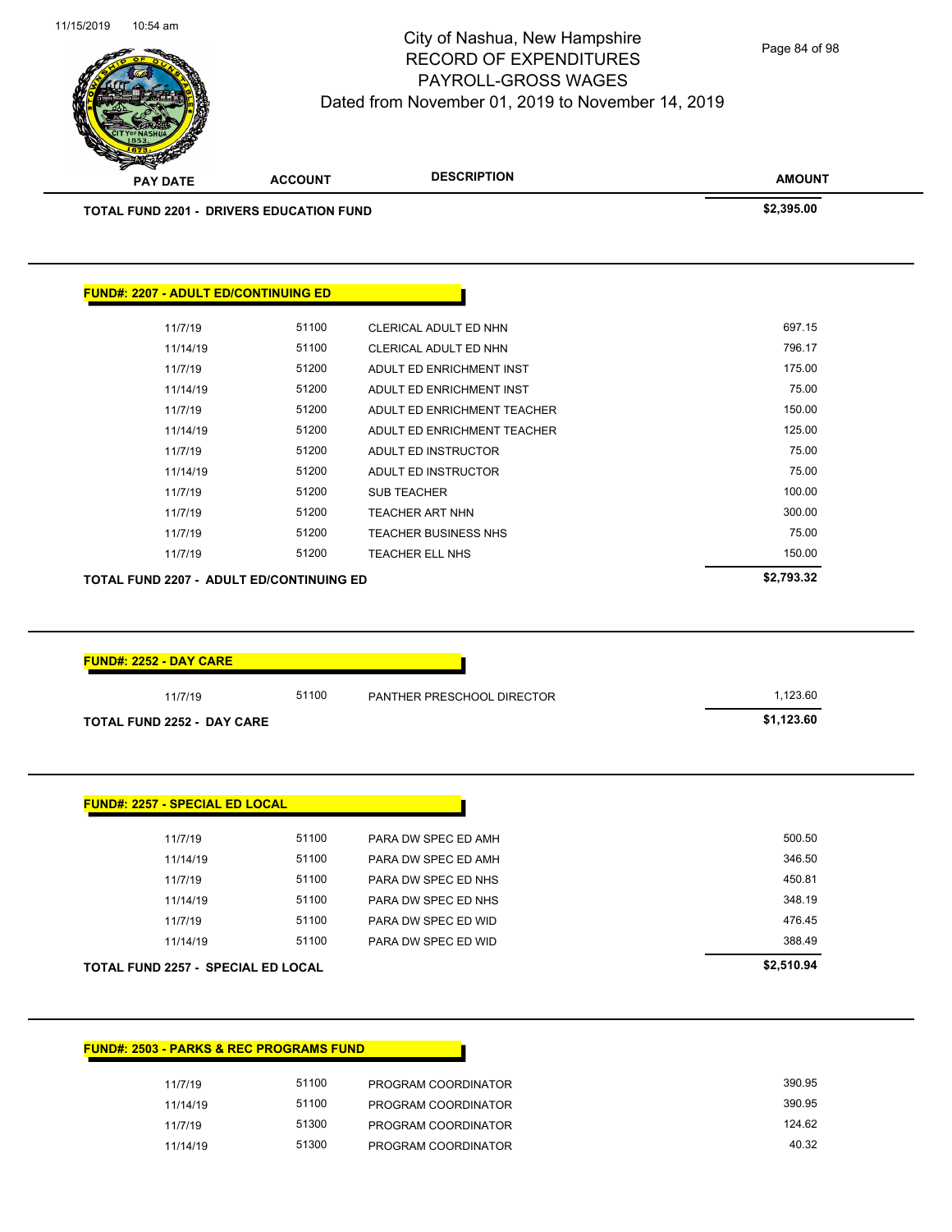# City of Nashua, New Hampshire
## RECORD OF EXPENDITURES
## PAYROLL-GROSS WAGES
### Dated from November 01, 2019 to November 14, 2019

| PAY DATE | ACCOUNT | DESCRIPTION | AMOUNT |
|---|---|---|---|
| **TOTAL FUND 2201 - DRIVERS EDUCATION FUND** | | | **$2,395.00** |

**FUND#: 2207 - ADULT ED/CONTINUING ED**

| PAY DATE | ACCOUNT | DESCRIPTION | AMOUNT |
|---|---|---|---|
| 11/7/19 | 51100 | CLERICAL ADULT ED NHN | 697.15 |
| 11/14/19 | 51100 | CLERICAL ADULT ED NHN | 796.17 |
| 11/7/19 | 51200 | ADULT ED ENRICHMENT INST | 175.00 |
| 11/14/19 | 51200 | ADULT ED ENRICHMENT INST | 75.00 |
| 11/7/19 | 51200 | ADULT ED ENRICHMENT TEACHER | 150.00 |
| 11/14/19 | 51200 | ADULT ED ENRICHMENT TEACHER | 125.00 |
| 11/7/19 | 51200 | ADULT ED INSTRUCTOR | 75.00 |
| 11/14/19 | 51200 | ADULT ED INSTRUCTOR | 75.00 |
| 11/7/19 | 51200 | SUB TEACHER | 100.00 |
| 11/7/19 | 51200 | TEACHER ART NHN | 300.00 |
| 11/7/19 | 51200 | TEACHER BUSINESS NHS | 75.00 |
| 11/7/19 | 51200 | TEACHER ELL NHS | 150.00 |
| **TOTAL FUND 2207 - ADULT ED/CONTINUING ED** | | | **$2,793.32** |

**FUND#: 2252 - DAY CARE**

| PAY DATE | ACCOUNT | DESCRIPTION | AMOUNT |
|---|---|---|---|
| 11/7/19 | 51100 | PANTHER PRESCHOOL DIRECTOR | 1,123.60 |
| **TOTAL FUND 2252 - DAY CARE** | | | **$1,123.60** |

**FUND#: 2257 - SPECIAL ED LOCAL**

| PAY DATE | ACCOUNT | DESCRIPTION | AMOUNT |
|---|---|---|---|
| 11/7/19 | 51100 | PARA DW SPEC ED AMH | 500.50 |
| 11/14/19 | 51100 | PARA DW SPEC ED AMH | 346.50 |
| 11/7/19 | 51100 | PARA DW SPEC ED NHS | 450.81 |
| 11/14/19 | 51100 | PARA DW SPEC ED NHS | 348.19 |
| 11/7/19 | 51100 | PARA DW SPEC ED WID | 476.45 |
| 11/14/19 | 51100 | PARA DW SPEC ED WID | 388.49 |
| **TOTAL FUND 2257 - SPECIAL ED LOCAL** | | | **$2,510.94** |

**FUND#: 2503 - PARKS & REC PROGRAMS FUND**

| PAY DATE | ACCOUNT | DESCRIPTION | AMOUNT |
|---|---|---|---|
| 11/7/19 | 51100 | PROGRAM COORDINATOR | 390.95 |
| 11/14/19 | 51100 | PROGRAM COORDINATOR | 390.95 |
| 11/7/19 | 51300 | PROGRAM COORDINATOR | 124.62 |
| 11/14/19 | 51300 | PROGRAM COORDINATOR | 40.32 |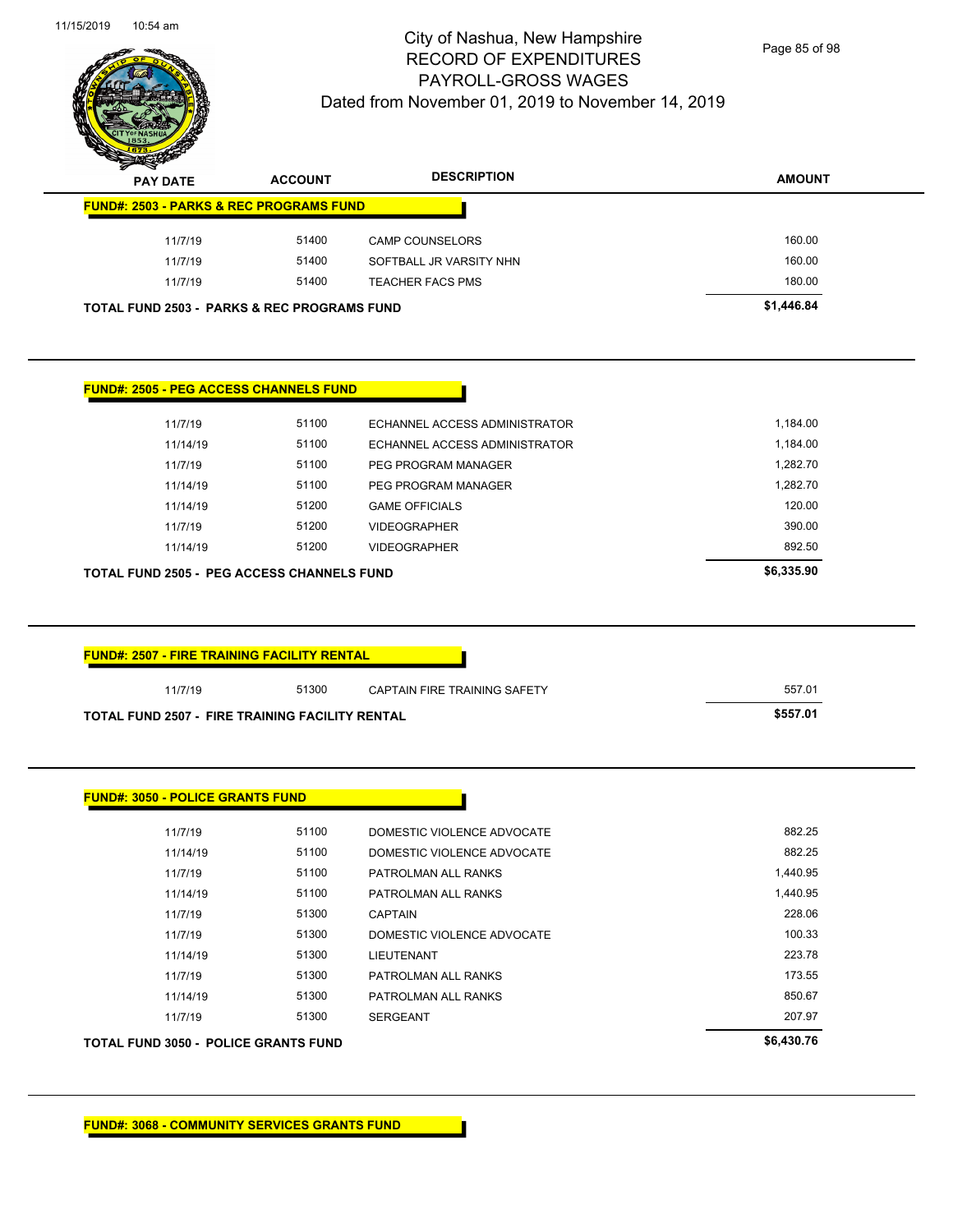City of Nashua, New Hampshire
RECORD OF EXPENDITURES
PAYROLL-GROSS WAGES
Dated from November 01, 2019 to November 14, 2019

| PAY DATE | ACCOUNT | DESCRIPTION | AMOUNT |
|---|---|---|---|
| **FUND#: 2503 - PARKS & REC PROGRAMS FUND** | | | |
| 11/7/19 | 51400 | CAMP COUNSELORS | 160.00 |
| 11/7/19 | 51400 | SOFTBALL JR VARSITY NHN | 160.00 |
| 11/7/19 | 51400 | TEACHER FACS PMS | 180.00 |
| **TOTAL FUND 2503 - PARKS & REC PROGRAMS FUND** | | | **$1,446.84** |

| PAY DATE | ACCOUNT | DESCRIPTION | AMOUNT |
|---|---|---|---|
| **FUND#: 2505 - PEG ACCESS CHANNELS FUND** | | | |
| 11/7/19 | 51100 | ECHANNEL ACCESS ADMINISTRATOR | 1,184.00 |
| 11/14/19 | 51100 | ECHANNEL ACCESS ADMINISTRATOR | 1,184.00 |
| 11/7/19 | 51100 | PEG PROGRAM MANAGER | 1,282.70 |
| 11/14/19 | 51100 | PEG PROGRAM MANAGER | 1,282.70 |
| 11/14/19 | 51200 | GAME OFFICIALS | 120.00 |
| 11/7/19 | 51200 | VIDEOGRAPHER | 390.00 |
| 11/14/19 | 51200 | VIDEOGRAPHER | 892.50 |
| **TOTAL FUND 2505 - PEG ACCESS CHANNELS FUND** | | | **$6,335.90** |

| PAY DATE | ACCOUNT | DESCRIPTION | AMOUNT |
|---|---|---|---|
| **FUND#: 2507 - FIRE TRAINING FACILITY RENTAL** | | | |
| 11/7/19 | 51300 | CAPTAIN FIRE TRAINING SAFETY | 557.01 |
| **TOTAL FUND 2507 - FIRE TRAINING FACILITY RENTAL** | | | **$557.01** |

| PAY DATE | ACCOUNT | DESCRIPTION | AMOUNT |
|---|---|---|---|
| **FUND#: 3050 - POLICE GRANTS FUND** | | | |
| 11/7/19 | 51100 | DOMESTIC VIOLENCE ADVOCATE | 882.25 |
| 11/14/19 | 51100 | DOMESTIC VIOLENCE ADVOCATE | 882.25 |
| 11/7/19 | 51100 | PATROLMAN ALL RANKS | 1,440.95 |
| 11/14/19 | 51100 | PATROLMAN ALL RANKS | 1,440.95 |
| 11/7/19 | 51300 | CAPTAIN | 228.06 |
| 11/7/19 | 51300 | DOMESTIC VIOLENCE ADVOCATE | 100.33 |
| 11/14/19 | 51300 | LIEUTENANT | 223.78 |
| 11/7/19 | 51300 | PATROLMAN ALL RANKS | 173.55 |
| 11/14/19 | 51300 | PATROLMAN ALL RANKS | 850.67 |
| 11/7/19 | 51300 | SERGEANT | 207.97 |
| **TOTAL FUND 3050 - POLICE GRANTS FUND** | | | **$6,430.76** |

**FUND#: 3068 - COMMUNITY SERVICES GRANTS FUND**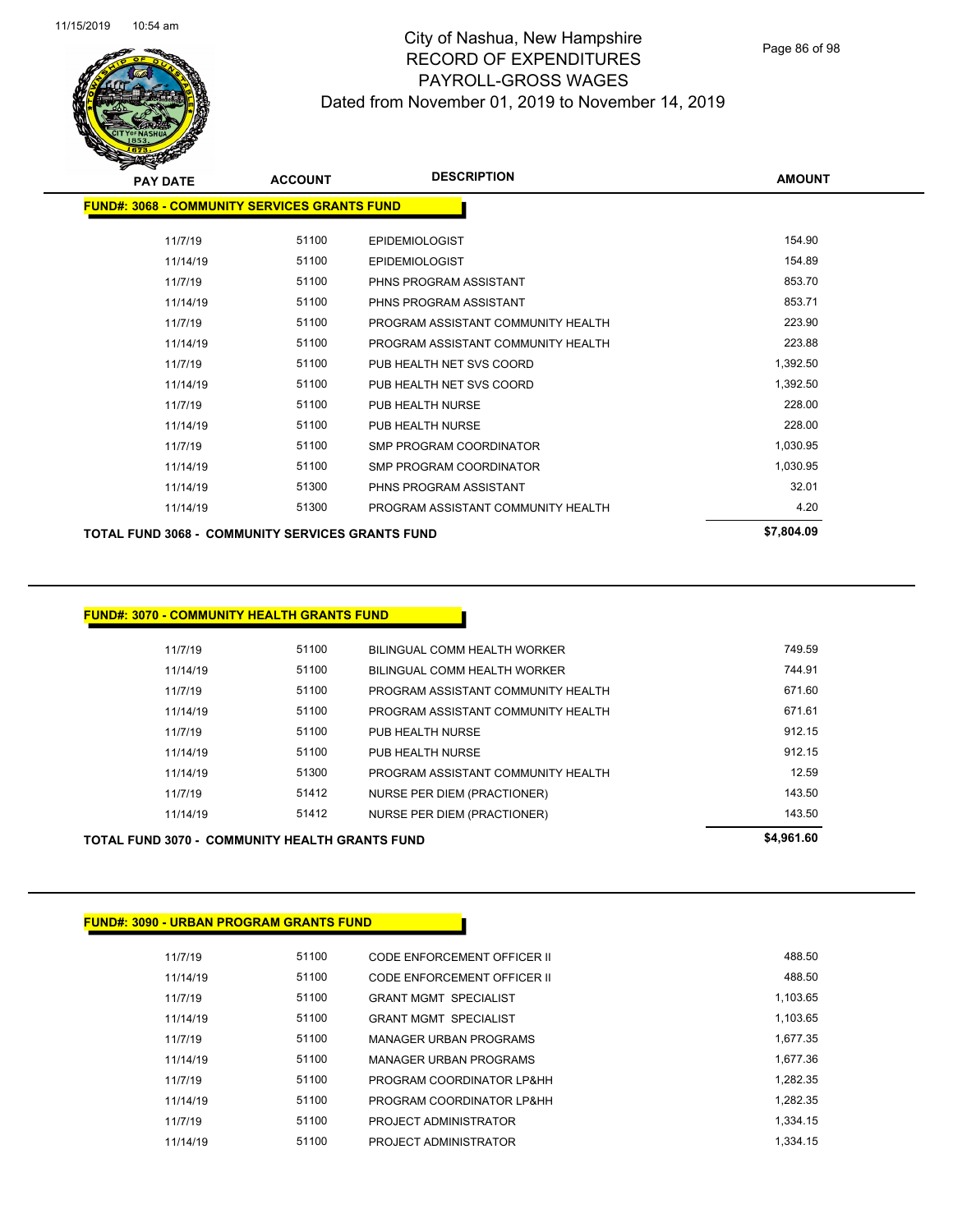# City of Nashua, New Hampshire
## RECORD OF EXPENDITURES
## PAYROLL-GROSS WAGES
## Dated from November 01, 2019 to November 14, 2019

### FUND#: 3068 - COMMUNITY SERVICES GRANTS FUND

| PAY DATE | ACCOUNT | DESCRIPTION | AMOUNT |
|---|---|---|---|
| 11/7/19 | 51100 | EPIDEMIOLOGIST | 154.90 |
| 11/14/19 | 51100 | EPIDEMIOLOGIST | 154.89 |
| 11/7/19 | 51100 | PHNS PROGRAM ASSISTANT | 853.70 |
| 11/14/19 | 51100 | PHNS PROGRAM ASSISTANT | 853.71 |
| 11/7/19 | 51100 | PROGRAM ASSISTANT COMMUNITY HEALTH | 223.90 |
| 11/14/19 | 51100 | PROGRAM ASSISTANT COMMUNITY HEALTH | 223.88 |
| 11/7/19 | 51100 | PUB HEALTH NET SVS COORD | 1,392.50 |
| 11/14/19 | 51100 | PUB HEALTH NET SVS COORD | 1,392.50 |
| 11/7/19 | 51100 | PUB HEALTH NURSE | 228.00 |
| 11/14/19 | 51100 | PUB HEALTH NURSE | 228.00 |
| 11/7/19 | 51100 | SMP PROGRAM COORDINATOR | 1,030.95 |
| 11/14/19 | 51100 | SMP PROGRAM COORDINATOR | 1,030.95 |
| 11/14/19 | 51300 | PHNS PROGRAM ASSISTANT | 32.01 |
| 11/14/19 | 51300 | PROGRAM ASSISTANT COMMUNITY HEALTH | 4.20 |
| **TOTAL FUND 3068 - COMMUNITY SERVICES GRANTS FUND** | | | **$7,804.09** |

### FUND#: 3070 - COMMUNITY HEALTH GRANTS FUND

| PAY DATE | ACCOUNT | DESCRIPTION | AMOUNT |
|---|---|---|---|
| 11/7/19 | 51100 | BILINGUAL COMM HEALTH WORKER | 749.59 |
| 11/14/19 | 51100 | BILINGUAL COMM HEALTH WORKER | 744.91 |
| 11/7/19 | 51100 | PROGRAM ASSISTANT COMMUNITY HEALTH | 671.60 |
| 11/14/19 | 51100 | PROGRAM ASSISTANT COMMUNITY HEALTH | 671.61 |
| 11/7/19 | 51100 | PUB HEALTH NURSE | 912.15 |
| 11/14/19 | 51100 | PUB HEALTH NURSE | 912.15 |
| 11/14/19 | 51300 | PROGRAM ASSISTANT COMMUNITY HEALTH | 12.59 |
| 11/7/19 | 51412 | NURSE PER DIEM (PRACTIONER) | 143.50 |
| 11/14/19 | 51412 | NURSE PER DIEM (PRACTIONER) | 143.50 |
| **TOTAL FUND 3070 - COMMUNITY HEALTH GRANTS FUND** | | | **$4,961.60** |

### FUND#: 3090 - URBAN PROGRAM GRANTS FUND

| PAY DATE | ACCOUNT | DESCRIPTION | AMOUNT |
|---|---|---|---|
| 11/7/19 | 51100 | CODE ENFORCEMENT OFFICER II | 488.50 |
| 11/14/19 | 51100 | CODE ENFORCEMENT OFFICER II | 488.50 |
| 11/7/19 | 51100 | GRANT MGMT SPECIALIST | 1,103.65 |
| 11/14/19 | 51100 | GRANT MGMT SPECIALIST | 1,103.65 |
| 11/7/19 | 51100 | MANAGER URBAN PROGRAMS | 1,677.35 |
| 11/14/19 | 51100 | MANAGER URBAN PROGRAMS | 1,677.36 |
| 11/7/19 | 51100 | PROGRAM COORDINATOR LP&HH | 1,282.35 |
| 11/14/19 | 51100 | PROGRAM COORDINATOR LP&HH | 1,282.35 |
| 11/7/19 | 51100 | PROJECT ADMINISTRATOR | 1,334.15 |
| 11/14/19 | 51100 | PROJECT ADMINISTRATOR | 1,334.15 |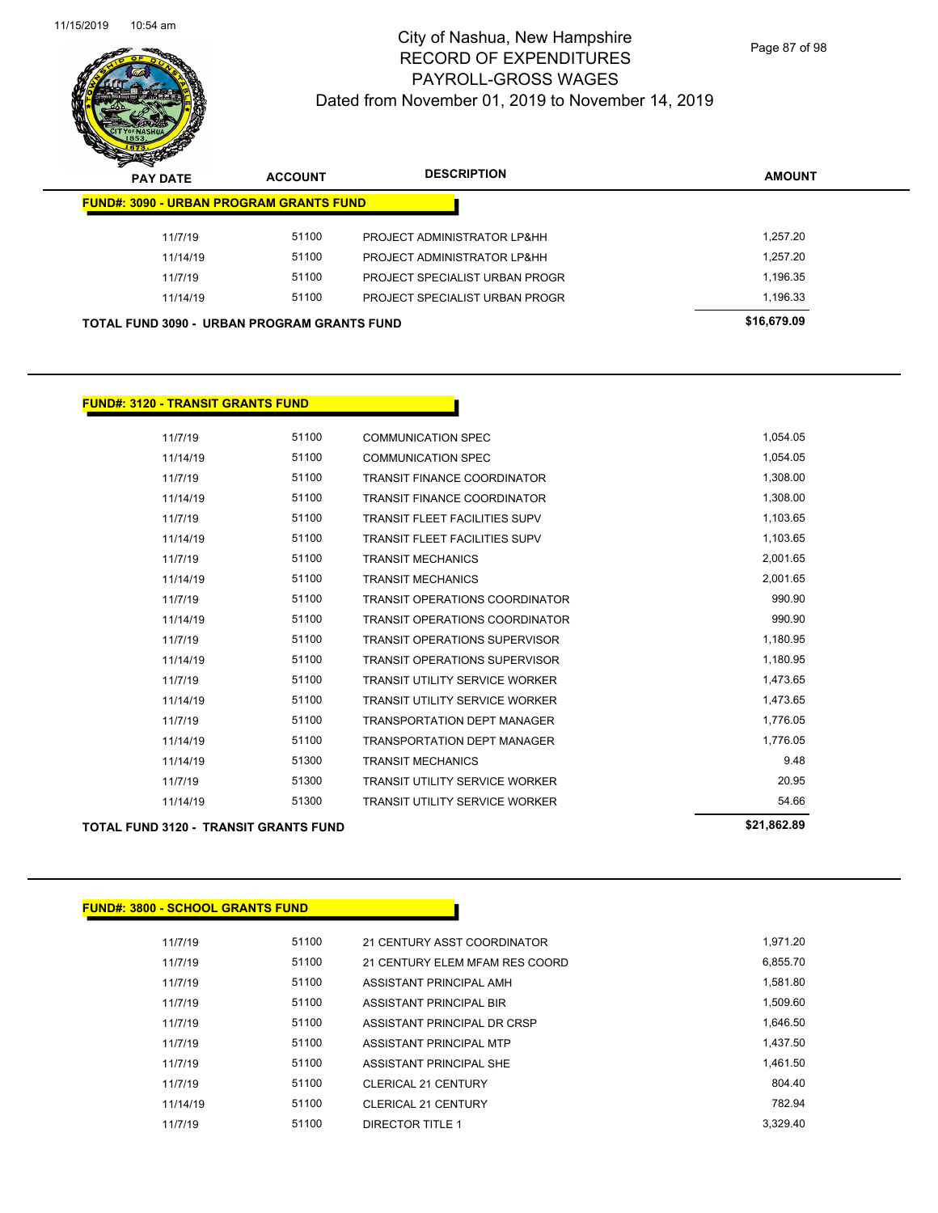# City of Nashua, New Hampshire
# RECORD OF EXPENDITURES
# PAYROLL-GROSS WAGES
# Dated from November 01, 2019 to November 14, 2019

| PAY DATE | ACCOUNT | DESCRIPTION | AMOUNT |
|---|---|---|---|
| **FUND#: 3090 - URBAN PROGRAM GRANTS FUND** | | | |
| 11/7/19 | 51100 | PROJECT ADMINISTRATOR LP&HH | 1,257.20 |
| 11/14/19 | 51100 | PROJECT ADMINISTRATOR LP&HH | 1,257.20 |
| 11/7/19 | 51100 | PROJECT SPECIALIST URBAN PROGR | 1,196.35 |
| 11/14/19 | 51100 | PROJECT SPECIALIST URBAN PROGR | 1,196.33 |
| **TOTAL FUND 3090 - URBAN PROGRAM GRANTS FUND** | | | **$16,679.09** |

| PAY DATE | ACCOUNT | DESCRIPTION | AMOUNT |
|---|---|---|---|
| **FUND#: 3120 - TRANSIT GRANTS FUND** | | | |
| 11/7/19 | 51100 | COMMUNICATION SPEC | 1,054.05 |
| 11/14/19 | 51100 | COMMUNICATION SPEC | 1,054.05 |
| 11/7/19 | 51100 | TRANSIT FINANCE COORDINATOR | 1,308.00 |
| 11/14/19 | 51100 | TRANSIT FINANCE COORDINATOR | 1,308.00 |
| 11/7/19 | 51100 | TRANSIT FLEET FACILITIES SUPV | 1,103.65 |
| 11/14/19 | 51100 | TRANSIT FLEET FACILITIES SUPV | 1,103.65 |
| 11/7/19 | 51100 | TRANSIT MECHANICS | 2,001.65 |
| 11/14/19 | 51100 | TRANSIT MECHANICS | 2,001.65 |
| 11/7/19 | 51100 | TRANSIT OPERATIONS COORDINATOR | 990.90 |
| 11/14/19 | 51100 | TRANSIT OPERATIONS COORDINATOR | 990.90 |
| 11/7/19 | 51100 | TRANSIT OPERATIONS SUPERVISOR | 1,180.95 |
| 11/14/19 | 51100 | TRANSIT OPERATIONS SUPERVISOR | 1,180.95 |
| 11/7/19 | 51100 | TRANSIT UTILITY SERVICE WORKER | 1,473.65 |
| 11/14/19 | 51100 | TRANSIT UTILITY SERVICE WORKER | 1,473.65 |
| 11/7/19 | 51100 | TRANSPORTATION DEPT MANAGER | 1,776.05 |
| 11/14/19 | 51100 | TRANSPORTATION DEPT MANAGER | 1,776.05 |
| 11/14/19 | 51300 | TRANSIT MECHANICS | 9.48 |
| 11/7/19 | 51300 | TRANSIT UTILITY SERVICE WORKER | 20.95 |
| 11/14/19 | 51300 | TRANSIT UTILITY SERVICE WORKER | 54.66 |
| **TOTAL FUND 3120 - TRANSIT GRANTS FUND** | | | **$21,862.89** |

| PAY DATE | ACCOUNT | DESCRIPTION | AMOUNT |
|---|---|---|---|
| **FUND#: 3800 - SCHOOL GRANTS FUND** | | | |
| 11/7/19 | 51100 | 21 CENTURY ASST COORDINATOR | 1,971.20 |
| 11/7/19 | 51100 | 21 CENTURY ELEM MFAM RES COORD | 6,855.70 |
| 11/7/19 | 51100 | ASSISTANT PRINCIPAL AMH | 1,581.80 |
| 11/7/19 | 51100 | ASSISTANT PRINCIPAL BIR | 1,509.60 |
| 11/7/19 | 51100 | ASSISTANT PRINCIPAL DR CRSP | 1,646.50 |
| 11/7/19 | 51100 | ASSISTANT PRINCIPAL MTP | 1,437.50 |
| 11/7/19 | 51100 | ASSISTANT PRINCIPAL SHE | 1,461.50 |
| 11/7/19 | 51100 | CLERICAL 21 CENTURY | 804.40 |
| 11/14/19 | 51100 | CLERICAL 21 CENTURY | 782.94 |
| 11/7/19 | 51100 | DIRECTOR TITLE 1 | 3,329.40 |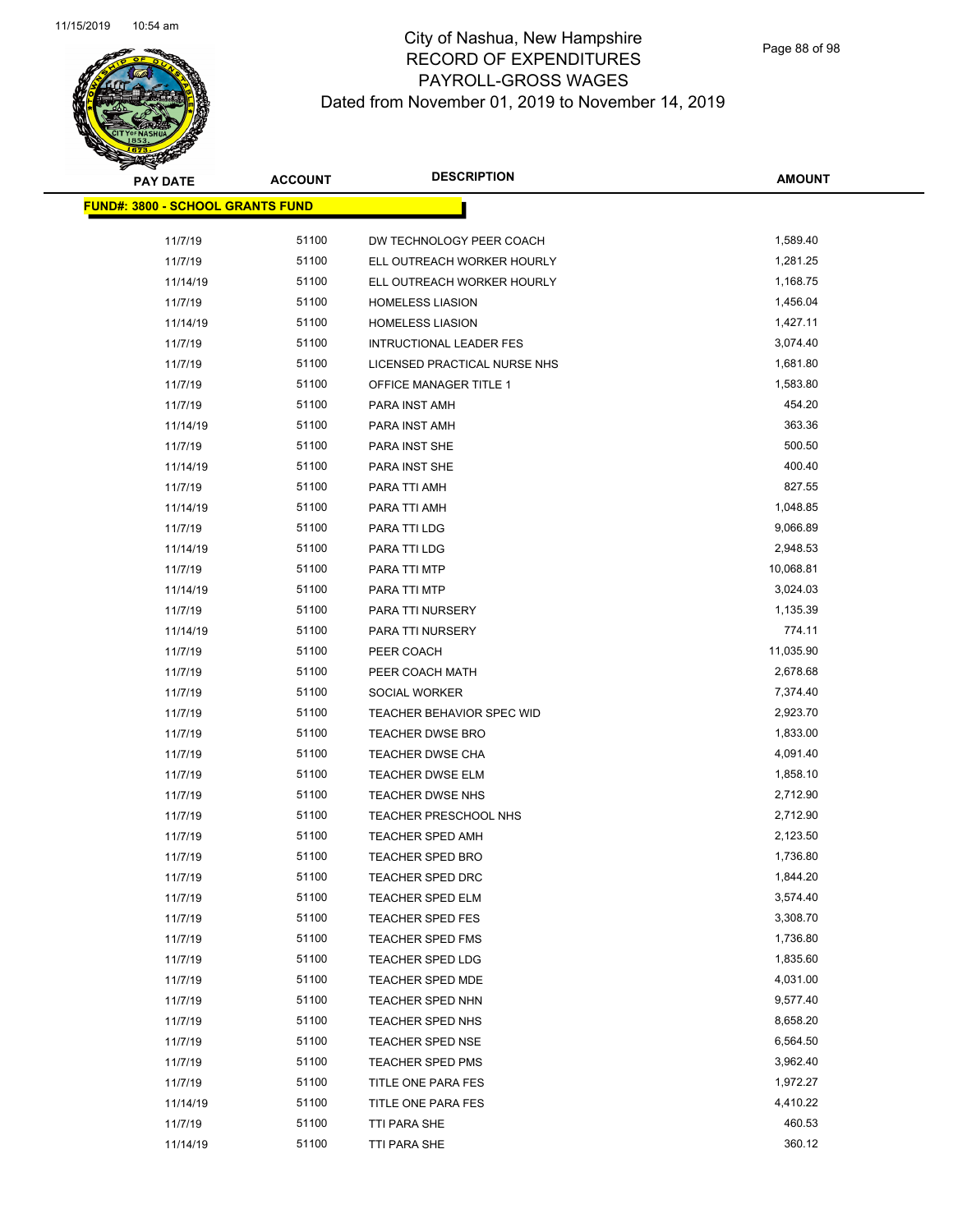# City of Nashua, New Hampshire
## RECORD OF EXPENDITURES
## PAYROLL-GROSS WAGES
### Dated from November 01, 2019 to November 14, 2019

| PAY DATE | ACCOUNT | DESCRIPTION | AMOUNT |
|---|---|---|---|
| **FUND#: 3800 - SCHOOL GRANTS FUND** | | | |
| 11/7/19 | 51100 | DW TECHNOLOGY PEER COACH | 1,589.40 |
| 11/7/19 | 51100 | ELL OUTREACH WORKER HOURLY | 1,281.25 |
| 11/14/19 | 51100 | ELL OUTREACH WORKER HOURLY | 1,168.75 |
| 11/7/19 | 51100 | HOMELESS LIASION | 1,456.04 |
| 11/14/19 | 51100 | HOMELESS LIASION | 1,427.11 |
| 11/7/19 | 51100 | INTRUCTIONAL LEADER FES | 3,074.40 |
| 11/7/19 | 51100 | LICENSED PRACTICAL NURSE NHS | 1,681.80 |
| 11/7/19 | 51100 | OFFICE MANAGER TITLE 1 | 1,583.80 |
| 11/7/19 | 51100 | PARA INST AMH | 454.20 |
| 11/14/19 | 51100 | PARA INST AMH | 363.36 |
| 11/7/19 | 51100 | PARA INST SHE | 500.50 |
| 11/14/19 | 51100 | PARA INST SHE | 400.40 |
| 11/7/19 | 51100 | PARA TTI AMH | 827.55 |
| 11/14/19 | 51100 | PARA TTI AMH | 1,048.85 |
| 11/7/19 | 51100 | PARA TTI LDG | 9,066.89 |
| 11/14/19 | 51100 | PARA TTI LDG | 2,948.53 |
| 11/7/19 | 51100 | PARA TTI MTP | 10,068.81 |
| 11/14/19 | 51100 | PARA TTI MTP | 3,024.03 |
| 11/7/19 | 51100 | PARA TTI NURSERY | 1,135.39 |
| 11/14/19 | 51100 | PARA TTI NURSERY | 774.11 |
| 11/7/19 | 51100 | PEER COACH | 11,035.90 |
| 11/7/19 | 51100 | PEER COACH MATH | 2,678.68 |
| 11/7/19 | 51100 | SOCIAL WORKER | 7,374.40 |
| 11/7/19 | 51100 | TEACHER BEHAVIOR SPEC WID | 2,923.70 |
| 11/7/19 | 51100 | TEACHER DWSE BRO | 1,833.00 |
| 11/7/19 | 51100 | TEACHER DWSE CHA | 4,091.40 |
| 11/7/19 | 51100 | TEACHER DWSE ELM | 1,858.10 |
| 11/7/19 | 51100 | TEACHER DWSE NHS | 2,712.90 |
| 11/7/19 | 51100 | TEACHER PRESCHOOL NHS | 2,712.90 |
| 11/7/19 | 51100 | TEACHER SPED AMH | 2,123.50 |
| 11/7/19 | 51100 | TEACHER SPED BRO | 1,736.80 |
| 11/7/19 | 51100 | TEACHER SPED DRC | 1,844.20 |
| 11/7/19 | 51100 | TEACHER SPED ELM | 3,574.40 |
| 11/7/19 | 51100 | TEACHER SPED FES | 3,308.70 |
| 11/7/19 | 51100 | TEACHER SPED FMS | 1,736.80 |
| 11/7/19 | 51100 | TEACHER SPED LDG | 1,835.60 |
| 11/7/19 | 51100 | TEACHER SPED MDE | 4,031.00 |
| 11/7/19 | 51100 | TEACHER SPED NHN | 9,577.40 |
| 11/7/19 | 51100 | TEACHER SPED NHS | 8,658.20 |
| 11/7/19 | 51100 | TEACHER SPED NSE | 6,564.50 |
| 11/7/19 | 51100 | TEACHER SPED PMS | 3,962.40 |
| 11/7/19 | 51100 | TITLE ONE PARA FES | 1,972.27 |
| 11/14/19 | 51100 | TITLE ONE PARA FES | 4,410.22 |
| 11/7/19 | 51100 | TTI PARA SHE | 460.53 |
| 11/14/19 | 51100 | TTI PARA SHE | 360.12 |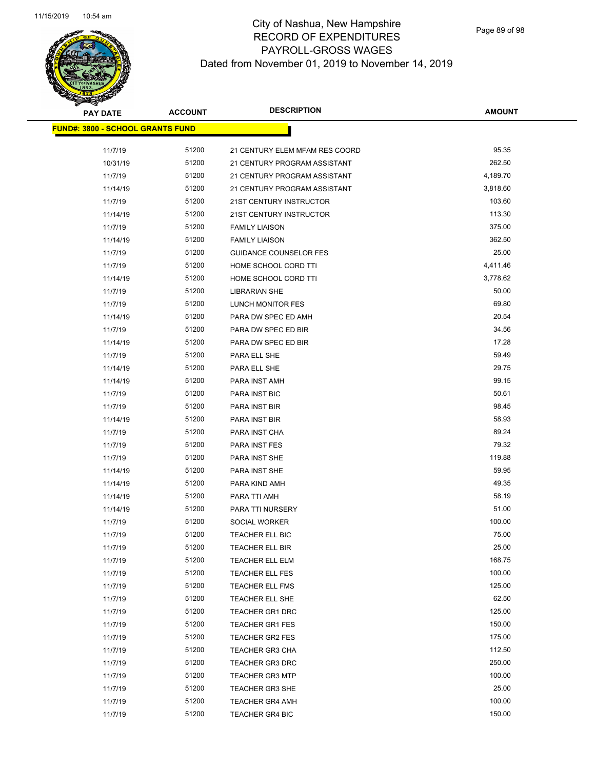# City of Nashua, New Hampshire
## RECORD OF EXPENDITURES
## PAYROLL-GROSS WAGES
## Dated from November 01, 2019 to November 14, 2019

| PAY DATE | ACCOUNT | DESCRIPTION | AMOUNT |
|---|---|---|---|
| **FUND#: 3800 - SCHOOL GRANTS FUND** | | | |
| 11/7/19 | 51200 | 21 CENTURY ELEM MFAM RES COORD | 95.35 |
| 10/31/19 | 51200 | 21 CENTURY PROGRAM ASSISTANT | 262.50 |
| 11/7/19 | 51200 | 21 CENTURY PROGRAM ASSISTANT | 4,189.70 |
| 11/14/19 | 51200 | 21 CENTURY PROGRAM ASSISTANT | 3,818.60 |
| 11/7/19 | 51200 | 21ST CENTURY INSTRUCTOR | 103.60 |
| 11/14/19 | 51200 | 21ST CENTURY INSTRUCTOR | 113.30 |
| 11/7/19 | 51200 | FAMILY LIAISON | 375.00 |
| 11/14/19 | 51200 | FAMILY LIAISON | 362.50 |
| 11/7/19 | 51200 | GUIDANCE COUNSELOR FES | 25.00 |
| 11/7/19 | 51200 | HOME SCHOOL CORD TTI | 4,411.46 |
| 11/14/19 | 51200 | HOME SCHOOL CORD TTI | 3,778.62 |
| 11/7/19 | 51200 | LIBRARIAN SHE | 50.00 |
| 11/7/19 | 51200 | LUNCH MONITOR FES | 69.80 |
| 11/14/19 | 51200 | PARA DW SPEC ED AMH | 20.54 |
| 11/7/19 | 51200 | PARA DW SPEC ED BIR | 34.56 |
| 11/14/19 | 51200 | PARA DW SPEC ED BIR | 17.28 |
| 11/7/19 | 51200 | PARA ELL SHE | 59.49 |
| 11/14/19 | 51200 | PARA ELL SHE | 29.75 |
| 11/14/19 | 51200 | PARA INST AMH | 99.15 |
| 11/7/19 | 51200 | PARA INST BIC | 50.61 |
| 11/7/19 | 51200 | PARA INST BIR | 98.45 |
| 11/14/19 | 51200 | PARA INST BIR | 58.93 |
| 11/7/19 | 51200 | PARA INST CHA | 89.24 |
| 11/7/19 | 51200 | PARA INST FES | 79.32 |
| 11/7/19 | 51200 | PARA INST SHE | 119.88 |
| 11/14/19 | 51200 | PARA INST SHE | 59.95 |
| 11/14/19 | 51200 | PARA KIND AMH | 49.35 |
| 11/14/19 | 51200 | PARA TTI AMH | 58.19 |
| 11/14/19 | 51200 | PARA TTI NURSERY | 51.00 |
| 11/7/19 | 51200 | SOCIAL WORKER | 100.00 |
| 11/7/19 | 51200 | TEACHER ELL BIC | 75.00 |
| 11/7/19 | 51200 | TEACHER ELL BIR | 25.00 |
| 11/7/19 | 51200 | TEACHER ELL ELM | 168.75 |
| 11/7/19 | 51200 | TEACHER ELL FES | 100.00 |
| 11/7/19 | 51200 | TEACHER ELL FMS | 125.00 |
| 11/7/19 | 51200 | TEACHER ELL SHE | 62.50 |
| 11/7/19 | 51200 | TEACHER GR1 DRC | 125.00 |
| 11/7/19 | 51200 | TEACHER GR1 FES | 150.00 |
| 11/7/19 | 51200 | TEACHER GR2 FES | 175.00 |
| 11/7/19 | 51200 | TEACHER GR3 CHA | 112.50 |
| 11/7/19 | 51200 | TEACHER GR3 DRC | 250.00 |
| 11/7/19 | 51200 | TEACHER GR3 MTP | 100.00 |
| 11/7/19 | 51200 | TEACHER GR3 SHE | 25.00 |
| 11/7/19 | 51200 | TEACHER GR4 AMH | 100.00 |
| 11/7/19 | 51200 | TEACHER GR4 BIC | 150.00 |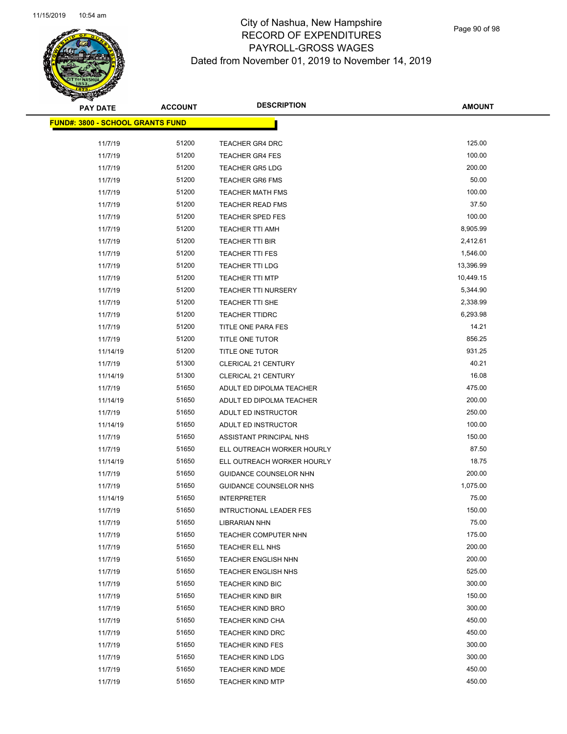# City of Nashua, New Hampshire
## RECORD OF EXPENDITURES
## PAYROLL-GROSS WAGES
### Dated from November 01, 2019 to November 14, 2019

| PAY DATE | ACCOUNT | DESCRIPTION | AMOUNT |
|---|---|---|---|
| **FUND#: 3800 - SCHOOL GRANTS FUND** | | | |
| 11/7/19 | 51200 | TEACHER GR4 DRC | 125.00 |
| 11/7/19 | 51200 | TEACHER GR4 FES | 100.00 |
| 11/7/19 | 51200 | TEACHER GR5 LDG | 200.00 |
| 11/7/19 | 51200 | TEACHER GR6 FMS | 50.00 |
| 11/7/19 | 51200 | TEACHER MATH FMS | 100.00 |
| 11/7/19 | 51200 | TEACHER READ FMS | 37.50 |
| 11/7/19 | 51200 | TEACHER SPED FES | 100.00 |
| 11/7/19 | 51200 | TEACHER TTI AMH | 8,905.99 |
| 11/7/19 | 51200 | TEACHER TTI BIR | 2,412.61 |
| 11/7/19 | 51200 | TEACHER TTI FES | 1,546.00 |
| 11/7/19 | 51200 | TEACHER TTI LDG | 13,396.99 |
| 11/7/19 | 51200 | TEACHER TTI MTP | 10,449.15 |
| 11/7/19 | 51200 | TEACHER TTI NURSERY | 5,344.90 |
| 11/7/19 | 51200 | TEACHER TTI SHE | 2,338.99 |
| 11/7/19 | 51200 | TEACHER TTIDRC | 6,293.98 |
| 11/7/19 | 51200 | TITLE ONE PARA FES | 14.21 |
| 11/7/19 | 51200 | TITLE ONE TUTOR | 856.25 |
| 11/14/19 | 51200 | TITLE ONE TUTOR | 931.25 |
| 11/7/19 | 51300 | CLERICAL 21 CENTURY | 40.21 |
| 11/14/19 | 51300 | CLERICAL 21 CENTURY | 16.08 |
| 11/7/19 | 51650 | ADULT ED DIPOLMA TEACHER | 475.00 |
| 11/14/19 | 51650 | ADULT ED DIPOLMA TEACHER | 200.00 |
| 11/7/19 | 51650 | ADULT ED INSTRUCTOR | 250.00 |
| 11/14/19 | 51650 | ADULT ED INSTRUCTOR | 100.00 |
| 11/7/19 | 51650 | ASSISTANT PRINCIPAL NHS | 150.00 |
| 11/7/19 | 51650 | ELL OUTREACH WORKER HOURLY | 87.50 |
| 11/14/19 | 51650 | ELL OUTREACH WORKER HOURLY | 18.75 |
| 11/7/19 | 51650 | GUIDANCE COUNSELOR NHN | 200.00 |
| 11/7/19 | 51650 | GUIDANCE COUNSELOR NHS | 1,075.00 |
| 11/14/19 | 51650 | INTERPRETER | 75.00 |
| 11/7/19 | 51650 | INTRUCTIONAL LEADER FES | 150.00 |
| 11/7/19 | 51650 | LIBRARIAN NHN | 75.00 |
| 11/7/19 | 51650 | TEACHER COMPUTER NHN | 175.00 |
| 11/7/19 | 51650 | TEACHER ELL NHS | 200.00 |
| 11/7/19 | 51650 | TEACHER ENGLISH NHN | 200.00 |
| 11/7/19 | 51650 | TEACHER ENGLISH NHS | 525.00 |
| 11/7/19 | 51650 | TEACHER KIND BIC | 300.00 |
| 11/7/19 | 51650 | TEACHER KIND BIR | 150.00 |
| 11/7/19 | 51650 | TEACHER KIND BRO | 300.00 |
| 11/7/19 | 51650 | TEACHER KIND CHA | 450.00 |
| 11/7/19 | 51650 | TEACHER KIND DRC | 450.00 |
| 11/7/19 | 51650 | TEACHER KIND FES | 300.00 |
| 11/7/19 | 51650 | TEACHER KIND LDG | 300.00 |
| 11/7/19 | 51650 | TEACHER KIND MDE | 450.00 |
| 11/7/19 | 51650 | TEACHER KIND MTP | 450.00 |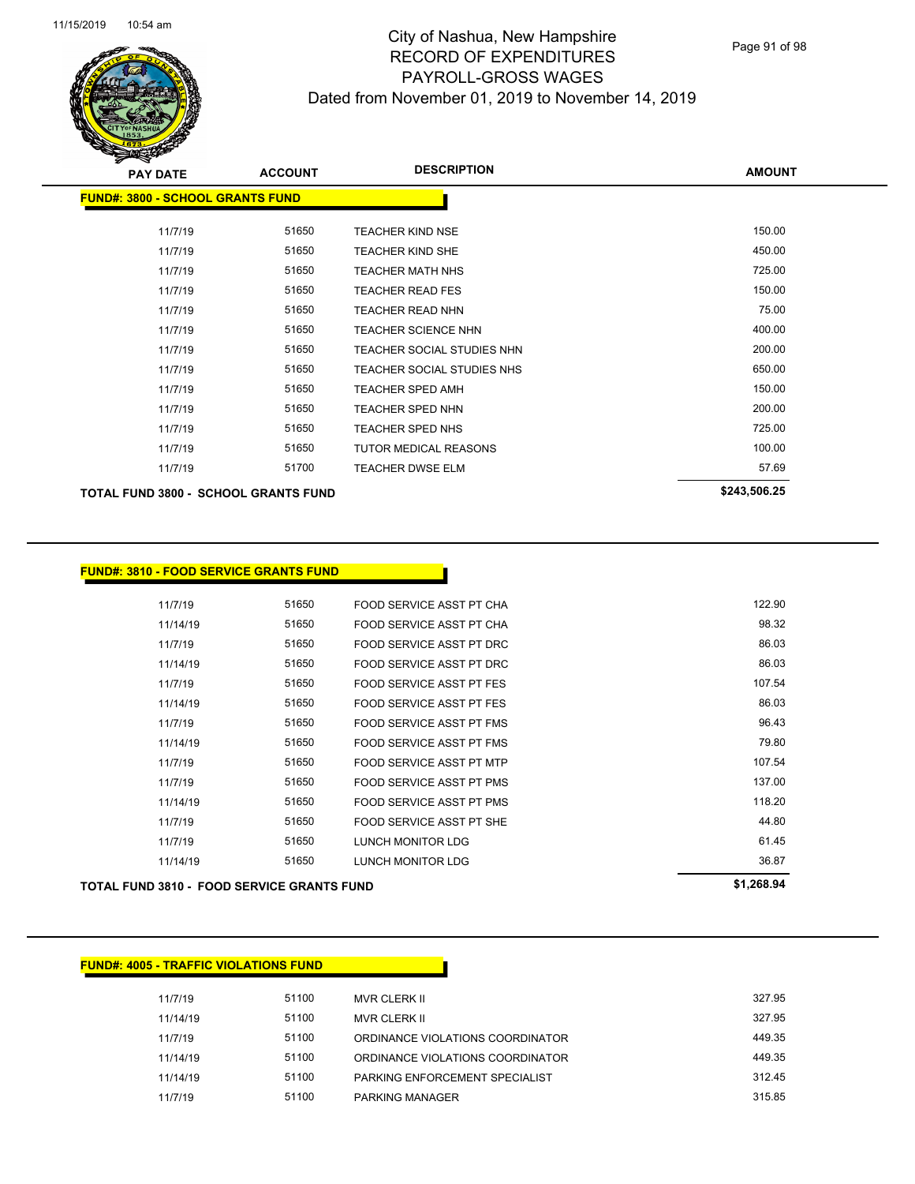# City of Nashua, New Hampshire
## RECORD OF EXPENDITURES
## PAYROLL-GROSS WAGES
## Dated from November 01, 2019 to November 14, 2019

| PAY DATE | ACCOUNT | DESCRIPTION | AMOUNT |
|---|---|---|---|
| **FUND#: 3800 - SCHOOL GRANTS FUND** | | | |
| 11/7/19 | 51650 | TEACHER KIND NSE | 150.00 |
| 11/7/19 | 51650 | TEACHER KIND SHE | 450.00 |
| 11/7/19 | 51650 | TEACHER MATH NHS | 725.00 |
| 11/7/19 | 51650 | TEACHER READ FES | 150.00 |
| 11/7/19 | 51650 | TEACHER READ NHN | 75.00 |
| 11/7/19 | 51650 | TEACHER SCIENCE NHN | 400.00 |
| 11/7/19 | 51650 | TEACHER SOCIAL STUDIES NHN | 200.00 |
| 11/7/19 | 51650 | TEACHER SOCIAL STUDIES NHS | 650.00 |
| 11/7/19 | 51650 | TEACHER SPED AMH | 150.00 |
| 11/7/19 | 51650 | TEACHER SPED NHN | 200.00 |
| 11/7/19 | 51650 | TEACHER SPED NHS | 725.00 |
| 11/7/19 | 51650 | TUTOR MEDICAL REASONS | 100.00 |
| 11/7/19 | 51700 | TEACHER DWSE ELM | 57.69 |
| **TOTAL FUND 3800 - SCHOOL GRANTS FUND** | | | **$243,506.25** |

| PAY DATE | ACCOUNT | DESCRIPTION | AMOUNT |
|---|---|---|---|
| **FUND#: 3810 - FOOD SERVICE GRANTS FUND** | | | |
| 11/7/19 | 51650 | FOOD SERVICE ASST PT CHA | 122.90 |
| 11/14/19 | 51650 | FOOD SERVICE ASST PT CHA | 98.32 |
| 11/7/19 | 51650 | FOOD SERVICE ASST PT DRC | 86.03 |
| 11/14/19 | 51650 | FOOD SERVICE ASST PT DRC | 86.03 |
| 11/7/19 | 51650 | FOOD SERVICE ASST PT FES | 107.54 |
| 11/14/19 | 51650 | FOOD SERVICE ASST PT FES | 86.03 |
| 11/7/19 | 51650 | FOOD SERVICE ASST PT FMS | 96.43 |
| 11/14/19 | 51650 | FOOD SERVICE ASST PT FMS | 79.80 |
| 11/7/19 | 51650 | FOOD SERVICE ASST PT MTP | 107.54 |
| 11/7/19 | 51650 | FOOD SERVICE ASST PT PMS | 137.00 |
| 11/14/19 | 51650 | FOOD SERVICE ASST PT PMS | 118.20 |
| 11/7/19 | 51650 | FOOD SERVICE ASST PT SHE | 44.80 |
| 11/7/19 | 51650 | LUNCH MONITOR LDG | 61.45 |
| 11/14/19 | 51650 | LUNCH MONITOR LDG | 36.87 |
| **TOTAL FUND 3810 - FOOD SERVICE GRANTS FUND** | | | **$1,268.94** |

| PAY DATE | ACCOUNT | DESCRIPTION | AMOUNT |
|---|---|---|---|
| **FUND#: 4005 - TRAFFIC VIOLATIONS FUND** | | | |
| 11/7/19 | 51100 | MVR CLERK II | 327.95 |
| 11/14/19 | 51100 | MVR CLERK II | 327.95 |
| 11/7/19 | 51100 | ORDINANCE VIOLATIONS COORDINATOR | 449.35 |
| 11/14/19 | 51100 | ORDINANCE VIOLATIONS COORDINATOR | 449.35 |
| 11/14/19 | 51100 | PARKING ENFORCEMENT SPECIALIST | 312.45 |
| 11/7/19 | 51100 | PARKING MANAGER | 315.85 |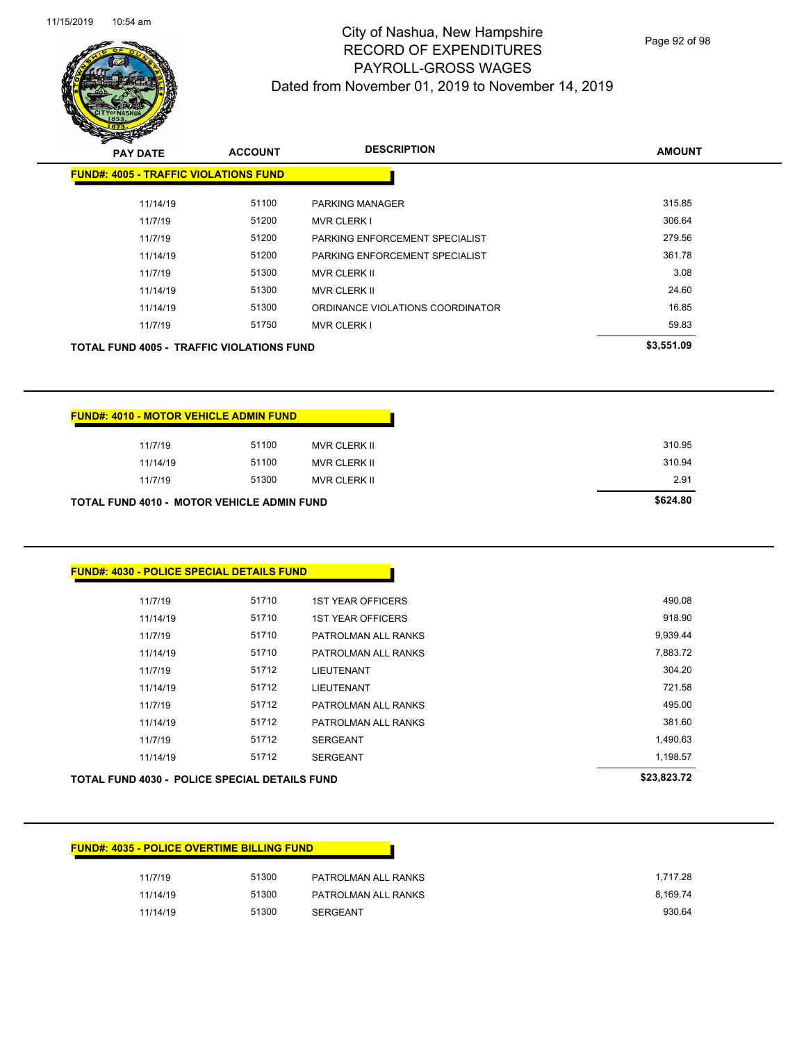# City of Nashua, New Hampshire
## RECORD OF EXPENDITURES
## PAYROLL-GROSS WAGES
## Dated from November 01, 2019 to November 14, 2019

### FUND#: 4005 - TRAFFIC VIOLATIONS FUND

| PAY DATE | ACCOUNT | DESCRIPTION | AMOUNT |
|---|---|---|---|
| 11/14/19 | 51100 | PARKING MANAGER | 315.85 |
| 11/7/19 | 51200 | MVR CLERK I | 306.64 |
| 11/7/19 | 51200 | PARKING ENFORCEMENT SPECIALIST | 279.56 |
| 11/14/19 | 51200 | PARKING ENFORCEMENT SPECIALIST | 361.78 |
| 11/7/19 | 51300 | MVR CLERK II | 3.08 |
| 11/14/19 | 51300 | MVR CLERK II | 24.60 |
| 11/14/19 | 51300 | ORDINANCE VIOLATIONS COORDINATOR | 16.85 |
| 11/7/19 | 51750 | MVR CLERK I | 59.83 |
| **TOTAL FUND 4005 - TRAFFIC VIOLATIONS FUND** | | | **$3,551.09** |

### FUND#: 4010 - MOTOR VEHICLE ADMIN FUND

| PAY DATE | ACCOUNT | DESCRIPTION | AMOUNT |
|---|---|---|---|
| 11/7/19 | 51100 | MVR CLERK II | 310.95 |
| 11/14/19 | 51100 | MVR CLERK II | 310.94 |
| 11/7/19 | 51300 | MVR CLERK II | 2.91 |
| **TOTAL FUND 4010 - MOTOR VEHICLE ADMIN FUND** | | | **$624.80** |

### FUND#: 4030 - POLICE SPECIAL DETAILS FUND

| PAY DATE | ACCOUNT | DESCRIPTION | AMOUNT |
|---|---|---|---|
| 11/7/19 | 51710 | 1ST YEAR OFFICERS | 490.08 |
| 11/14/19 | 51710 | 1ST YEAR OFFICERS | 918.90 |
| 11/7/19 | 51710 | PATROLMAN ALL RANKS | 9,939.44 |
| 11/14/19 | 51710 | PATROLMAN ALL RANKS | 7,883.72 |
| 11/7/19 | 51712 | LIEUTENANT | 304.20 |
| 11/14/19 | 51712 | LIEUTENANT | 721.58 |
| 11/7/19 | 51712 | PATROLMAN ALL RANKS | 495.00 |
| 11/14/19 | 51712 | PATROLMAN ALL RANKS | 381.60 |
| 11/7/19 | 51712 | SERGEANT | 1,490.63 |
| 11/14/19 | 51712 | SERGEANT | 1,198.57 |
| **TOTAL FUND 4030 - POLICE SPECIAL DETAILS FUND** | | | **$23,823.72** |

### FUND#: 4035 - POLICE OVERTIME BILLING FUND

| PAY DATE | ACCOUNT | DESCRIPTION | AMOUNT |
|---|---|---|---|
| 11/7/19 | 51300 | PATROLMAN ALL RANKS | 1,717.28 |
| 11/14/19 | 51300 | PATROLMAN ALL RANKS | 8,169.74 |
| 11/14/19 | 51300 | SERGEANT | 930.64 |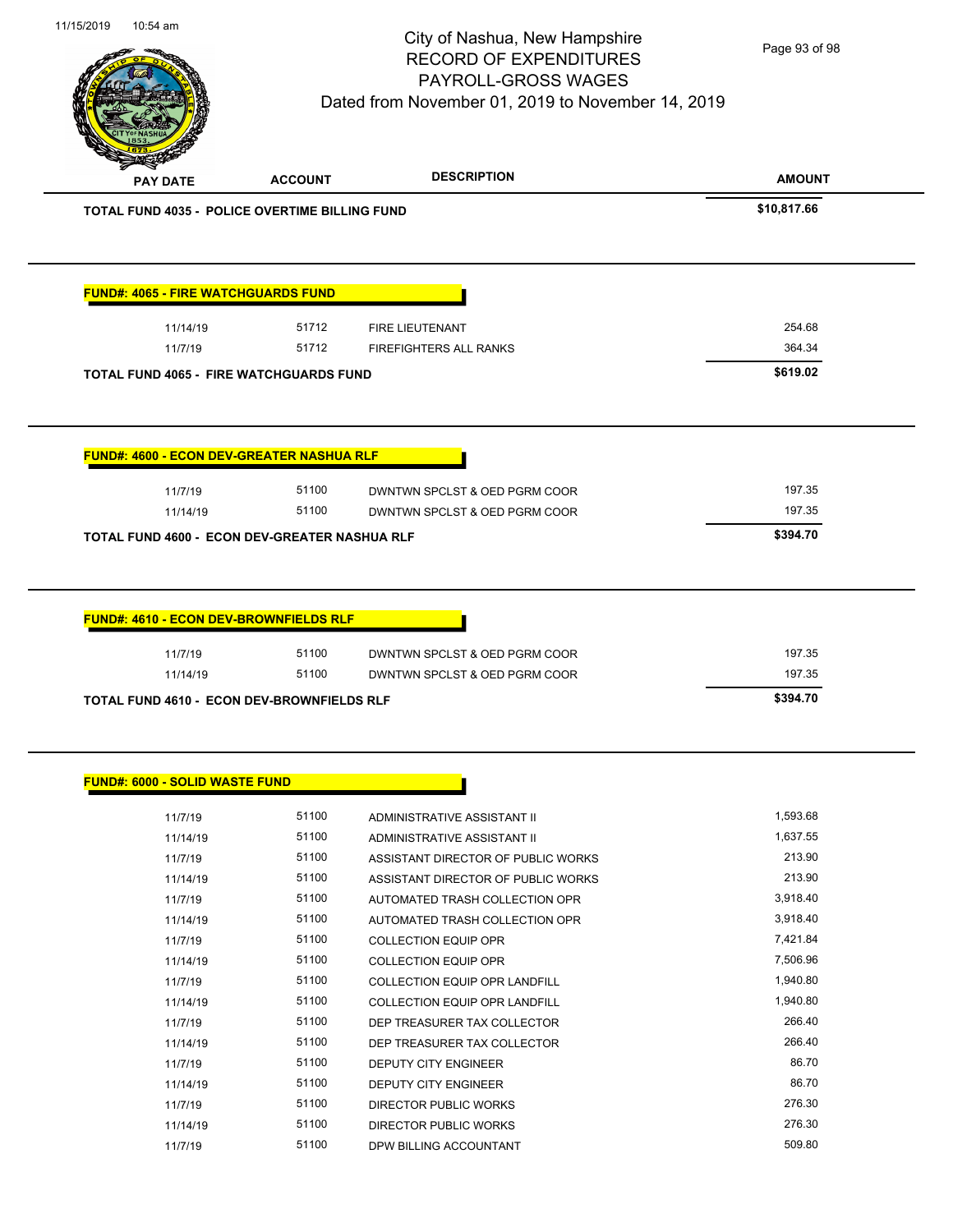| PAY DATE | ACCOUNT | DESCRIPTION | AMOUNT |
|---|---|---|---|
| **TOTAL FUND 4035 - POLICE OVERTIME BILLING FUND** | | | **$10,817.66** |

**FUND#: 4065 - FIRE WATCHGUARDS FUND**

| PAY DATE | ACCOUNT | DESCRIPTION | AMOUNT |
|---|---|---|---|
| 11/14/19 | 51712 | FIRE LIEUTENANT | 254.68 |
| 11/7/19 | 51712 | FIREFIGHTERS ALL RANKS | 364.34 |
| **TOTAL FUND 4065 - FIRE WATCHGUARDS FUND** | | | **$619.02** |

**FUND#: 4600 - ECON DEV-GREATER NASHUA RLF**

| PAY DATE | ACCOUNT | DESCRIPTION | AMOUNT |
|---|---|---|---|
| 11/7/19 | 51100 | DWNTWN SPCLST & OED PGRM COOR | 197.35 |
| 11/14/19 | 51100 | DWNTWN SPCLST & OED PGRM COOR | 197.35 |
| **TOTAL FUND 4600 - ECON DEV-GREATER NASHUA RLF** | | | **$394.70** |

**FUND#: 4610 - ECON DEV-BROWNFIELDS RLF**

| PAY DATE | ACCOUNT | DESCRIPTION | AMOUNT |
|---|---|---|---|
| 11/7/19 | 51100 | DWNTWN SPCLST & OED PGRM COOR | 197.35 |
| 11/14/19 | 51100 | DWNTWN SPCLST & OED PGRM COOR | 197.35 |
| **TOTAL FUND 4610 - ECON DEV-BROWNFIELDS RLF** | | | **$394.70** |

**FUND#: 6000 - SOLID WASTE FUND**

| PAY DATE | ACCOUNT | DESCRIPTION | AMOUNT |
|---|---|---|---|
| 11/7/19 | 51100 | ADMINISTRATIVE ASSISTANT II | 1,593.68 |
| 11/14/19 | 51100 | ADMINISTRATIVE ASSISTANT II | 1,637.55 |
| 11/7/19 | 51100 | ASSISTANT DIRECTOR OF PUBLIC WORKS | 213.90 |
| 11/14/19 | 51100 | ASSISTANT DIRECTOR OF PUBLIC WORKS | 213.90 |
| 11/7/19 | 51100 | AUTOMATED TRASH COLLECTION OPR | 3,918.40 |
| 11/14/19 | 51100 | AUTOMATED TRASH COLLECTION OPR | 3,918.40 |
| 11/7/19 | 51100 | COLLECTION EQUIP OPR | 7,421.84 |
| 11/14/19 | 51100 | COLLECTION EQUIP OPR | 7,506.96 |
| 11/7/19 | 51100 | COLLECTION EQUIP OPR LANDFILL | 1,940.80 |
| 11/14/19 | 51100 | COLLECTION EQUIP OPR LANDFILL | 1,940.80 |
| 11/7/19 | 51100 | DEP TREASURER TAX COLLECTOR | 266.40 |
| 11/14/19 | 51100 | DEP TREASURER TAX COLLECTOR | 266.40 |
| 11/7/19 | 51100 | DEPUTY CITY ENGINEER | 86.70 |
| 11/14/19 | 51100 | DEPUTY CITY ENGINEER | 86.70 |
| 11/7/19 | 51100 | DIRECTOR PUBLIC WORKS | 276.30 |
| 11/14/19 | 51100 | DIRECTOR PUBLIC WORKS | 276.30 |
| 11/7/19 | 51100 | DPW BILLING ACCOUNTANT | 509.80 |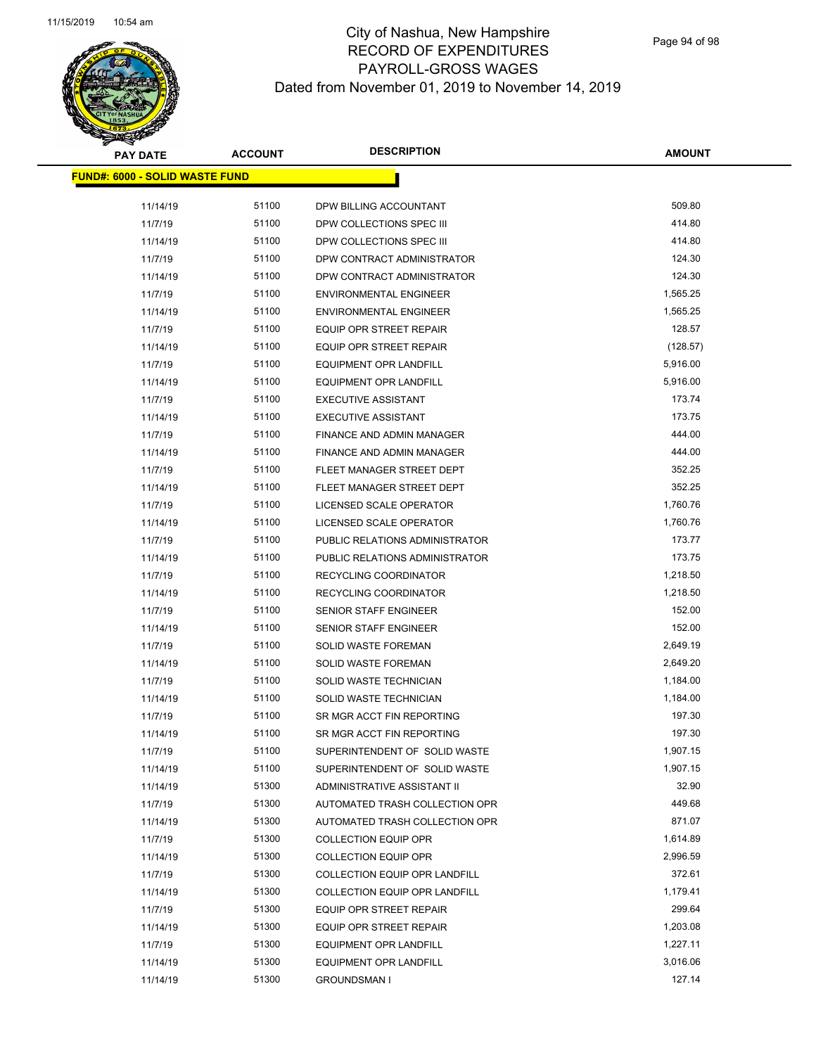# City of Nashua, New Hampshire
## RECORD OF EXPENDITURES
## PAYROLL-GROSS WAGES
## Dated from November 01, 2019 to November 14, 2019

| PAY DATE | ACCOUNT | DESCRIPTION | AMOUNT |
|---|---|---|---|
| **FUND#: 6000 - SOLID WASTE FUND** | | | |
| 11/14/19 | 51100 | DPW BILLING ACCOUNTANT | 509.80 |
| 11/7/19 | 51100 | DPW COLLECTIONS SPEC III | 414.80 |
| 11/14/19 | 51100 | DPW COLLECTIONS SPEC III | 414.80 |
| 11/7/19 | 51100 | DPW CONTRACT ADMINISTRATOR | 124.30 |
| 11/14/19 | 51100 | DPW CONTRACT ADMINISTRATOR | 124.30 |
| 11/7/19 | 51100 | ENVIRONMENTAL ENGINEER | 1,565.25 |
| 11/14/19 | 51100 | ENVIRONMENTAL ENGINEER | 1,565.25 |
| 11/7/19 | 51100 | EQUIP OPR STREET REPAIR | 128.57 |
| 11/14/19 | 51100 | EQUIP OPR STREET REPAIR | (128.57) |
| 11/7/19 | 51100 | EQUIPMENT OPR LANDFILL | 5,916.00 |
| 11/14/19 | 51100 | EQUIPMENT OPR LANDFILL | 5,916.00 |
| 11/7/19 | 51100 | EXECUTIVE ASSISTANT | 173.74 |
| 11/14/19 | 51100 | EXECUTIVE ASSISTANT | 173.75 |
| 11/7/19 | 51100 | FINANCE AND ADMIN MANAGER | 444.00 |
| 11/14/19 | 51100 | FINANCE AND ADMIN MANAGER | 444.00 |
| 11/7/19 | 51100 | FLEET MANAGER STREET DEPT | 352.25 |
| 11/14/19 | 51100 | FLEET MANAGER STREET DEPT | 352.25 |
| 11/7/19 | 51100 | LICENSED SCALE OPERATOR | 1,760.76 |
| 11/14/19 | 51100 | LICENSED SCALE OPERATOR | 1,760.76 |
| 11/7/19 | 51100 | PUBLIC RELATIONS ADMINISTRATOR | 173.77 |
| 11/14/19 | 51100 | PUBLIC RELATIONS ADMINISTRATOR | 173.75 |
| 11/7/19 | 51100 | RECYCLING COORDINATOR | 1,218.50 |
| 11/14/19 | 51100 | RECYCLING COORDINATOR | 1,218.50 |
| 11/7/19 | 51100 | SENIOR STAFF ENGINEER | 152.00 |
| 11/14/19 | 51100 | SENIOR STAFF ENGINEER | 152.00 |
| 11/7/19 | 51100 | SOLID WASTE FOREMAN | 2,649.19 |
| 11/14/19 | 51100 | SOLID WASTE FOREMAN | 2,649.20 |
| 11/7/19 | 51100 | SOLID WASTE TECHNICIAN | 1,184.00 |
| 11/14/19 | 51100 | SOLID WASTE TECHNICIAN | 1,184.00 |
| 11/7/19 | 51100 | SR MGR ACCT FIN REPORTING | 197.30 |
| 11/14/19 | 51100 | SR MGR ACCT FIN REPORTING | 197.30 |
| 11/7/19 | 51100 | SUPERINTENDENT OF SOLID WASTE | 1,907.15 |
| 11/14/19 | 51100 | SUPERINTENDENT OF SOLID WASTE | 1,907.15 |
| 11/14/19 | 51300 | ADMINISTRATIVE ASSISTANT II | 32.90 |
| 11/7/19 | 51300 | AUTOMATED TRASH COLLECTION OPR | 449.68 |
| 11/14/19 | 51300 | AUTOMATED TRASH COLLECTION OPR | 871.07 |
| 11/7/19 | 51300 | COLLECTION EQUIP OPR | 1,614.89 |
| 11/14/19 | 51300 | COLLECTION EQUIP OPR | 2,996.59 |
| 11/7/19 | 51300 | COLLECTION EQUIP OPR LANDFILL | 372.61 |
| 11/14/19 | 51300 | COLLECTION EQUIP OPR LANDFILL | 1,179.41 |
| 11/7/19 | 51300 | EQUIP OPR STREET REPAIR | 299.64 |
| 11/14/19 | 51300 | EQUIP OPR STREET REPAIR | 1,203.08 |
| 11/7/19 | 51300 | EQUIPMENT OPR LANDFILL | 1,227.11 |
| 11/14/19 | 51300 | EQUIPMENT OPR LANDFILL | 3,016.06 |
| 11/14/19 | 51300 | GROUNDSMAN I | 127.14 |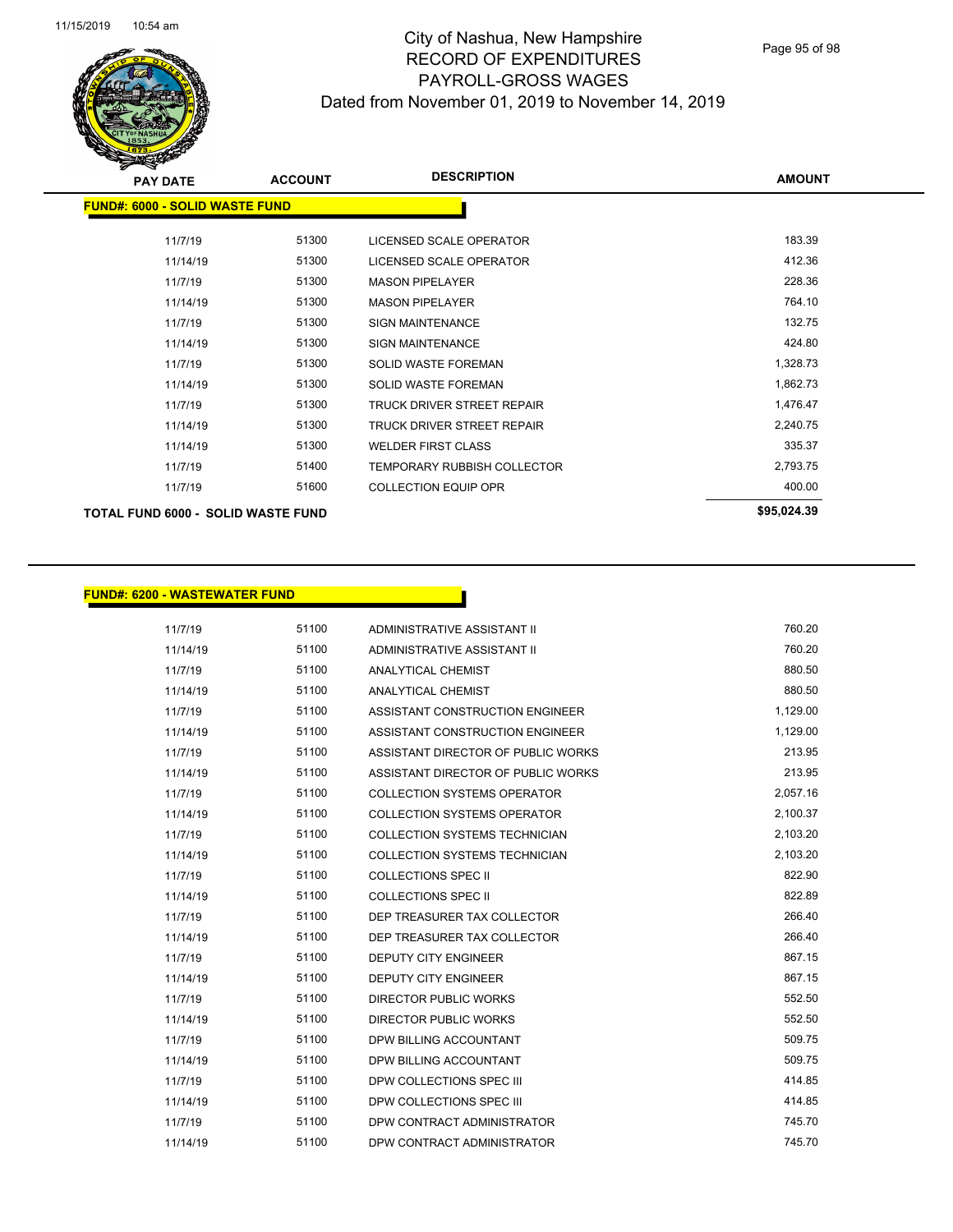# City of Nashua, New Hampshire
## RECORD OF EXPENDITURES
## PAYROLL-GROSS WAGES
### Dated from November 01, 2019 to November 14, 2019

**FUND#: 6000 - SOLID WASTE FUND**

| PAY DATE | ACCOUNT | DESCRIPTION | AMOUNT |
|---|---|---|---|
| 11/7/19 | 51300 | LICENSED SCALE OPERATOR | 183.39 |
| 11/14/19 | 51300 | LICENSED SCALE OPERATOR | 412.36 |
| 11/7/19 | 51300 | MASON PIPELAYER | 228.36 |
| 11/14/19 | 51300 | MASON PIPELAYER | 764.10 |
| 11/7/19 | 51300 | SIGN MAINTENANCE | 132.75 |
| 11/14/19 | 51300 | SIGN MAINTENANCE | 424.80 |
| 11/7/19 | 51300 | SOLID WASTE FOREMAN | 1,328.73 |
| 11/14/19 | 51300 | SOLID WASTE FOREMAN | 1,862.73 |
| 11/7/19 | 51300 | TRUCK DRIVER STREET REPAIR | 1,476.47 |
| 11/14/19 | 51300 | TRUCK DRIVER STREET REPAIR | 2,240.75 |
| 11/14/19 | 51300 | WELDER FIRST CLASS | 335.37 |
| 11/7/19 | 51400 | TEMPORARY RUBBISH COLLECTOR | 2,793.75 |
| 11/7/19 | 51600 | COLLECTION EQUIP OPR | 400.00 |
| **TOTAL FUND 6000 - SOLID WASTE FUND** | | | **$95,024.39** |

**FUND#: 6200 - WASTEWATER FUND**

| PAY DATE | ACCOUNT | DESCRIPTION | AMOUNT |
|---|---|---|---|
| 11/7/19 | 51100 | ADMINISTRATIVE ASSISTANT II | 760.20 |
| 11/14/19 | 51100 | ADMINISTRATIVE ASSISTANT II | 760.20 |
| 11/7/19 | 51100 | ANALYTICAL CHEMIST | 880.50 |
| 11/14/19 | 51100 | ANALYTICAL CHEMIST | 880.50 |
| 11/7/19 | 51100 | ASSISTANT CONSTRUCTION ENGINEER | 1,129.00 |
| 11/14/19 | 51100 | ASSISTANT CONSTRUCTION ENGINEER | 1,129.00 |
| 11/7/19 | 51100 | ASSISTANT DIRECTOR OF PUBLIC WORKS | 213.95 |
| 11/14/19 | 51100 | ASSISTANT DIRECTOR OF PUBLIC WORKS | 213.95 |
| 11/7/19 | 51100 | COLLECTION SYSTEMS OPERATOR | 2,057.16 |
| 11/14/19 | 51100 | COLLECTION SYSTEMS OPERATOR | 2,100.37 |
| 11/7/19 | 51100 | COLLECTION SYSTEMS TECHNICIAN | 2,103.20 |
| 11/14/19 | 51100 | COLLECTION SYSTEMS TECHNICIAN | 2,103.20 |
| 11/7/19 | 51100 | COLLECTIONS SPEC II | 822.90 |
| 11/14/19 | 51100 | COLLECTIONS SPEC II | 822.89 |
| 11/7/19 | 51100 | DEP TREASURER TAX COLLECTOR | 266.40 |
| 11/14/19 | 51100 | DEP TREASURER TAX COLLECTOR | 266.40 |
| 11/7/19 | 51100 | DEPUTY CITY ENGINEER | 867.15 |
| 11/14/19 | 51100 | DEPUTY CITY ENGINEER | 867.15 |
| 11/7/19 | 51100 | DIRECTOR PUBLIC WORKS | 552.50 |
| 11/14/19 | 51100 | DIRECTOR PUBLIC WORKS | 552.50 |
| 11/7/19 | 51100 | DPW BILLING ACCOUNTANT | 509.75 |
| 11/14/19 | 51100 | DPW BILLING ACCOUNTANT | 509.75 |
| 11/7/19 | 51100 | DPW COLLECTIONS SPEC III | 414.85 |
| 11/14/19 | 51100 | DPW COLLECTIONS SPEC III | 414.85 |
| 11/7/19 | 51100 | DPW CONTRACT ADMINISTRATOR | 745.70 |
| 11/14/19 | 51100 | DPW CONTRACT ADMINISTRATOR | 745.70 |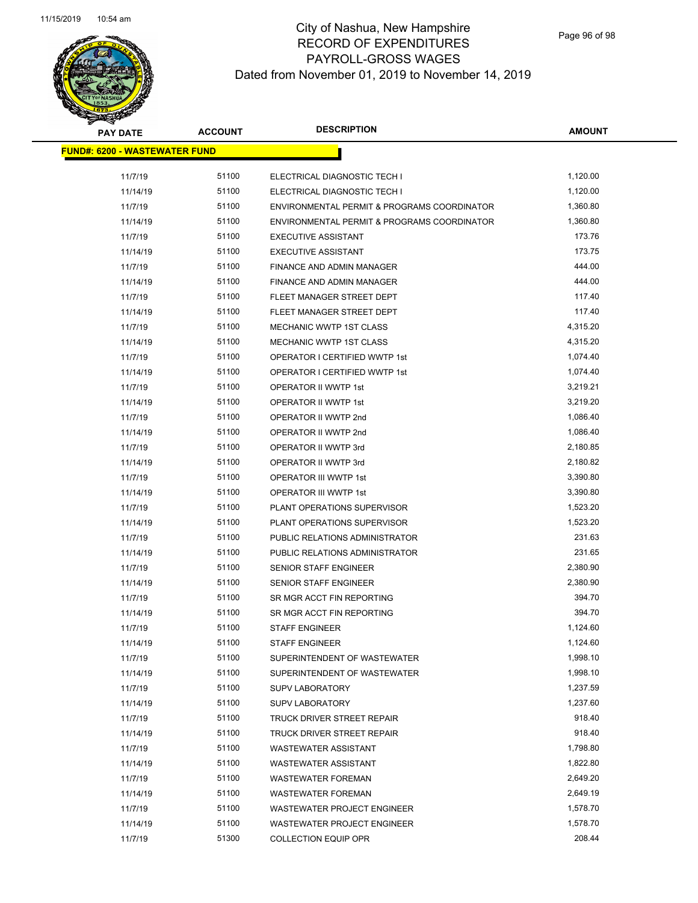# City of Nashua, New Hampshire
## RECORD OF EXPENDITURES
## PAYROLL-GROSS WAGES
## Dated from November 01, 2019 to November 14, 2019

| PAY DATE | ACCOUNT | DESCRIPTION | AMOUNT |
|---|---|---|---|
| **FUND#: 6200 - WASTEWATER FUND** | | | |
| 11/7/19 | 51100 | ELECTRICAL DIAGNOSTIC TECH I | 1,120.00 |
| 11/14/19 | 51100 | ELECTRICAL DIAGNOSTIC TECH I | 1,120.00 |
| 11/7/19 | 51100 | ENVIRONMENTAL PERMIT & PROGRAMS COORDINATOR | 1,360.80 |
| 11/14/19 | 51100 | ENVIRONMENTAL PERMIT & PROGRAMS COORDINATOR | 1,360.80 |
| 11/7/19 | 51100 | EXECUTIVE ASSISTANT | 173.76 |
| 11/14/19 | 51100 | EXECUTIVE ASSISTANT | 173.75 |
| 11/7/19 | 51100 | FINANCE AND ADMIN MANAGER | 444.00 |
| 11/14/19 | 51100 | FINANCE AND ADMIN MANAGER | 444.00 |
| 11/7/19 | 51100 | FLEET MANAGER STREET DEPT | 117.40 |
| 11/14/19 | 51100 | FLEET MANAGER STREET DEPT | 117.40 |
| 11/7/19 | 51100 | MECHANIC WWTP 1ST CLASS | 4,315.20 |
| 11/14/19 | 51100 | MECHANIC WWTP 1ST CLASS | 4,315.20 |
| 11/7/19 | 51100 | OPERATOR I CERTIFIED WWTP 1st | 1,074.40 |
| 11/14/19 | 51100 | OPERATOR I CERTIFIED WWTP 1st | 1,074.40 |
| 11/7/19 | 51100 | OPERATOR II WWTP 1st | 3,219.21 |
| 11/14/19 | 51100 | OPERATOR II WWTP 1st | 3,219.20 |
| 11/7/19 | 51100 | OPERATOR II WWTP 2nd | 1,086.40 |
| 11/14/19 | 51100 | OPERATOR II WWTP 2nd | 1,086.40 |
| 11/7/19 | 51100 | OPERATOR II WWTP 3rd | 2,180.85 |
| 11/14/19 | 51100 | OPERATOR II WWTP 3rd | 2,180.82 |
| 11/7/19 | 51100 | OPERATOR III WWTP 1st | 3,390.80 |
| 11/14/19 | 51100 | OPERATOR III WWTP 1st | 3,390.80 |
| 11/7/19 | 51100 | PLANT OPERATIONS SUPERVISOR | 1,523.20 |
| 11/14/19 | 51100 | PLANT OPERATIONS SUPERVISOR | 1,523.20 |
| 11/7/19 | 51100 | PUBLIC RELATIONS ADMINISTRATOR | 231.63 |
| 11/14/19 | 51100 | PUBLIC RELATIONS ADMINISTRATOR | 231.65 |
| 11/7/19 | 51100 | SENIOR STAFF ENGINEER | 2,380.90 |
| 11/14/19 | 51100 | SENIOR STAFF ENGINEER | 2,380.90 |
| 11/7/19 | 51100 | SR MGR ACCT FIN REPORTING | 394.70 |
| 11/14/19 | 51100 | SR MGR ACCT FIN REPORTING | 394.70 |
| 11/7/19 | 51100 | STAFF ENGINEER | 1,124.60 |
| 11/14/19 | 51100 | STAFF ENGINEER | 1,124.60 |
| 11/7/19 | 51100 | SUPERINTENDENT OF WASTEWATER | 1,998.10 |
| 11/14/19 | 51100 | SUPERINTENDENT OF WASTEWATER | 1,998.10 |
| 11/7/19 | 51100 | SUPV LABORATORY | 1,237.59 |
| 11/14/19 | 51100 | SUPV LABORATORY | 1,237.60 |
| 11/7/19 | 51100 | TRUCK DRIVER STREET REPAIR | 918.40 |
| 11/14/19 | 51100 | TRUCK DRIVER STREET REPAIR | 918.40 |
| 11/7/19 | 51100 | WASTEWATER ASSISTANT | 1,798.80 |
| 11/14/19 | 51100 | WASTEWATER ASSISTANT | 1,822.80 |
| 11/7/19 | 51100 | WASTEWATER FOREMAN | 2,649.20 |
| 11/14/19 | 51100 | WASTEWATER FOREMAN | 2,649.19 |
| 11/7/19 | 51100 | WASTEWATER PROJECT ENGINEER | 1,578.70 |
| 11/14/19 | 51100 | WASTEWATER PROJECT ENGINEER | 1,578.70 |
| 11/7/19 | 51300 | COLLECTION EQUIP OPR | 208.44 |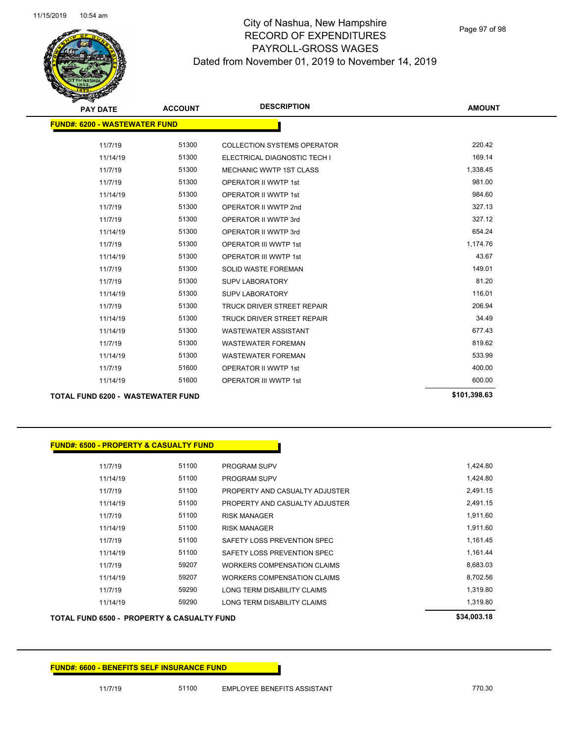# City of Nashua, New Hampshire
## RECORD OF EXPENDITURES
## PAYROLL-GROSS WAGES
### Dated from November 01, 2019 to November 14, 2019

| PAY DATE | ACCOUNT | DESCRIPTION | AMOUNT |
|---|---|---|---|
| **FUND#: 6200 - WASTEWATER FUND** | | | |
| 11/7/19 | 51300 | COLLECTION SYSTEMS OPERATOR | 220.42 |
| 11/14/19 | 51300 | ELECTRICAL DIAGNOSTIC TECH I | 169.14 |
| 11/7/19 | 51300 | MECHANIC WWTP 1ST CLASS | 1,338.45 |
| 11/7/19 | 51300 | OPERATOR II WWTP 1st | 981.00 |
| 11/14/19 | 51300 | OPERATOR II WWTP 1st | 984.60 |
| 11/7/19 | 51300 | OPERATOR II WWTP 2nd | 327.13 |
| 11/7/19 | 51300 | OPERATOR II WWTP 3rd | 327.12 |
| 11/14/19 | 51300 | OPERATOR II WWTP 3rd | 654.24 |
| 11/7/19 | 51300 | OPERATOR III WWTP 1st | 1,174.76 |
| 11/14/19 | 51300 | OPERATOR III WWTP 1st | 43.67 |
| 11/7/19 | 51300 | SOLID WASTE FOREMAN | 149.01 |
| 11/7/19 | 51300 | SUPV LABORATORY | 81.20 |
| 11/14/19 | 51300 | SUPV LABORATORY | 116.01 |
| 11/7/19 | 51300 | TRUCK DRIVER STREET REPAIR | 206.94 |
| 11/14/19 | 51300 | TRUCK DRIVER STREET REPAIR | 34.49 |
| 11/14/19 | 51300 | WASTEWATER ASSISTANT | 677.43 |
| 11/7/19 | 51300 | WASTEWATER FOREMAN | 819.62 |
| 11/14/19 | 51300 | WASTEWATER FOREMAN | 533.99 |
| 11/7/19 | 51600 | OPERATOR II WWTP 1st | 400.00 |
| 11/14/19 | 51600 | OPERATOR III WWTP 1st | 600.00 |
| **TOTAL FUND 6200 - WASTEWATER FUND** | | | **$101,398.63** |

| PAY DATE | ACCOUNT | DESCRIPTION | AMOUNT |
|---|---|---|---|
| **FUND#: 6500 - PROPERTY & CASUALTY FUND** | | | |
| 11/7/19 | 51100 | PROGRAM SUPV | 1,424.80 |
| 11/14/19 | 51100 | PROGRAM SUPV | 1,424.80 |
| 11/7/19 | 51100 | PROPERTY AND CASUALTY ADJUSTER | 2,491.15 |
| 11/14/19 | 51100 | PROPERTY AND CASUALTY ADJUSTER | 2,491.15 |
| 11/7/19 | 51100 | RISK MANAGER | 1,911.60 |
| 11/14/19 | 51100 | RISK MANAGER | 1,911.60 |
| 11/7/19 | 51100 | SAFETY LOSS PREVENTION SPEC | 1,161.45 |
| 11/14/19 | 51100 | SAFETY LOSS PREVENTION SPEC | 1,161.44 |
| 11/7/19 | 59207 | WORKERS COMPENSATION CLAIMS | 8,683.03 |
| 11/14/19 | 59207 | WORKERS COMPENSATION CLAIMS | 8,702.56 |
| 11/7/19 | 59290 | LONG TERM DISABILITY CLAIMS | 1,319.80 |
| 11/14/19 | 59290 | LONG TERM DISABILITY CLAIMS | 1,319.80 |
| **TOTAL FUND 6500 - PROPERTY & CASUALTY FUND** | | | **$34,003.18** |

| PAY DATE | ACCOUNT | DESCRIPTION | AMOUNT |
|---|---|---|---|
| **FUND#: 6600 - BENEFITS SELF INSURANCE FUND** | | | |
| 11/7/19 | 51100 | EMPLOYEE BENEFITS ASSISTANT | 770.30 |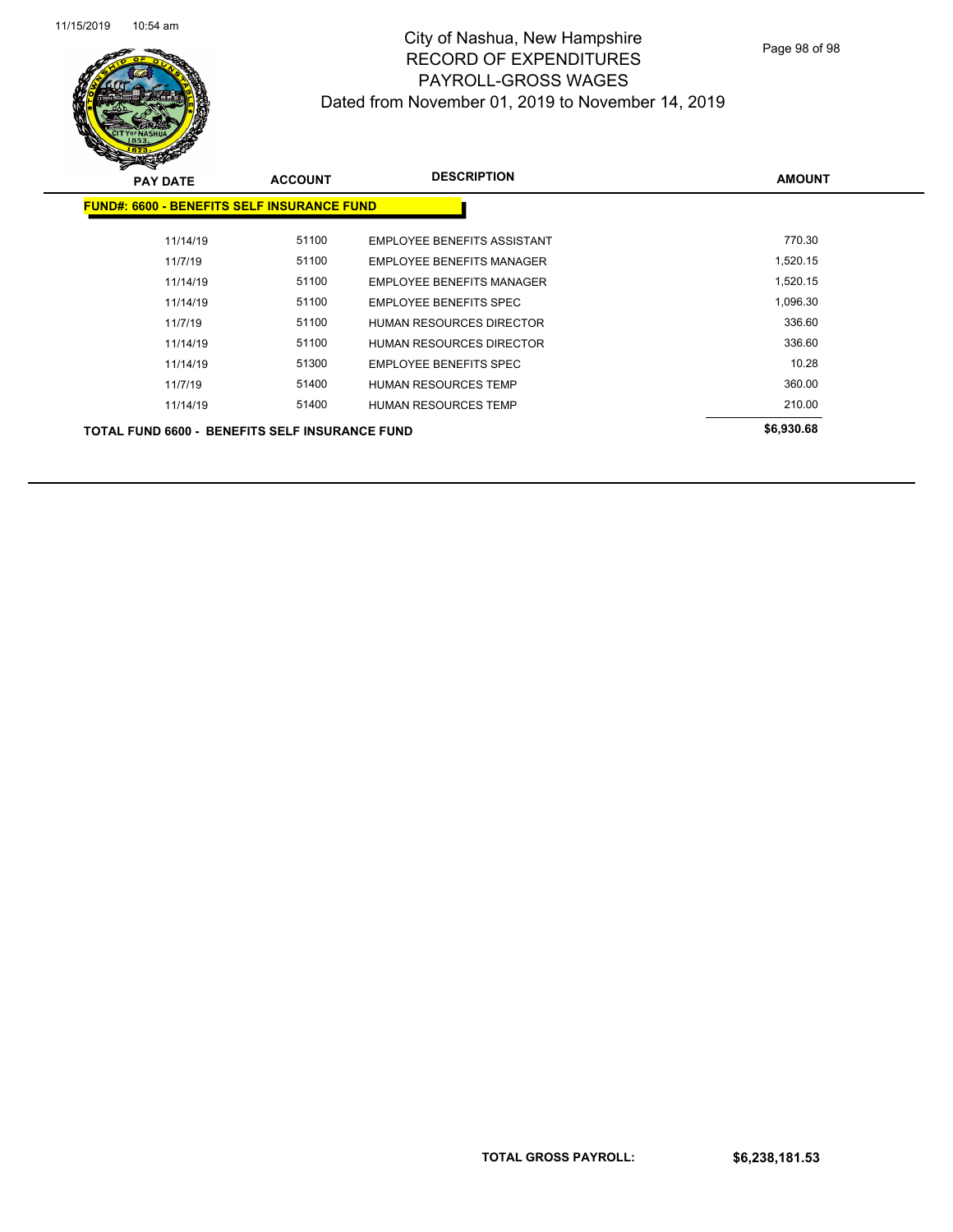# City of Nashua, New Hampshire
## RECORD OF EXPENDITURES
## PAYROLL-GROSS WAGES
### Dated from November 01, 2019 to November 14, 2019

| PAY DATE | ACCOUNT | DESCRIPTION | AMOUNT |
|---|---|---|---|
| **FUND#: 6600 - BENEFITS SELF INSURANCE FUND** | | | |
| 11/14/19 | 51100 | EMPLOYEE BENEFITS ASSISTANT | 770.30 |
| 11/7/19 | 51100 | EMPLOYEE BENEFITS MANAGER | 1,520.15 |
| 11/14/19 | 51100 | EMPLOYEE BENEFITS MANAGER | 1,520.15 |
| 11/14/19 | 51100 | EMPLOYEE BENEFITS SPEC | 1,096.30 |
| 11/7/19 | 51100 | HUMAN RESOURCES DIRECTOR | 336.60 |
| 11/14/19 | 51100 | HUMAN RESOURCES DIRECTOR | 336.60 |
| 11/14/19 | 51300 | EMPLOYEE BENEFITS SPEC | 10.28 |
| 11/7/19 | 51400 | HUMAN RESOURCES TEMP | 360.00 |
| 11/14/19 | 51400 | HUMAN RESOURCES TEMP | 210.00 |
| **TOTAL FUND 6600 - BENEFITS SELF INSURANCE FUND** | | | **$6,930.68** |

**TOTAL GROSS PAYROLL: $6,238,181.53**